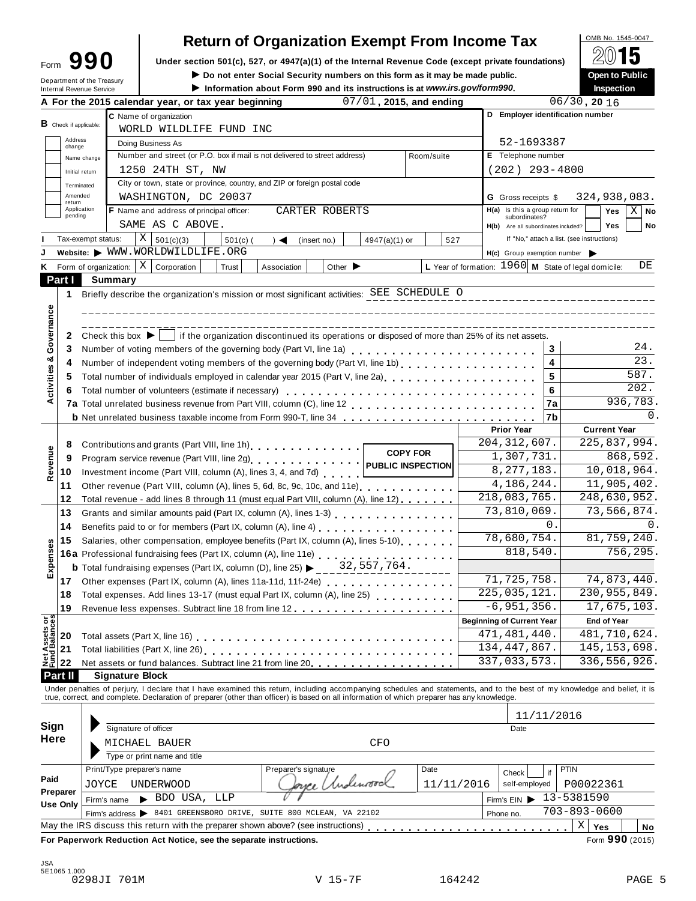# Form 990 — Return of Organization Exempt From Income Tax

OMB No. 1545-0047

**2015**

**Open to Public Inspection**

Under section 501(c), 527, or 4947(a)(1) of the Internal Revenue Code (except private foundations)

▶ Do not enter Social Security numbers on this form as it may be made public.

▶ Information about Form 990 and its instructions is at *www.irs.gov/form990*.

Department of the Treasury
Internal Revenue Service

**A** For the 2015 calendar year, or tax year beginning 07/01, 2015, and ending 06/30, 20 16

**B** Check if applicable: Address change / Name change / Initial return / Terminated / Amended return / Application pending

**C** Name of organization: WORLD WILDLIFE FUND INC

Doing Business As

Number and street (or P.O. box if mail is not delivered to street address): 1250 24TH ST, NW    Room/suite

City or town, state or province, country, and ZIP or foreign postal code: WASHINGTON, DC 20037

**D** Employer identification number: 52-1693387

**E** Telephone number: (202) 293-4800

**G** Gross receipts $ 324,938,083.

**F** Name and address of principal officer: CARTER ROBERTS, SAME AS C ABOVE.

**H(a)** Is this a group return for subordinates? Yes [ ] No [X]

**H(b)** Are all subordinates included? Yes [ ] No [ ]
If "No," attach a list. (see instructions)

**I** Tax-exempt status: [X] 501(c)(3) [ ] 501(c) ( ) ◀ (insert no.) [ ] 4947(a)(1) or [ ] 527

**J** Website: ▶ WWW.WORLDWILDLIFE.ORG

**H(c)** Group exemption number ▶

**K** Form of organization: [X] Corporation [ ] Trust [ ] Association [ ] Other ▶

**L** Year of formation: 1960  **M** State of legal domicile: DE

## Part I Summary

**Activities & Governance**

1. Briefly describe the organization's mission or most significant activities: SEE SCHEDULE O

2. Check this box ▶ [ ] if the organization discontinued its operations or disposed of more than 25% of its net assets.

| | | | |
|---|---|---|---|
| 3 | Number of voting members of the governing body (Part VI, line 1a) | 3 | 24. |
| 4 | Number of independent voting members of the governing body (Part VI, line 1b) | 4 | 23. |
| 5 | Total number of individuals employed in calendar year 2015 (Part V, line 2a) | 5 | 587. |
| 6 | Total number of volunteers (estimate if necessary) | 6 | 202. |
| 7a | Total unrelated business revenue from Part VIII, column (C), line 12 | 7a | 936,783. |
| b | Net unrelated business taxable income from Form 990-T, line 34 | 7b | 0. |

COPY FOR PUBLIC INSPECTION

| | | | Prior Year | Current Year |
|---|---|---|---|---|
| **Revenue** | 8 | Contributions and grants (Part VIII, line 1h) | 204,312,607. | 225,837,994. |
| | 9 | Program service revenue (Part VIII, line 2g) | 1,307,731. | 868,592. |
| | 10 | Investment income (Part VIII, column (A), lines 3, 4, and 7d) | 8,277,183. | 10,018,964. |
| | 11 | Other revenue (Part VIII, column (A), lines 5, 6d, 8c, 9c, 10c, and 11e) | 4,186,244. | 11,905,402. |
| | 12 | Total revenue - add lines 8 through 11 (must equal Part VIII, column (A), line 12) | 218,083,765. | 248,630,952. |
| **Expenses** | 13 | Grants and similar amounts paid (Part IX, column (A), lines 1-3) | 73,810,069. | 73,566,874. |
| | 14 | Benefits paid to or for members (Part IX, column (A), line 4) | 0. | 0. |
| | 15 | Salaries, other compensation, employee benefits (Part IX, column (A), lines 5-10) | 78,680,754. | 81,759,240. |
| | 16a | Professional fundraising fees (Part IX, column (A), line 11e) | 818,540. | 756,295. |
| | b | Total fundraising expenses (Part IX, column (D), line 25) ▶ 32,557,764. | | |
| | 17 | Other expenses (Part IX, column (A), lines 11a-11d, 11f-24e) | 71,725,758. | 74,873,440. |
| | 18 | Total expenses. Add lines 13-17 (must equal Part IX, column (A), line 25) | 225,035,121. | 230,955,849. |
| | 19 | Revenue less expenses. Subtract line 18 from line 12 | -6,951,356. | 17,675,103. |

| | | | Beginning of Current Year | End of Year |
|---|---|---|---|---|
| **Net Assets or Fund Balances** | 20 | Total assets (Part X, line 16) | 471,481,440. | 481,710,624. |
| | 21 | Total liabilities (Part X, line 26) | 134,447,867. | 145,153,698. |
| | 22 | Net assets or fund balances. Subtract line 21 from line 20 | 337,033,573. | 336,556,926. |

## Part II Signature Block

Under penalties of perjury, I declare that I have examined this return, including accompanying schedules and statements, and to the best of my knowledge and belief, it is true, correct, and complete. Declaration of preparer (other than officer) is based on all information of which preparer has any knowledge.

**Sign Here**

Signature of officer — Date: 11/11/2016

MICHAEL BAUER    CFO
Type or print name and title

**Paid Preparer Use Only**

| Print/Type preparer's name | Preparer's signature | Date | Check [ ] if self-employed | PTIN |
|---|---|---|---|---|
| JOYCE UNDERWOOD | Joyce Underwood | 11/11/2016 | | P00022361 |

Firm's name ▶ BDO USA, LLP — Firm's EIN ▶ 13-5381590

Firm's address ▶ 8401 GREENSBORO DRIVE, SUITE 800 MCLEAN, VA 22102 — Phone no. 703-893-0600

May the IRS discuss this return with the preparer shown above? (see instructions) [X] Yes [ ] No

**For Paperwork Reduction Act Notice, see the separate instructions.**    Form **990** (2015)

JSA
5E1065 1.000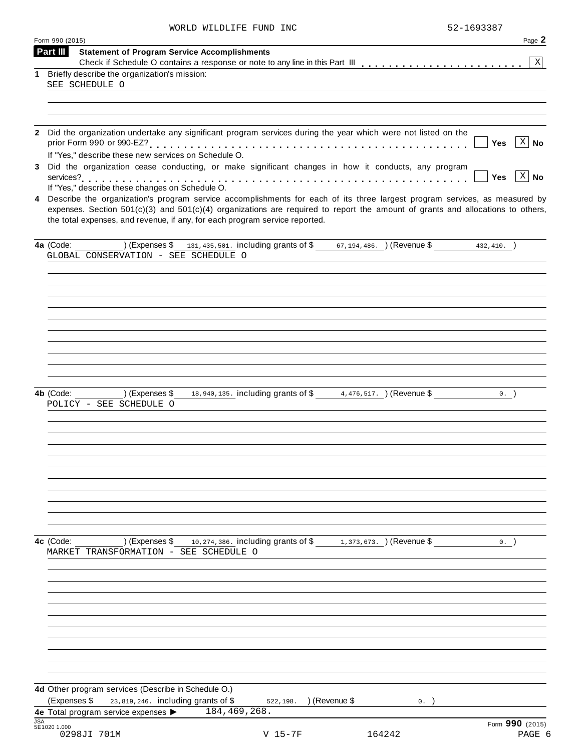WORLD WILDLIFE FUND INC 52-1693387

Form 990 (2015)

## Part III Statement of Program Service Accomplishments

Check if Schedule O contains a response or note to any line in this Part III . . . . . . . . . . . . . . . . . . . . . . . [X]

**1** Briefly describe the organization's mission:

SEE SCHEDULE O

**2** Did the organization undertake any significant program services during the year which were not listed on the prior Form 990 or 990-EZ? . . . . . . . . . . [ ] Yes [X] No

If "Yes," describe these new services on Schedule O.

**3** Did the organization cease conducting, or make significant changes in how it conducts, any program services? . . . . . . . . . . [ ] Yes [X] No

If "Yes," describe these changes on Schedule O.

**4** Describe the organization's program service accomplishments for each of its three largest program services, as measured by expenses. Section 501(c)(3) and 501(c)(4) organizations are required to report the amount of grants and allocations to others, the total expenses, and revenue, if any, for each program service reported.

**4a** (Code: ) (Expenses $ 131,435,501. including grants of $ 67,194,486. ) (Revenue $ 432,410. )

GLOBAL CONSERVATION - SEE SCHEDULE O

**4b** (Code: ) (Expenses $ 18,940,135. including grants of $ 4,476,517. ) (Revenue $ 0. )

POLICY - SEE SCHEDULE O

**4c** (Code: ) (Expenses $ 10,274,386. including grants of $ 1,373,673. ) (Revenue $ 0. )

MARKET TRANSFORMATION - SEE SCHEDULE O

**4d** Other program services (Describe in Schedule O.)

(Expenses $ 23,819,246. including grants of $ 522,198. ) (Revenue $ 0. )

**4e** Total program service expenses ▶ 184,469,268.

Form **990** (2015)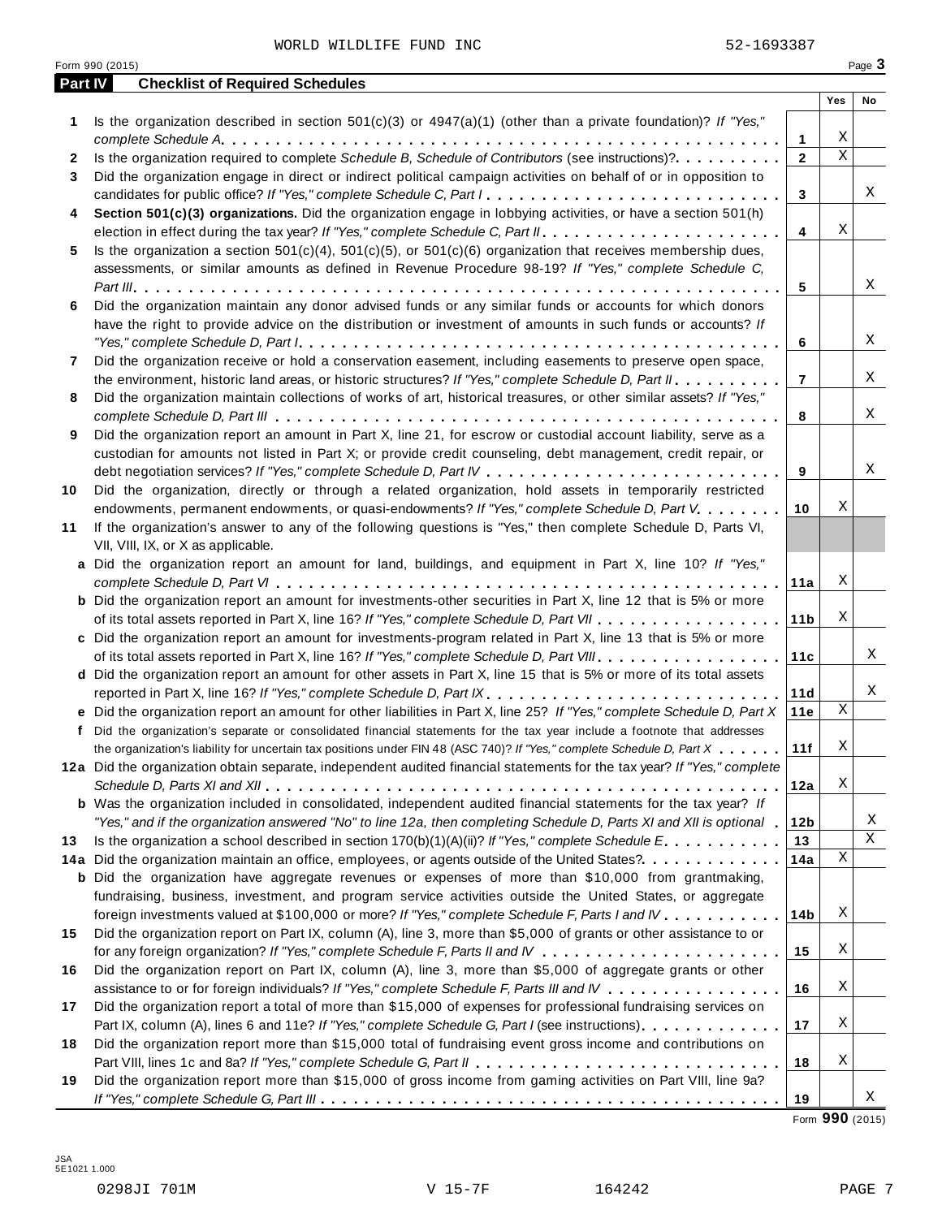WORLD WILDLIFE FUND INC 52-1693387

Form 990 (2015)

## Part IV Checklist of Required Schedules

| | | | Yes | No |
|---|---|---|---|---|
| **1** | Is the organization described in section 501(c)(3) or 4947(a)(1) (other than a private foundation)? *If "Yes," complete Schedule A* | 1 | X | |
| **2** | Is the organization required to complete *Schedule B, Schedule of Contributors* (see instructions)? | 2 | X | |
| **3** | Did the organization engage in direct or indirect political campaign activities on behalf of or in opposition to candidates for public office? *If "Yes," complete Schedule C, Part I* | 3 | | X |
| **4** | **Section 501(c)(3) organizations.** Did the organization engage in lobbying activities, or have a section 501(h) election in effect during the tax year? *If "Yes," complete Schedule C, Part II* | 4 | X | |
| **5** | Is the organization a section 501(c)(4), 501(c)(5), or 501(c)(6) organization that receives membership dues, assessments, or similar amounts as defined in Revenue Procedure 98-19? *If "Yes," complete Schedule C, Part III* | 5 | | X |
| **6** | Did the organization maintain any donor advised funds or any similar funds or accounts for which donors have the right to provide advice on the distribution or investment of amounts in such funds or accounts? *If "Yes," complete Schedule D, Part I* | 6 | | X |
| **7** | Did the organization receive or hold a conservation easement, including easements to preserve open space, the environment, historic land areas, or historic structures? *If "Yes," complete Schedule D, Part II* | 7 | | X |
| **8** | Did the organization maintain collections of works of art, historical treasures, or other similar assets? *If "Yes," complete Schedule D, Part III* | 8 | | X |
| **9** | Did the organization report an amount in Part X, line 21, for escrow or custodial account liability, serve as a custodian for amounts not listed in Part X; or provide credit counseling, debt management, credit repair, or debt negotiation services? *If "Yes," complete Schedule D, Part IV* | 9 | | X |
| **10** | Did the organization, directly or through a related organization, hold assets in temporarily restricted endowments, permanent endowments, or quasi-endowments? *If "Yes," complete Schedule D, Part V* | 10 | X | |
| **11** | If the organization's answer to any of the following questions is "Yes," then complete Schedule D, Parts VI, VII, VIII, IX, or X as applicable. | | | |
| **a** | Did the organization report an amount for land, buildings, and equipment in Part X, line 10? *If "Yes," complete Schedule D, Part VI* | 11a | X | |
| **b** | Did the organization report an amount for investments-other securities in Part X, line 12 that is 5% or more of its total assets reported in Part X, line 16? *If "Yes," complete Schedule D, Part VII* | 11b | X | |
| **c** | Did the organization report an amount for investments-program related in Part X, line 13 that is 5% or more of its total assets reported in Part X, line 16? *If "Yes," complete Schedule D, Part VIII* | 11c | | X |
| **d** | Did the organization report an amount for other assets in Part X, line 15 that is 5% or more of its total assets reported in Part X, line 16? *If "Yes," complete Schedule D, Part IX* | 11d | | X |
| **e** | Did the organization report an amount for other liabilities in Part X, line 25? *If "Yes," complete Schedule D, Part X* | 11e | X | |
| **f** | Did the organization's separate or consolidated financial statements for the tax year include a footnote that addresses the organization's liability for uncertain tax positions under FIN 48 (ASC 740)? *If "Yes," complete Schedule D, Part X* | 11f | X | |
| **12a** | Did the organization obtain separate, independent audited financial statements for the tax year? *If "Yes," complete Schedule D, Parts XI and XII* | 12a | X | |
| **b** | Was the organization included in consolidated, independent audited financial statements for the tax year? *If "Yes," and if the organization answered "No" to line 12a, then completing Schedule D, Parts XI and XII is optional* | 12b | | X |
| **13** | Is the organization a school described in section 170(b)(1)(A)(ii)? *If "Yes," complete Schedule E* | 13 | | X |
| **14a** | Did the organization maintain an office, employees, or agents outside of the United States? | 14a | X | |
| **b** | Did the organization have aggregate revenues or expenses of more than $10,000 from grantmaking, fundraising, business, investment, and program service activities outside the United States, or aggregate foreign investments valued at $100,000 or more? *If "Yes," complete Schedule F, Parts I and IV* | 14b | X | |
| **15** | Did the organization report on Part IX, column (A), line 3, more than $5,000 of grants or other assistance to or for any foreign organization? *If "Yes," complete Schedule F, Parts II and IV* | 15 | X | |
| **16** | Did the organization report on Part IX, column (A), line 3, more than $5,000 of aggregate grants or other assistance to or for foreign individuals? *If "Yes," complete Schedule F, Parts III and IV* | 16 | X | |
| **17** | Did the organization report a total of more than $15,000 of expenses for professional fundraising services on Part IX, column (A), lines 6 and 11e? *If "Yes," complete Schedule G, Part I* (see instructions) | 17 | X | |
| **18** | Did the organization report more than $15,000 total of fundraising event gross income and contributions on Part VIII, lines 1c and 8a? *If "Yes," complete Schedule G, Part II* | 18 | X | |
| **19** | Did the organization report more than $15,000 of gross income from gaming activities on Part VIII, line 9a? *If "Yes," complete Schedule G, Part III* | 19 | | X |

Form **990** (2015)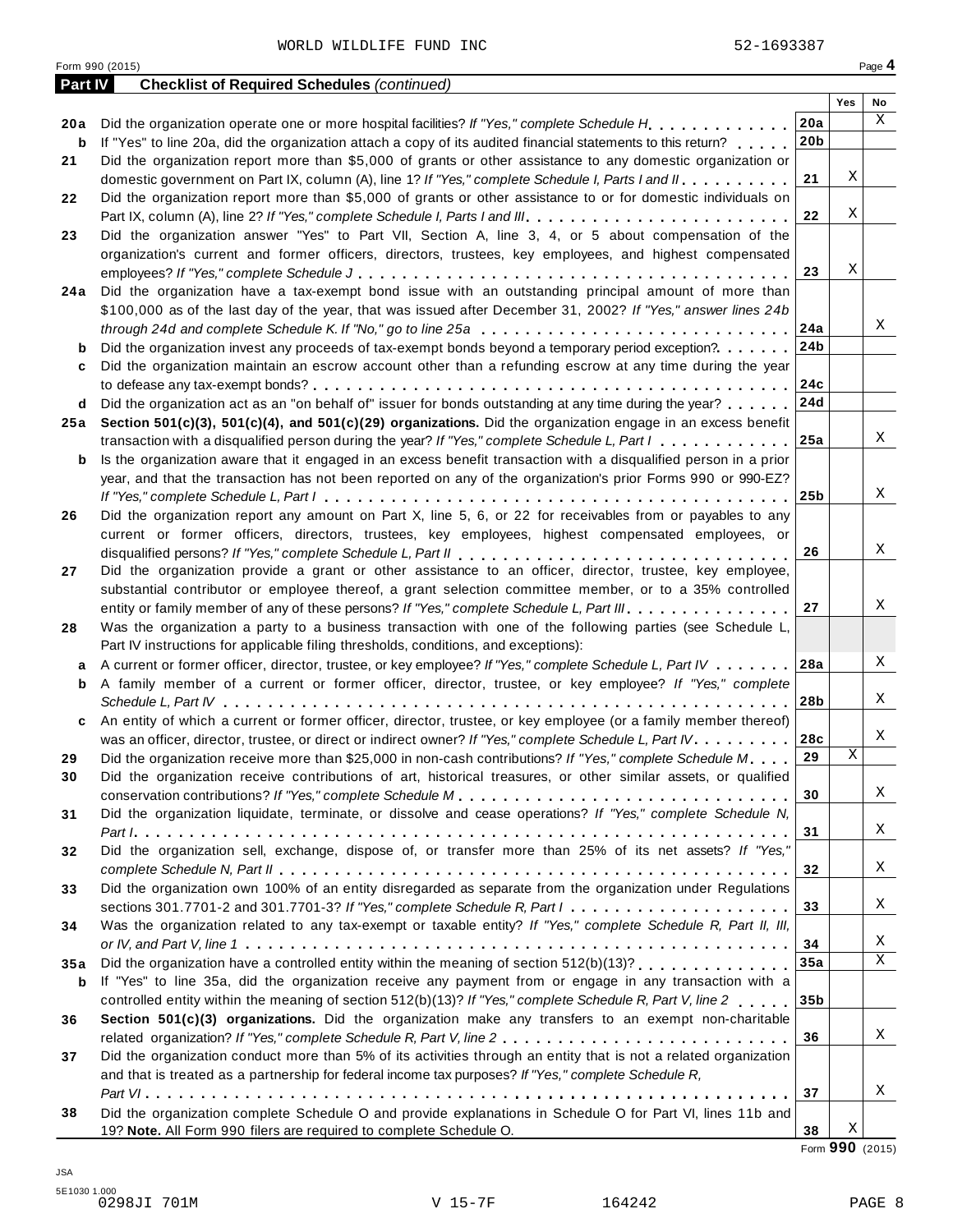WORLD WILDLIFE FUND INC 52-1693387

Form 990 (2015)

**Part IV Checklist of Required Schedules** *(continued)*

| | | | Yes | No |
|---|---|---|---|---|
| 20a | Did the organization operate one or more hospital facilities? *If "Yes," complete Schedule H* | 20a | | X |
| b | If "Yes" to line 20a, did the organization attach a copy of its audited financial statements to this return? | 20b | | |
| 21 | Did the organization report more than $5,000 of grants or other assistance to any domestic organization or domestic government on Part IX, column (A), line 1? *If "Yes," complete Schedule I, Parts I and II* | 21 | X | |
| 22 | Did the organization report more than $5,000 of grants or other assistance to or for domestic individuals on Part IX, column (A), line 2? *If "Yes," complete Schedule I, Parts I and III* | 22 | X | |
| 23 | Did the organization answer "Yes" to Part VII, Section A, line 3, 4, or 5 about compensation of the organization's current and former officers, directors, trustees, key employees, and highest compensated employees? *If "Yes," complete Schedule J* | 23 | X | |
| 24a | Did the organization have a tax-exempt bond issue with an outstanding principal amount of more than $100,000 as of the last day of the year, that was issued after December 31, 2002? *If "Yes," answer lines 24b through 24d and complete Schedule K. If "No," go to line 25a* | 24a | | X |
| b | Did the organization invest any proceeds of tax-exempt bonds beyond a temporary period exception? | 24b | | |
| c | Did the organization maintain an escrow account other than a refunding escrow at any time during the year to defease any tax-exempt bonds? | 24c | | |
| d | Did the organization act as an "on behalf of" issuer for bonds outstanding at any time during the year? | 24d | | |
| 25a | **Section 501(c)(3), 501(c)(4), and 501(c)(29) organizations.** Did the organization engage in an excess benefit transaction with a disqualified person during the year? *If "Yes," complete Schedule L, Part I* | 25a | | X |
| b | Is the organization aware that it engaged in an excess benefit transaction with a disqualified person in a prior year, and that the transaction has not been reported on any of the organization's prior Forms 990 or 990-EZ? *If "Yes," complete Schedule L, Part I* | 25b | | X |
| 26 | Did the organization report any amount on Part X, line 5, 6, or 22 for receivables from or payables to any current or former officers, directors, trustees, key employees, highest compensated employees, or disqualified persons? *If "Yes," complete Schedule L, Part II* | 26 | | X |
| 27 | Did the organization provide a grant or other assistance to an officer, director, trustee, key employee, substantial contributor or employee thereof, a grant selection committee member, or to a 35% controlled entity or family member of any of these persons? *If "Yes," complete Schedule L, Part III* | 27 | | X |
| 28 | Was the organization a party to a business transaction with one of the following parties (see Schedule L, Part IV instructions for applicable filing thresholds, conditions, and exceptions): | | | |
| a | A current or former officer, director, trustee, or key employee? *If "Yes," complete Schedule L, Part IV* | 28a | | X |
| b | A family member of a current or former officer, director, trustee, or key employee? *If "Yes," complete Schedule L, Part IV* | 28b | | X |
| c | An entity of which a current or former officer, director, trustee, or key employee (or a family member thereof) was an officer, director, trustee, or direct or indirect owner? *If "Yes," complete Schedule L, Part IV* | 28c | | X |
| 29 | Did the organization receive more than $25,000 in non-cash contributions? *If "Yes," complete Schedule M* | 29 | X | |
| 30 | Did the organization receive contributions of art, historical treasures, or other similar assets, or qualified conservation contributions? *If "Yes," complete Schedule M* | 30 | | X |
| 31 | Did the organization liquidate, terminate, or dissolve and cease operations? *If "Yes," complete Schedule N, Part I* | 31 | | X |
| 32 | Did the organization sell, exchange, dispose of, or transfer more than 25% of its net assets? *If "Yes," complete Schedule N, Part II* | 32 | | X |
| 33 | Did the organization own 100% of an entity disregarded as separate from the organization under Regulations sections 301.7701-2 and 301.7701-3? *If "Yes," complete Schedule R, Part I* | 33 | | X |
| 34 | Was the organization related to any tax-exempt or taxable entity? *If "Yes," complete Schedule R, Part II, III, or IV, and Part V, line 1* | 34 | | X |
| 35a | Did the organization have a controlled entity within the meaning of section 512(b)(13)? | 35a | | X |
| b | If "Yes" to line 35a, did the organization receive any payment from or engage in any transaction with a controlled entity within the meaning of section 512(b)(13)? *If "Yes," complete Schedule R, Part V, line 2* | 35b | | |
| 36 | **Section 501(c)(3) organizations.** Did the organization make any transfers to an exempt non-charitable related organization? *If "Yes," complete Schedule R, Part V, line 2* | 36 | | X |
| 37 | Did the organization conduct more than 5% of its activities through an entity that is not a related organization and that is treated as a partnership for federal income tax purposes? *If "Yes," complete Schedule R, Part VI* | 37 | | X |
| 38 | Did the organization complete Schedule O and provide explanations in Schedule O for Part VI, lines 11b and 19? **Note.** All Form 990 filers are required to complete Schedule O. | 38 | X | |

Form **990** (2015)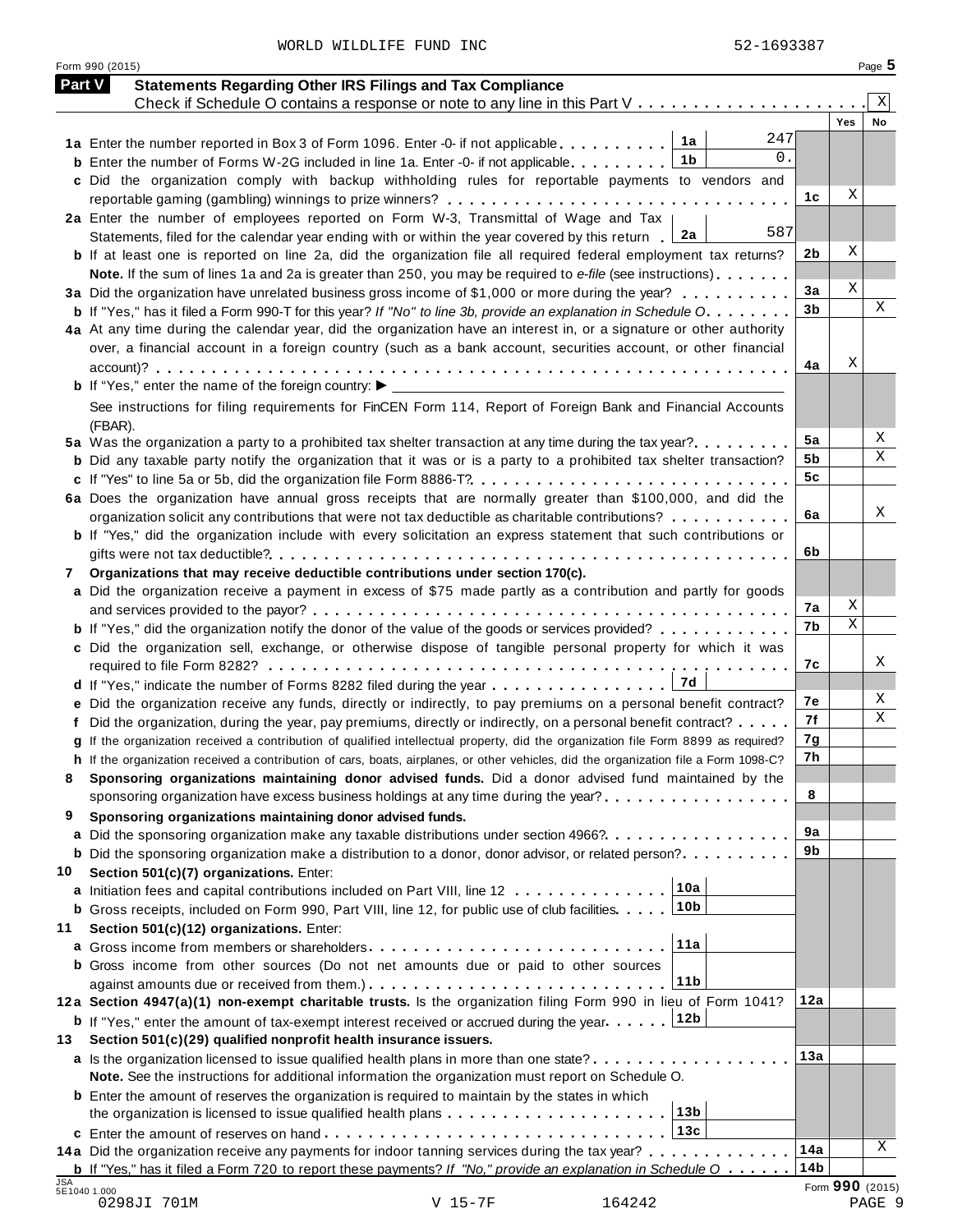WORLD WILDLIFE FUND INC 52-1693387

Form 990 (2015) Page 5

## Part V Statements Regarding Other IRS Filings and Tax Compliance

Check if Schedule O contains a response or note to any line in this Part V . . . . . . . . . . . . . . . . . . . . . . X

| | | | Yes | No |
|---|---|---|---|---|
| **1a** Enter the number reported in Box 3 of Form 1096. Enter -0- if not applicable | 1a | 247 | | |
| **b** Enter the number of Forms W-2G included in line 1a. Enter -0- if not applicable | 1b | 0. | | |
| **c** Did the organization comply with backup withholding rules for reportable payments to vendors and reportable gaming (gambling) winnings to prize winners? | 1c | | X | |
| **2a** Enter the number of employees reported on Form W-3, Transmittal of Wage and Tax Statements, filed for the calendar year ending with or within the year covered by this return | 2a | 587 | | |
| **b** If at least one is reported on line 2a, did the organization file all required federal employment tax returns? | 2b | | X | |
| **Note.** If the sum of lines 1a and 2a is greater than 250, you may be required to *e-file* (see instructions) | | | | |
| **3a** Did the organization have unrelated business gross income of $1,000 or more during the year? | 3a | | X | |
| **b** If "Yes," has it filed a Form 990-T for this year? *If "No" to line 3b, provide an explanation in Schedule O* | 3b | | | X |
| **4a** At any time during the calendar year, did the organization have an interest in, or a signature or other authority over, a financial account in a foreign country (such as a bank account, securities account, or other financial account)? | 4a | | X | |
| **b** If "Yes," enter the name of the foreign country: ▶ | | | | |
| See instructions for filing requirements for FinCEN Form 114, Report of Foreign Bank and Financial Accounts (FBAR). | | | | |
| **5a** Was the organization a party to a prohibited tax shelter transaction at any time during the tax year? | 5a | | | X |
| **b** Did any taxable party notify the organization that it was or is a party to a prohibited tax shelter transaction? | 5b | | | X |
| **c** If "Yes" to line 5a or 5b, did the organization file Form 8886-T? | 5c | | | |
| **6a** Does the organization have annual gross receipts that are normally greater than $100,000, and did the organization solicit any contributions that were not tax deductible as charitable contributions? | 6a | | | X |
| **b** If "Yes," did the organization include with every solicitation an express statement that such contributions or gifts were not tax deductible? | 6b | | | |
| **7 Organizations that may receive deductible contributions under section 170(c).** | | | | |
| **a** Did the organization receive a payment in excess of $75 made partly as a contribution and partly for goods and services provided to the payor? | 7a | | X | |
| **b** If "Yes," did the organization notify the donor of the value of the goods or services provided? | 7b | | X | |
| **c** Did the organization sell, exchange, or otherwise dispose of tangible personal property for which it was required to file Form 8282? | 7c | | | X |
| **d** If "Yes," indicate the number of Forms 8282 filed during the year | 7d | | | |
| **e** Did the organization receive any funds, directly or indirectly, to pay premiums on a personal benefit contract? | 7e | | | X |
| **f** Did the organization, during the year, pay premiums, directly or indirectly, on a personal benefit contract? | 7f | | | X |
| **g** If the organization received a contribution of qualified intellectual property, did the organization file Form 8899 as required? | 7g | | | |
| **h** If the organization received a contribution of cars, boats, airplanes, or other vehicles, did the organization file a Form 1098-C? | 7h | | | |
| **8 Sponsoring organizations maintaining donor advised funds.** Did a donor advised fund maintained by the sponsoring organization have excess business holdings at any time during the year? | 8 | | | |
| **9 Sponsoring organizations maintaining donor advised funds.** | | | | |
| **a** Did the sponsoring organization make any taxable distributions under section 4966? | 9a | | | |
| **b** Did the sponsoring organization make a distribution to a donor, donor advisor, or related person? | 9b | | | |
| **10 Section 501(c)(7) organizations.** Enter: | | | | |
| **a** Initiation fees and capital contributions included on Part VIII, line 12 | 10a | | | |
| **b** Gross receipts, included on Form 990, Part VIII, line 12, for public use of club facilities | 10b | | | |
| **11 Section 501(c)(12) organizations.** Enter: | | | | |
| **a** Gross income from members or shareholders | 11a | | | |
| **b** Gross income from other sources (Do not net amounts due or paid to other sources against amounts due or received from them.) | 11b | | | |
| **12a Section 4947(a)(1) non-exempt charitable trusts.** Is the organization filing Form 990 in lieu of Form 1041? | 12a | | | |
| **b** If "Yes," enter the amount of tax-exempt interest received or accrued during the year | 12b | | | |
| **13 Section 501(c)(29) qualified nonprofit health insurance issuers.** | | | | |
| **a** Is the organization licensed to issue qualified health plans in more than one state? | 13a | | | |
| **Note.** See the instructions for additional information the organization must report on Schedule O. | | | | |
| **b** Enter the amount of reserves the organization is required to maintain by the states in which the organization is licensed to issue qualified health plans | 13b | | | |
| **c** Enter the amount of reserves on hand | 13c | | | |
| **14a** Did the organization receive any payments for indoor tanning services during the tax year? | 14a | | | X |
| **b** If "Yes," has it filed a Form 720 to report these payments? *If "No," provide an explanation in Schedule O* | 14b | | | |

JSA 5E1040 1.000

Form **990** (2015)

0298JI 701M V 15-7F 164242 PAGE 9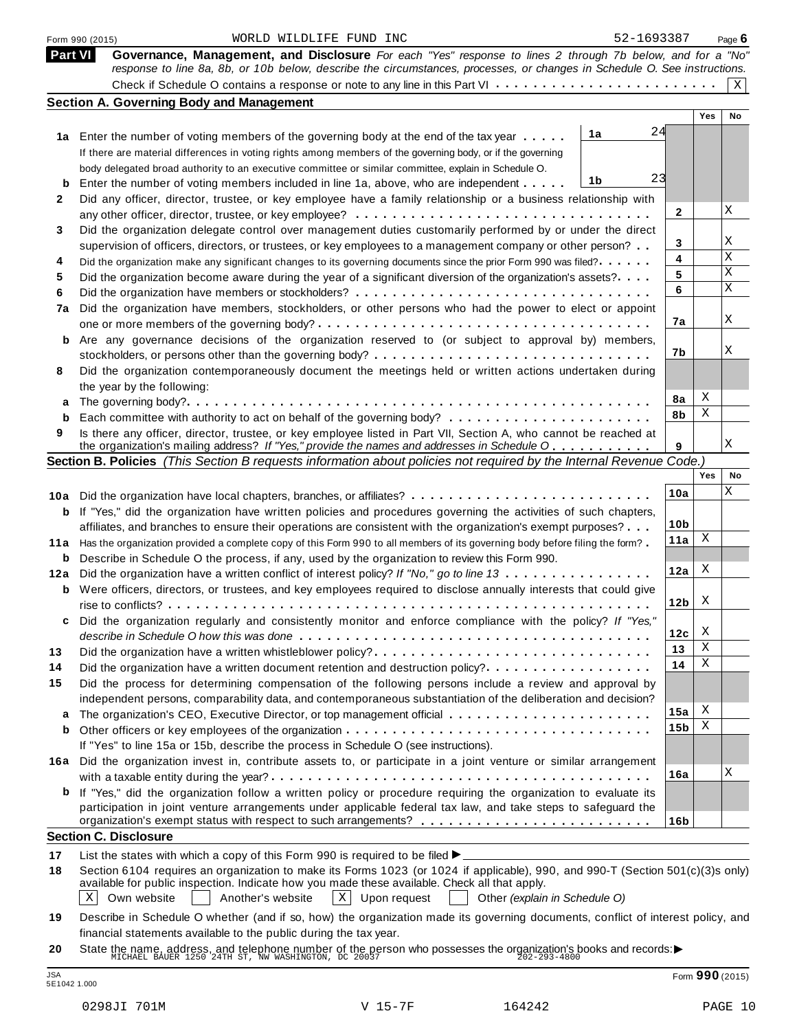Form 990 (2015) WORLD WILDLIFE FUND INC 52-1693387

## Part VI Governance, Management, and Disclosure

*For each "Yes" response to lines 2 through 7b below, and for a "No" response to line 8a, 8b, or 10b below, describe the circumstances, processes, or changes in Schedule O. See instructions.*

Check if Schedule O contains a response or note to any line in this Part VI . . . . . . [X]

### Section A. Governing Body and Management

| | | | Yes | No |
|---|---|---|---|---|
| 1a | Enter the number of voting members of the governing body at the end of the tax year . . . . . (1a: 24) If there are material differences in voting rights among members of the governing body, or if the governing body delegated broad authority to an executive committee or similar committee, explain in Schedule O. | | | |
| b | Enter the number of voting members included in line 1a, above, who are independent . . . . . (1b: 23) | | | |
| 2 | Did any officer, director, trustee, or key employee have a family relationship or a business relationship with any other officer, director, trustee, or key employee? | 2 | | X |
| 3 | Did the organization delegate control over management duties customarily performed by or under the direct supervision of officers, directors, or trustees, or key employees to a management company or other person? | 3 | | X |
| 4 | Did the organization make any significant changes to its governing documents since the prior Form 990 was filed? | 4 | | X |
| 5 | Did the organization become aware during the year of a significant diversion of the organization's assets? | 5 | | X |
| 6 | Did the organization have members or stockholders? | 6 | | X |
| 7a | Did the organization have members, stockholders, or other persons who had the power to elect or appoint one or more members of the governing body? | 7a | | X |
| b | Are any governance decisions of the organization reserved to (or subject to approval by) members, stockholders, or persons other than the governing body? | 7b | | X |
| 8 | Did the organization contemporaneously document the meetings held or written actions undertaken during the year by the following: | | | |
| a | The governing body? | 8a | X | |
| b | Each committee with authority to act on behalf of the governing body? | 8b | X | |
| 9 | Is there any officer, director, trustee, or key employee listed in Part VII, Section A, who cannot be reached at the organization's mailing address? *If "Yes," provide the names and addresses in Schedule O* | 9 | | X |

### Section B. Policies *(This Section B requests information about policies not required by the Internal Revenue Code.)*

| | | | Yes | No |
|---|---|---|---|---|
| 10a | Did the organization have local chapters, branches, or affiliates? | 10a | | X |
| b | If "Yes," did the organization have written policies and procedures governing the activities of such chapters, affiliates, and branches to ensure their operations are consistent with the organization's exempt purposes? | 10b | | |
| 11a | Has the organization provided a complete copy of this Form 990 to all members of its governing body before filing the form? | 11a | X | |
| b | Describe in Schedule O the process, if any, used by the organization to review this Form 990. | | | |
| 12a | Did the organization have a written conflict of interest policy? *If "No," go to line 13* | 12a | X | |
| b | Were officers, directors, or trustees, and key employees required to disclose annually interests that could give rise to conflicts? | 12b | X | |
| c | Did the organization regularly and consistently monitor and enforce compliance with the policy? *If "Yes," describe in Schedule O how this was done* | 12c | X | |
| 13 | Did the organization have a written whistleblower policy? | 13 | X | |
| 14 | Did the organization have a written document retention and destruction policy? | 14 | X | |
| 15 | Did the process for determining compensation of the following persons include a review and approval by independent persons, comparability data, and contemporaneous substantiation of the deliberation and decision? | | | |
| a | The organization's CEO, Executive Director, or top management official | 15a | X | |
| b | Other officers or key employees of the organization | 15b | X | |
| | If "Yes" to line 15a or 15b, describe the process in Schedule O (see instructions). | | | |
| 16a | Did the organization invest in, contribute assets to, or participate in a joint venture or similar arrangement with a taxable entity during the year? | 16a | | X |
| b | If "Yes," did the organization follow a written policy or procedure requiring the organization to evaluate its participation in joint venture arrangements under applicable federal tax law, and take steps to safeguard the organization's exempt status with respect to such arrangements? | 16b | | |

### Section C. Disclosure

17 List the states with which a copy of this Form 990 is required to be filed ▶

18 Section 6104 requires an organization to make its Forms 1023 (or 1024 if applicable), 990, and 990-T (Section 501(c)(3)s only) available for public inspection. Indicate how you made these available. Check all that apply.

[X] Own website [ ] Another's website [X] Upon request [ ] Other *(explain in Schedule O)*

19 Describe in Schedule O whether (and if so, how) the organization made its governing documents, conflict of interest policy, and financial statements available to the public during the tax year.

20 State the name, address, and telephone number of the person who possesses the organization's books and records: ▶ MICHAEL BAUER 1250 24TH ST, NW WASHINGTON, DC 20037 202-293-4800

Form **990** (2015)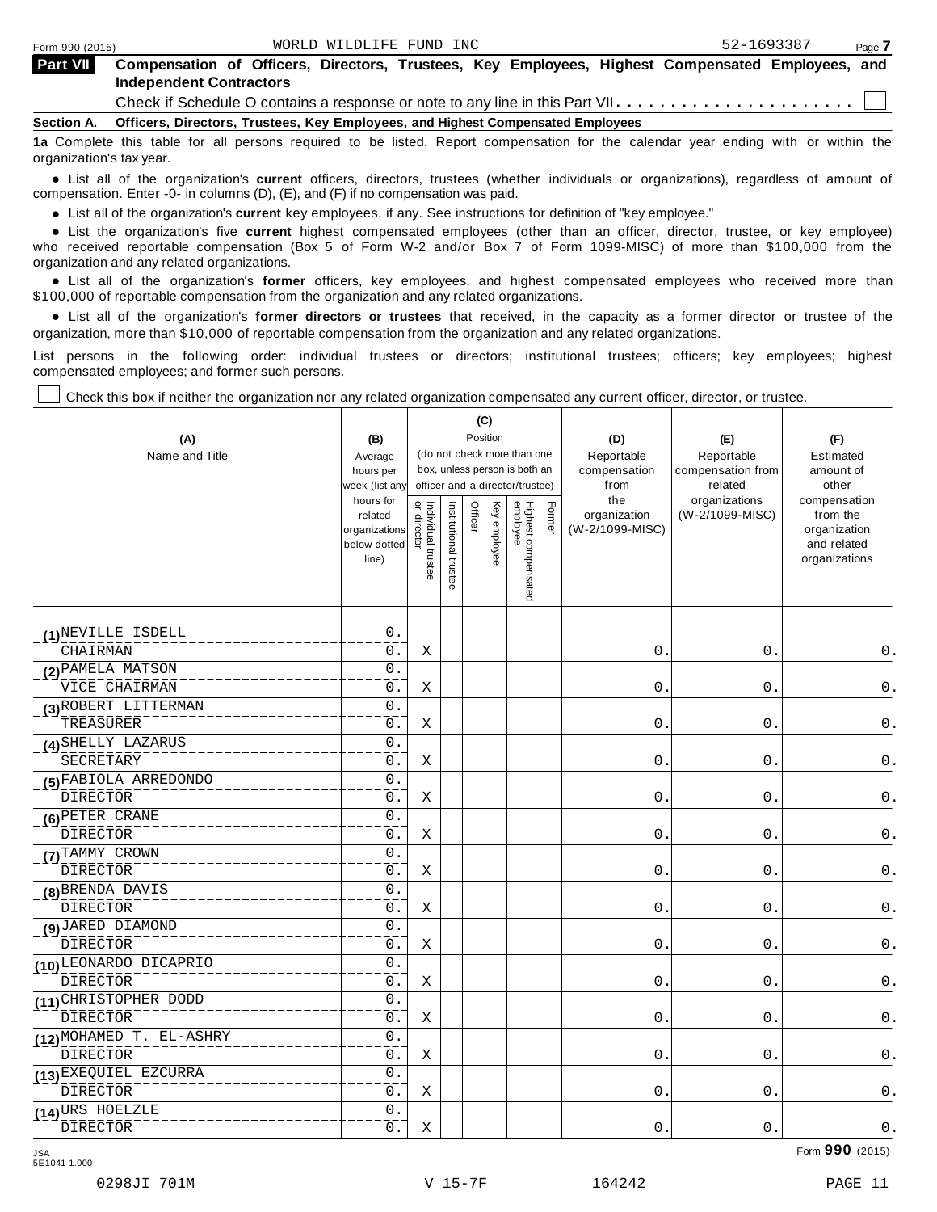Form 990 (2015) WORLD WILDLIFE FUND INC 52-1693387

## Part VII Compensation of Officers, Directors, Trustees, Key Employees, Highest Compensated Employees, and Independent Contractors

Check if Schedule O contains a response or note to any line in this Part VII. . . . . . . . . . . . . . . . . . . . . . ☐

**Section A. Officers, Directors, Trustees, Key Employees, and Highest Compensated Employees**

**1a** Complete this table for all persons required to be listed. Report compensation for the calendar year ending with or within the organization's tax year.

- List all of the organization's **current** officers, directors, trustees (whether individuals or organizations), regardless of amount of compensation. Enter -0- in columns (D), (E), and (F) if no compensation was paid.
- List all of the organization's **current** key employees, if any. See instructions for definition of "key employee."
- List the organization's five **current** highest compensated employees (other than an officer, director, trustee, or key employee) who received reportable compensation (Box 5 of Form W-2 and/or Box 7 of Form 1099-MISC) of more than $100,000 from the organization and any related organizations.
- List all of the organization's **former** officers, key employees, and highest compensated employees who received more than $100,000 of reportable compensation from the organization and any related organizations.
- List all of the organization's **former directors or trustees** that received, in the capacity as a former director or trustee of the organization, more than $10,000 of reportable compensation from the organization and any related organizations.

List persons in the following order: individual trustees or directors; institutional trustees; officers; key employees; highest compensated employees; and former such persons.

☐ Check this box if neither the organization nor any related organization compensated any current officer, director, or trustee.

| (A) Name and Title | (B) Average hours per week (list any hours for related organizations below dotted line) | (C) Position (do not check more than one box, unless person is both an officer and a director/trustee) | | | | | | (D) Reportable compensation from the organization (W-2/1099-MISC) | (E) Reportable compensation from related organizations (W-2/1099-MISC) | (F) Estimated amount of other compensation from the organization and related organizations |
|---|---|---|---|---|---|---|---|---|---|---|
| | | Individual trustee or director | Institutional trustee | Officer | Key employee | Highest compensated employee | Former | | | |
| (1) NEVILLE ISDELL<br>CHAIRMAN | 0.<br>0. | X | | | | | | 0. | 0. | 0. |
| (2) PAMELA MATSON<br>VICE CHAIRMAN | 0.<br>0. | X | | | | | | 0. | 0. | 0. |
| (3) ROBERT LITTERMAN<br>TREASURER | 0.<br>0. | X | | | | | | 0. | 0. | 0. |
| (4) SHELLY LAZARUS<br>SECRETARY | 0.<br>0. | X | | | | | | 0. | 0. | 0. |
| (5) FABIOLA ARREDONDO<br>DIRECTOR | 0.<br>0. | X | | | | | | 0. | 0. | 0. |
| (6) PETER CRANE<br>DIRECTOR | 0.<br>0. | X | | | | | | 0. | 0. | 0. |
| (7) TAMMY CROWN<br>DIRECTOR | 0.<br>0. | X | | | | | | 0. | 0. | 0. |
| (8) BRENDA DAVIS<br>DIRECTOR | 0.<br>0. | X | | | | | | 0. | 0. | 0. |
| (9) JARED DIAMOND<br>DIRECTOR | 0.<br>0. | X | | | | | | 0. | 0. | 0. |
| (10) LEONARDO DICAPRIO<br>DIRECTOR | 0.<br>0. | X | | | | | | 0. | 0. | 0. |
| (11) CHRISTOPHER DODD<br>DIRECTOR | 0.<br>0. | X | | | | | | 0. | 0. | 0. |
| (12) MOHAMED T. EL-ASHRY<br>DIRECTOR | 0.<br>0. | X | | | | | | 0. | 0. | 0. |
| (13) EXEQUIEL EZCURRA<br>DIRECTOR | 0.<br>0. | X | | | | | | 0. | 0. | 0. |
| (14) URS HOELZLE<br>DIRECTOR | 0.<br>0. | X | | | | | | 0. | 0. | 0. |

Form 990 (2015)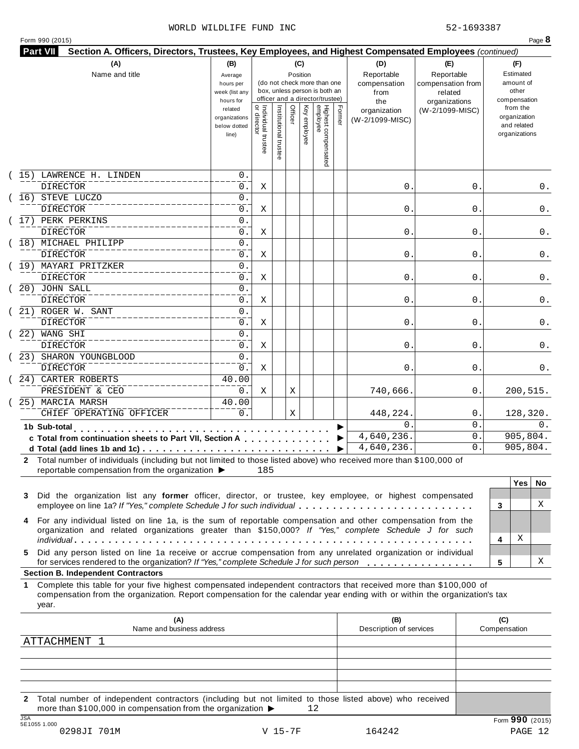WORLD WILDLIFE FUND INC 52-1693387

Form 990 (2015)

**Part VII Section A. Officers, Directors, Trustees, Key Employees, and Highest Compensated Employees** *(continued)*

| (A) Name and title | (B) Average hours per week (list any hours for related organizations below dotted line) | (C) Position: Individual trustee or director | Institutional trustee | Officer | Key employee | Highest compensated employee | Former | (D) Reportable compensation from the organization (W-2/1099-MISC) | (E) Reportable compensation from related organizations (W-2/1099-MISC) | (F) Estimated amount of other compensation from the organization and related organizations |
|---|---|---|---|---|---|---|---|---|---|---|
| (15) LAWRENCE H. LINDEN<br>DIRECTOR | 0.<br>0. | X | | | | | | 0. | 0. | 0. |
| (16) STEVE LUCZO<br>DIRECTOR | 0.<br>0. | X | | | | | | 0. | 0. | 0. |
| (17) PERK PERKINS<br>DIRECTOR | 0.<br>0. | X | | | | | | 0. | 0. | 0. |
| (18) MICHAEL PHILIPP<br>DIRECTOR | 0.<br>0. | X | | | | | | 0. | 0. | 0. |
| (19) MAYARI PRITZKER<br>DIRECTOR | 0.<br>0. | X | | | | | | 0. | 0. | 0. |
| (20) JOHN SALL<br>DIRECTOR | 0.<br>0. | X | | | | | | 0. | 0. | 0. |
| (21) ROGER W. SANT<br>DIRECTOR | 0.<br>0. | X | | | | | | 0. | 0. | 0. |
| (22) WANG SHI<br>DIRECTOR | 0.<br>0. | X | | | | | | 0. | 0. | 0. |
| (23) SHARON YOUNGBLOOD<br>DIRECTOR | 0.<br>0. | X | | | | | | 0. | 0. | 0. |
| (24) CARTER ROBERTS<br>PRESIDENT & CEO | 40.00<br>0. | X | | X | | | | 740,666. | 0. | 200,515. |
| (25) MARCIA MARSH<br>CHIEF OPERATING OFFICER | 40.00<br>0. | | | X | | | | 448,224. | 0. | 128,320. |
| **1b Sub-total** ▶ | | | | | | | | 0. | 0. | 0. |
| **c Total from continuation sheets to Part VII, Section A** ▶ | | | | | | | | 4,640,236. | 0. | 905,804. |
| **d Total (add lines 1b and 1c)** ▶ | | | | | | | | 4,640,236. | 0. | 905,804. |

**2** Total number of individuals (including but not limited to those listed above) who received more than $100,000 of reportable compensation from the organization ▶ 185

| | | Yes | No |
|---|---|---|---|
| **3** Did the organization list any **former** officer, director, or trustee, key employee, or highest compensated employee on line 1a? *If "Yes," complete Schedule J for such individual* | 3 | | X |
| **4** For any individual listed on line 1a, is the sum of reportable compensation and other compensation from the organization and related organizations greater than $150,000? *If "Yes," complete Schedule J for such individual* | 4 | X | |
| **5** Did any person listed on line 1a receive or accrue compensation from any unrelated organization or individual for services rendered to the organization? *If "Yes," complete Schedule J for such person* | 5 | | X |

**Section B. Independent Contractors**

**1** Complete this table for your five highest compensated independent contractors that received more than $100,000 of compensation from the organization. Report compensation for the calendar year ending with or within the organization's tax year.

| (A) Name and business address | (B) Description of services | (C) Compensation |
|---|---|---|
| ATTACHMENT 1 | | |
| | | |
| | | |
| | | |
| | | |

**2** Total number of independent contractors (including but not limited to those listed above) who received more than $100,000 in compensation from the organization ▶ 12

Form **990** (2015)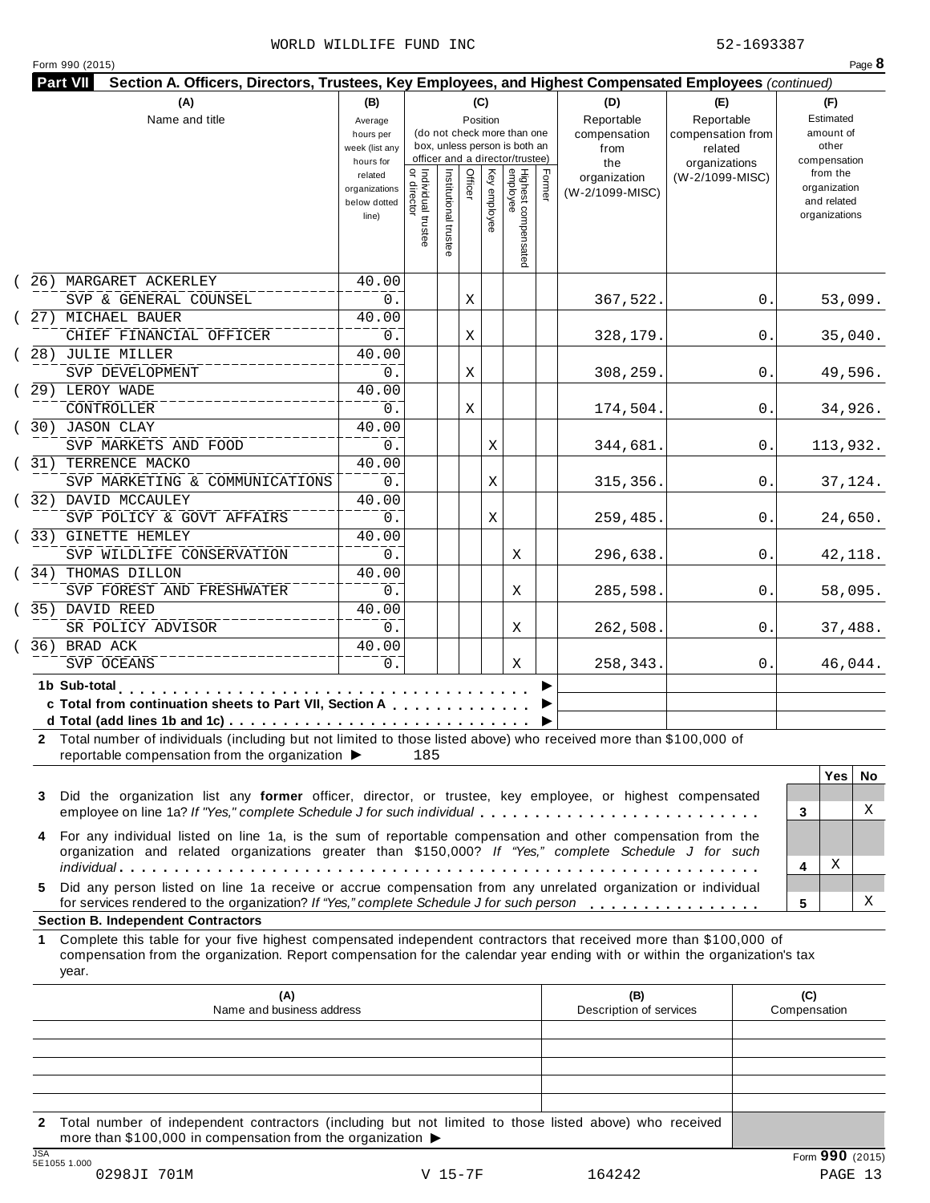WORLD WILDLIFE FUND INC 52-1693387

Form 990 (2015)

**Part VII** **Section A. Officers, Directors, Trustees, Key Employees, and Highest Compensated Employees** *(continued)*

| (A) Name and title | (B) Average hours per week (list any hours for related organizations below dotted line) | (C) Position: Individual trustee or director | Institutional trustee | Officer | Key employee | Highest compensated employee | Former | (D) Reportable compensation from the organization (W-2/1099-MISC) | (E) Reportable compensation from related organizations (W-2/1099-MISC) | (F) Estimated amount of other compensation from the organization and related organizations |
|---|---|---|---|---|---|---|---|---|---|---|
| (26) MARGARET ACKERLEY<br>SVP & GENERAL COUNSEL | 40.00<br>0. | | | X | | | | 367,522. | 0. | 53,099. |
| (27) MICHAEL BAUER<br>CHIEF FINANCIAL OFFICER | 40.00<br>0. | | | X | | | | 328,179. | 0. | 35,040. |
| (28) JULIE MILLER<br>SVP DEVELOPMENT | 40.00<br>0. | | | X | | | | 308,259. | 0. | 49,596. |
| (29) LEROY WADE<br>CONTROLLER | 40.00<br>0. | | | X | | | | 174,504. | 0. | 34,926. |
| (30) JASON CLAY<br>SVP MARKETS AND FOOD | 40.00<br>0. | | | | X | | | 344,681. | 0. | 113,932. |
| (31) TERRENCE MACKO<br>SVP MARKETING & COMMUNICATIONS | 40.00<br>0. | | | | X | | | 315,356. | 0. | 37,124. |
| (32) DAVID MCCAULEY<br>SVP POLICY & GOVT AFFAIRS | 40.00<br>0. | | | | X | | | 259,485. | 0. | 24,650. |
| (33) GINETTE HEMLEY<br>SVP WILDLIFE CONSERVATION | 40.00<br>0. | | | | | X | | 296,638. | 0. | 42,118. |
| (34) THOMAS DILLON<br>SVP FOREST AND FRESHWATER | 40.00<br>0. | | | | | X | | 285,598. | 0. | 58,095. |
| (35) DAVID REED<br>SR POLICY ADVISOR | 40.00<br>0. | | | | | X | | 262,508. | 0. | 37,488. |
| (36) BRAD ACK<br>SVP OCEANS | 40.00<br>0. | | | | | X | | 258,343. | 0. | 46,044. |
| **1b Sub-total** ▶ | | | | | | | | | | |
| **c Total from continuation sheets to Part VII, Section A** ▶ | | | | | | | | | | |
| **d Total (add lines 1b and 1c)** ▶ | | | | | | | | | | |

**2** Total number of individuals (including but not limited to those listed above) who received more than $100,000 of reportable compensation from the organization ▶ 185

| | | Yes | No |
|---|---|---|---|
| **3** Did the organization list any **former** officer, director, or trustee, key employee, or highest compensated employee on line 1a? *If "Yes," complete Schedule J for such individual* | 3 | | X |
| **4** For any individual listed on line 1a, is the sum of reportable compensation and other compensation from the organization and related organizations greater than $150,000? *If "Yes," complete Schedule J for such individual* | 4 | X | |
| **5** Did any person listed on line 1a receive or accrue compensation from any unrelated organization or individual for services rendered to the organization? *If "Yes," complete Schedule J for such person* | 5 | | X |

**Section B. Independent Contractors**

**1** Complete this table for your five highest compensated independent contractors that received more than $100,000 of compensation from the organization. Report compensation for the calendar year ending with or within the organization's tax year.

| (A) Name and business address | (B) Description of services | (C) Compensation |
|---|---|---|
| | | |
| | | |
| | | |
| | | |
| | | |

**2** Total number of independent contractors (including but not limited to those listed above) who received more than $100,000 in compensation from the organization ▶

Form **990** (2015)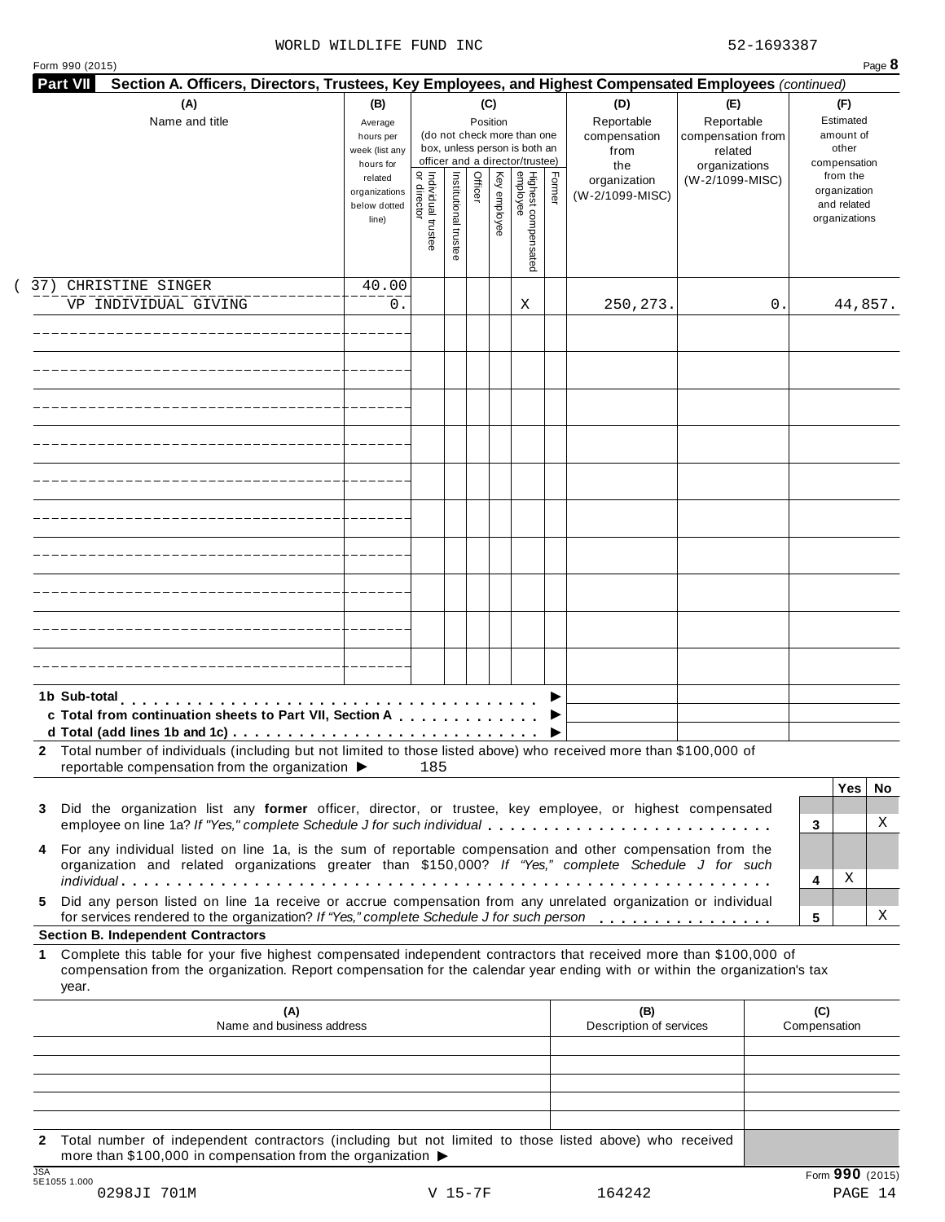WORLD WILDLIFE FUND INC 52-1693387

Form 990 (2015) Page **8**

**Part VII Section A. Officers, Directors, Trustees, Key Employees, and Highest Compensated Employees** *(continued)*

| (A) Name and title | (B) Average hours per week (list any hours for related organizations below dotted line) | (C) Position: Individual trustee or director | Institutional trustee | Officer | Key employee | Highest compensated employee | Former | (D) Reportable compensation from the organization (W-2/1099-MISC) | (E) Reportable compensation from related organizations (W-2/1099-MISC) | (F) Estimated amount of other compensation from the organization and related organizations |
|---|---|---|---|---|---|---|---|---|---|---|
| (37) CHRISTINE SINGER<br>VP INDIVIDUAL GIVING | 40.00<br>0. | | | | | X | | 250,273. | 0. | 44,857. |
| | | | | | | | | | | |
| | | | | | | | | | | |
| | | | | | | | | | | |
| | | | | | | | | | | |
| | | | | | | | | | | |
| | | | | | | | | | | |
| | | | | | | | | | | |
| | | | | | | | | | | |
| | | | | | | | | | | |
| | | | | | | | | | | |
| **1b Sub-total** ▶ | | | | | | | | | | |
| **c Total from continuation sheets to Part VII, Section A** ▶ | | | | | | | | | | |
| **d Total (add lines 1b and 1c)** ▶ | | | | | | | | | | |

**2** Total number of individuals (including but not limited to those listed above) who received more than $100,000 of reportable compensation from the organization ▶ 185

| | | Yes | No |
|---|---|---|---|
| **3** Did the organization list any **former** officer, director, or trustee, key employee, or highest compensated employee on line 1a? *If "Yes," complete Schedule J for such individual* | 3 | | X |
| **4** For any individual listed on line 1a, is the sum of reportable compensation and other compensation from the organization and related organizations greater than $150,000? *If "Yes," complete Schedule J for such individual* | 4 | X | |
| **5** Did any person listed on line 1a receive or accrue compensation from any unrelated organization or individual for services rendered to the organization? *If "Yes," complete Schedule J for such person* | 5 | | X |

**Section B. Independent Contractors**

**1** Complete this table for your five highest compensated independent contractors that received more than $100,000 of compensation from the organization. Report compensation for the calendar year ending with or within the organization's tax year.

| (A) Name and business address | (B) Description of services | (C) Compensation |
|---|---|---|
| | | |
| | | |
| | | |
| | | |
| | | |

**2** Total number of independent contractors (including but not limited to those listed above) who received more than $100,000 in compensation from the organization ▶

Form **990** (2015)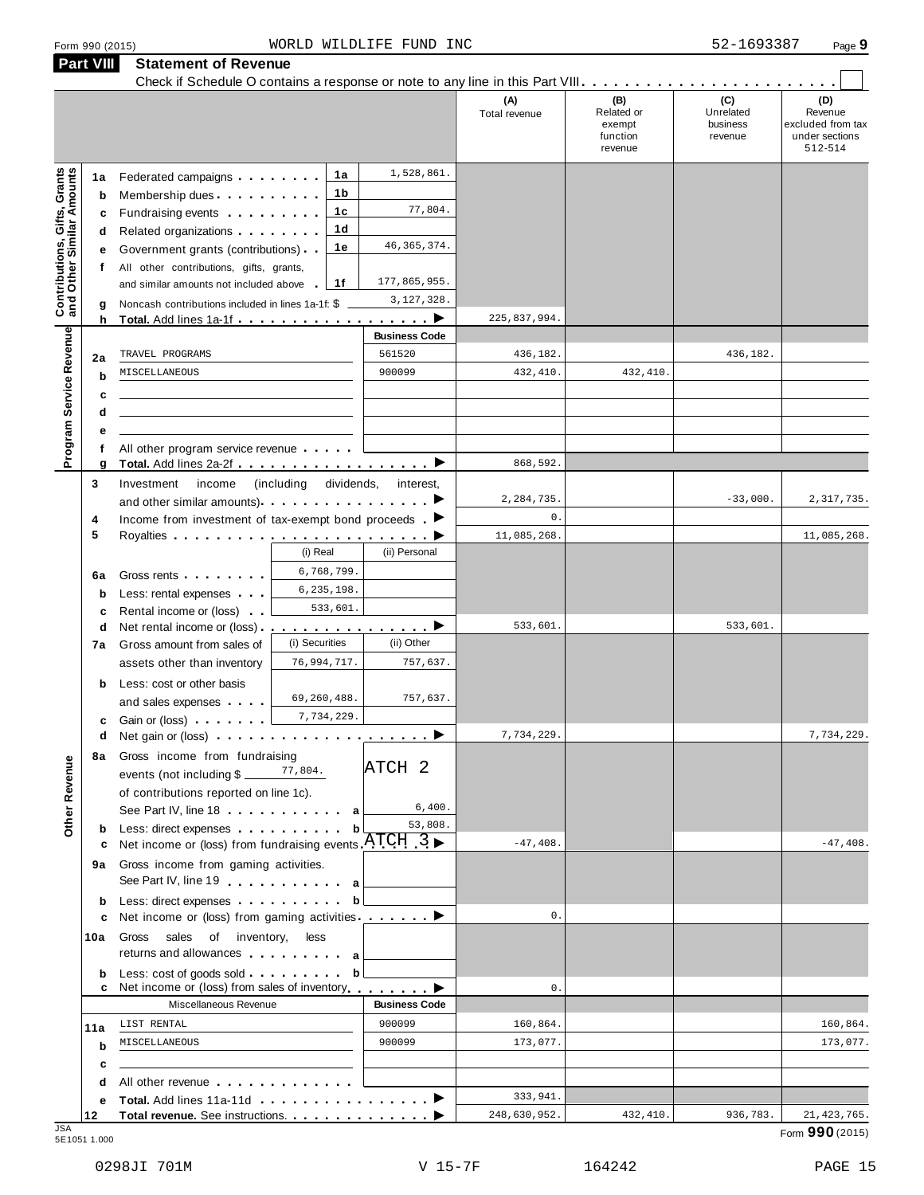Form 990 (2015) WORLD WILDLIFE FUND INC 52-1693387 Page **9**

## Part VIII Statement of Revenue

Check if Schedule O contains a response or note to any line in this Part VIII . . . . . . . . . . . . . . . . . . . . . . . . ☐

| | | | | (A) Total revenue | (B) Related or exempt function revenue | (C) Unrelated business revenue | (D) Revenue excluded from tax under sections 512-514 |
|---|---|---|---|---|---|---|---|
| **Contributions, Gifts, Grants and Other Similar Amounts** | 1a Federated campaigns | 1a | 1,528,861. | | | | |
| | b Membership dues | 1b | | | | | |
| | c Fundraising events | 1c | 77,804. | | | | |
| | d Related organizations | 1d | | | | | |
| | e Government grants (contributions) | 1e | 46,365,374. | | | | |
| | f All other contributions, gifts, grants, and similar amounts not included above | 1f | 177,865,955. | | | | |
| | g Noncash contributions included in lines 1a-1f: $ | | 3,127,328. | | | | |
| | h **Total.** Add lines 1a-1f | | ▶ | 225,837,994. | | | |
| **Program Service Revenue** | | | **Business Code** | | | | |
| | 2a TRAVEL PROGRAMS | | 561520 | 436,182. | | 436,182. | |
| | b MISCELLANEOUS | | 900099 | 432,410. | 432,410. | | |
| | c | | | | | | |
| | d | | | | | | |
| | e | | | | | | |
| | f All other program service revenue | | | | | | |
| | g **Total.** Add lines 2a-2f | | ▶ | 868,592. | | | |
| **Other Revenue** | 3 Investment income (including dividends, interest, and other similar amounts) | | ▶ | 2,284,735. | | -33,000. | 2,317,735. |
| | 4 Income from investment of tax-exempt bond proceeds | | ▶ | 0. | | | |
| | 5 Royalties | | ▶ | 11,085,268. | | | 11,085,268. |
| | | (i) Real | (ii) Personal | | | | |
| | 6a Gross rents | 6,768,799. | | | | | |
| | b Less: rental expenses | 6,235,198. | | | | | |
| | c Rental income or (loss) | 533,601. | | | | | |
| | d Net rental income or (loss) | | ▶ | 533,601. | | 533,601. | |
| | 7a Gross amount from sales of assets other than inventory | (i) Securities 76,994,717. | (ii) Other 757,637. | | | | |
| | b Less: cost or other basis and sales expenses | 69,260,488. | 757,637. | | | | |
| | c Gain or (loss) | 7,734,229. | | | | | |
| | d Net gain or (loss) | | ▶ | 7,734,229. | | | 7,734,229. |
| | 8a Gross income from fundraising events (not including $ 77,804. of contributions reported on line 1c). See Part IV, line 18 . . . a | | ATCH 2 6,400. | | | | |
| | b Less: direct expenses . . . b | | 53,808. | | | | |
| | c Net income or (loss) from fundraising events | | ATCH 3 ▶ | -47,408. | | | -47,408. |
| | 9a Gross income from gaming activities. See Part IV, line 19 . . . a | | | | | | |
| | b Less: direct expenses . . . b | | | | | | |
| | c Net income or (loss) from gaming activities | | ▶ | 0. | | | |
| | 10a Gross sales of inventory, less returns and allowances . . . a | | | | | | |
| | b Less: cost of goods sold . . . b | | | | | | |
| | c Net income or (loss) from sales of inventory | | ▶ | 0. | | | |
| | Miscellaneous Revenue | | **Business Code** | | | | |
| | 11a LIST RENTAL | | 900099 | 160,864. | | | 160,864. |
| | b MISCELLANEOUS | | 900099 | 173,077. | | | 173,077. |
| | c | | | | | | |
| | d All other revenue | | | | | | |
| | e **Total.** Add lines 11a-11d | | ▶ | 333,941. | | | |
| | 12 **Total revenue.** See instructions. | | ▶ | 248,630,952. | 432,410. | 936,783. | 21,423,765. |

JSA 5E1051 1.000 Form **990** (2015)

0298JI 701M V 15-7F 164242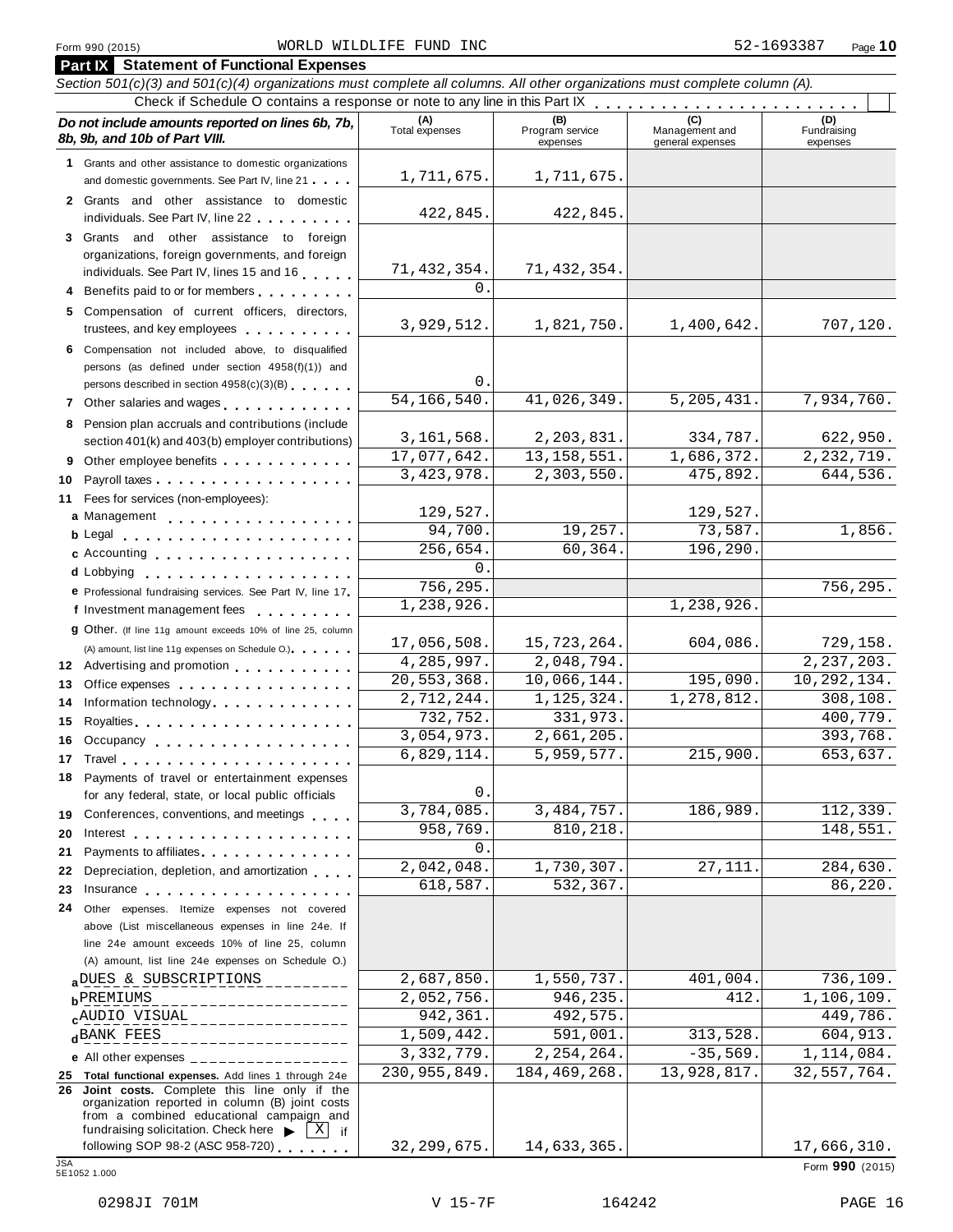Form 990 (2015) WORLD WILDLIFE FUND INC 52-1693387 Page **10**

## Part IX Statement of Functional Expenses

*Section 501(c)(3) and 501(c)(4) organizations must complete all columns. All other organizations must complete column (A).*

Check if Schedule O contains a response or note to any line in this Part IX . . . . . . . . . . . . . . . . . . . . . . . . ☐

| *Do not include amounts reported on lines 6b, 7b, 8b, 9b, and 10b of Part VIII.* | (A) Total expenses | (B) Program service expenses | (C) Management and general expenses | (D) Fundraising expenses |
|---|---|---|---|---|
| **1** Grants and other assistance to domestic organizations and domestic governments. See Part IV, line 21 | 1,711,675. | 1,711,675. | | |
| **2** Grants and other assistance to domestic individuals. See Part IV, line 22 | 422,845. | 422,845. | | |
| **3** Grants and other assistance to foreign organizations, foreign governments, and foreign individuals. See Part IV, lines 15 and 16 | 71,432,354. | 71,432,354. | | |
| **4** Benefits paid to or for members | 0. | | | |
| **5** Compensation of current officers, directors, trustees, and key employees | 3,929,512. | 1,821,750. | 1,400,642. | 707,120. |
| **6** Compensation not included above, to disqualified persons (as defined under section 4958(f)(1)) and persons described in section 4958(c)(3)(B) | 0. | | | |
| **7** Other salaries and wages | 54,166,540. | 41,026,349. | 5,205,431. | 7,934,760. |
| **8** Pension plan accruals and contributions (include section 401(k) and 403(b) employer contributions) | 3,161,568. | 2,203,831. | 334,787. | 622,950. |
| **9** Other employee benefits | 17,077,642. | 13,158,551. | 1,686,372. | 2,232,719. |
| **10** Payroll taxes | 3,423,978. | 2,303,550. | 475,892. | 644,536. |
| **11** Fees for services (non-employees): | | | | |
| **a** Management | 129,527. | | 129,527. | |
| **b** Legal | 94,700. | 19,257. | 73,587. | 1,856. |
| **c** Accounting | 256,654. | 60,364. | 196,290. | |
| **d** Lobbying | 0. | | | |
| **e** Professional fundraising services. See Part IV, line 17 | 756,295. | | | 756,295. |
| **f** Investment management fees | 1,238,926. | | 1,238,926. | |
| **g** Other. (If line 11g amount exceeds 10% of line 25, column (A) amount, list line 11g expenses on Schedule O.) | 17,056,508. | 15,723,264. | 604,086. | 729,158. |
| **12** Advertising and promotion | 4,285,997. | 2,048,794. | | 2,237,203. |
| **13** Office expenses | 20,553,368. | 10,066,144. | 195,090. | 10,292,134. |
| **14** Information technology | 2,712,244. | 1,125,324. | 1,278,812. | 308,108. |
| **15** Royalties | 732,752. | 331,973. | | 400,779. |
| **16** Occupancy | 3,054,973. | 2,661,205. | | 393,768. |
| **17** Travel | 6,829,114. | 5,959,577. | 215,900. | 653,637. |
| **18** Payments of travel or entertainment expenses for any federal, state, or local public officials | 0. | | | |
| **19** Conferences, conventions, and meetings | 3,784,085. | 3,484,757. | 186,989. | 112,339. |
| **20** Interest | 958,769. | 810,218. | | 148,551. |
| **21** Payments to affiliates | 0. | | | |
| **22** Depreciation, depletion, and amortization | 2,042,048. | 1,730,307. | 27,111. | 284,630. |
| **23** Insurance | 618,587. | 532,367. | | 86,220. |
| **24** Other expenses. Itemize expenses not covered above (List miscellaneous expenses in line 24e. If line 24e amount exceeds 10% of line 25, column (A) amount, list line 24e expenses on Schedule O.) | | | | |
| **a** DUES & SUBSCRIPTIONS | 2,687,850. | 1,550,737. | 401,004. | 736,109. |
| **b** PREMIUMS | 2,052,756. | 946,235. | 412. | 1,106,109. |
| **c** AUDIO VISUAL | 942,361. | 492,575. | | 449,786. |
| **d** BANK FEES | 1,509,442. | 591,001. | 313,528. | 604,913. |
| **e** All other expenses | 3,332,779. | 2,254,264. | -35,569. | 1,114,084. |
| **25 Total functional expenses.** Add lines 1 through 24e | 230,955,849. | 184,469,268. | 13,928,817. | 32,557,764. |
| **26 Joint costs.** Complete this line only if the organization reported in column (B) joint costs from a combined educational campaign and fundraising solicitation. Check here ▶ ☒ if following SOP 98-2 (ASC 958-720) | 32,299,675. | 14,633,365. | | 17,666,310. |

JSA 5E1052 1.000

Form **990** (2015)

0298JI 701M V 15-7F 164242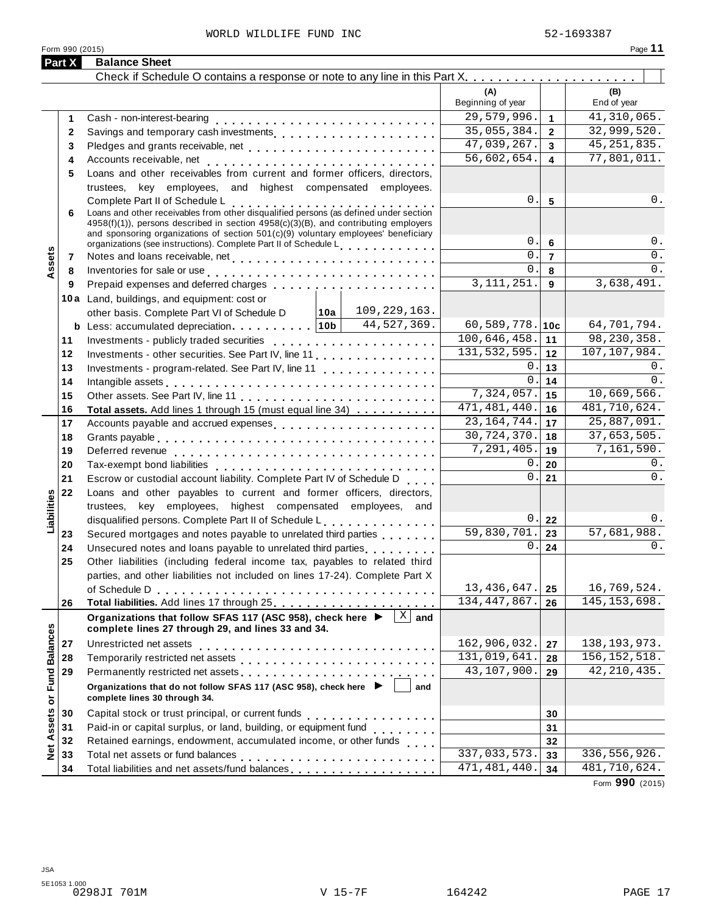WORLD WILDLIFE FUND INC 52-1693387

Form 990 (2015) Page **11**

## Part X Balance Sheet

Check if Schedule O contains a response or note to any line in this Part X . . . . . . . . . . . . . . . . . . . . .

| | | | | (A) Beginning of year | | (B) End of year |
|---|---|---|---|---|---|---|
| **Assets** | 1 | Cash - non-interest-bearing | | 29,579,996. | 1 | 41,310,065. |
| | 2 | Savings and temporary cash investments | | 35,055,384. | 2 | 32,999,520. |
| | 3 | Pledges and grants receivable, net | | 47,039,267. | 3 | 45,251,835. |
| | 4 | Accounts receivable, net | | 56,602,654. | 4 | 77,801,011. |
| | 5 | Loans and other receivables from current and former officers, directors, trustees, key employees, and highest compensated employees. Complete Part II of Schedule L | | 0. | 5 | 0. |
| | 6 | Loans and other receivables from other disqualified persons (as defined under section 4958(f)(1)), persons described in section 4958(c)(3)(B), and contributing employers and sponsoring organizations of section 501(c)(9) voluntary employees' beneficiary organizations (see instructions). Complete Part II of Schedule L | | 0. | 6 | 0. |
| | 7 | Notes and loans receivable, net | | 0. | 7 | 0. |
| | 8 | Inventories for sale or use | | 0. | 8 | 0. |
| | 9 | Prepaid expenses and deferred charges | | 3,111,251. | 9 | 3,638,491. |
| | 10a | Land, buildings, and equipment: cost or other basis. Complete Part VI of Schedule D | 10a 109,229,163. | | | |
| | b | Less: accumulated depreciation | 10b 44,527,369. | 60,589,778. | 10c | 64,701,794. |
| | 11 | Investments - publicly traded securities | | 100,646,458. | 11 | 98,230,358. |
| | 12 | Investments - other securities. See Part IV, line 11 | | 131,532,595. | 12 | 107,107,984. |
| | 13 | Investments - program-related. See Part IV, line 11 | | 0. | 13 | 0. |
| | 14 | Intangible assets | | 0. | 14 | 0. |
| | 15 | Other assets. See Part IV, line 11 | | 7,324,057. | 15 | 10,669,566. |
| | 16 | **Total assets.** Add lines 1 through 15 (must equal line 34) | | 471,481,440. | 16 | 481,710,624. |
| **Liabilities** | 17 | Accounts payable and accrued expenses | | 23,164,744. | 17 | 25,887,091. |
| | 18 | Grants payable | | 30,724,370. | 18 | 37,653,505. |
| | 19 | Deferred revenue | | 7,291,405. | 19 | 7,161,590. |
| | 20 | Tax-exempt bond liabilities | | 0. | 20 | 0. |
| | 21 | Escrow or custodial account liability. Complete Part IV of Schedule D | | 0. | 21 | 0. |
| | 22 | Loans and other payables to current and former officers, directors, trustees, key employees, highest compensated employees, and disqualified persons. Complete Part II of Schedule L | | 0. | 22 | 0. |
| | 23 | Secured mortgages and notes payable to unrelated third parties | | 59,830,701. | 23 | 57,681,988. |
| | 24 | Unsecured notes and loans payable to unrelated third parties | | 0. | 24 | 0. |
| | 25 | Other liabilities (including federal income tax, payables to related third parties, and other liabilities not included on lines 17-24). Complete Part X of Schedule D | | 13,436,647. | 25 | 16,769,524. |
| | 26 | **Total liabilities.** Add lines 17 through 25 | | 134,447,867. | 26 | 145,153,698. |
| **Net Assets or Fund Balances** | | **Organizations that follow SFAS 117 (ASC 958), check here ▶ [X] and complete lines 27 through 29, and lines 33 and 34.** | | | | |
| | 27 | Unrestricted net assets | | 162,906,032. | 27 | 138,193,973. |
| | 28 | Temporarily restricted net assets | | 131,019,641. | 28 | 156,152,518. |
| | 29 | Permanently restricted net assets | | 43,107,900. | 29 | 42,210,435. |
| | | **Organizations that do not follow SFAS 117 (ASC 958), check here ▶ [ ] and complete lines 30 through 34.** | | | | |
| | 30 | Capital stock or trust principal, or current funds | | | 30 | |
| | 31 | Paid-in or capital surplus, or land, building, or equipment fund | | | 31 | |
| | 32 | Retained earnings, endowment, accumulated income, or other funds | | | 32 | |
| | 33 | Total net assets or fund balances | | 337,033,573. | 33 | 336,556,926. |
| | 34 | Total liabilities and net assets/fund balances | | 471,481,440. | 34 | 481,710,624. |

Form **990** (2015)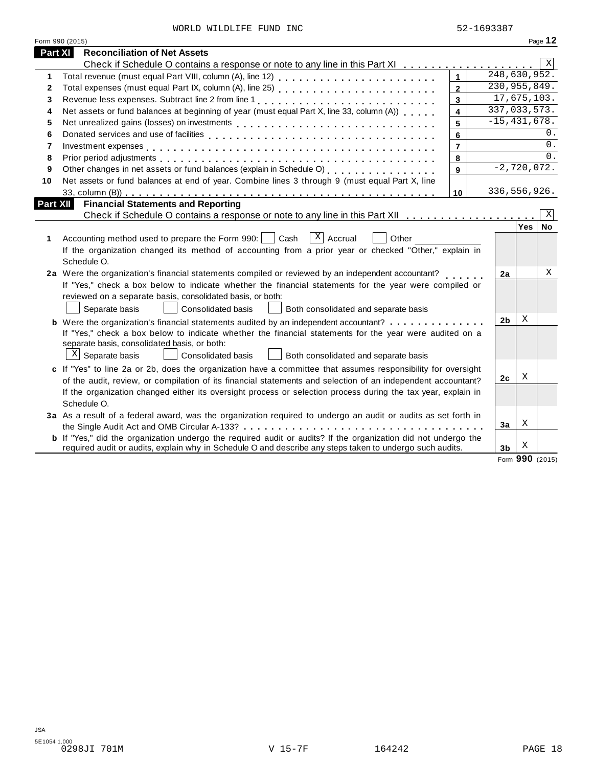WORLD WILDLIFE FUND INC 52-1693387

Form 990 (2015) Page **12**

## Part XI Reconciliation of Net Assets

Check if Schedule O contains a response or note to any line in this Part XI . . . . . . . . . . . . . . . . . . . [X]

| | | | |
|---|---|---|---|
| 1 | Total revenue (must equal Part VIII, column (A), line 12) | 1 | 248,630,952. |
| 2 | Total expenses (must equal Part IX, column (A), line 25) | 2 | 230,955,849. |
| 3 | Revenue less expenses. Subtract line 2 from line 1 | 3 | 17,675,103. |
| 4 | Net assets or fund balances at beginning of year (must equal Part X, line 33, column (A)) | 4 | 337,033,573. |
| 5 | Net unrealized gains (losses) on investments | 5 | -15,431,678. |
| 6 | Donated services and use of facilities | 6 | 0. |
| 7 | Investment expenses | 7 | 0. |
| 8 | Prior period adjustments | 8 | 0. |
| 9 | Other changes in net assets or fund balances (explain in Schedule O) | 9 | -2,720,072. |
| 10 | Net assets or fund balances at end of year. Combine lines 3 through 9 (must equal Part X, line 33, column (B)) | 10 | 336,556,926. |

## Part XII Financial Statements and Reporting

Check if Schedule O contains a response or note to any line in this Part XII . . . . . . . . . . . . . . . . . . . [X]

| | | | Yes | No |
|---|---|---|---|---|
| 1 | Accounting method used to prepare the Form 990: [ ] Cash [X] Accrual [ ] Other ______<br>If the organization changed its method of accounting from a prior year or checked "Other," explain in Schedule O. | | | |
| 2a | Were the organization's financial statements compiled or reviewed by an independent accountant?<br>If "Yes," check a box below to indicate whether the financial statements for the year were compiled or reviewed on a separate basis, consolidated basis, or both:<br>[ ] Separate basis [ ] Consolidated basis [ ] Both consolidated and separate basis | 2a | | X |
| b | Were the organization's financial statements audited by an independent accountant?<br>If "Yes," check a box below to indicate whether the financial statements for the year were audited on a separate basis, consolidated basis, or both:<br>[X] Separate basis [ ] Consolidated basis [ ] Both consolidated and separate basis | 2b | X | |
| c | If "Yes" to line 2a or 2b, does the organization have a committee that assumes responsibility for oversight of the audit, review, or compilation of its financial statements and selection of an independent accountant?<br>If the organization changed either its oversight process or selection process during the tax year, explain in Schedule O. | 2c | X | |
| 3a | As a result of a federal award, was the organization required to undergo an audit or audits as set forth in the Single Audit Act and OMB Circular A-133? | 3a | X | |
| b | If "Yes," did the organization undergo the required audit or audits? If the organization did not undergo the required audit or audits, explain in Schedule O and describe any steps taken to undergo such audits. | 3b | X | |

Form **990** (2015)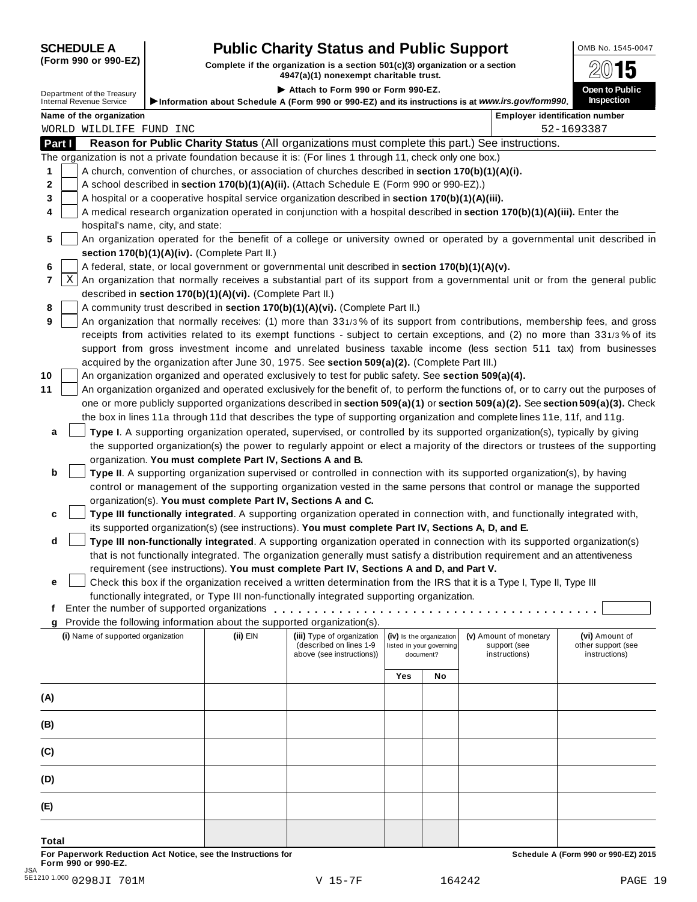**SCHEDULE A**
**(Form 990 or 990-EZ)**

Department of the Treasury
Internal Revenue Service

# Public Charity Status and Public Support

**Complete if the organization is a section 501(c)(3) organization or a section 4947(a)(1) nonexempt charitable trust.**

▶ Attach to Form 990 or Form 990-EZ.

▶ Information about Schedule A (Form 990 or 990-EZ) and its instructions is at *www.irs.gov/form990*.

OMB No. 1545-0047

**2015**

**Open to Public Inspection**

**Name of the organization**
WORLD WILDLIFE FUND INC

**Employer identification number**
52-1693387

## Part I **Reason for Public Charity Status** (All organizations must complete this part.) See instructions.

The organization is not a private foundation because it is: (For lines 1 through 11, check only one box.)

1 [ ] A church, convention of churches, or association of churches described in **section 170(b)(1)(A)(i).**

2 [ ] A school described in **section 170(b)(1)(A)(ii).** (Attach Schedule E (Form 990 or 990-EZ).)

3 [ ] A hospital or a cooperative hospital service organization described in **section 170(b)(1)(A)(iii).**

4 [ ] A medical research organization operated in conjunction with a hospital described in **section 170(b)(1)(A)(iii).** Enter the hospital's name, city, and state:

5 [ ] An organization operated for the benefit of a college or university owned or operated by a governmental unit described in **section 170(b)(1)(A)(iv).** (Complete Part II.)

6 [ ] A federal, state, or local government or governmental unit described in **section 170(b)(1)(A)(v).**

7 [X] An organization that normally receives a substantial part of its support from a governmental unit or from the general public described in **section 170(b)(1)(A)(vi).** (Complete Part II.)

8 [ ] A community trust described in **section 170(b)(1)(A)(vi).** (Complete Part II.)

9 [ ] An organization that normally receives: (1) more than 33 1/3 % of its support from contributions, membership fees, and gross receipts from activities related to its exempt functions - subject to certain exceptions, and (2) no more than 33 1/3 % of its support from gross investment income and unrelated business taxable income (less section 511 tax) from businesses acquired by the organization after June 30, 1975. See **section 509(a)(2).** (Complete Part III.)

10 [ ] An organization organized and operated exclusively to test for public safety. See **section 509(a)(4).**

11 [ ] An organization organized and operated exclusively for the benefit of, to perform the functions of, or to carry out the purposes of one or more publicly supported organizations described in **section 509(a)(1)** or **section 509(a)(2).** See **section 509(a)(3).** Check the box in lines 11a through 11d that describes the type of supporting organization and complete lines 11e, 11f, and 11g.

a [ ] **Type I**. A supporting organization operated, supervised, or controlled by its supported organization(s), typically by giving the supported organization(s) the power to regularly appoint or elect a majority of the directors or trustees of the supporting organization. **You must complete Part IV, Sections A and B.**

b [ ] **Type II**. A supporting organization supervised or controlled in connection with its supported organization(s), by having control or management of the supporting organization vested in the same persons that control or manage the supported organization(s). **You must complete Part IV, Sections A and C.**

c [ ] **Type III functionally integrated**. A supporting organization operated in connection with, and functionally integrated with, its supported organization(s) (see instructions). **You must complete Part IV, Sections A, D, and E.**

d [ ] **Type III non-functionally integrated**. A supporting organization operated in connection with its supported organization(s) that is not functionally integrated. The organization generally must satisfy a distribution requirement and an attentiveness requirement (see instructions). **You must complete Part IV, Sections A and D, and Part V.**

e [ ] Check this box if the organization received a written determination from the IRS that it is a Type I, Type II, Type III functionally integrated, or Type III non-functionally integrated supporting organization.

f Enter the number of supported organizations . . . . . . . . . . . . . . . . . . . . . . . . . . . . . . . . . . . . . . .

g Provide the following information about the supported organization(s).

| (i) Name of supported organization | (ii) EIN | (iii) Type of organization (described on lines 1-9 above (see instructions)) | (iv) Is the organization listed in your governing document? | | (v) Amount of monetary support (see instructions) | (vi) Amount of other support (see instructions) |
|---|---|---|---|---|---|---|
| | | | Yes | No | | |
| (A) | | | | | | |
| (B) | | | | | | |
| (C) | | | | | | |
| (D) | | | | | | |
| (E) | | | | | | |
| Total | | | | | | |

**For Paperwork Reduction Act Notice, see the Instructions for Form 990 or 990-EZ.**

**Schedule A (Form 990 or 990-EZ) 2015**

JSA 5E1210 1.000 0298JI 701M V 15-7F 164242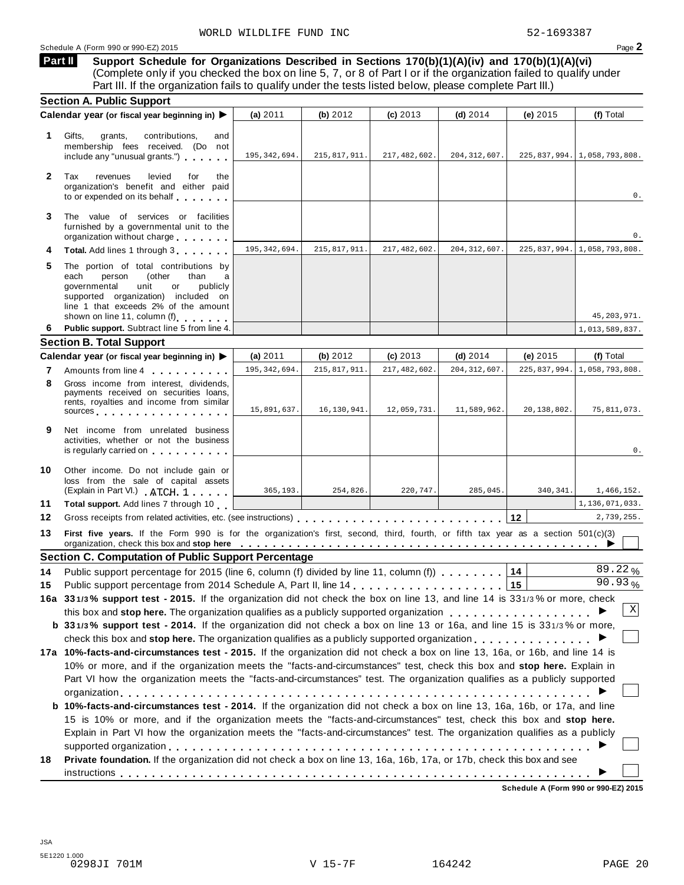WORLD WILDLIFE FUND INC 52-1693387

Schedule A (Form 990 or 990-EZ) 2015

**Part II** **Support Schedule for Organizations Described in Sections 170(b)(1)(A)(iv) and 170(b)(1)(A)(vi)** (Complete only if you checked the box on line 5, 7, or 8 of Part I or if the organization failed to qualify under Part III. If the organization fails to qualify under the tests listed below, please complete Part III.)

## Section A. Public Support

| Calendar year (or fiscal year beginning in) ▶ | (a) 2011 | (b) 2012 | (c) 2013 | (d) 2014 | (e) 2015 | (f) Total |
|---|---|---|---|---|---|---|
| **1** Gifts, grants, contributions, and membership fees received. (Do not include any "unusual grants.") | 195,342,694. | 215,817,911. | 217,482,602. | 204,312,607. | 225,837,994. | 1,058,793,808. |
| **2** Tax revenues levied for the organization's benefit and either paid to or expended on its behalf | | | | | | 0. |
| **3** The value of services or facilities furnished by a governmental unit to the organization without charge | | | | | | 0. |
| **4** **Total.** Add lines 1 through 3 | 195,342,694. | 215,817,911. | 217,482,602. | 204,312,607. | 225,837,994. | 1,058,793,808. |
| **5** The portion of total contributions by each person (other than a governmental unit or publicly supported organization) included on line 1 that exceeds 2% of the amount shown on line 11, column (f) | | | | | | 45,203,971. |
| **6** **Public support.** Subtract line 5 from line 4. | | | | | | 1,013,589,837. |

## Section B. Total Support

| Calendar year (or fiscal year beginning in) ▶ | (a) 2011 | (b) 2012 | (c) 2013 | (d) 2014 | (e) 2015 | (f) Total |
|---|---|---|---|---|---|---|
| **7** Amounts from line 4 | 195,342,694. | 215,817,911. | 217,482,602. | 204,312,607. | 225,837,994. | 1,058,793,808. |
| **8** Gross income from interest, dividends, payments received on securities loans, rents, royalties and income from similar sources | 15,891,637. | 16,130,941. | 12,059,731. | 11,589,962. | 20,138,802. | 75,811,073. |
| **9** Net income from unrelated business activities, whether or not the business is regularly carried on | | | | | | 0. |
| **10** Other income. Do not include gain or loss from the sale of capital assets (Explain in Part VI.) ATCH 1 | 365,193. | 254,826. | 220,747. | 285,045. | 340,341. | 1,466,152. |
| **11** **Total support.** Add lines 7 through 10 | | | | | | 1,136,071,033. |
| **12** Gross receipts from related activities, etc. (see instructions) | | | | | **12** | 2,739,255. |

**13** **First five years.** If the Form 990 is for the organization's first, second, third, fourth, or fifth tax year as a section 501(c)(3) organization, check this box and **stop here** ▶ ☐

## Section C. Computation of Public Support Percentage

**14** Public support percentage for 2015 (line 6, column (f) divided by line 11, column (f)) **14** 89.22 %

**15** Public support percentage from 2014 Schedule A, Part II, line 14 **15** 90.93 %

**16a** **33 1/3 % support test - 2015.** If the organization did not check the box on line 13, and line 14 is 33 1/3 % or more, check this box and **stop here.** The organization qualifies as a publicly supported organization ▶ ☒

**b** **33 1/3 % support test - 2014.** If the organization did not check a box on line 13 or 16a, and line 15 is 33 1/3 % or more, check this box and **stop here.** The organization qualifies as a publicly supported organization ▶ ☐

**17a** **10%-facts-and-circumstances test - 2015.** If the organization did not check a box on line 13, 16a, or 16b, and line 14 is 10% or more, and if the organization meets the "facts-and-circumstances" test, check this box and **stop here.** Explain in Part VI how the organization meets the "facts-and-circumstances" test. The organization qualifies as a publicly supported organization ▶ ☐

**b** **10%-facts-and-circumstances test - 2014.** If the organization did not check a box on line 13, 16a, 16b, or 17a, and line 15 is 10% or more, and if the organization meets the "facts-and-circumstances" test, check this box and **stop here.** Explain in Part VI how the organization meets the "facts-and-circumstances" test. The organization qualifies as a publicly supported organization ▶ ☐

**18** **Private foundation.** If the organization did not check a box on line 13, 16a, 16b, 17a, or 17b, check this box and see instructions ▶ ☐

**Schedule A (Form 990 or 990-EZ) 2015**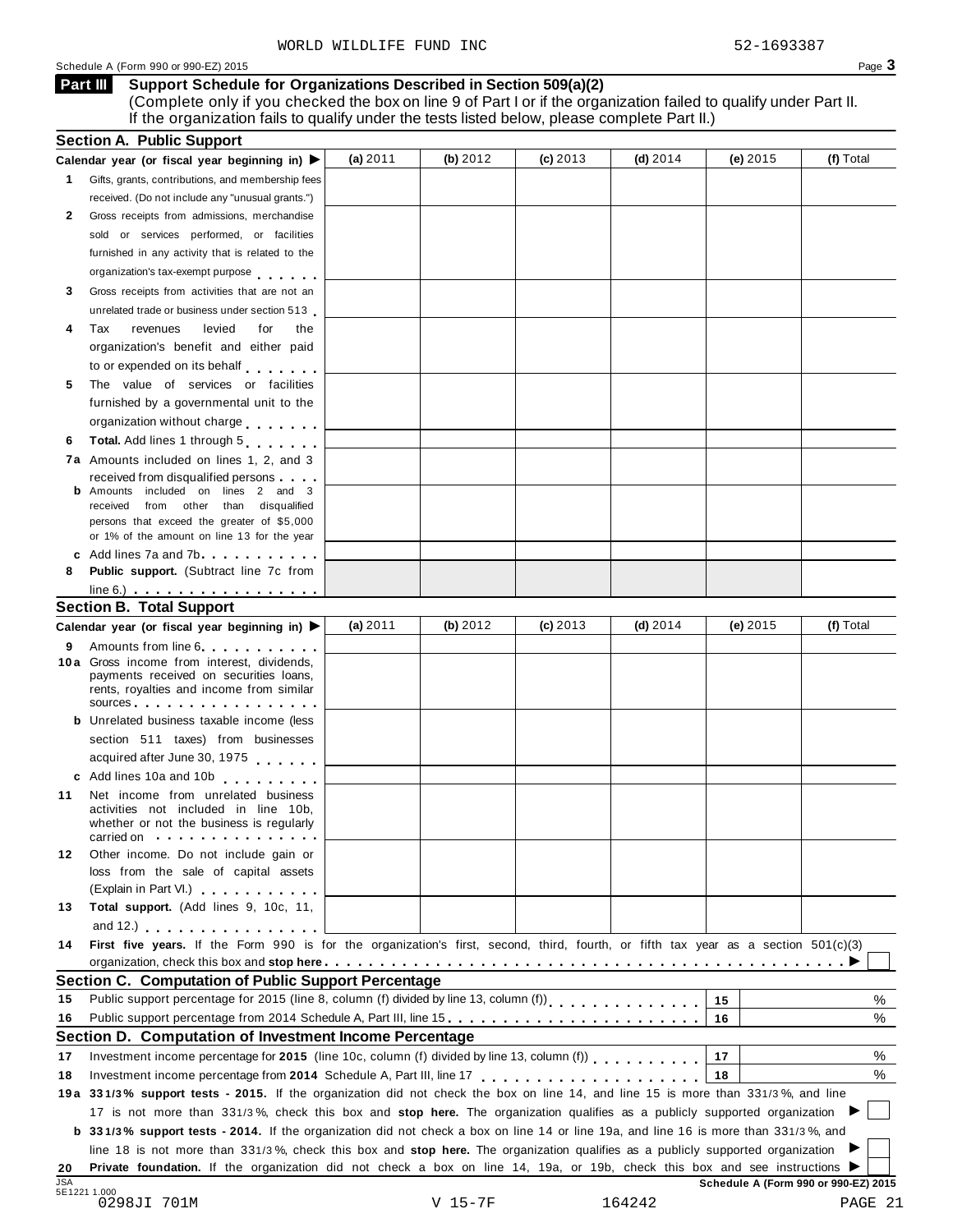WORLD WILDLIFE FUND INC 52-1693387

Schedule A (Form 990 or 990-EZ) 2015

## Part III Support Schedule for Organizations Described in Section 509(a)(2)

(Complete only if you checked the box on line 9 of Part I or if the organization failed to qualify under Part II. If the organization fails to qualify under the tests listed below, please complete Part II.)

### Section A. Public Support

| Calendar year (or fiscal year beginning in) ▶ | (a) 2011 | (b) 2012 | (c) 2013 | (d) 2014 | (e) 2015 | (f) Total |
|---|---|---|---|---|---|---|
| 1 Gifts, grants, contributions, and membership fees received. (Do not include any "unusual grants.") | | | | | | |
| 2 Gross receipts from admissions, merchandise sold or services performed, or facilities furnished in any activity that is related to the organization's tax-exempt purpose | | | | | | |
| 3 Gross receipts from activities that are not an unrelated trade or business under section 513 | | | | | | |
| 4 Tax revenues levied for the organization's benefit and either paid to or expended on its behalf | | | | | | |
| 5 The value of services or facilities furnished by a governmental unit to the organization without charge | | | | | | |
| 6 Total. Add lines 1 through 5 | | | | | | |
| 7a Amounts included on lines 1, 2, and 3 received from disqualified persons | | | | | | |
| b Amounts included on lines 2 and 3 received from other than disqualified persons that exceed the greater of $5,000 or 1% of the amount on line 13 for the year | | | | | | |
| c Add lines 7a and 7b | | | | | | |
| 8 Public support. (Subtract line 7c from line 6.) | | | | | | |

### Section B. Total Support

| Calendar year (or fiscal year beginning in) ▶ | (a) 2011 | (b) 2012 | (c) 2013 | (d) 2014 | (e) 2015 | (f) Total |
|---|---|---|---|---|---|---|
| 9 Amounts from line 6 | | | | | | |
| 10a Gross income from interest, dividends, payments received on securities loans, rents, royalties and income from similar sources | | | | | | |
| b Unrelated business taxable income (less section 511 taxes) from businesses acquired after June 30, 1975 | | | | | | |
| c Add lines 10a and 10b | | | | | | |
| 11 Net income from unrelated business activities not included in line 10b, whether or not the business is regularly carried on | | | | | | |
| 12 Other income. Do not include gain or loss from the sale of capital assets (Explain in Part VI.) | | | | | | |
| 13 Total support. (Add lines 9, 10c, 11, and 12.) | | | | | | |

**14 First five years.** If the Form 990 is for the organization's first, second, third, fourth, or fifth tax year as a section 501(c)(3) organization, check this box and **stop here** ▶ ☐

### Section C. Computation of Public Support Percentage

| | | | |
|---|---|---|---|
| 15 | Public support percentage for 2015 (line 8, column (f) divided by line 13, column (f)) | 15 | % |
| 16 | Public support percentage from 2014 Schedule A, Part III, line 15 | 16 | % |

### Section D. Computation of Investment Income Percentage

| | | | |
|---|---|---|---|
| 17 | Investment income percentage for **2015** (line 10c, column (f) divided by line 13, column (f)) | 17 | % |
| 18 | Investment income percentage from **2014** Schedule A, Part III, line 17 | 18 | % |

**19a 33 1/3% support tests - 2015.** If the organization did not check the box on line 14, and line 15 is more than 33 1/3%, and line 17 is not more than 33 1/3%, check this box and **stop here.** The organization qualifies as a publicly supported organization ▶ ☐

**b 33 1/3% support tests - 2014.** If the organization did not check a box on line 14 or line 19a, and line 16 is more than 33 1/3%, and line 18 is not more than 33 1/3%, check this box and **stop here.** The organization qualifies as a publicly supported organization ▶ ☐

**20 Private foundation.** If the organization did not check a box on line 14, 19a, or 19b, check this box and see instructions ▶ ☐

Schedule A (Form 990 or 990-EZ) 2015

JSA 5E1221 1.000

0298JI 701M V 15-7F 164242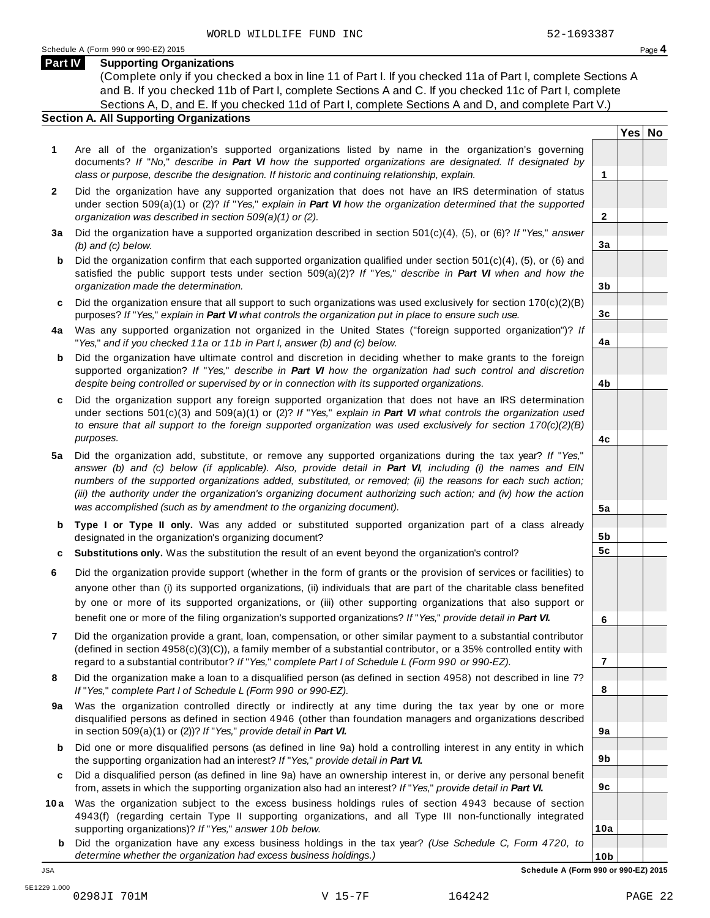WORLD WILDLIFE FUND INC 52-1693387

Schedule A (Form 990 or 990-EZ) 2015

## Part IV Supporting Organizations

(Complete only if you checked a box in line 11 of Part I. If you checked 11a of Part I, complete Sections A and B. If you checked 11b of Part I, complete Sections A and C. If you checked 11c of Part I, complete Sections A, D, and E. If you checked 11d of Part I, complete Sections A and D, and complete Part V.)

### Section A. All Supporting Organizations

| | | Line | Yes | No |
|---|---|---|---|---|
| **1** | Are all of the organization's supported organizations listed by name in the organization's governing documents? *If "No," describe in **Part VI** how the supported organizations are designated. If designated by class or purpose, describe the designation. If historic and continuing relationship, explain.* | 1 | | |
| **2** | Did the organization have any supported organization that does not have an IRS determination of status under section 509(a)(1) or (2)? *If "Yes," explain in **Part VI** how the organization determined that the supported organization was described in section 509(a)(1) or (2).* | 2 | | |
| **3a** | Did the organization have a supported organization described in section 501(c)(4), (5), or (6)? *If "Yes," answer (b) and (c) below.* | 3a | | |
| **b** | Did the organization confirm that each supported organization qualified under section 501(c)(4), (5), or (6) and satisfied the public support tests under section 509(a)(2)? *If "Yes," describe in **Part VI** when and how the organization made the determination.* | 3b | | |
| **c** | Did the organization ensure that all support to such organizations was used exclusively for section 170(c)(2)(B) purposes? *If "Yes," explain in **Part VI** what controls the organization put in place to ensure such use.* | 3c | | |
| **4a** | Was any supported organization not organized in the United States ("foreign supported organization")? *If "Yes," and if you checked 11a or 11b in Part I, answer (b) and (c) below.* | 4a | | |
| **b** | Did the organization have ultimate control and discretion in deciding whether to make grants to the foreign supported organization? *If "Yes," describe in **Part VI** how the organization had such control and discretion despite being controlled or supervised by or in connection with its supported organizations.* | 4b | | |
| **c** | Did the organization support any foreign supported organization that does not have an IRS determination under sections 501(c)(3) and 509(a)(1) or (2)? *If "Yes," explain in **Part VI** what controls the organization used to ensure that all support to the foreign supported organization was used exclusively for section 170(c)(2)(B) purposes.* | 4c | | |
| **5a** | Did the organization add, substitute, or remove any supported organizations during the tax year? *If "Yes," answer (b) and (c) below (if applicable). Also, provide detail in **Part VI**, including (i) the names and EIN numbers of the supported organizations added, substituted, or removed; (ii) the reasons for each such action; (iii) the authority under the organization's organizing document authorizing such action; and (iv) how the action was accomplished (such as by amendment to the organizing document).* | 5a | | |
| **b** | **Type I or Type II only.** Was any added or substituted supported organization part of a class already designated in the organization's organizing document? | 5b | | |
| **c** | **Substitutions only.** Was the substitution the result of an event beyond the organization's control? | 5c | | |
| **6** | Did the organization provide support (whether in the form of grants or the provision of services or facilities) to anyone other than (i) its supported organizations, (ii) individuals that are part of the charitable class benefited by one or more of its supported organizations, or (iii) other supporting organizations that also support or benefit one or more of the filing organization's supported organizations? *If "Yes," provide detail in **Part VI.*** | 6 | | |
| **7** | Did the organization provide a grant, loan, compensation, or other similar payment to a substantial contributor (defined in section 4958(c)(3)(C)), a family member of a substantial contributor, or a 35% controlled entity with regard to a substantial contributor? *If "Yes," complete Part I of Schedule L (Form 990 or 990-EZ).* | 7 | | |
| **8** | Did the organization make a loan to a disqualified person (as defined in section 4958) not described in line 7? *If "Yes," complete Part I of Schedule L (Form 990 or 990-EZ).* | 8 | | |
| **9a** | Was the organization controlled directly or indirectly at any time during the tax year by one or more disqualified persons as defined in section 4946 (other than foundation managers and organizations described in section 509(a)(1) or (2))? *If "Yes," provide detail in **Part VI.*** | 9a | | |
| **b** | Did one or more disqualified persons (as defined in line 9a) hold a controlling interest in any entity in which the supporting organization had an interest? *If "Yes," provide detail in **Part VI.*** | 9b | | |
| **c** | Did a disqualified person (as defined in line 9a) have an ownership interest in, or derive any personal benefit from, assets in which the supporting organization also had an interest? *If "Yes," provide detail in **Part VI.*** | 9c | | |
| **10a** | Was the organization subject to the excess business holdings rules of section 4943 because of section 4943(f) (regarding certain Type II supporting organizations, and all Type III non-functionally integrated supporting organizations)? *If "Yes," answer 10b below.* | 10a | | |
| **b** | Did the organization have any excess business holdings in the tax year? *(Use Schedule C, Form 4720, to determine whether the organization had excess business holdings.)* | 10b | | |

Schedule A (Form 990 or 990-EZ) 2015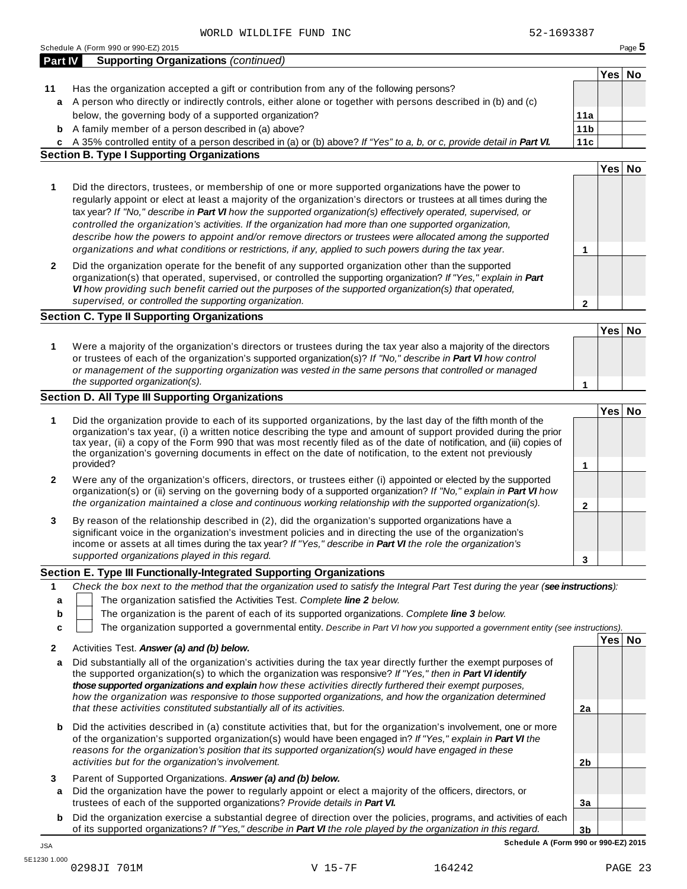WORLD WILDLIFE FUND INC 52-1693387

Schedule A (Form 990 or 990-EZ) 2015

## Part IV Supporting Organizations *(continued)*

| | | | Yes | No |
|---|---|---|---|---|
| **11** | Has the organization accepted a gift or contribution from any of the following persons? | | | |
| **a** | A person who directly or indirectly controls, either alone or together with persons described in (b) and (c) below, the governing body of a supported organization? | **11a** | | |
| **b** | A family member of a person described in (a) above? | **11b** | | |
| **c** | A 35% controlled entity of a person described in (a) or (b) above? *If "Yes" to a, b, or c, provide detail in **Part VI.*** | **11c** | | |

### Section B. Type I Supporting Organizations

| | | | Yes | No |
|---|---|---|---|---|
| **1** | Did the directors, trustees, or membership of one or more supported organizations have the power to regularly appoint or elect at least a majority of the organization's directors or trustees at all times during the tax year? *If "No," describe in **Part VI** how the supported organization(s) effectively operated, supervised, or controlled the organization's activities. If the organization had more than one supported organization, describe how the powers to appoint and/or remove directors or trustees were allocated among the supported organizations and what conditions or restrictions, if any, applied to such powers during the tax year.* | **1** | | |
| **2** | Did the organization operate for the benefit of any supported organization other than the supported organization(s) that operated, supervised, or controlled the supporting organization? *If "Yes," explain in **Part VI** how providing such benefit carried out the purposes of the supported organization(s) that operated, supervised, or controlled the supporting organization.* | **2** | | |

### Section C. Type II Supporting Organizations

| | | | Yes | No |
|---|---|---|---|---|
| **1** | Were a majority of the organization's directors or trustees during the tax year also a majority of the directors or trustees of each of the organization's supported organization(s)? *If "No," describe in **Part VI** how control or management of the supporting organization was vested in the same persons that controlled or managed the supported organization(s).* | **1** | | |

### Section D. All Type III Supporting Organizations

| | | | Yes | No |
|---|---|---|---|---|
| **1** | Did the organization provide to each of its supported organizations, by the last day of the fifth month of the organization's tax year, (i) a written notice describing the type and amount of support provided during the prior tax year, (ii) a copy of the Form 990 that was most recently filed as of the date of notification, and (iii) copies of the organization's governing documents in effect on the date of notification, to the extent not previously provided? | **1** | | |
| **2** | Were any of the organization's officers, directors, or trustees either (i) appointed or elected by the supported organization(s) or (ii) serving on the governing body of a supported organization? *If "No," explain in **Part VI** how the organization maintained a close and continuous working relationship with the supported organization(s).* | **2** | | |
| **3** | By reason of the relationship described in (2), did the organization's supported organizations have a significant voice in the organization's investment policies and in directing the use of the organization's income or assets at all times during the tax year? *If "Yes," describe in **Part VI** the role the organization's supported organizations played in this regard.* | **3** | | |

### Section E. Type III Functionally-Integrated Supporting Organizations

**1** *Check the box next to the method that the organization used to satisfy the Integral Part Test during the year (**see instructions**):*

- **a** ☐ The organization satisfied the Activities Test. *Complete **line 2** below.*
- **b** ☐ The organization is the parent of each of its supported organizations. *Complete **line 3** below.*
- **c** ☐ The organization supported a governmental entity. *Describe in Part VI how you supported a government entity (see instructions).*

| | | | Yes | No |
|---|---|---|---|---|
| **2** | Activities Test. ***Answer (a) and (b) below.*** | | | |
| **a** | Did substantially all of the organization's activities during the tax year directly further the exempt purposes of the supported organization(s) to which the organization was responsive? *If "Yes," then in **Part VI identify those supported organizations and explain** how these activities directly furthered their exempt purposes, how the organization was responsive to those supported organizations, and how the organization determined that these activities constituted substantially all of its activities.* | **2a** | | |
| **b** | Did the activities described in (a) constitute activities that, but for the organization's involvement, one or more of the organization's supported organization(s) would have been engaged in? *If "Yes," explain in **Part VI** the reasons for the organization's position that its supported organization(s) would have engaged in these activities but for the organization's involvement.* | **2b** | | |
| **3** | Parent of Supported Organizations. ***Answer (a) and (b) below.*** | | | |
| **a** | Did the organization have the power to regularly appoint or elect a majority of the officers, directors, or trustees of each of the supported organizations? *Provide details in **Part VI.*** | **3a** | | |
| **b** | Did the organization exercise a substantial degree of direction over the policies, programs, and activities of each of its supported organizations? *If "Yes," describe in **Part VI** the role played by the organization in this regard.* | **3b** | | |

**Schedule A (Form 990 or 990-EZ) 2015**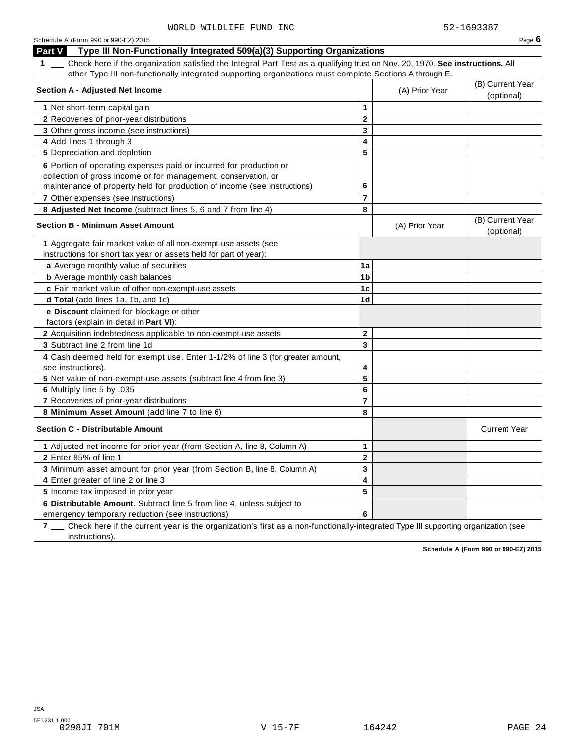WORLD WILDLIFE FUND INC 52-1693387

Schedule A (Form 990 or 990-EZ) 2015

## Part V Type III Non-Functionally Integrated 509(a)(3) Supporting Organizations

**1** ☐ Check here if the organization satisfied the Integral Part Test as a qualifying trust on Nov. 20, 1970. **See instructions.** All other Type III non-functionally integrated supporting organizations must complete Sections A through E.

| **Section A - Adjusted Net Income** | | (A) Prior Year | (B) Current Year (optional) |
|---|---|---|---|
| **1** Net short-term capital gain | 1 | | |
| **2** Recoveries of prior-year distributions | 2 | | |
| **3** Other gross income (see instructions) | 3 | | |
| **4** Add lines 1 through 3 | 4 | | |
| **5** Depreciation and depletion | 5 | | |
| **6** Portion of operating expenses paid or incurred for production or collection of gross income or for management, conservation, or maintenance of property held for production of income (see instructions) | 6 | | |
| **7** Other expenses (see instructions) | 7 | | |
| **8 Adjusted Net Income** (subtract lines 5, 6 and 7 from line 4) | 8 | | |

| **Section B - Minimum Asset Amount** | | (A) Prior Year | (B) Current Year (optional) |
|---|---|---|---|
| **1** Aggregate fair market value of all non-exempt-use assets (see instructions for short tax year or assets held for part of year): | | | |
| **a** Average monthly value of securities | 1a | | |
| **b** Average monthly cash balances | 1b | | |
| **c** Fair market value of other non-exempt-use assets | 1c | | |
| **d Total** (add lines 1a, 1b, and 1c) | 1d | | |
| **e Discount** claimed for blockage or other factors (explain in detail in **Part VI**): | | | |
| **2** Acquisition indebtedness applicable to non-exempt-use assets | 2 | | |
| **3** Subtract line 2 from line 1d | 3 | | |
| **4** Cash deemed held for exempt use. Enter 1-1/2% of line 3 (for greater amount, see instructions). | 4 | | |
| **5** Net value of non-exempt-use assets (subtract line 4 from line 3) | 5 | | |
| **6** Multiply line 5 by .035 | 6 | | |
| **7** Recoveries of prior-year distributions | 7 | | |
| **8 Minimum Asset Amount** (add line 7 to line 6) | 8 | | |

| **Section C - Distributable Amount** | | | Current Year |
|---|---|---|---|
| **1** Adjusted net income for prior year (from Section A, line 8, Column A) | 1 | | |
| **2** Enter 85% of line 1 | 2 | | |
| **3** Minimum asset amount for prior year (from Section B, line 8, Column A) | 3 | | |
| **4** Enter greater of line 2 or line 3 | 4 | | |
| **5** Income tax imposed in prior year | 5 | | |
| **6 Distributable Amount**. Subtract line 5 from line 4, unless subject to emergency temporary reduction (see instructions) | 6 | | |

**7** ☐ Check here if the current year is the organization's first as a non-functionally-integrated Type III supporting organization (see instructions).

**Schedule A (Form 990 or 990-EZ) 2015**

JSA
5E1231 1.000
0298JI 701M V 15-7F 164242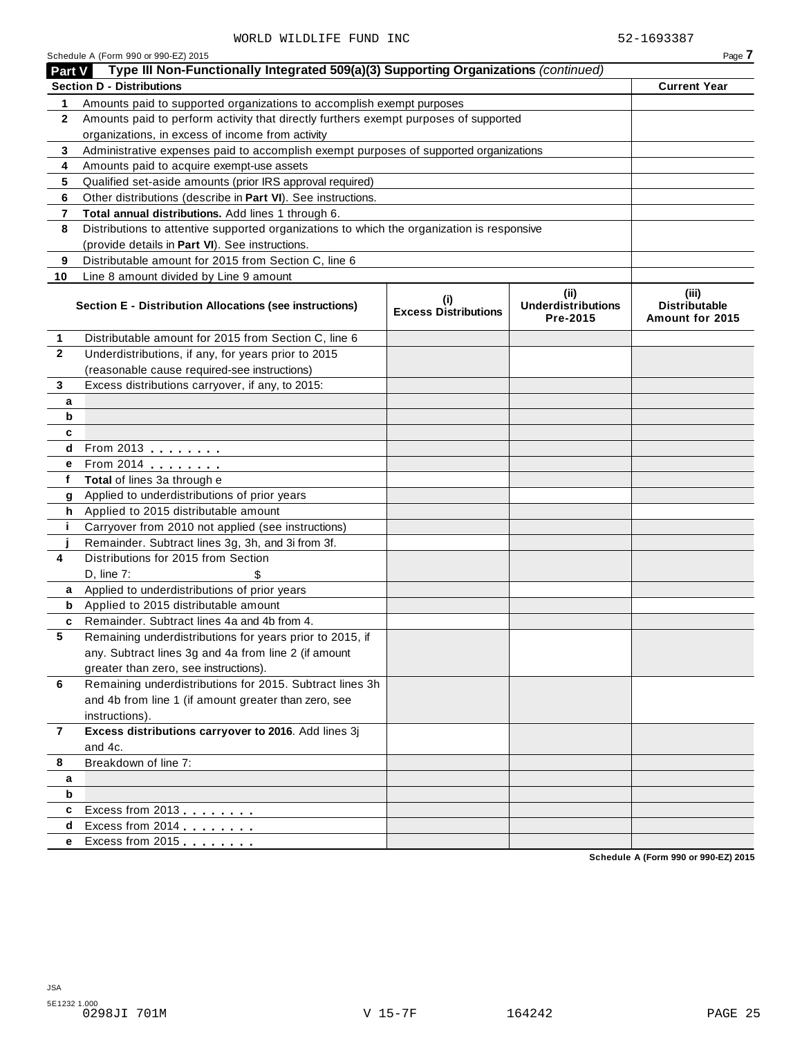WORLD WILDLIFE FUND INC 52-1693387

Schedule A (Form 990 or 990-EZ) 2015

## Part V Type III Non-Functionally Integrated 509(a)(3) Supporting Organizations *(continued)*

| Section D - Distributions | | Current Year |
|---|---|---|
| 1 | Amounts paid to supported organizations to accomplish exempt purposes | |
| 2 | Amounts paid to perform activity that directly furthers exempt purposes of supported organizations, in excess of income from activity | |
| 3 | Administrative expenses paid to accomplish exempt purposes of supported organizations | |
| 4 | Amounts paid to acquire exempt-use assets | |
| 5 | Qualified set-aside amounts (prior IRS approval required) | |
| 6 | Other distributions (describe in **Part VI**). See instructions. | |
| 7 | **Total annual distributions.** Add lines 1 through 6. | |
| 8 | Distributions to attentive supported organizations to which the organization is responsive (provide details in **Part VI**). See instructions. | |
| 9 | Distributable amount for 2015 from Section C, line 6 | |
| 10 | Line 8 amount divided by Line 9 amount | |

| | Section E - Distribution Allocations (see instructions) | (i) Excess Distributions | (ii) Underdistributions Pre-2015 | (iii) Distributable Amount for 2015 |
|---|---|---|---|---|
| 1 | Distributable amount for 2015 from Section C, line 6 | | | |
| 2 | Underdistributions, if any, for years prior to 2015 (reasonable cause required-see instructions) | | | |
| 3 | Excess distributions carryover, if any, to 2015: | | | |
| a | | | | |
| b | | | | |
| c | | | | |
| d | From 2013 | | | |
| e | From 2014 | | | |
| f | **Total** of lines 3a through e | | | |
| g | Applied to underdistributions of prior years | | | |
| h | Applied to 2015 distributable amount | | | |
| i | Carryover from 2010 not applied (see instructions) | | | |
| j | Remainder. Subtract lines 3g, 3h, and 3i from 3f. | | | |
| 4 | Distributions for 2015 from Section D, line 7: $ | | | |
| a | Applied to underdistributions of prior years | | | |
| b | Applied to 2015 distributable amount | | | |
| c | Remainder. Subtract lines 4a and 4b from 4. | | | |
| 5 | Remaining underdistributions for years prior to 2015, if any. Subtract lines 3g and 4a from line 2 (if amount greater than zero, see instructions). | | | |
| 6 | Remaining underdistributions for 2015. Subtract lines 3h and 4b from line 1 (if amount greater than zero, see instructions). | | | |
| 7 | **Excess distributions carryover to 2016**. Add lines 3j and 4c. | | | |
| 8 | Breakdown of line 7: | | | |
| a | | | | |
| b | | | | |
| c | Excess from 2013 | | | |
| d | Excess from 2014 | | | |
| e | Excess from 2015 | | | |

Schedule A (Form 990 or 990-EZ) 2015

JSA
5E1232 1.000
0298JI 701M V 15-7F 164242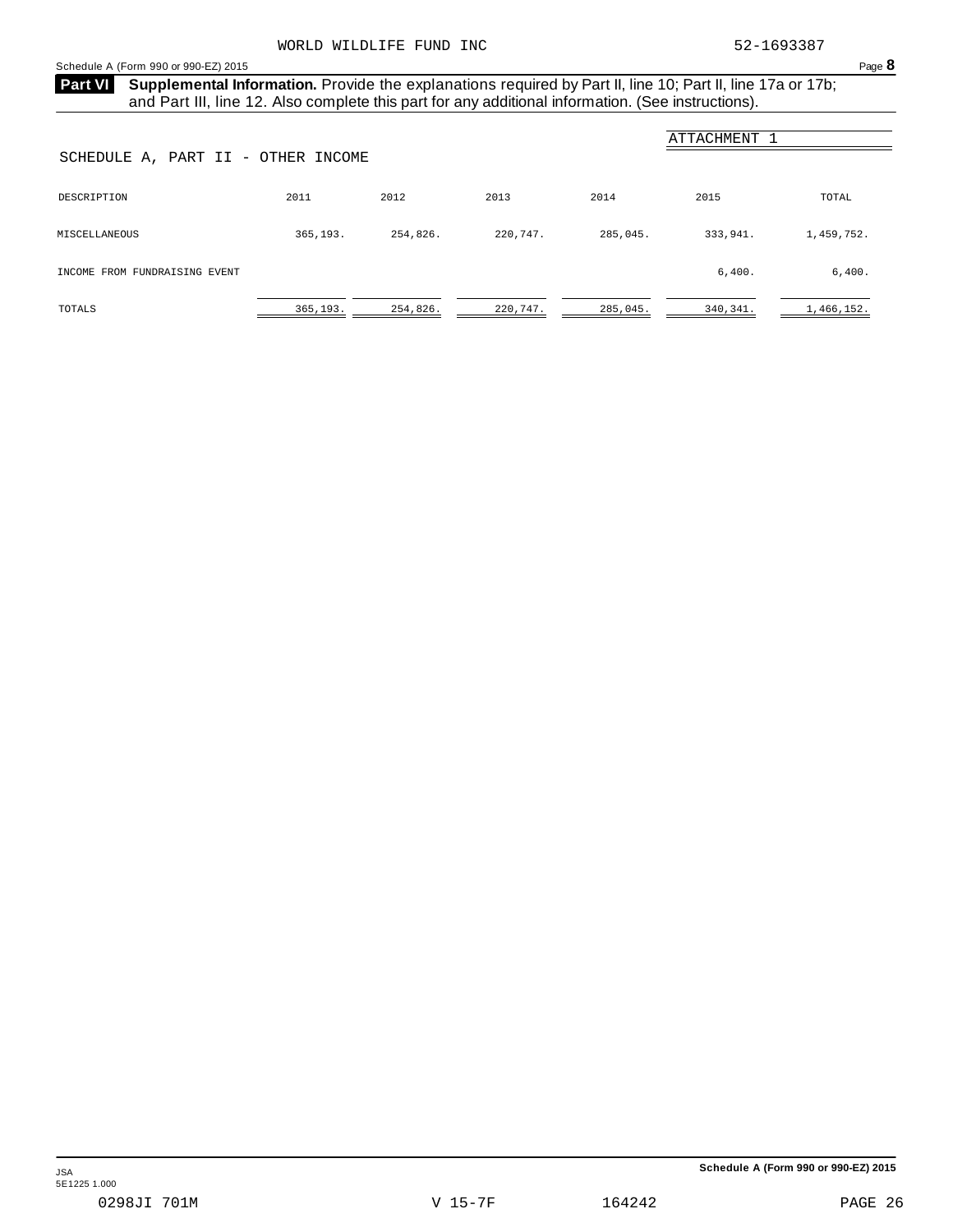WORLD WILDLIFE FUND INC 52-1693387

Schedule A (Form 990 or 990-EZ) 2015 Page **8**

**Part VI** **Supplemental Information.** Provide the explanations required by Part II, line 10; Part II, line 17a or 17b; and Part III, line 12. Also complete this part for any additional information. (See instructions).

ATTACHMENT 1

SCHEDULE A, PART II - OTHER INCOME

| DESCRIPTION | 2011 | 2012 | 2013 | 2014 | 2015 | TOTAL |
|---|---|---|---|---|---|---|
| MISCELLANEOUS | 365,193. | 254,826. | 220,747. | 285,045. | 333,941. | 1,459,752. |
| INCOME FROM FUNDRAISING EVENT | | | | | 6,400. | 6,400. |
| TOTALS | 365,193. | 254,826. | 220,747. | 285,045. | 340,341. | 1,466,152. |

JSA
5E1225 1.000

0298JI 701M V 15-7F 164242

Schedule A (Form 990 or 990-EZ) 2015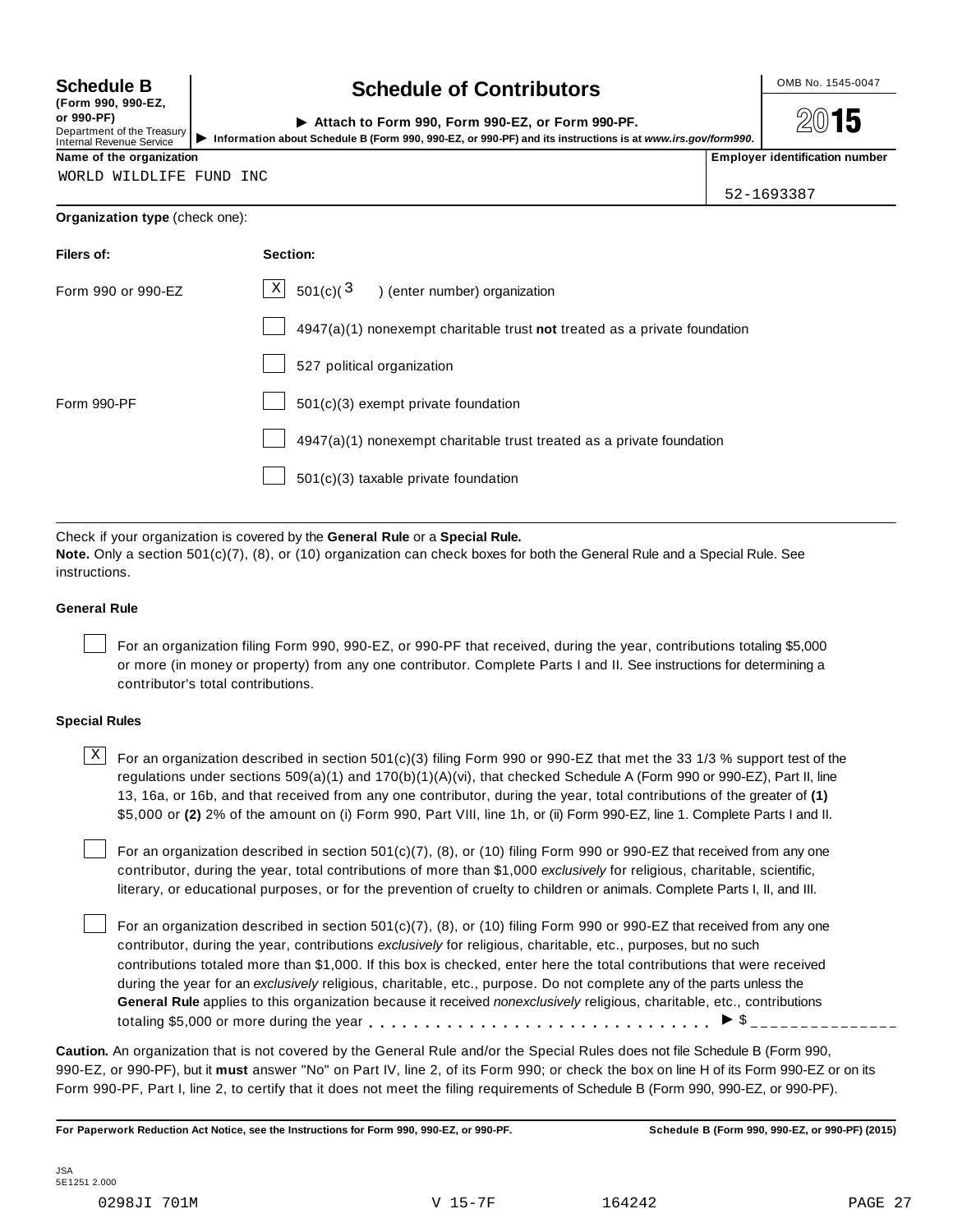**Schedule B** (Form 990, 990-EZ, or 990-PF)
Department of the Treasury
Internal Revenue Service

# Schedule of Contributors

► Attach to Form 990, Form 990-EZ, or Form 990-PF.

► Information about Schedule B (Form 990, 990-EZ, or 990-PF) and its instructions is at *www.irs.gov/form990*.

OMB No. 1545-0047

**2015**

| Name of the organization | Employer identification number |
|---|---|
| WORLD WILDLIFE FUND INC | 52-1693387 |

**Organization type** (check one):

| Filers of: | Section: |
|---|---|
| Form 990 or 990-EZ | [X] 501(c)( 3 ) (enter number) organization |
| | [ ] 4947(a)(1) nonexempt charitable trust **not** treated as a private foundation |
| | [ ] 527 political organization |
| Form 990-PF | [ ] 501(c)(3) exempt private foundation |
| | [ ] 4947(a)(1) nonexempt charitable trust treated as a private foundation |
| | [ ] 501(c)(3) taxable private foundation |

Check if your organization is covered by the **General Rule** or a **Special Rule.**

**Note.** Only a section 501(c)(7), (8), or (10) organization can check boxes for both the General Rule and a Special Rule. See instructions.

**General Rule**

[ ] For an organization filing Form 990, 990-EZ, or 990-PF that received, during the year, contributions totaling $5,000 or more (in money or property) from any one contributor. Complete Parts I and II. See instructions for determining a contributor's total contributions.

**Special Rules**

[X] For an organization described in section 501(c)(3) filing Form 990 or 990-EZ that met the 33 1/3 % support test of the regulations under sections 509(a)(1) and 170(b)(1)(A)(vi), that checked Schedule A (Form 990 or 990-EZ), Part II, line 13, 16a, or 16b, and that received from any one contributor, during the year, total contributions of the greater of **(1)** $5,000 or **(2)** 2% of the amount on (i) Form 990, Part VIII, line 1h, or (ii) Form 990-EZ, line 1. Complete Parts I and II.

[ ] For an organization described in section 501(c)(7), (8), or (10) filing Form 990 or 990-EZ that received from any one contributor, during the year, total contributions of more than $1,000 *exclusively* for religious, charitable, scientific, literary, or educational purposes, or for the prevention of cruelty to children or animals. Complete Parts I, II, and III.

[ ] For an organization described in section 501(c)(7), (8), or (10) filing Form 990 or 990-EZ that received from any one contributor, during the year, contributions *exclusively* for religious, charitable, etc., purposes, but no such contributions totaled more than $1,000. If this box is checked, enter here the total contributions that were received during the year for an *exclusively* religious, charitable, etc., purpose. Do not complete any of the parts unless the **General Rule** applies to this organization because it received *nonexclusively* religious, charitable, etc., contributions totaling $5,000 or more during the year . . . . . . . . . . . . . . . . . . . . . . . . . . . . . ► $ ______________

**Caution.** An organization that is not covered by the General Rule and/or the Special Rules does not file Schedule B (Form 990, 990-EZ, or 990-PF), but it **must** answer "No" on Part IV, line 2, of its Form 990; or check the box on line H of its Form 990-EZ or on its Form 990-PF, Part I, line 2, to certify that it does not meet the filing requirements of Schedule B (Form 990, 990-EZ, or 990-PF).

**For Paperwork Reduction Act Notice, see the Instructions for Form 990, 990-EZ, or 990-PF.** **Schedule B (Form 990, 990-EZ, or 990-PF) (2015)**

JSA
5E1251 2.000

0298JI 701M V 15-7F 164242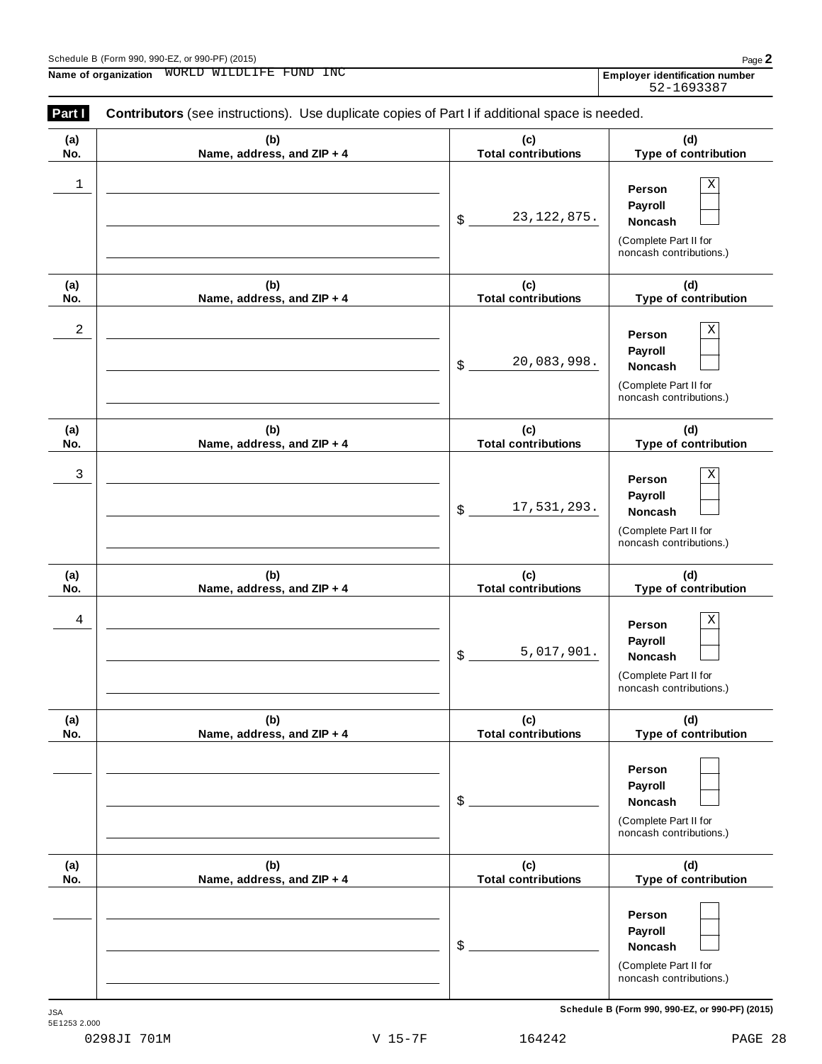Schedule B (Form 990, 990-EZ, or 990-PF) (2015)

**Name of organization** WORLD WILDLIFE FUND INC

**Employer identification number** 52-1693387

**Part I** **Contributors** (see instructions). Use duplicate copies of Part I if additional space is needed.

| (a) No. | (b) Name, address, and ZIP + 4 | (c) Total contributions | (d) Type of contribution |
|---|---|---|---|
| 1 | | $ 23,122,875. | Person [X] Payroll [ ] Noncash [ ] (Complete Part II for noncash contributions.) |
| 2 | | $ 20,083,998. | Person [X] Payroll [ ] Noncash [ ] (Complete Part II for noncash contributions.) |
| 3 | | $ 17,531,293. | Person [X] Payroll [ ] Noncash [ ] (Complete Part II for noncash contributions.) |
| 4 | | $ 5,017,901. | Person [X] Payroll [ ] Noncash [ ] (Complete Part II for noncash contributions.) |
| | | $ | Person [ ] Payroll [ ] Noncash [ ] (Complete Part II for noncash contributions.) |
| | | $ | Person [ ] Payroll [ ] Noncash [ ] (Complete Part II for noncash contributions.) |

JSA
5E1253 2.000

Schedule B (Form 990, 990-EZ, or 990-PF) (2015)

0298JI 701M V 15-7F 164242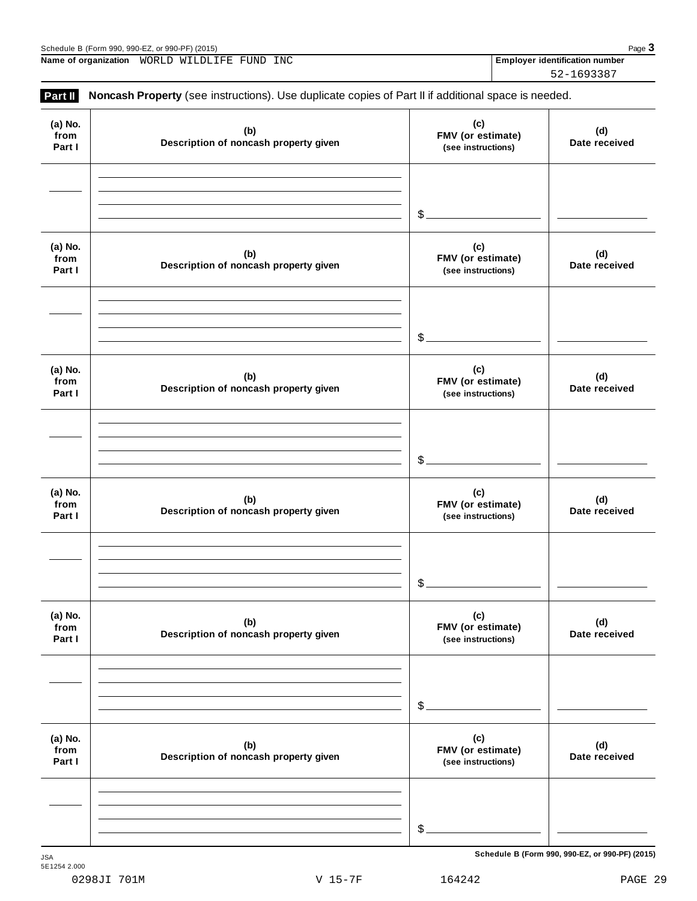Name of organization WORLD WILDLIFE FUND INC

Employer identification number 52-1693387

**Part II** **Noncash Property** (see instructions). Use duplicate copies of Part II if additional space is needed.

| (a) No. from Part I | (b) Description of noncash property given | (c) FMV (or estimate) (see instructions) | (d) Date received |
|---|---|---|---|
| | | $ | |

| (a) No. from Part I | (b) Description of noncash property given | (c) FMV (or estimate) (see instructions) | (d) Date received |
|---|---|---|---|
| | | $ | |

| (a) No. from Part I | (b) Description of noncash property given | (c) FMV (or estimate) (see instructions) | (d) Date received |
|---|---|---|---|
| | | $ | |

| (a) No. from Part I | (b) Description of noncash property given | (c) FMV (or estimate) (see instructions) | (d) Date received |
|---|---|---|---|
| | | $ | |

| (a) No. from Part I | (b) Description of noncash property given | (c) FMV (or estimate) (see instructions) | (d) Date received |
|---|---|---|---|
| | | $ | |

| (a) No. from Part I | (b) Description of noncash property given | (c) FMV (or estimate) (see instructions) | (d) Date received |
|---|---|---|---|
| | | $ | |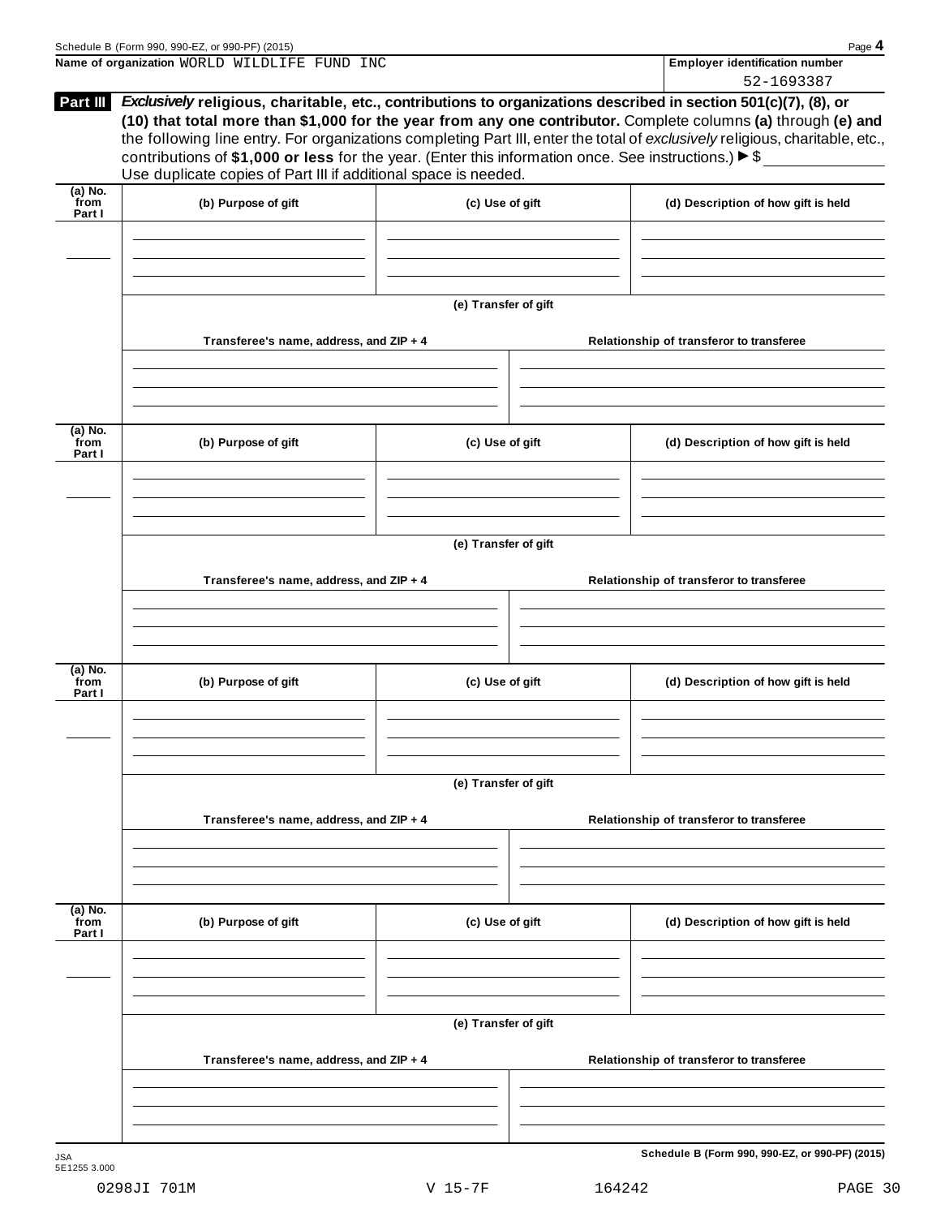Name of organization WORLD WILDLIFE FUND INC

Employer identification number 52-1693387

**Part III** ***Exclusively*** **religious, charitable, etc., contributions to organizations described in section 501(c)(7), (8), or (10) that total more than $1,000 for the year from any one contributor.** Complete columns **(a)** through **(e) and** the following line entry. For organizations completing Part III, enter the total of *exclusively* religious, charitable, etc., contributions of **$1,000 or less** for the year. (Enter this information once. See instructions.) ▶ $

Use duplicate copies of Part III if additional space is needed.

| (a) No. from Part I | (b) Purpose of gift | (c) Use of gift | (d) Description of how gift is held |
|---|---|---|---|
| | | | |

(e) Transfer of gift

| Transferee's name, address, and ZIP + 4 | Relationship of transferor to transferee |
|---|---|
| | |

| (a) No. from Part I | (b) Purpose of gift | (c) Use of gift | (d) Description of how gift is held |
|---|---|---|---|
| | | | |

(e) Transfer of gift

| Transferee's name, address, and ZIP + 4 | Relationship of transferor to transferee |
|---|---|
| | |

| (a) No. from Part I | (b) Purpose of gift | (c) Use of gift | (d) Description of how gift is held |
|---|---|---|---|
| | | | |

(e) Transfer of gift

| Transferee's name, address, and ZIP + 4 | Relationship of transferor to transferee |
|---|---|
| | |

| (a) No. from Part I | (b) Purpose of gift | (c) Use of gift | (d) Description of how gift is held |
|---|---|---|---|
| | | | |

(e) Transfer of gift

| Transferee's name, address, and ZIP + 4 | Relationship of transferor to transferee |
|---|---|
| | |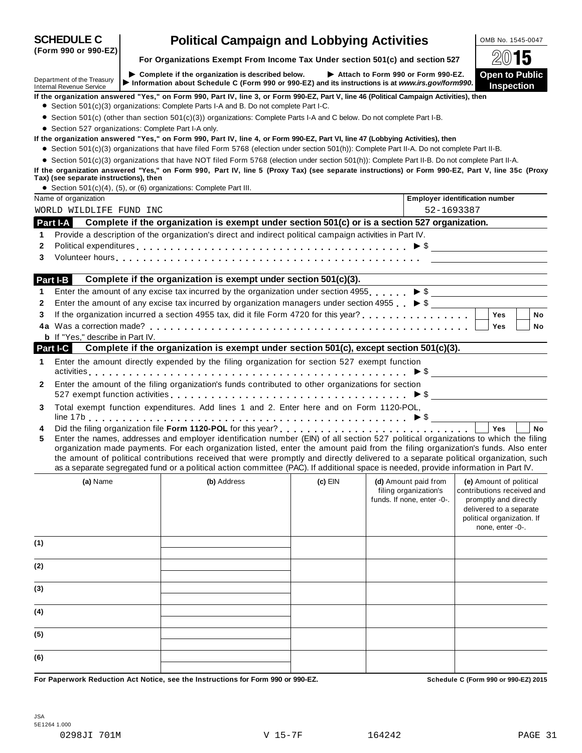# SCHEDULE C (Form 990 or 990-EZ)

## Political Campaign and Lobbying Activities

**For Organizations Exempt From Income Tax Under section 501(c) and section 527**

OMB No. 1545-0047

**2015**

**Open to Public Inspection**

Department of the Treasury
Internal Revenue Service

▶ Complete if the organization is described below. ▶ Attach to Form 990 or Form 990-EZ.
▶ Information about Schedule C (Form 990 or 990-EZ) and its instructions is at *www.irs.gov/form990.*

**If the organization answered "Yes," on Form 990, Part IV, line 3, or Form 990-EZ, Part V, line 46 (Political Campaign Activities), then**

- Section 501(c)(3) organizations: Complete Parts I-A and B. Do not complete Part I-C.
- Section 501(c) (other than section 501(c)(3)) organizations: Complete Parts I-A and C below. Do not complete Part I-B.
- Section 527 organizations: Complete Part I-A only.

**If the organization answered "Yes," on Form 990, Part IV, line 4, or Form 990-EZ, Part VI, line 47 (Lobbying Activities), then**

- Section 501(c)(3) organizations that have filed Form 5768 (election under section 501(h)): Complete Part II-A. Do not complete Part II-B.
- Section 501(c)(3) organizations that have NOT filed Form 5768 (election under section 501(h)): Complete Part II-B. Do not complete Part II-A.

**If the organization answered "Yes," on Form 990, Part IV, line 5 (Proxy Tax) (see separate instructions) or Form 990-EZ, Part V, line 35c (Proxy Tax) (see separate instructions), then**

- Section 501(c)(4), (5), or (6) organizations: Complete Part III.

| Name of organization | Employer identification number |
|---|---|
| WORLD WILDLIFE FUND INC | 52-1693387 |

### Part I-A Complete if the organization is exempt under section 501(c) or is a section 527 organization.

1. Provide a description of the organization's direct and indirect political campaign activities in Part IV.
2. Political expenditures ▶ $
3. Volunteer hours

### Part I-B Complete if the organization is exempt under section 501(c)(3).

1. Enter the amount of any excise tax incurred by the organization under section 4955 ▶ $
2. Enter the amount of any excise tax incurred by organization managers under section 4955 ▶ $
3. If the organization incurred a section 4955 tax, did it file Form 4720 for this year? ☐ Yes ☐ No

4a Was a correction made? ☐ Yes ☐ No

b If "Yes," describe in Part IV.

### Part I-C Complete if the organization is exempt under section 501(c), except section 501(c)(3).

1. Enter the amount directly expended by the filing organization for section 527 exempt function activities ▶ $
2. Enter the amount of the filing organization's funds contributed to other organizations for section 527 exempt function activities ▶ $
3. Total exempt function expenditures. Add lines 1 and 2. Enter here and on Form 1120-POL, line 17b ▶ $
4. Did the filing organization file **Form 1120-POL** for this year? ☐ Yes ☐ No
5. Enter the names, addresses and employer identification number (EIN) of all section 527 political organizations to which the filing organization made payments. For each organization listed, enter the amount paid from the filing organization's funds. Also enter the amount of political contributions received that were promptly and directly delivered to a separate political organization, such as a separate segregated fund or a political action committee (PAC). If additional space is needed, provide information in Part IV.

| | (a) Name | (b) Address | (c) EIN | (d) Amount paid from filing organization's funds. If none, enter -0-. | (e) Amount of political contributions received and promptly and directly delivered to a separate political organization. If none, enter -0-. |
|---|---|---|---|---|---|
| (1) | | | | | |
| (2) | | | | | |
| (3) | | | | | |
| (4) | | | | | |
| (5) | | | | | |
| (6) | | | | | |

**For Paperwork Reduction Act Notice, see the Instructions for Form 990 or 990-EZ.** **Schedule C (Form 990 or 990-EZ) 2015**

JSA
5E1264 1.000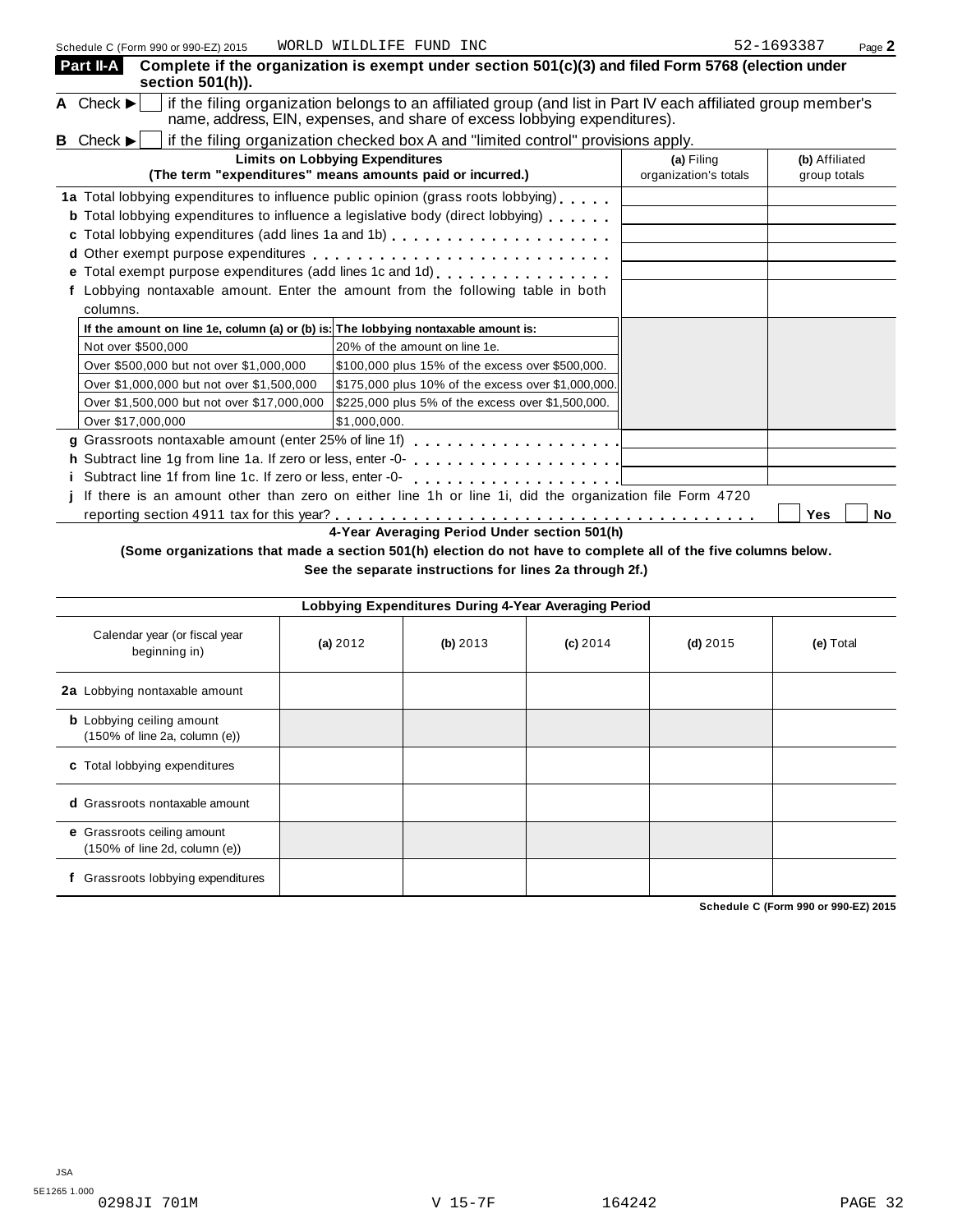Schedule C (Form 990 or 990-EZ) 2015 WORLD WILDLIFE FUND INC 52-1693387 Page **2**

**Part II-A** **Complete if the organization is exempt under section 501(c)(3) and filed Form 5768 (election under section 501(h)).**

**A** Check ▶ ☐ if the filing organization belongs to an affiliated group (and list in Part IV each affiliated group member's name, address, EIN, expenses, and share of excess lobbying expenditures).

**B** Check ▶ ☐ if the filing organization checked box A and "limited control" provisions apply.

| **Limits on Lobbying Expenditures** (The term "expenditures" means amounts paid or incurred.) | **(a)** Filing organization's totals | **(b)** Affiliated group totals |
|---|---|---|
| **1a** Total lobbying expenditures to influence public opinion (grass roots lobbying) | | |
| **b** Total lobbying expenditures to influence a legislative body (direct lobbying) | | |
| **c** Total lobbying expenditures (add lines 1a and 1b) | | |
| **d** Other exempt purpose expenditures | | |
| **e** Total exempt purpose expenditures (add lines 1c and 1d) | | |
| **f** Lobbying nontaxable amount. Enter the amount from the following table in both columns. | | |

| If the amount on line 1e, column (a) or (b) is: | The lobbying nontaxable amount is: |
|---|---|
| Not over $500,000 | 20% of the amount on line 1e. |
| Over $500,000 but not over $1,000,000 | $100,000 plus 15% of the excess over $500,000. |
| Over $1,000,000 but not over $1,500,000 | $175,000 plus 10% of the excess over $1,000,000. |
| Over $1,500,000 but not over $17,000,000 | $225,000 plus 5% of the excess over $1,500,000. |
| Over $17,000,000 | $1,000,000. |

| | **(a)** | **(b)** |
|---|---|---|
| **g** Grassroots nontaxable amount (enter 25% of line 1f) | | |
| **h** Subtract line 1g from line 1a. If zero or less, enter -0- | | |
| **i** Subtract line 1f from line 1c. If zero or less, enter -0- | | |

**j** If there is an amount other than zero on either line 1h or line 1i, did the organization file Form 4720 reporting section 4911 tax for this year? ☐ **Yes** ☐ **No**

**4-Year Averaging Period Under section 501(h)**

**(Some organizations that made a section 501(h) election do not have to complete all of the five columns below. See the separate instructions for lines 2a through 2f.)**

| **Lobbying Expenditures During 4-Year Averaging Period** | | | | | |
|---|---|---|---|---|---|
| Calendar year (or fiscal year beginning in) | **(a)** 2012 | **(b)** 2013 | **(c)** 2014 | **(d)** 2015 | **(e)** Total |
| **2a** Lobbying nontaxable amount | | | | | |
| **b** Lobbying ceiling amount (150% of line 2a, column (e)) | | | | | |
| **c** Total lobbying expenditures | | | | | |
| **d** Grassroots nontaxable amount | | | | | |
| **e** Grassroots ceiling amount (150% of line 2d, column (e)) | | | | | |
| **f** Grassroots lobbying expenditures | | | | | |

**Schedule C (Form 990 or 990-EZ) 2015**

JSA
5E1265 1.000
0298JI 701M V 15-7F 164242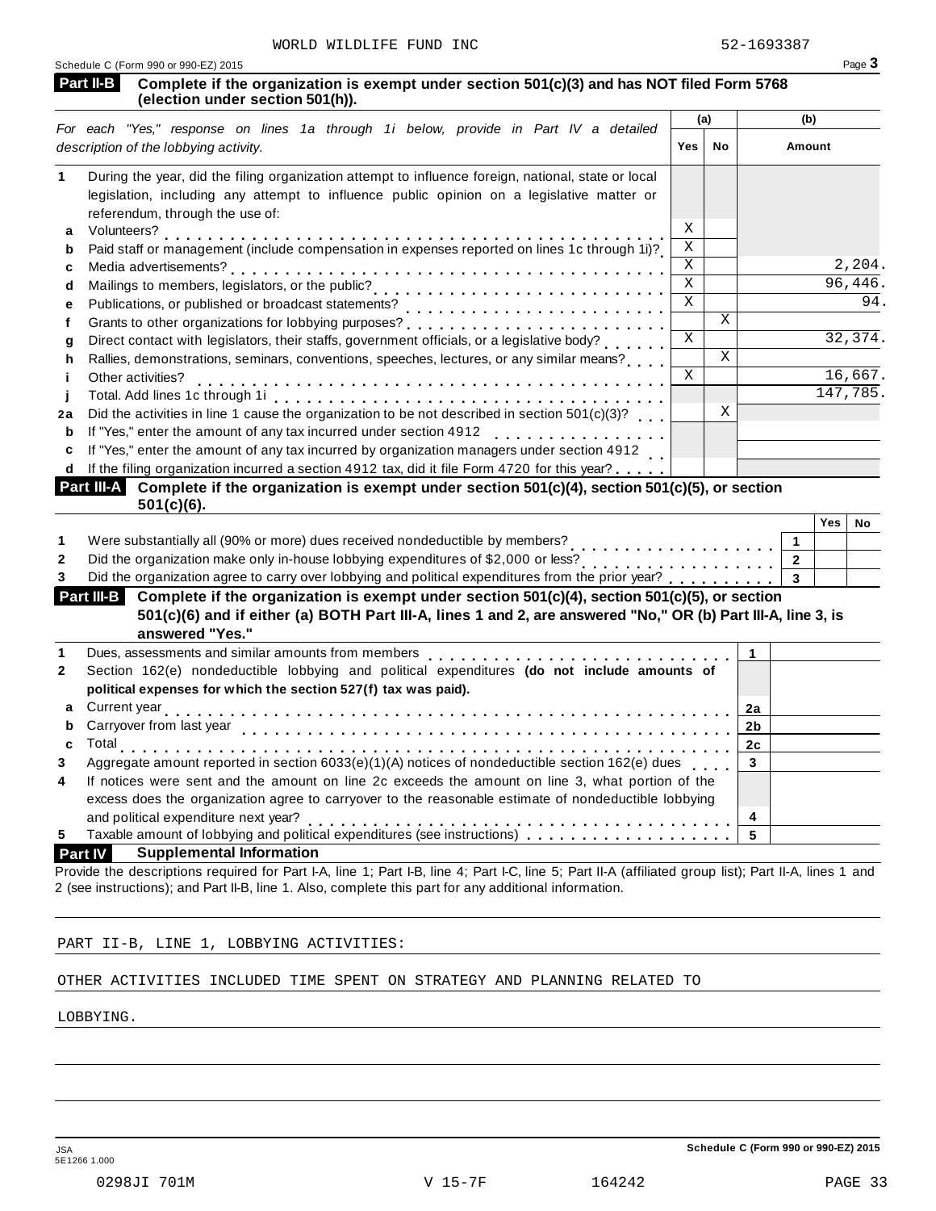WORLD WILDLIFE FUND INC 52-1693387

Schedule C (Form 990 or 990-EZ) 2015 Page 3

**Part II-B** **Complete if the organization is exempt under section 501(c)(3) and has NOT filed Form 5768 (election under section 501(h)).**

| | *For each "Yes," response on lines 1a through 1i below, provide in Part IV a detailed description of the lobbying activity.* | (a) Yes | (a) No | (b) Amount |
|---|---|---|---|---|
| **1** | During the year, did the filing organization attempt to influence foreign, national, state or local legislation, including any attempt to influence public opinion on a legislative matter or referendum, through the use of: | | | |
| **a** | Volunteers? | X | | |
| **b** | Paid staff or management (include compensation in expenses reported on lines 1c through 1i)? | X | | |
| **c** | Media advertisements? | X | | 2,204. |
| **d** | Mailings to members, legislators, or the public? | X | | 96,446. |
| **e** | Publications, or published or broadcast statements? | X | | 94. |
| **f** | Grants to other organizations for lobbying purposes? | | X | |
| **g** | Direct contact with legislators, their staffs, government officials, or a legislative body? | X | | 32,374. |
| **h** | Rallies, demonstrations, seminars, conventions, speeches, lectures, or any similar means? | | X | |
| **i** | Other activities? | X | | 16,667. |
| **j** | Total. Add lines 1c through 1i | | | 147,785. |
| **2a** | Did the activities in line 1 cause the organization to be not described in section 501(c)(3)? | | X | |
| **b** | If "Yes," enter the amount of any tax incurred under section 4912 | | | |
| **c** | If "Yes," enter the amount of any tax incurred by organization managers under section 4912 | | | |
| **d** | If the filing organization incurred a section 4912 tax, did it file Form 4720 for this year? | | | |

**Part III-A** **Complete if the organization is exempt under section 501(c)(4), section 501(c)(5), or section 501(c)(6).**

| | | | Yes | No |
|---|---|---|---|---|
| **1** | Were substantially all (90% or more) dues received nondeductible by members? | 1 | | |
| **2** | Did the organization make only in-house lobbying expenditures of $2,000 or less? | 2 | | |
| **3** | Did the organization agree to carry over lobbying and political expenditures from the prior year? | 3 | | |

**Part III-B** **Complete if the organization is exempt under section 501(c)(4), section 501(c)(5), or section 501(c)(6) and if either (a) BOTH Part III-A, lines 1 and 2, are answered "No," OR (b) Part III-A, line 3, is answered "Yes."**

| | | | |
|---|---|---|---|
| **1** | Dues, assessments and similar amounts from members | 1 | |
| **2** | Section 162(e) nondeductible lobbying and political expenditures **(do not include amounts of political expenses for which the section 527(f) tax was paid).** | | |
| **a** | Current year | 2a | |
| **b** | Carryover from last year | 2b | |
| **c** | Total | 2c | |
| **3** | Aggregate amount reported in section 6033(e)(1)(A) notices of nondeductible section 162(e) dues | 3 | |
| **4** | If notices were sent and the amount on line 2c exceeds the amount on line 3, what portion of the excess does the organization agree to carryover to the reasonable estimate of nondeductible lobbying and political expenditure next year? | 4 | |
| **5** | Taxable amount of lobbying and political expenditures (see instructions) | 5 | |

**Part IV** **Supplemental Information**

Provide the descriptions required for Part I-A, line 1; Part I-B, line 4; Part I-C, line 5; Part II-A (affiliated group list); Part II-A, lines 1 and 2 (see instructions); and Part II-B, line 1. Also, complete this part for any additional information.

PART II-B, LINE 1, LOBBYING ACTIVITIES:

OTHER ACTIVITIES INCLUDED TIME SPENT ON STRATEGY AND PLANNING RELATED TO LOBBYING.

JSA 5E1266 1.000 Schedule C (Form 990 or 990-EZ) 2015

0298JI 701M V 15-7F 164242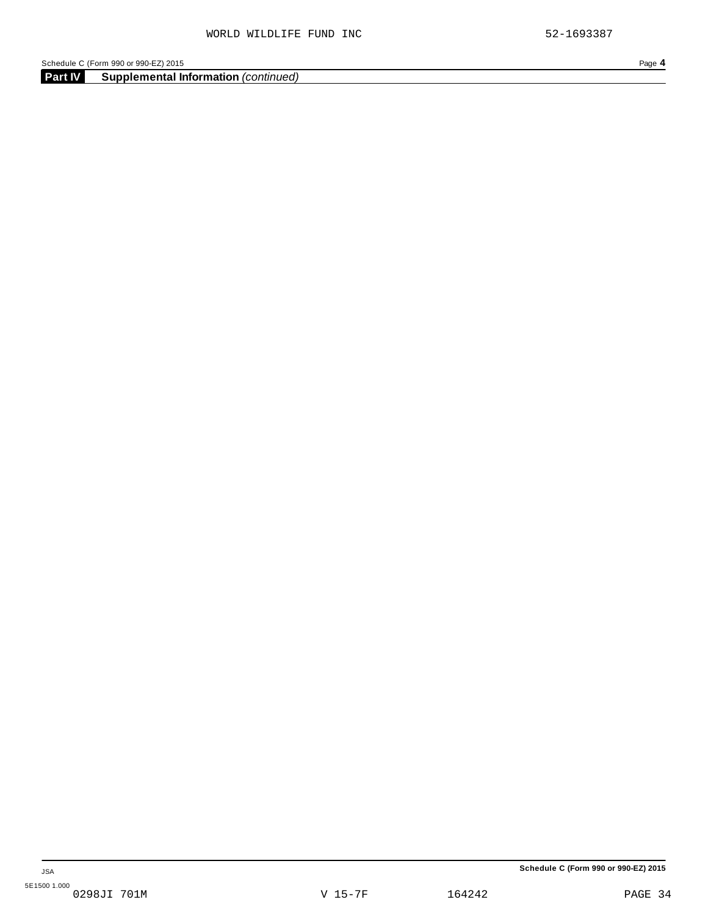## Part IV Supplemental Information *(continued)*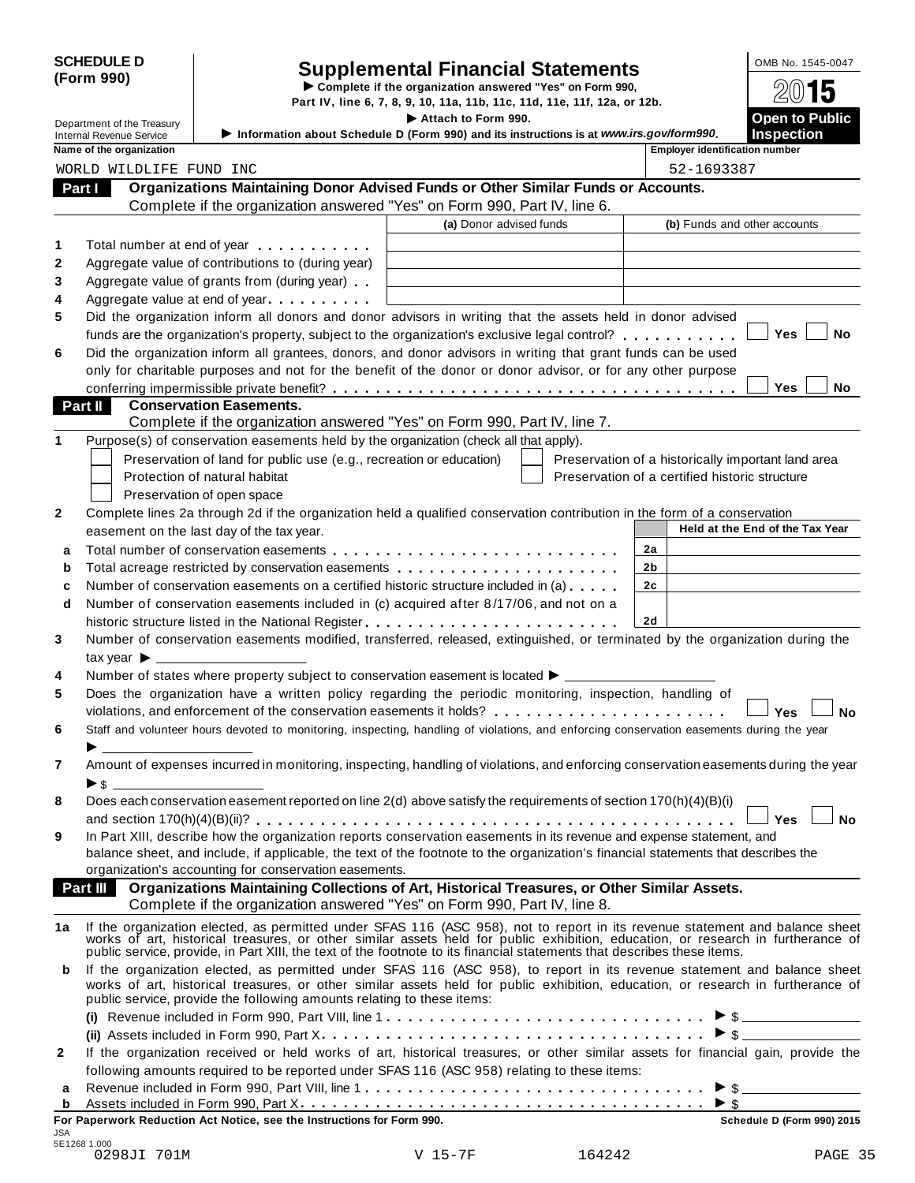**SCHEDULE D (Form 990)**

Department of the Treasury
Internal Revenue Service

# Supplemental Financial Statements

▶ Complete if the organization answered "Yes" on Form 990, Part IV, line 6, 7, 8, 9, 10, 11a, 11b, 11c, 11d, 11e, 11f, 12a, or 12b.

▶ Attach to Form 990.

▶ Information about Schedule D (Form 990) and its instructions is at *www.irs.gov/form990*.

OMB No. 1545-0047

2015

**Open to Public Inspection**

| Name of the organization | Employer identification number |
|---|---|
| WORLD WILDLIFE FUND INC | 52-1693387 |

## Part I Organizations Maintaining Donor Advised Funds or Other Similar Funds or Accounts.

Complete if the organization answered "Yes" on Form 990, Part IV, line 6.

| | | (a) Donor advised funds | (b) Funds and other accounts |
|---|---|---|---|
| 1 | Total number at end of year | | |
| 2 | Aggregate value of contributions to (during year) | | |
| 3 | Aggregate value of grants from (during year) | | |
| 4 | Aggregate value at end of year | | |

5 Did the organization inform all donors and donor advisors in writing that the assets held in donor advised funds are the organization's property, subject to the organization's exclusive legal control? ☐ Yes ☐ No

6 Did the organization inform all grantees, donors, and donor advisors in writing that grant funds can be used only for charitable purposes and not for the benefit of the donor or donor advisor, or for any other purpose conferring impermissible private benefit? ☐ Yes ☐ No

## Part II Conservation Easements.

Complete if the organization answered "Yes" on Form 990, Part IV, line 7.

1 Purpose(s) of conservation easements held by the organization (check all that apply).

- ☐ Preservation of land for public use (e.g., recreation or education)
- ☐ Protection of natural habitat
- ☐ Preservation of open space
- ☐ Preservation of a historically important land area
- ☐ Preservation of a certified historic structure

2 Complete lines 2a through 2d if the organization held a qualified conservation contribution in the form of a conservation easement on the last day of the tax year.

| | | | Held at the End of the Tax Year |
|---|---|---|---|
| a | Total number of conservation easements | 2a | |
| b | Total acreage restricted by conservation easements | 2b | |
| c | Number of conservation easements on a certified historic structure included in (a) | 2c | |
| d | Number of conservation easements included in (c) acquired after 8/17/06, and not on a historic structure listed in the National Register | 2d | |

3 Number of conservation easements modified, transferred, released, extinguished, or terminated by the organization during the tax year ▶ ____________

4 Number of states where property subject to conservation easement is located ▶ ____________

5 Does the organization have a written policy regarding the periodic monitoring, inspection, handling of violations, and enforcement of the conservation easements it holds? ☐ Yes ☐ No

6 Staff and volunteer hours devoted to monitoring, inspecting, handling of violations, and enforcing conservation easements during the year ▶ ____________

7 Amount of expenses incurred in monitoring, inspecting, handling of violations, and enforcing conservation easements during the year ▶ $ ____________

8 Does each conservation easement reported on line 2(d) above satisfy the requirements of section 170(h)(4)(B)(i) and section 170(h)(4)(B)(ii)? ☐ Yes ☐ No

9 In Part XIII, describe how the organization reports conservation easements in its revenue and expense statement, and balance sheet, and include, if applicable, the text of the footnote to the organization's financial statements that describes the organization's accounting for conservation easements.

## Part III Organizations Maintaining Collections of Art, Historical Treasures, or Other Similar Assets.

Complete if the organization answered "Yes" on Form 990, Part IV, line 8.

1a If the organization elected, as permitted under SFAS 116 (ASC 958), not to report in its revenue statement and balance sheet works of art, historical treasures, or other similar assets held for public exhibition, education, or research in furtherance of public service, provide, in Part XIII, the text of the footnote to its financial statements that describes these items.

b If the organization elected, as permitted under SFAS 116 (ASC 958), to report in its revenue statement and balance sheet works of art, historical treasures, or other similar assets held for public exhibition, education, or research in furtherance of public service, provide the following amounts relating to these items:

(i) Revenue included in Form 990, Part VIII, line 1 ▶ $ ____________

(ii) Assets included in Form 990, Part X ▶ $ ____________

2 If the organization received or held works of art, historical treasures, or other similar assets for financial gain, provide the following amounts required to be reported under SFAS 116 (ASC 958) relating to these items:

a Revenue included in Form 990, Part VIII, line 1 ▶ $ ____________

b Assets included in Form 990, Part X ▶ $ ____________

**For Paperwork Reduction Act Notice, see the Instructions for Form 990.** **Schedule D (Form 990) 2015**

JSA
5E1268 1.000
0298JI 701M V 15-7F 164242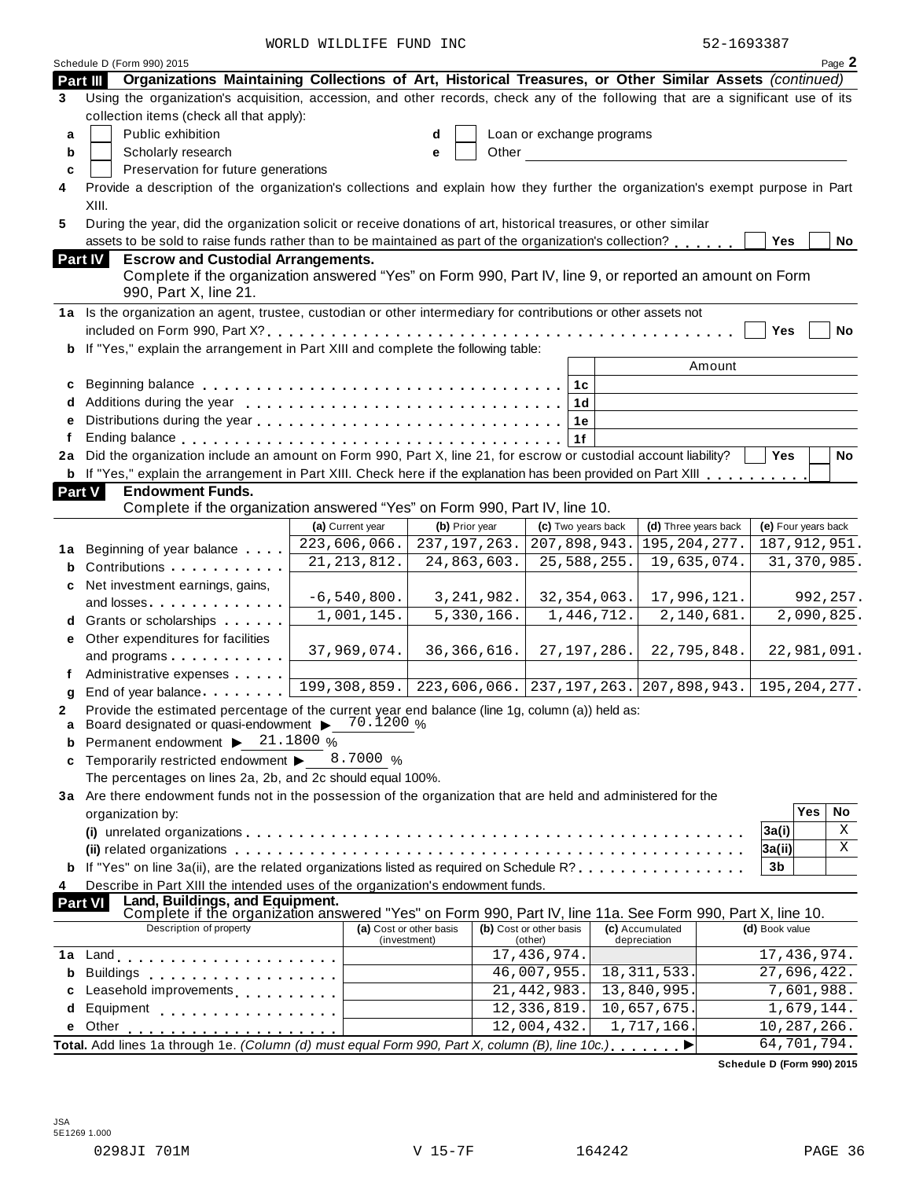WORLD WILDLIFE FUND INC 52-1693387

Schedule D (Form 990) 2015 Page **2**

## Part III Organizations Maintaining Collections of Art, Historical Treasures, or Other Similar Assets *(continued)*

**3** Using the organization's acquisition, accession, and other records, check any of the following that are a significant use of its collection items (check all that apply):

- **a** ☐ Public exhibition
- **b** ☐ Scholarly research
- **c** ☐ Preservation for future generations
- **d** ☐ Loan or exchange programs
- **e** ☐ Other ______________________

**4** Provide a description of the organization's collections and explain how they further the organization's exempt purpose in Part XIII.

**5** During the year, did the organization solicit or receive donations of art, historical treasures, or other similar assets to be sold to raise funds rather than to be maintained as part of the organization's collection? ☐ Yes ☐ No

## Part IV Escrow and Custodial Arrangements.

Complete if the organization answered "Yes" on Form 990, Part IV, line 9, or reported an amount on Form 990, Part X, line 21.

**1a** Is the organization an agent, trustee, custodian or other intermediary for contributions or other assets not included on Form 990, Part X? ☐ Yes ☐ No

**b** If "Yes," explain the arrangement in Part XIII and complete the following table:

| | | | Amount |
|---|---|---|---|
| **c** | Beginning balance | 1c | |
| **d** | Additions during the year | 1d | |
| **e** | Distributions during the year | 1e | |
| **f** | Ending balance | 1f | |

**2a** Did the organization include an amount on Form 990, Part X, line 21, for escrow or custodial account liability? ☐ Yes ☐ No

**b** If "Yes," explain the arrangement in Part XIII. Check here if the explanation has been provided on Part XIII ☐

## Part V Endowment Funds.

Complete if the organization answered "Yes" on Form 990, Part IV, line 10.

| | | (a) Current year | (b) Prior year | (c) Two years back | (d) Three years back | (e) Four years back |
|---|---|---|---|---|---|---|
| **1a** | Beginning of year balance | 223,606,066. | 237,197,263. | 207,898,943. | 195,204,277. | 187,912,951. |
| **b** | Contributions | 21,213,812. | 24,863,603. | 25,588,255. | 19,635,074. | 31,370,985. |
| **c** | Net investment earnings, gains, and losses | -6,540,800. | 3,241,982. | 32,354,063. | 17,996,121. | 992,257. |
| **d** | Grants or scholarships | 1,001,145. | 5,330,166. | 1,446,712. | 2,140,681. | 2,090,825. |
| **e** | Other expenditures for facilities and programs | 37,969,074. | 36,366,616. | 27,197,286. | 22,795,848. | 22,981,091. |
| **f** | Administrative expenses | | | | | |
| **g** | End of year balance | 199,308,859. | 223,606,066. | 237,197,263. | 207,898,943. | 195,204,277. |

**2** Provide the estimated percentage of the current year end balance (line 1g, column (a)) held as:

- **a** Board designated or quasi-endowment ▶ 70.1200 %
- **b** Permanent endowment ▶ 21.1800 %
- **c** Temporarily restricted endowment ▶ 8.7000 %

The percentages on lines 2a, 2b, and 2c should equal 100%.

**3a** Are there endowment funds not in the possession of the organization that are held and administered for the organization by:

| | | | Yes | No |
|---|---|---|---|---|
| **(i)** | unrelated organizations | 3a(i) | | X |
| **(ii)** | related organizations | 3a(ii) | | X |
| **b** | If "Yes" on line 3a(ii), are the related organizations listed as required on Schedule R? | 3b | | |

**4** Describe in Part XIII the intended uses of the organization's endowment funds.

## Part VI Land, Buildings, and Equipment.

Complete if the organization answered "Yes" on Form 990, Part IV, line 11a. See Form 990, Part X, line 10.

| | Description of property | (a) Cost or other basis (investment) | (b) Cost or other basis (other) | (c) Accumulated depreciation | (d) Book value |
|---|---|---|---|---|---|
| **1a** | Land | | 17,436,974. | | 17,436,974. |
| **b** | Buildings | | 46,007,955. | 18,311,533. | 27,696,422. |
| **c** | Leasehold improvements | | 21,442,983. | 13,840,995. | 7,601,988. |
| **d** | Equipment | | 12,336,819. | 10,657,675. | 1,679,144. |
| **e** | Other | | 12,004,432. | 1,717,166. | 10,287,266. |
| **Total.** | Add lines 1a through 1e. *(Column (d) must equal Form 990, Part X, column (B), line 10c.)* ▶ | | | | 64,701,794. |

**Schedule D (Form 990) 2015**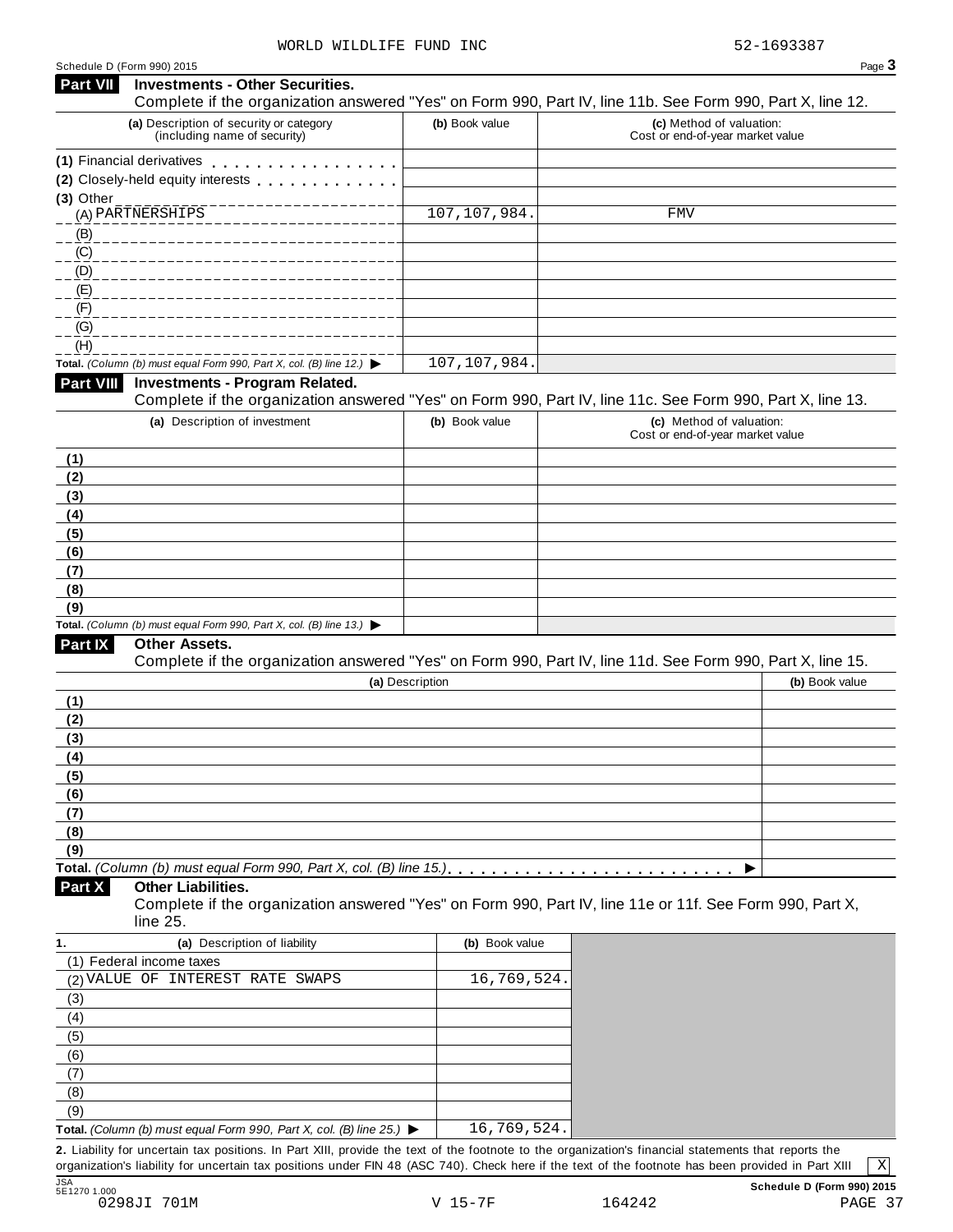WORLD WILDLIFE FUND INC 52-1693387

Schedule D (Form 990) 2015

## Part VII Investments - Other Securities.

Complete if the organization answered "Yes" on Form 990, Part IV, line 11b. See Form 990, Part X, line 12.

| (a) Description of security or category (including name of security) | (b) Book value | (c) Method of valuation: Cost or end-of-year market value |
|---|---|---|
| (1) Financial derivatives | | |
| (2) Closely-held equity interests | | |
| (3) Other | | |
| (A) PARTNERSHIPS | 107,107,984. | FMV |
| (B) | | |
| (C) | | |
| (D) | | |
| (E) | | |
| (F) | | |
| (G) | | |
| (H) | | |
| **Total.** *(Column (b) must equal Form 990, Part X, col. (B) line 12.)* ▶ | 107,107,984. | |

## Part VIII Investments - Program Related.

Complete if the organization answered "Yes" on Form 990, Part IV, line 11c. See Form 990, Part X, line 13.

| (a) Description of investment | (b) Book value | (c) Method of valuation: Cost or end-of-year market value |
|---|---|---|
| (1) | | |
| (2) | | |
| (3) | | |
| (4) | | |
| (5) | | |
| (6) | | |
| (7) | | |
| (8) | | |
| (9) | | |
| **Total.** *(Column (b) must equal Form 990, Part X, col. (B) line 13.)* ▶ | | |

## Part IX Other Assets.

Complete if the organization answered "Yes" on Form 990, Part IV, line 11d. See Form 990, Part X, line 15.

| (a) Description | (b) Book value |
|---|---|
| (1) | |
| (2) | |
| (3) | |
| (4) | |
| (5) | |
| (6) | |
| (7) | |
| (8) | |
| (9) | |
| **Total.** *(Column (b) must equal Form 990, Part X, col. (B) line 15.)* ▶ | |

## Part X Other Liabilities.

Complete if the organization answered "Yes" on Form 990, Part IV, line 11e or 11f. See Form 990, Part X, line 25.

| 1. (a) Description of liability | (b) Book value |
|---|---|
| (1) Federal income taxes | |
| (2) VALUE OF INTEREST RATE SWAPS | 16,769,524. |
| (3) | |
| (4) | |
| (5) | |
| (6) | |
| (7) | |
| (8) | |
| (9) | |
| **Total.** *(Column (b) must equal Form 990, Part X, col. (B) line 25.)* ▶ | 16,769,524. |

**2.** Liability for uncertain tax positions. In Part XIII, provide the text of the footnote to the organization's financial statements that reports the organization's liability for uncertain tax positions under FIN 48 (ASC 740). Check here if the text of the footnote has been provided in Part XIII [X]

JSA 5E1270 1.000

**Schedule D (Form 990) 2015**

0298JI 701M V 15-7F 164242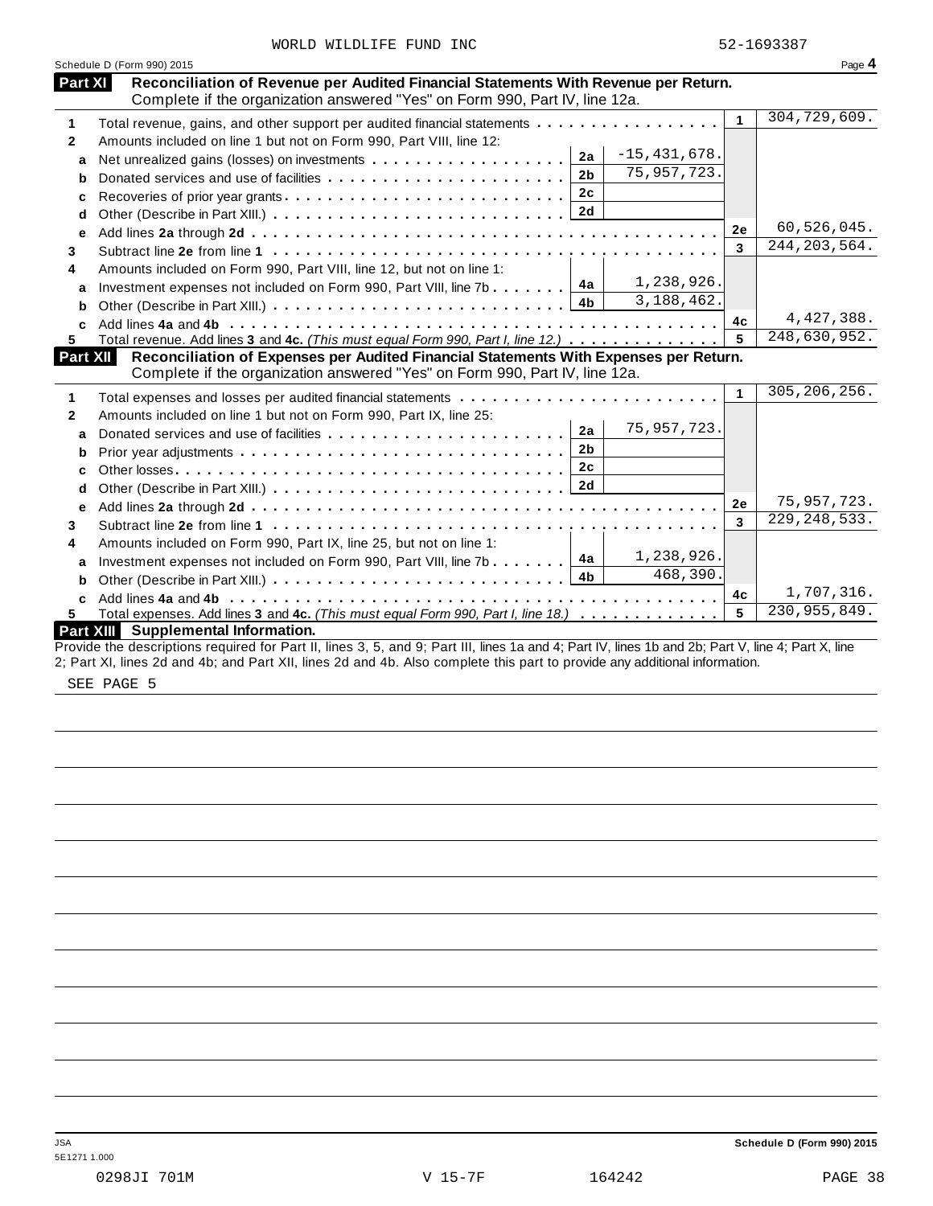WORLD WILDLIFE FUND INC 52-1693387

Schedule D (Form 990) 2015

## Part XI Reconciliation of Revenue per Audited Financial Statements With Revenue per Return.

Complete if the organization answered "Yes" on Form 990, Part IV, line 12a.

| | | | | | |
|---|---|---|---|---|---|
| 1 | Total revenue, gains, and other support per audited financial statements | | | 1 | 304,729,609. |
| 2 | Amounts included on line 1 but not on Form 990, Part VIII, line 12: | | | | |
| a | Net unrealized gains (losses) on investments | 2a | -15,431,678. | | |
| b | Donated services and use of facilities | 2b | 75,957,723. | | |
| c | Recoveries of prior year grants | 2c | | | |
| d | Other (Describe in Part XIII.) | 2d | | | |
| e | Add lines **2a** through **2d** | | | 2e | 60,526,045. |
| 3 | Subtract line **2e** from line **1** | | | 3 | 244,203,564. |
| 4 | Amounts included on Form 990, Part VIII, line 12, but not on line 1: | | | | |
| a | Investment expenses not included on Form 990, Part VIII, line 7b | 4a | 1,238,926. | | |
| b | Other (Describe in Part XIII.) | 4b | 3,188,462. | | |
| c | Add lines **4a** and **4b** | | | 4c | 4,427,388. |
| 5 | Total revenue. Add lines **3** and **4c.** *(This must equal Form 990, Part I, line 12.)* | | | 5 | 248,630,952. |

## Part XII Reconciliation of Expenses per Audited Financial Statements With Expenses per Return.

Complete if the organization answered "Yes" on Form 990, Part IV, line 12a.

| | | | | | |
|---|---|---|---|---|---|
| 1 | Total expenses and losses per audited financial statements | | | 1 | 305,206,256. |
| 2 | Amounts included on line 1 but not on Form 990, Part IX, line 25: | | | | |
| a | Donated services and use of facilities | 2a | 75,957,723. | | |
| b | Prior year adjustments | 2b | | | |
| c | Other losses | 2c | | | |
| d | Other (Describe in Part XIII.) | 2d | | | |
| e | Add lines **2a** through **2d** | | | 2e | 75,957,723. |
| 3 | Subtract line **2e** from line **1** | | | 3 | 229,248,533. |
| 4 | Amounts included on Form 990, Part IX, line 25, but not on line 1: | | | | |
| a | Investment expenses not included on Form 990, Part VIII, line 7b | 4a | 1,238,926. | | |
| b | Other (Describe in Part XIII.) | 4b | 468,390. | | |
| c | Add lines **4a** and **4b** | | | 4c | 1,707,316. |
| 5 | Total expenses. Add lines **3** and **4c.** *(This must equal Form 990, Part I, line 18.)* | | | 5 | 230,955,849. |

## Part XIII Supplemental Information.

Provide the descriptions required for Part II, lines 3, 5, and 9; Part III, lines 1a and 4; Part IV, lines 1b and 2b; Part V, line 4; Part X, line 2; Part XI, lines 2d and 4b; and Part XII, lines 2d and 4b. Also complete this part to provide any additional information.

SEE PAGE 5

Schedule D (Form 990) 2015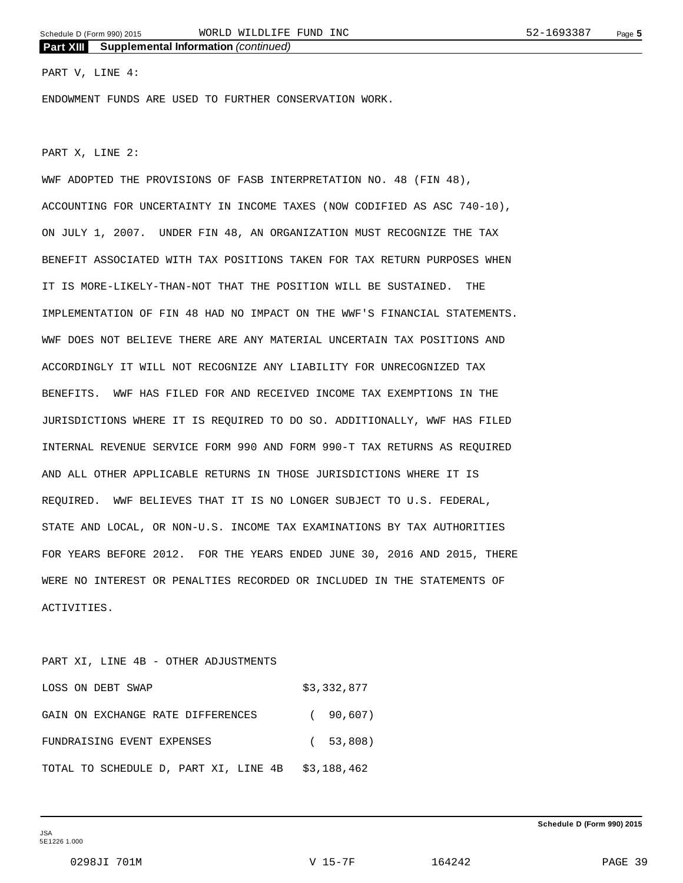## Part XIII Supplemental Information *(continued)*

PART V, LINE 4:

ENDOWMENT FUNDS ARE USED TO FURTHER CONSERVATION WORK.

PART X, LINE 2:

WWF ADOPTED THE PROVISIONS OF FASB INTERPRETATION NO. 48 (FIN 48), ACCOUNTING FOR UNCERTAINTY IN INCOME TAXES (NOW CODIFIED AS ASC 740-10), ON JULY 1, 2007. UNDER FIN 48, AN ORGANIZATION MUST RECOGNIZE THE TAX BENEFIT ASSOCIATED WITH TAX POSITIONS TAKEN FOR TAX RETURN PURPOSES WHEN IT IS MORE-LIKELY-THAN-NOT THAT THE POSITION WILL BE SUSTAINED. THE IMPLEMENTATION OF FIN 48 HAD NO IMPACT ON THE WWF'S FINANCIAL STATEMENTS. WWF DOES NOT BELIEVE THERE ARE ANY MATERIAL UNCERTAIN TAX POSITIONS AND ACCORDINGLY IT WILL NOT RECOGNIZE ANY LIABILITY FOR UNRECOGNIZED TAX BENEFITS. WWF HAS FILED FOR AND RECEIVED INCOME TAX EXEMPTIONS IN THE JURISDICTIONS WHERE IT IS REQUIRED TO DO SO. ADDITIONALLY, WWF HAS FILED INTERNAL REVENUE SERVICE FORM 990 AND FORM 990-T TAX RETURNS AS REQUIRED AND ALL OTHER APPLICABLE RETURNS IN THOSE JURISDICTIONS WHERE IT IS REQUIRED. WWF BELIEVES THAT IT IS NO LONGER SUBJECT TO U.S. FEDERAL, STATE AND LOCAL, OR NON-U.S. INCOME TAX EXAMINATIONS BY TAX AUTHORITIES FOR YEARS BEFORE 2012. FOR THE YEARS ENDED JUNE 30, 2016 AND 2015, THERE WERE NO INTEREST OR PENALTIES RECORDED OR INCLUDED IN THE STATEMENTS OF ACTIVITIES.

PART XI, LINE 4B - OTHER ADJUSTMENTS

| | |
|---|---|
| LOSS ON DEBT SWAP | $3,332,877 |
| GAIN ON EXCHANGE RATE DIFFERENCES | ( 90,607) |
| FUNDRAISING EVENT EXPENSES | ( 53,808) |
| TOTAL TO SCHEDULE D, PART XI, LINE 4B | $3,188,462 |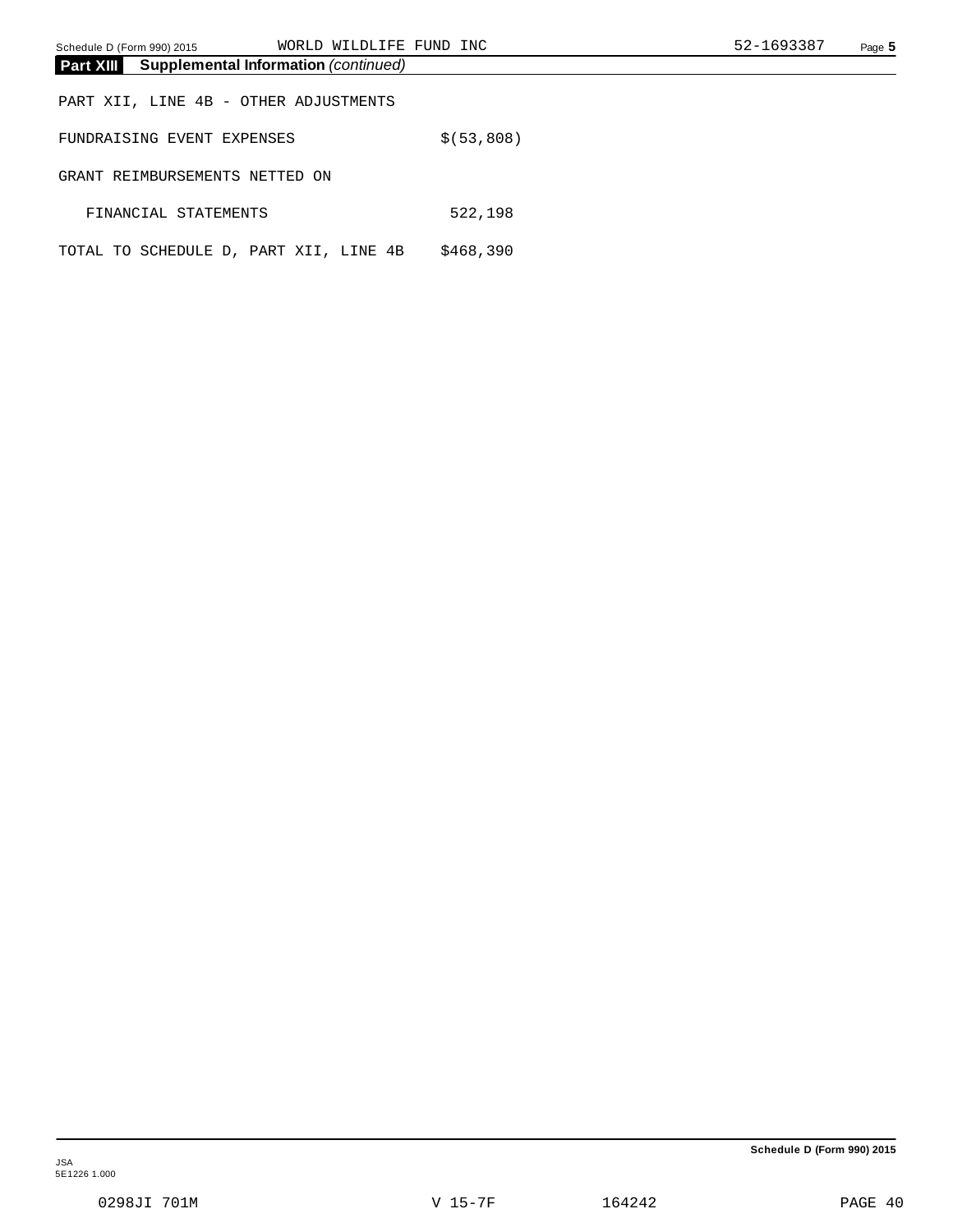## Part XIII Supplemental Information *(continued)*

PART XII, LINE 4B - OTHER ADJUSTMENTS

| | |
|---|---|
| FUNDRAISING EVENT EXPENSES | $(53,808) |
| GRANT REIMBURSEMENTS NETTED ON FINANCIAL STATEMENTS | 522,198 |
| TOTAL TO SCHEDULE D, PART XII, LINE 4B | $468,390 |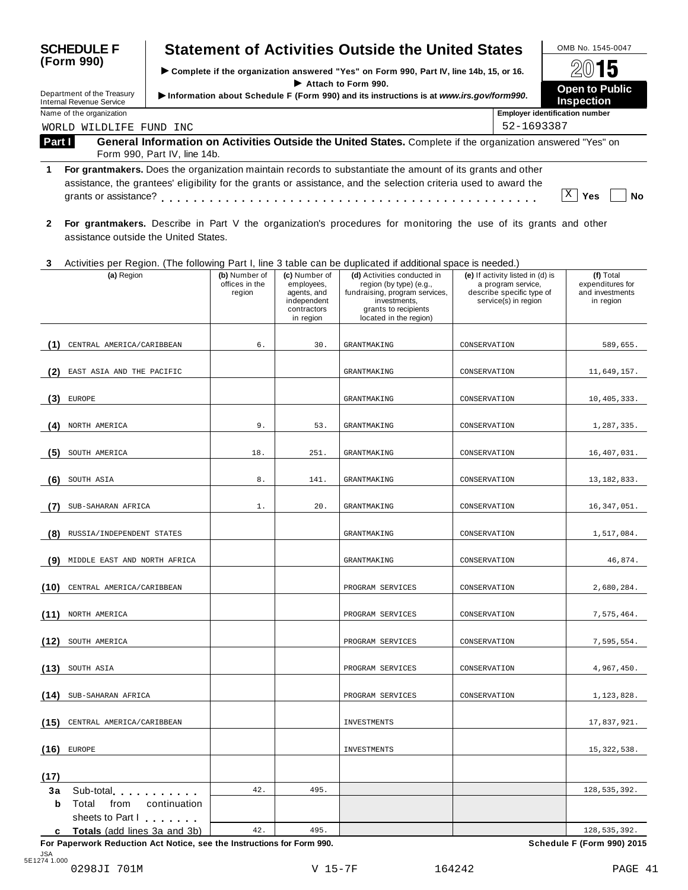**SCHEDULE F (Form 990)**

Department of the Treasury
Internal Revenue Service

# Statement of Activities Outside the United States

▶ Complete if the organization answered "Yes" on Form 990, Part IV, line 14b, 15, or 16.
▶ Attach to Form 990.
▶ Information about Schedule F (Form 990) and its instructions is at *www.irs.gov/form990*.

OMB No. 1545-0047
2015
**Open to Public Inspection**

Name of the organization: WORLD WILDLIFE FUND INC
Employer identification number: 52-1693387

## Part I General Information on Activities Outside the United States.

Complete if the organization answered "Yes" on Form 990, Part IV, line 14b.

**1** **For grantmakers.** Does the organization maintain records to substantiate the amount of its grants and other assistance, the grantees' eligibility for the grants or assistance, and the selection criteria used to award the grants or assistance? . . . [X] Yes [ ] No

**2** **For grantmakers.** Describe in Part V the organization's procedures for monitoring the use of its grants and other assistance outside the United States.

**3** Activities per Region. (The following Part I, line 3 table can be duplicated if additional space is needed.)

| | (a) Region | (b) Number of offices in the region | (c) Number of employees, agents, and independent contractors in region | (d) Activities conducted in region (by type) (e.g., fundraising, program services, investments, grants to recipients located in the region) | (e) If activity listed in (d) is a program service, describe specific type of service(s) in region | (f) Total expenditures for and investments in region |
|---|---|---|---|---|---|---|
| (1) | CENTRAL AMERICA/CARIBBEAN | 6. | 30. | GRANTMAKING | CONSERVATION | 589,655. |
| (2) | EAST ASIA AND THE PACIFIC | | | GRANTMAKING | CONSERVATION | 11,649,157. |
| (3) | EUROPE | | | GRANTMAKING | CONSERVATION | 10,405,333. |
| (4) | NORTH AMERICA | 9. | 53. | GRANTMAKING | CONSERVATION | 1,287,335. |
| (5) | SOUTH AMERICA | 18. | 251. | GRANTMAKING | CONSERVATION | 16,407,031. |
| (6) | SOUTH ASIA | 8. | 141. | GRANTMAKING | CONSERVATION | 13,182,833. |
| (7) | SUB-SAHARAN AFRICA | 1. | 20. | GRANTMAKING | CONSERVATION | 16,347,051. |
| (8) | RUSSIA/INDEPENDENT STATES | | | GRANTMAKING | CONSERVATION | 1,517,084. |
| (9) | MIDDLE EAST AND NORTH AFRICA | | | GRANTMAKING | CONSERVATION | 46,874. |
| (10) | CENTRAL AMERICA/CARIBBEAN | | | PROGRAM SERVICES | CONSERVATION | 2,680,284. |
| (11) | NORTH AMERICA | | | PROGRAM SERVICES | CONSERVATION | 7,575,464. |
| (12) | SOUTH AMERICA | | | PROGRAM SERVICES | CONSERVATION | 7,595,554. |
| (13) | SOUTH ASIA | | | PROGRAM SERVICES | CONSERVATION | 4,967,450. |
| (14) | SUB-SAHARAN AFRICA | | | PROGRAM SERVICES | CONSERVATION | 1,123,828. |
| (15) | CENTRAL AMERICA/CARIBBEAN | | | INVESTMENTS | | 17,837,921. |
| (16) | EUROPE | | | INVESTMENTS | | 15,322,538. |
| (17) | | | | | | |
| 3a | Sub-total | 42. | 495. | | | 128,535,392. |
| b | Total from continuation sheets to Part I | | | | | |
| c | **Totals** (add lines 3a and 3b) | 42. | 495. | | | 128,535,392. |

**For Paperwork Reduction Act Notice, see the Instructions for Form 990.** **Schedule F (Form 990) 2015**

JSA 5E1274 1.000
0298JI 701M V 15-7F 164242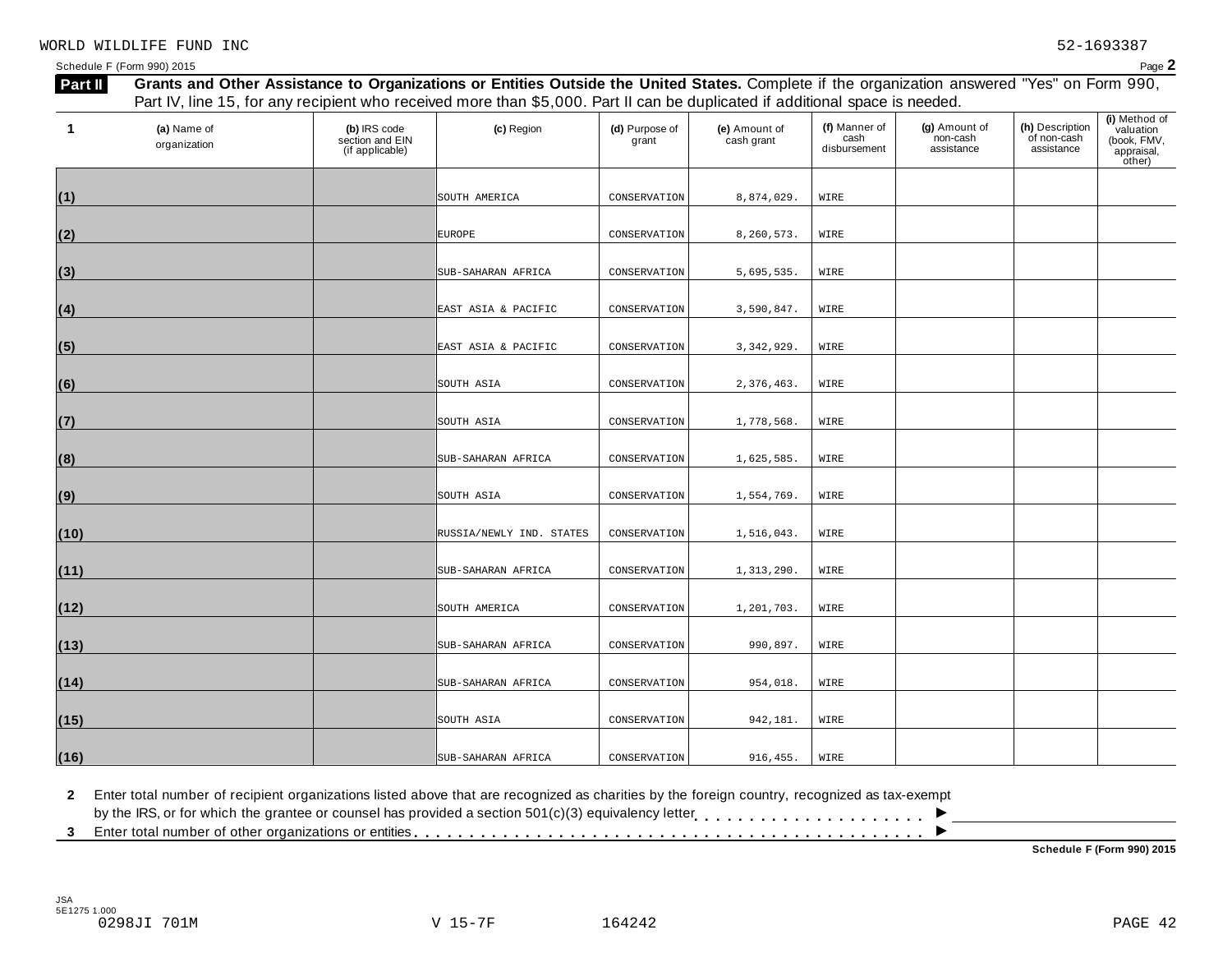WORLD WILDLIFE FUND INC 52-1693387

Schedule F (Form 990) 2015

**Part II** **Grants and Other Assistance to Organizations or Entities Outside the United States.** Complete if the organization answered "Yes" on Form 990, Part IV, line 15, for any recipient who received more than $5,000. Part II can be duplicated if additional space is needed.

| 1 | (a) Name of organization | (b) IRS code section and EIN (if applicable) | (c) Region | (d) Purpose of grant | (e) Amount of cash grant | (f) Manner of cash disbursement | (g) Amount of non-cash assistance | (h) Description of non-cash assistance | (i) Method of valuation (book, FMV, appraisal, other) |
|---|---|---|---|---|---|---|---|---|---|
| (1) | | | SOUTH AMERICA | CONSERVATION | 8,874,029. | WIRE | | | |
| (2) | | | EUROPE | CONSERVATION | 8,260,573. | WIRE | | | |
| (3) | | | SUB-SAHARAN AFRICA | CONSERVATION | 5,695,535. | WIRE | | | |
| (4) | | | EAST ASIA & PACIFIC | CONSERVATION | 3,590,847. | WIRE | | | |
| (5) | | | EAST ASIA & PACIFIC | CONSERVATION | 3,342,929. | WIRE | | | |
| (6) | | | SOUTH ASIA | CONSERVATION | 2,376,463. | WIRE | | | |
| (7) | | | SOUTH ASIA | CONSERVATION | 1,778,568. | WIRE | | | |
| (8) | | | SUB-SAHARAN AFRICA | CONSERVATION | 1,625,585. | WIRE | | | |
| (9) | | | SOUTH ASIA | CONSERVATION | 1,554,769. | WIRE | | | |
| (10) | | | RUSSIA/NEWLY IND. STATES | CONSERVATION | 1,516,043. | WIRE | | | |
| (11) | | | SUB-SAHARAN AFRICA | CONSERVATION | 1,313,290. | WIRE | | | |
| (12) | | | SOUTH AMERICA | CONSERVATION | 1,201,703. | WIRE | | | |
| (13) | | | SUB-SAHARAN AFRICA | CONSERVATION | 990,897. | WIRE | | | |
| (14) | | | SUB-SAHARAN AFRICA | CONSERVATION | 954,018. | WIRE | | | |
| (15) | | | SOUTH ASIA | CONSERVATION | 942,181. | WIRE | | | |
| (16) | | | SUB-SAHARAN AFRICA | CONSERVATION | 916,455. | WIRE | | | |

**2** Enter total number of recipient organizations listed above that are recognized as charities by the foreign country, recognized as tax-exempt by the IRS, or for which the grantee or counsel has provided a section 501(c)(3) equivalency letter . . . . . . . . . . . . . . . . . . . . . ▶

**3** Enter total number of other organizations or entities . . . . . . . . . . . . . . . . . . . . . . . . . . . . . . . . . . . . . . . . . . . ▶

**Schedule F (Form 990) 2015**

JSA
5E1275 1.000
0298JI 701M V 15-7F 164242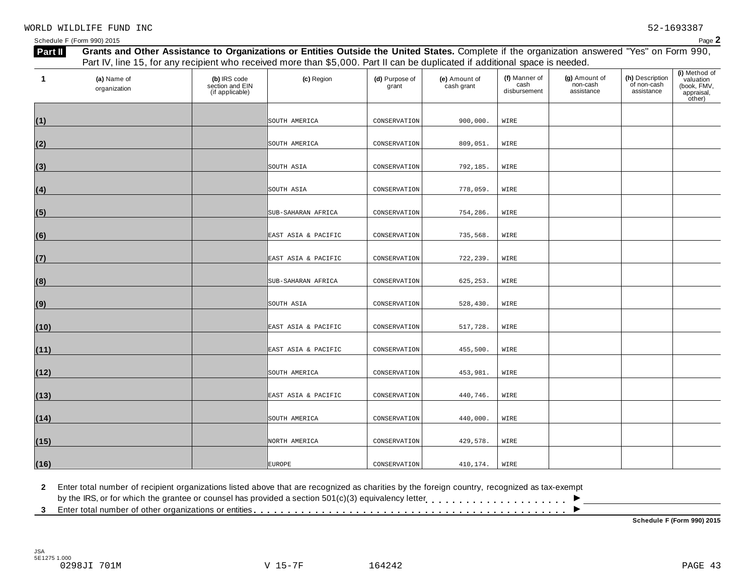WORLD WILDLIFE FUND INC 52-1693387

Schedule F (Form 990) 2015 Page 2

**Part II** **Grants and Other Assistance to Organizations or Entities Outside the United States.** Complete if the organization answered "Yes" on Form 990, Part IV, line 15, for any recipient who received more than $5,000. Part II can be duplicated if additional space is needed.

| 1 | (a) Name of organization | (b) IRS code section and EIN (if applicable) | (c) Region | (d) Purpose of grant | (e) Amount of cash grant | (f) Manner of cash disbursement | (g) Amount of non-cash assistance | (h) Description of non-cash assistance | (i) Method of valuation (book, FMV, appraisal, other) |
|---|---|---|---|---|---|---|---|---|---|
| (1) | | | SOUTH AMERICA | CONSERVATION | 900,000. | WIRE | | | |
| (2) | | | SOUTH AMERICA | CONSERVATION | 809,051. | WIRE | | | |
| (3) | | | SOUTH ASIA | CONSERVATION | 792,185. | WIRE | | | |
| (4) | | | SOUTH ASIA | CONSERVATION | 778,059. | WIRE | | | |
| (5) | | | SUB-SAHARAN AFRICA | CONSERVATION | 754,286. | WIRE | | | |
| (6) | | | EAST ASIA & PACIFIC | CONSERVATION | 735,568. | WIRE | | | |
| (7) | | | EAST ASIA & PACIFIC | CONSERVATION | 722,239. | WIRE | | | |
| (8) | | | SUB-SAHARAN AFRICA | CONSERVATION | 625,253. | WIRE | | | |
| (9) | | | SOUTH ASIA | CONSERVATION | 528,430. | WIRE | | | |
| (10) | | | EAST ASIA & PACIFIC | CONSERVATION | 517,728. | WIRE | | | |
| (11) | | | EAST ASIA & PACIFIC | CONSERVATION | 455,500. | WIRE | | | |
| (12) | | | SOUTH AMERICA | CONSERVATION | 453,981. | WIRE | | | |
| (13) | | | EAST ASIA & PACIFIC | CONSERVATION | 440,746. | WIRE | | | |
| (14) | | | SOUTH AMERICA | CONSERVATION | 440,000. | WIRE | | | |
| (15) | | | NORTH AMERICA | CONSERVATION | 429,578. | WIRE | | | |
| (16) | | | EUROPE | CONSERVATION | 410,174. | WIRE | | | |

**2** Enter total number of recipient organizations listed above that are recognized as charities by the foreign country, recognized as tax-exempt by the IRS, or for which the grantee or counsel has provided a section 501(c)(3) equivalency letter . . . . . . . . . . . . . . . . . . . . . ►

**3** Enter total number of other organizations or entities . . . . . . . . . . . . . . . . . . . . . . . . . . . . . . . . . . . . . . . . . . . ►

**Schedule F (Form 990) 2015**

JSA
5E1275 1.000
0298JI 701M V 15-7F 164242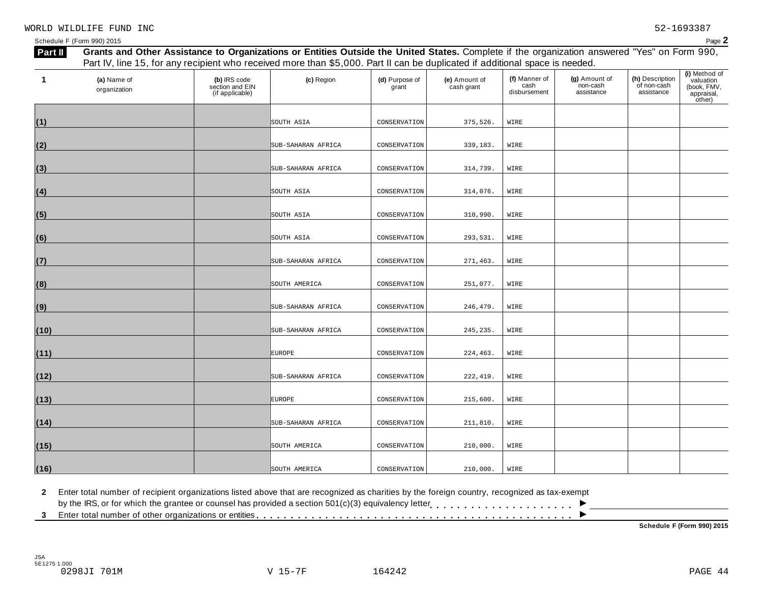WORLD WILDLIFE FUND INC 52-1693387

Schedule F (Form 990) 2015 Page **2**

## Part II Grants and Other Assistance to Organizations or Entities Outside the United States.

Complete if the organization answered "Yes" on Form 990, Part IV, line 15, for any recipient who received more than $5,000. Part II can be duplicated if additional space is needed.

| 1 | (a) Name of organization | (b) IRS code section and EIN (if applicable) | (c) Region | (d) Purpose of grant | (e) Amount of cash grant | (f) Manner of cash disbursement | (g) Amount of non-cash assistance | (h) Description of non-cash assistance | (i) Method of valuation (book, FMV, appraisal, other) |
|---|---|---|---|---|---|---|---|---|---|
| (1) | | | SOUTH ASIA | CONSERVATION | 375,526. | WIRE | | | |
| (2) | | | SUB-SAHARAN AFRICA | CONSERVATION | 339,183. | WIRE | | | |
| (3) | | | SUB-SAHARAN AFRICA | CONSERVATION | 314,739. | WIRE | | | |
| (4) | | | SOUTH ASIA | CONSERVATION | 314,076. | WIRE | | | |
| (5) | | | SOUTH ASIA | CONSERVATION | 310,990. | WIRE | | | |
| (6) | | | SOUTH ASIA | CONSERVATION | 293,531. | WIRE | | | |
| (7) | | | SUB-SAHARAN AFRICA | CONSERVATION | 271,463. | WIRE | | | |
| (8) | | | SOUTH AMERICA | CONSERVATION | 251,077. | WIRE | | | |
| (9) | | | SUB-SAHARAN AFRICA | CONSERVATION | 246,479. | WIRE | | | |
| (10) | | | SUB-SAHARAN AFRICA | CONSERVATION | 245,235. | WIRE | | | |
| (11) | | | EUROPE | CONSERVATION | 224,463. | WIRE | | | |
| (12) | | | SUB-SAHARAN AFRICA | CONSERVATION | 222,419. | WIRE | | | |
| (13) | | | EUROPE | CONSERVATION | 215,600. | WIRE | | | |
| (14) | | | SUB-SAHARAN AFRICA | CONSERVATION | 211,810. | WIRE | | | |
| (15) | | | SOUTH AMERICA | CONSERVATION | 210,000. | WIRE | | | |
| (16) | | | SOUTH AMERICA | CONSERVATION | 210,000. | WIRE | | | |

**2** Enter total number of recipient organizations listed above that are recognized as charities by the foreign country, recognized as tax-exempt by the IRS, or for which the grantee or counsel has provided a section 501(c)(3) equivalency letter . . . . . . . . . . . . . . . . . . . . . ▶

**3** Enter total number of other organizations or entities . . . . . . . . . . . . . . . . . . . . . . . . . . . . . . . . . . . . . . . . . . . ▶

**Schedule F (Form 990) 2015**

JSA 5E1275 1.000

0298JI 701M V 15-7F 164242 PAGE 44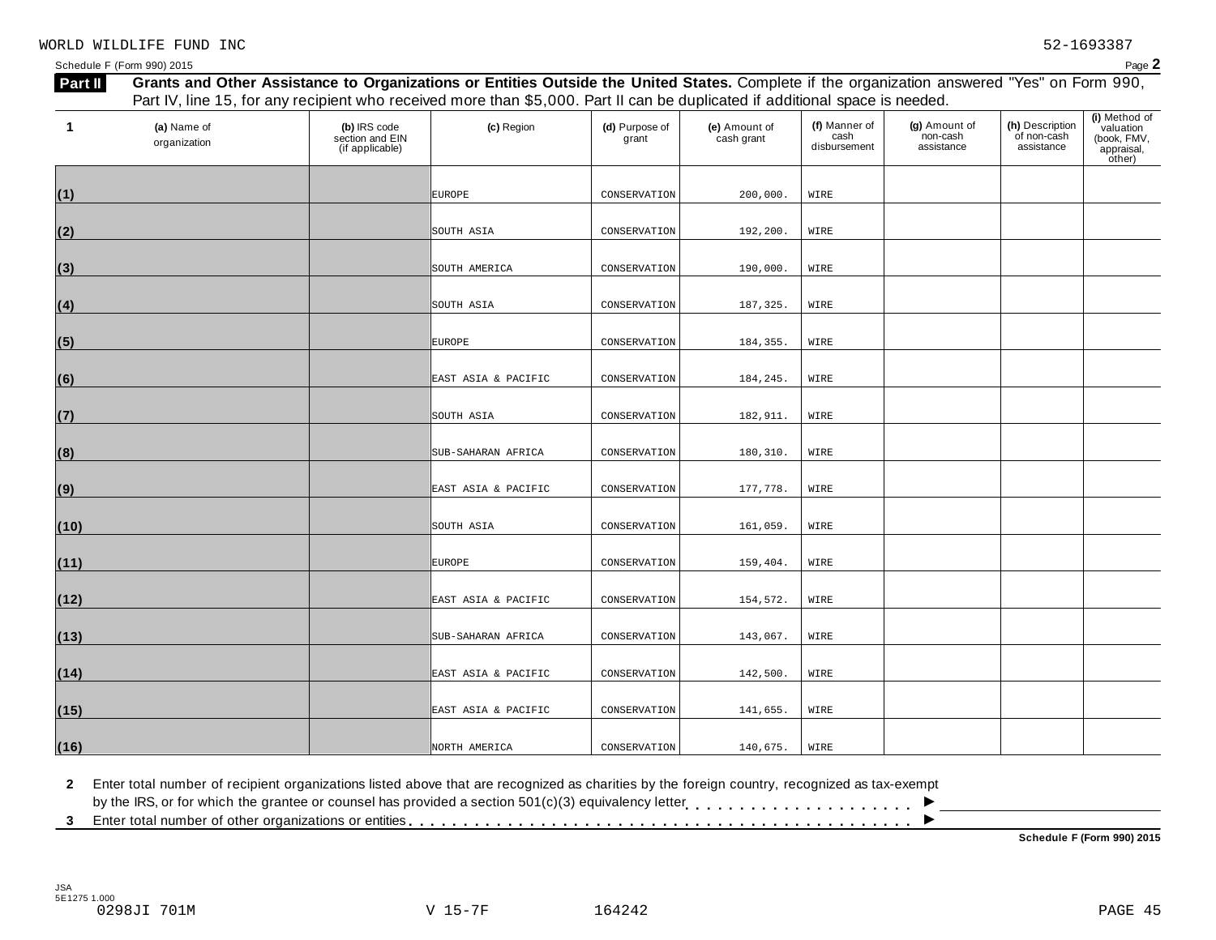WORLD WILDLIFE FUND INC 52-1693387

Schedule F (Form 990) 2015 Page **2**

## Part II Grants and Other Assistance to Organizations or Entities Outside the United States.

Complete if the organization answered "Yes" on Form 990, Part IV, line 15, for any recipient who received more than $5,000. Part II can be duplicated if additional space is needed.

| 1 | (a) Name of organization | (b) IRS code section and EIN (if applicable) | (c) Region | (d) Purpose of grant | (e) Amount of cash grant | (f) Manner of cash disbursement | (g) Amount of non-cash assistance | (h) Description of non-cash assistance | (i) Method of valuation (book, FMV, appraisal, other) |
|---|---|---|---|---|---|---|---|---|---|
| (1) | | | EUROPE | CONSERVATION | 200,000. | WIRE | | | |
| (2) | | | SOUTH ASIA | CONSERVATION | 192,200. | WIRE | | | |
| (3) | | | SOUTH AMERICA | CONSERVATION | 190,000. | WIRE | | | |
| (4) | | | SOUTH ASIA | CONSERVATION | 187,325. | WIRE | | | |
| (5) | | | EUROPE | CONSERVATION | 184,355. | WIRE | | | |
| (6) | | | EAST ASIA & PACIFIC | CONSERVATION | 184,245. | WIRE | | | |
| (7) | | | SOUTH ASIA | CONSERVATION | 182,911. | WIRE | | | |
| (8) | | | SUB-SAHARAN AFRICA | CONSERVATION | 180,310. | WIRE | | | |
| (9) | | | EAST ASIA & PACIFIC | CONSERVATION | 177,778. | WIRE | | | |
| (10) | | | SOUTH ASIA | CONSERVATION | 161,059. | WIRE | | | |
| (11) | | | EUROPE | CONSERVATION | 159,404. | WIRE | | | |
| (12) | | | EAST ASIA & PACIFIC | CONSERVATION | 154,572. | WIRE | | | |
| (13) | | | SUB-SAHARAN AFRICA | CONSERVATION | 143,067. | WIRE | | | |
| (14) | | | EAST ASIA & PACIFIC | CONSERVATION | 142,500. | WIRE | | | |
| (15) | | | EAST ASIA & PACIFIC | CONSERVATION | 141,655. | WIRE | | | |
| (16) | | | NORTH AMERICA | CONSERVATION | 140,675. | WIRE | | | |

**2** Enter total number of recipient organizations listed above that are recognized as charities by the foreign country, recognized as tax-exempt by the IRS, or for which the grantee or counsel has provided a section 501(c)(3) equivalency letter . . . . . . . . . . . . . . . . . . . . . ►

**3** Enter total number of other organizations or entities . . . . . . . . . . . . . . . . . . . . . . . . . . . . . . . . . . . . . . . . . . . ►

**Schedule F (Form 990) 2015**

JSA
5E1275 1.000
0298JI 701M V 15-7F 164242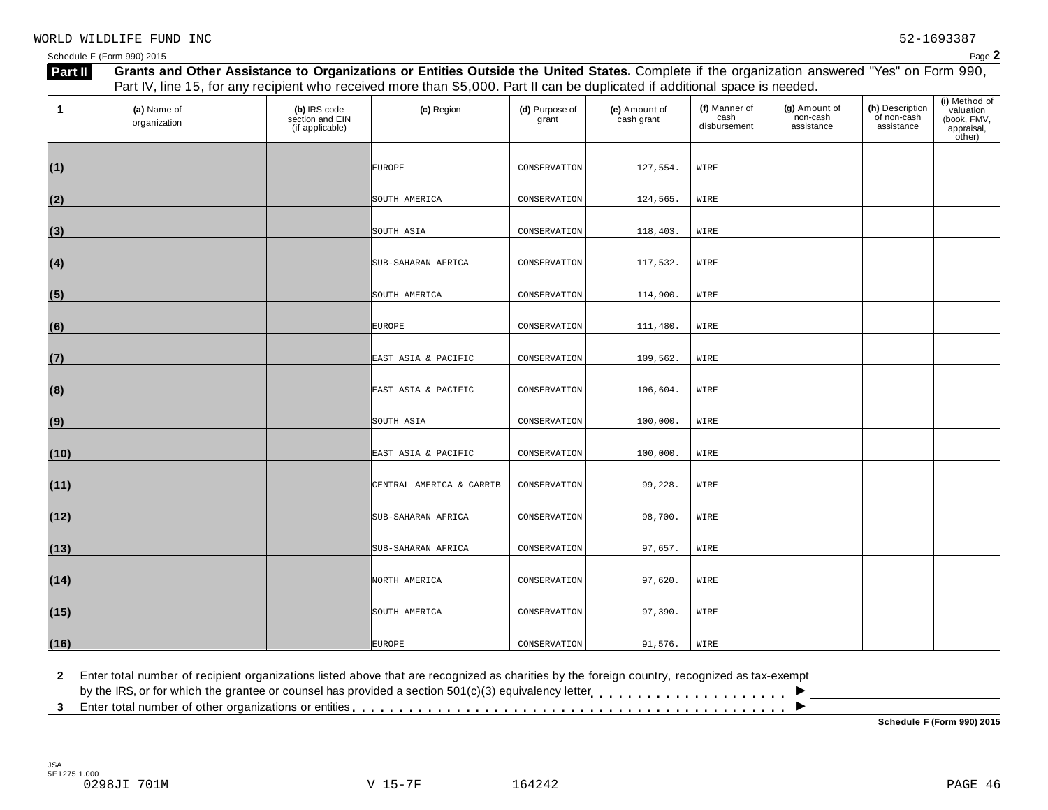WORLD WILDLIFE FUND INC 52-1693387

Schedule F (Form 990) 2015

**Part II** **Grants and Other Assistance to Organizations or Entities Outside the United States.** Complete if the organization answered "Yes" on Form 990, Part IV, line 15, for any recipient who received more than $5,000. Part II can be duplicated if additional space is needed.

| 1 | (a) Name of organization | (b) IRS code section and EIN (if applicable) | (c) Region | (d) Purpose of grant | (e) Amount of cash grant | (f) Manner of cash disbursement | (g) Amount of non-cash assistance | (h) Description of non-cash assistance | (i) Method of valuation (book, FMV, appraisal, other) |
|---|---|---|---|---|---|---|---|---|---|
| (1) | | | EUROPE | CONSERVATION | 127,554. | WIRE | | | |
| (2) | | | SOUTH AMERICA | CONSERVATION | 124,565. | WIRE | | | |
| (3) | | | SOUTH ASIA | CONSERVATION | 118,403. | WIRE | | | |
| (4) | | | SUB-SAHARAN AFRICA | CONSERVATION | 117,532. | WIRE | | | |
| (5) | | | SOUTH AMERICA | CONSERVATION | 114,900. | WIRE | | | |
| (6) | | | EUROPE | CONSERVATION | 111,480. | WIRE | | | |
| (7) | | | EAST ASIA & PACIFIC | CONSERVATION | 109,562. | WIRE | | | |
| (8) | | | EAST ASIA & PACIFIC | CONSERVATION | 106,604. | WIRE | | | |
| (9) | | | SOUTH ASIA | CONSERVATION | 100,000. | WIRE | | | |
| (10) | | | EAST ASIA & PACIFIC | CONSERVATION | 100,000. | WIRE | | | |
| (11) | | | CENTRAL AMERICA & CARRIB | CONSERVATION | 99,228. | WIRE | | | |
| (12) | | | SUB-SAHARAN AFRICA | CONSERVATION | 98,700. | WIRE | | | |
| (13) | | | SUB-SAHARAN AFRICA | CONSERVATION | 97,657. | WIRE | | | |
| (14) | | | NORTH AMERICA | CONSERVATION | 97,620. | WIRE | | | |
| (15) | | | SOUTH AMERICA | CONSERVATION | 97,390. | WIRE | | | |
| (16) | | | EUROPE | CONSERVATION | 91,576. | WIRE | | | |

**2** Enter total number of recipient organizations listed above that are recognized as charities by the foreign country, recognized as tax-exempt by the IRS, or for which the grantee or counsel has provided a section 501(c)(3) equivalency letter . . . . . . . . . . . . . . . . . . . . . ►

**3** Enter total number of other organizations or entities . . . . . . . . . . . . . . . . . . . . . . . . . . . . . . . . . . . . . . . . . . ►

**Schedule F (Form 990) 2015**

JSA
5E1275 1.000
0298JI 701M V 15-7F 164242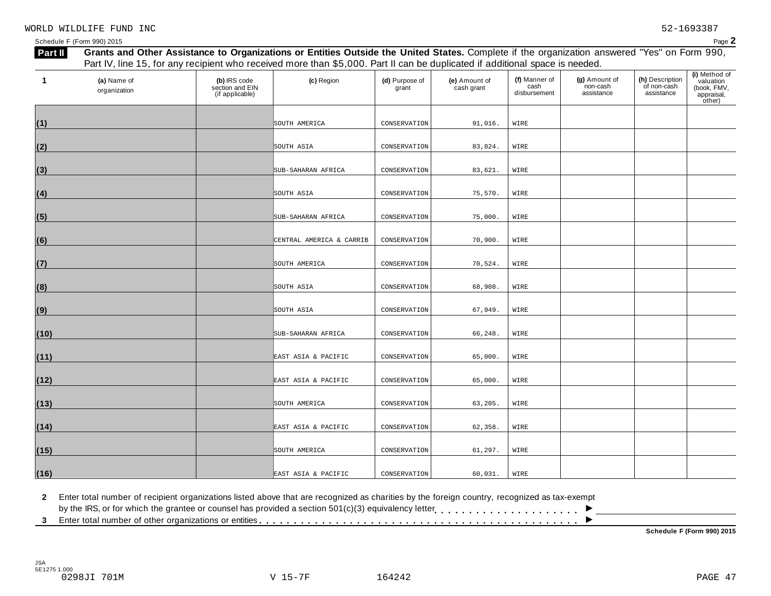WORLD WILDLIFE FUND INC 52-1693387

Schedule F (Form 990) 2015 Page **2**

**Part II** **Grants and Other Assistance to Organizations or Entities Outside the United States.** Complete if the organization answered "Yes" on Form 990, Part IV, line 15, for any recipient who received more than $5,000. Part II can be duplicated if additional space is needed.

| 1 (a) Name of organization | (b) IRS code section and EIN (if applicable) | (c) Region | (d) Purpose of grant | (e) Amount of cash grant | (f) Manner of cash disbursement | (g) Amount of non-cash assistance | (h) Description of non-cash assistance | (i) Method of valuation (book, FMV, appraisal, other) |
|---|---|---|---|---|---|---|---|---|
| (1) | | SOUTH AMERICA | CONSERVATION | 91,016. | WIRE | | | |
| (2) | | SOUTH ASIA | CONSERVATION | 83,824. | WIRE | | | |
| (3) | | SUB-SAHARAN AFRICA | CONSERVATION | 83,621. | WIRE | | | |
| (4) | | SOUTH ASIA | CONSERVATION | 75,570. | WIRE | | | |
| (5) | | SUB-SAHARAN AFRICA | CONSERVATION | 75,000. | WIRE | | | |
| (6) | | CENTRAL AMERICA & CARRIB | CONSERVATION | 70,900. | WIRE | | | |
| (7) | | SOUTH AMERICA | CONSERVATION | 70,524. | WIRE | | | |
| (8) | | SOUTH ASIA | CONSERVATION | 68,908. | WIRE | | | |
| (9) | | SOUTH ASIA | CONSERVATION | 67,949. | WIRE | | | |
| (10) | | SUB-SAHARAN AFRICA | CONSERVATION | 66,248. | WIRE | | | |
| (11) | | EAST ASIA & PACIFIC | CONSERVATION | 65,000. | WIRE | | | |
| (12) | | EAST ASIA & PACIFIC | CONSERVATION | 65,000. | WIRE | | | |
| (13) | | SOUTH AMERICA | CONSERVATION | 63,205. | WIRE | | | |
| (14) | | EAST ASIA & PACIFIC | CONSERVATION | 62,358. | WIRE | | | |
| (15) | | SOUTH AMERICA | CONSERVATION | 61,297. | WIRE | | | |
| (16) | | EAST ASIA & PACIFIC | CONSERVATION | 60,031. | WIRE | | | |

**2** Enter total number of recipient organizations listed above that are recognized as charities by the foreign country, recognized as tax-exempt by the IRS, or for which the grantee or counsel has provided a section 501(c)(3) equivalency letter . . . . . . . . . . . . . . . . . . . . . ►

**3** Enter total number of other organizations or entities . . . . . . . . . . . . . . . . . . . . . . . . . . . . . . . . . . . . . . . . . . ►

**Schedule F (Form 990) 2015**

JSA
5E1275 1.000
0298JI 701M V 15-7F 164242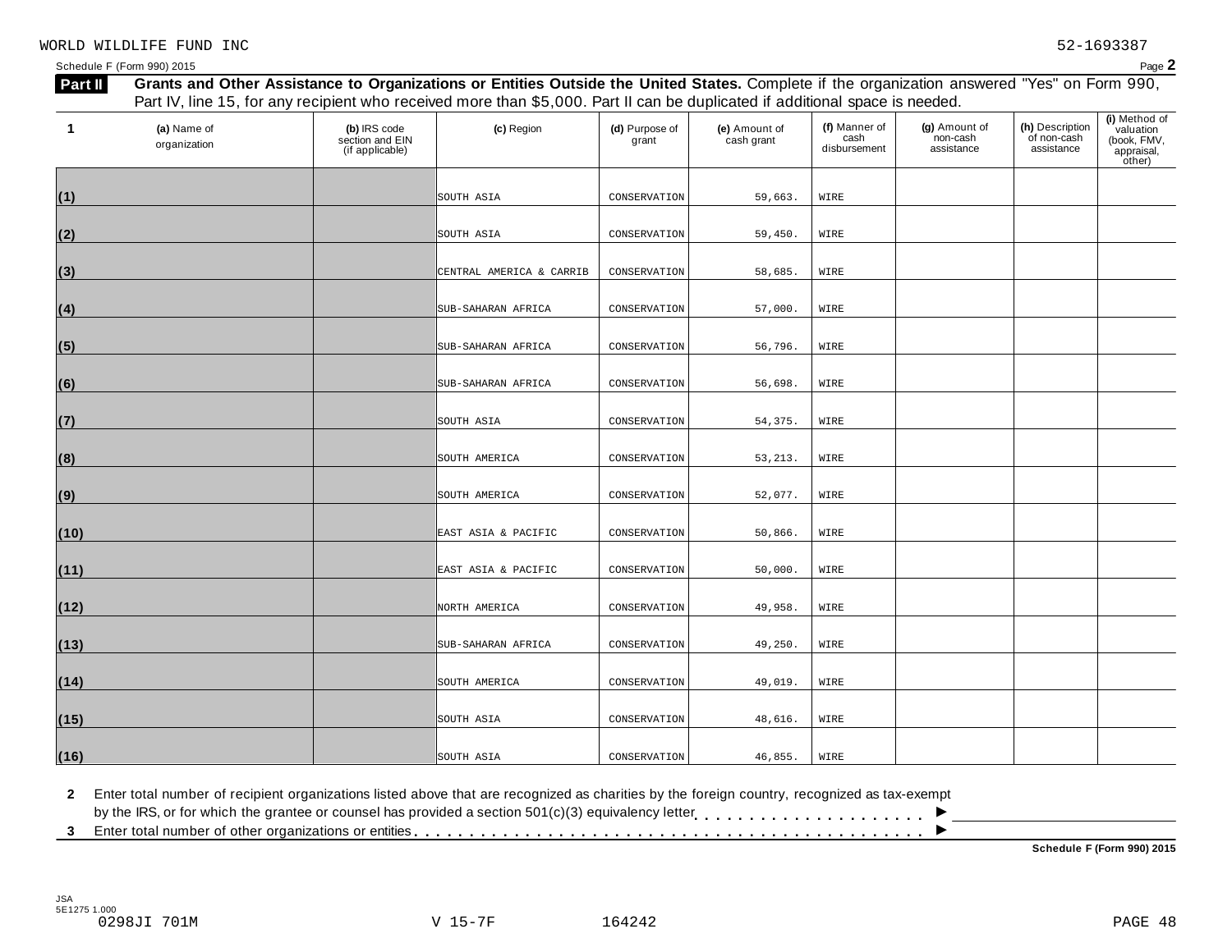WORLD WILDLIFE FUND INC 52-1693387

Schedule F (Form 990) 2015

**Part II** **Grants and Other Assistance to Organizations or Entities Outside the United States.** Complete if the organization answered "Yes" on Form 990, Part IV, line 15, for any recipient who received more than $5,000. Part II can be duplicated if additional space is needed.

| 1 | (a) Name of organization | (b) IRS code section and EIN (if applicable) | (c) Region | (d) Purpose of grant | (e) Amount of cash grant | (f) Manner of cash disbursement | (g) Amount of non-cash assistance | (h) Description of non-cash assistance | (i) Method of valuation (book, FMV, appraisal, other) |
|---|---|---|---|---|---|---|---|---|---|
| (1) | | | SOUTH ASIA | CONSERVATION | 59,663. | WIRE | | | |
| (2) | | | SOUTH ASIA | CONSERVATION | 59,450. | WIRE | | | |
| (3) | | | CENTRAL AMERICA & CARRIB | CONSERVATION | 58,685. | WIRE | | | |
| (4) | | | SUB-SAHARAN AFRICA | CONSERVATION | 57,000. | WIRE | | | |
| (5) | | | SUB-SAHARAN AFRICA | CONSERVATION | 56,796. | WIRE | | | |
| (6) | | | SUB-SAHARAN AFRICA | CONSERVATION | 56,698. | WIRE | | | |
| (7) | | | SOUTH ASIA | CONSERVATION | 54,375. | WIRE | | | |
| (8) | | | SOUTH AMERICA | CONSERVATION | 53,213. | WIRE | | | |
| (9) | | | SOUTH AMERICA | CONSERVATION | 52,077. | WIRE | | | |
| (10) | | | EAST ASIA & PACIFIC | CONSERVATION | 50,866. | WIRE | | | |
| (11) | | | EAST ASIA & PACIFIC | CONSERVATION | 50,000. | WIRE | | | |
| (12) | | | NORTH AMERICA | CONSERVATION | 49,958. | WIRE | | | |
| (13) | | | SUB-SAHARAN AFRICA | CONSERVATION | 49,250. | WIRE | | | |
| (14) | | | SOUTH AMERICA | CONSERVATION | 49,019. | WIRE | | | |
| (15) | | | SOUTH ASIA | CONSERVATION | 48,616. | WIRE | | | |
| (16) | | | SOUTH ASIA | CONSERVATION | 46,855. | WIRE | | | |

**2** Enter total number of recipient organizations listed above that are recognized as charities by the foreign country, recognized as tax-exempt by the IRS, or for which the grantee or counsel has provided a section 501(c)(3) equivalency letter . . . . . . . . . . . . . . . . . . . . ►

**3** Enter total number of other organizations or entities . . . . . . . . . . . . . . . . . . . . . . . . . . . . . . . . . . . . . . . . . . . ►

**Schedule F (Form 990) 2015**

JSA
5E1275 1.000
0298JI 701M V 15-7F 164242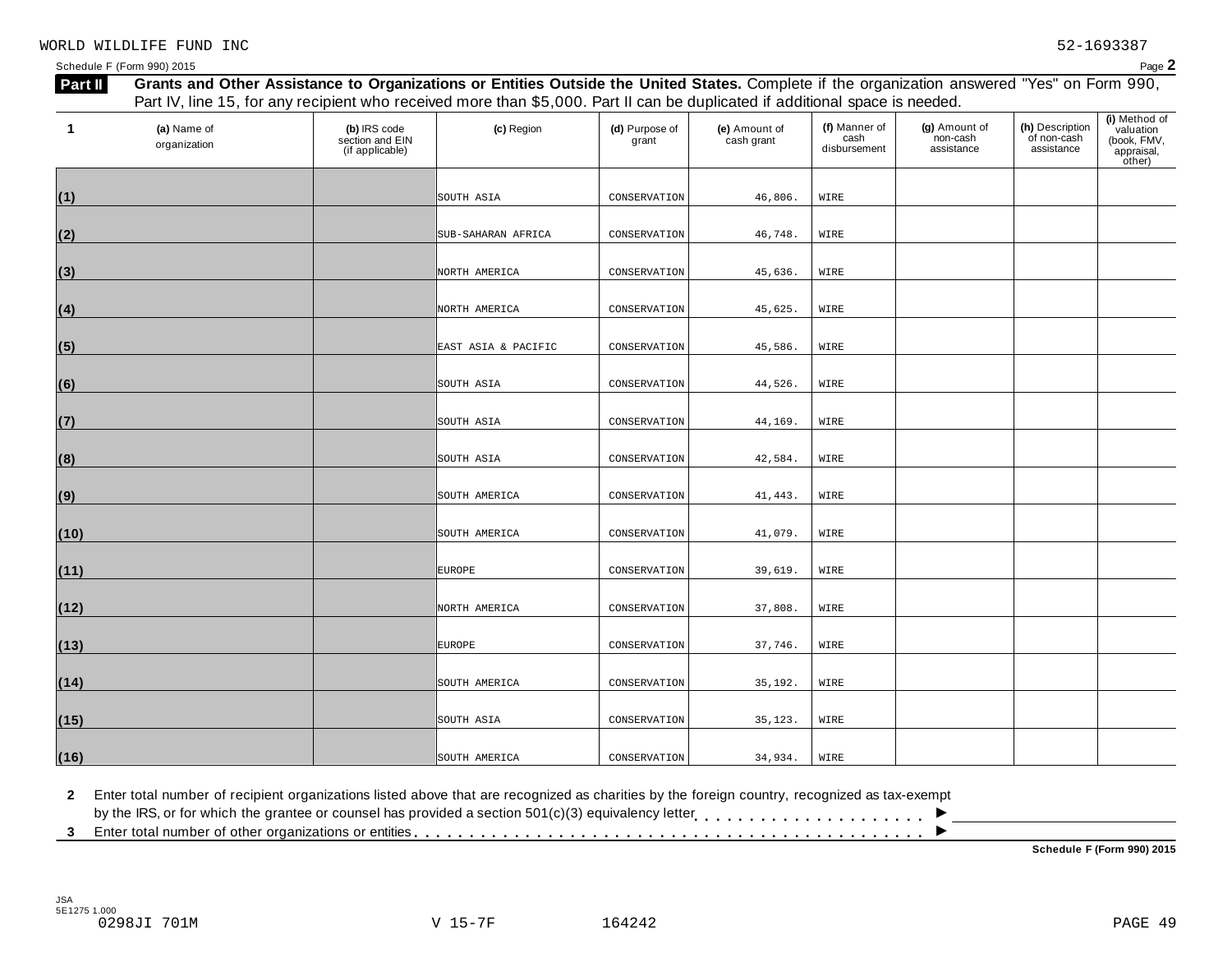WORLD WILDLIFE FUND INC 52-1693387

Schedule F (Form 990) 2015 Page **2**

**Part II** **Grants and Other Assistance to Organizations or Entities Outside the United States.** Complete if the organization answered "Yes" on Form 990, Part IV, line 15, for any recipient who received more than $5,000. Part II can be duplicated if additional space is needed.

| 1 | (a) Name of organization | (b) IRS code section and EIN (if applicable) | (c) Region | (d) Purpose of grant | (e) Amount of cash grant | (f) Manner of cash disbursement | (g) Amount of non-cash assistance | (h) Description of non-cash assistance | (i) Method of valuation (book, FMV, appraisal, other) |
|---|---|---|---|---|---|---|---|---|---|
| (1) | | | SOUTH ASIA | CONSERVATION | 46,806. | WIRE | | | |
| (2) | | | SUB-SAHARAN AFRICA | CONSERVATION | 46,748. | WIRE | | | |
| (3) | | | NORTH AMERICA | CONSERVATION | 45,636. | WIRE | | | |
| (4) | | | NORTH AMERICA | CONSERVATION | 45,625. | WIRE | | | |
| (5) | | | EAST ASIA & PACIFIC | CONSERVATION | 45,586. | WIRE | | | |
| (6) | | | SOUTH ASIA | CONSERVATION | 44,526. | WIRE | | | |
| (7) | | | SOUTH ASIA | CONSERVATION | 44,169. | WIRE | | | |
| (8) | | | SOUTH ASIA | CONSERVATION | 42,584. | WIRE | | | |
| (9) | | | SOUTH AMERICA | CONSERVATION | 41,443. | WIRE | | | |
| (10) | | | SOUTH AMERICA | CONSERVATION | 41,079. | WIRE | | | |
| (11) | | | EUROPE | CONSERVATION | 39,619. | WIRE | | | |
| (12) | | | NORTH AMERICA | CONSERVATION | 37,808. | WIRE | | | |
| (13) | | | EUROPE | CONSERVATION | 37,746. | WIRE | | | |
| (14) | | | SOUTH AMERICA | CONSERVATION | 35,192. | WIRE | | | |
| (15) | | | SOUTH ASIA | CONSERVATION | 35,123. | WIRE | | | |
| (16) | | | SOUTH AMERICA | CONSERVATION | 34,934. | WIRE | | | |

**2** Enter total number of recipient organizations listed above that are recognized as charities by the foreign country, recognized as tax-exempt by the IRS, or for which the grantee or counsel has provided a section 501(c)(3) equivalency letter . . . . . . . . . . . . . . . . . . . . . ►

**3** Enter total number of other organizations or entities . . . . . . . . . . . . . . . . . . . . . . . . . . . . . . . . . . . . . . . . . . . ►

**Schedule F (Form 990) 2015**

JSA
5E1275 1.000
0298JI 701M V 15-7F 164242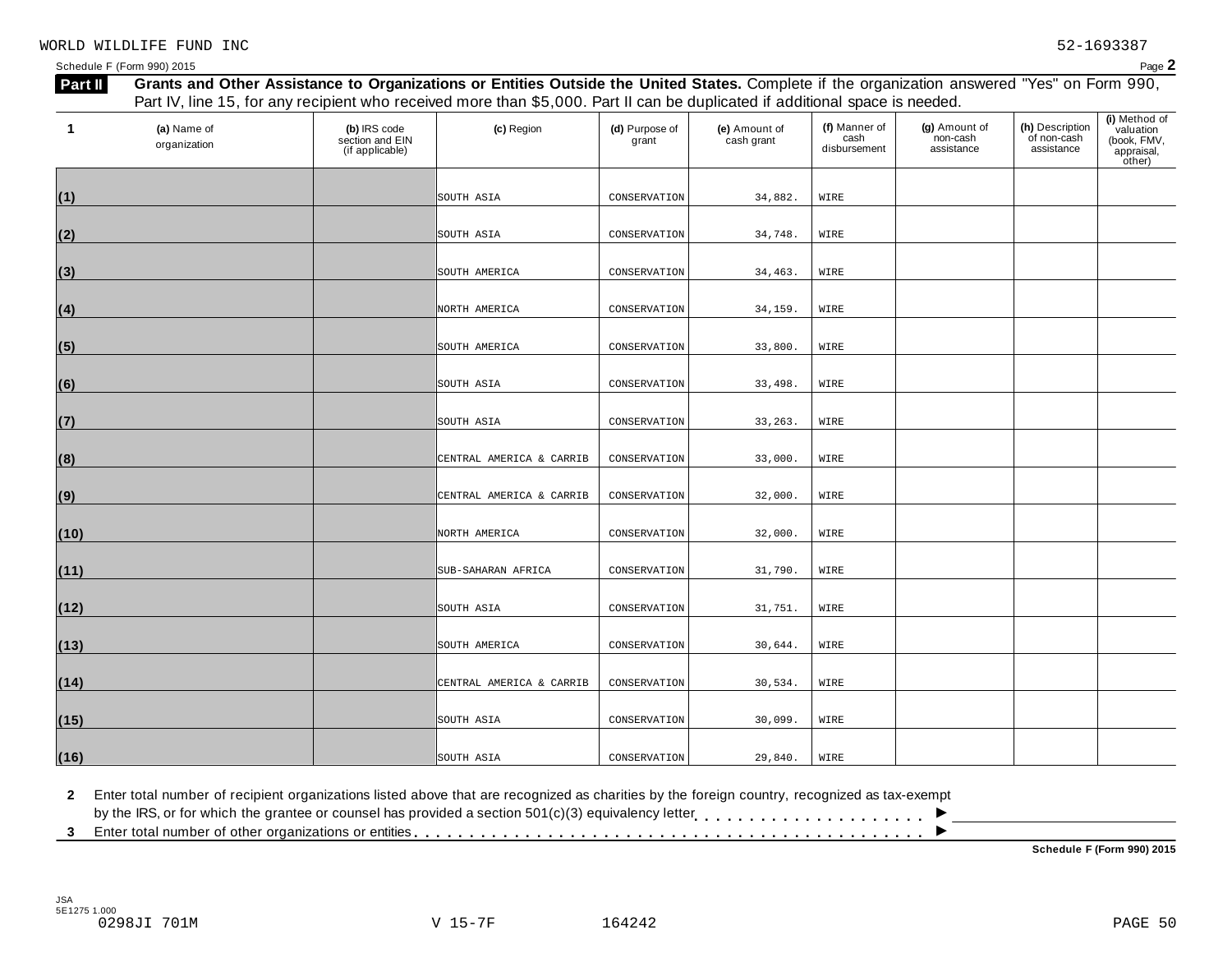WORLD WILDLIFE FUND INC 52-1693387

Schedule F (Form 990) 2015 Page **2**

**Part II** **Grants and Other Assistance to Organizations or Entities Outside the United States.** Complete if the organization answered "Yes" on Form 990, Part IV, line 15, for any recipient who received more than $5,000. Part II can be duplicated if additional space is needed.

| 1 | (a) Name of organization | (b) IRS code section and EIN (if applicable) | (c) Region | (d) Purpose of grant | (e) Amount of cash grant | (f) Manner of cash disbursement | (g) Amount of non-cash assistance | (h) Description of non-cash assistance | (i) Method of valuation (book, FMV, appraisal, other) |
|---|---|---|---|---|---|---|---|---|---|
| (1) | | | SOUTH ASIA | CONSERVATION | 34,882. | WIRE | | | |
| (2) | | | SOUTH ASIA | CONSERVATION | 34,748. | WIRE | | | |
| (3) | | | SOUTH AMERICA | CONSERVATION | 34,463. | WIRE | | | |
| (4) | | | NORTH AMERICA | CONSERVATION | 34,159. | WIRE | | | |
| (5) | | | SOUTH AMERICA | CONSERVATION | 33,800. | WIRE | | | |
| (6) | | | SOUTH ASIA | CONSERVATION | 33,498. | WIRE | | | |
| (7) | | | SOUTH ASIA | CONSERVATION | 33,263. | WIRE | | | |
| (8) | | | CENTRAL AMERICA & CARRIB | CONSERVATION | 33,000. | WIRE | | | |
| (9) | | | CENTRAL AMERICA & CARRIB | CONSERVATION | 32,000. | WIRE | | | |
| (10) | | | NORTH AMERICA | CONSERVATION | 32,000. | WIRE | | | |
| (11) | | | SUB-SAHARAN AFRICA | CONSERVATION | 31,790. | WIRE | | | |
| (12) | | | SOUTH ASIA | CONSERVATION | 31,751. | WIRE | | | |
| (13) | | | SOUTH AMERICA | CONSERVATION | 30,644. | WIRE | | | |
| (14) | | | CENTRAL AMERICA & CARRIB | CONSERVATION | 30,534. | WIRE | | | |
| (15) | | | SOUTH ASIA | CONSERVATION | 30,099. | WIRE | | | |
| (16) | | | SOUTH ASIA | CONSERVATION | 29,840. | WIRE | | | |

**2** Enter total number of recipient organizations listed above that are recognized as charities by the foreign country, recognized as tax-exempt by the IRS, or for which the grantee or counsel has provided a section 501(c)(3) equivalency letter . . . . . . . . . . . . . . . . . . . . . ►

**3** Enter total number of other organizations or entities . . . . . . . . . . . . . . . . . . . . . . . . . . . . . . . . . . . . . . . . . . . . ►

**Schedule F (Form 990) 2015**

JSA
5E1275 1.000
0298JI 701M V 15-7F 164242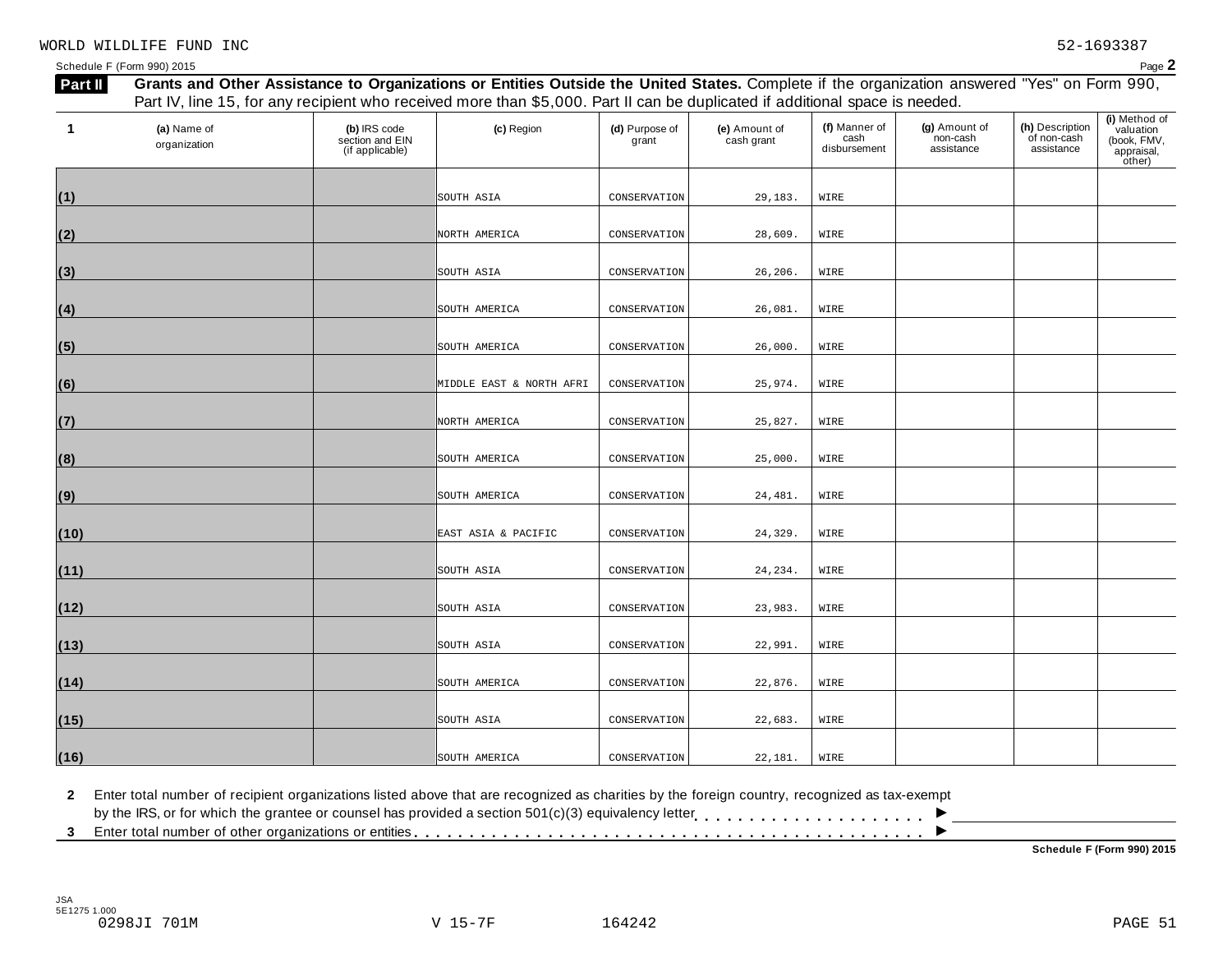WORLD WILDLIFE FUND INC 52-1693387

Schedule F (Form 990) 2015

**Part II** **Grants and Other Assistance to Organizations or Entities Outside the United States.** Complete if the organization answered "Yes" on Form 990, Part IV, line 15, for any recipient who received more than $5,000. Part II can be duplicated if additional space is needed.

| 1 | (a) Name of organization | (b) IRS code section and EIN (if applicable) | (c) Region | (d) Purpose of grant | (e) Amount of cash grant | (f) Manner of cash disbursement | (g) Amount of non-cash assistance | (h) Description of non-cash assistance | (i) Method of valuation (book, FMV, appraisal, other) |
|---|---|---|---|---|---|---|---|---|---|
| (1) | | | SOUTH ASIA | CONSERVATION | 29,183. | WIRE | | | |
| (2) | | | NORTH AMERICA | CONSERVATION | 28,609. | WIRE | | | |
| (3) | | | SOUTH ASIA | CONSERVATION | 26,206. | WIRE | | | |
| (4) | | | SOUTH AMERICA | CONSERVATION | 26,081. | WIRE | | | |
| (5) | | | SOUTH AMERICA | CONSERVATION | 26,000. | WIRE | | | |
| (6) | | | MIDDLE EAST & NORTH AFRI | CONSERVATION | 25,974. | WIRE | | | |
| (7) | | | NORTH AMERICA | CONSERVATION | 25,827. | WIRE | | | |
| (8) | | | SOUTH AMERICA | CONSERVATION | 25,000. | WIRE | | | |
| (9) | | | SOUTH AMERICA | CONSERVATION | 24,481. | WIRE | | | |
| (10) | | | EAST ASIA & PACIFIC | CONSERVATION | 24,329. | WIRE | | | |
| (11) | | | SOUTH ASIA | CONSERVATION | 24,234. | WIRE | | | |
| (12) | | | SOUTH ASIA | CONSERVATION | 23,983. | WIRE | | | |
| (13) | | | SOUTH ASIA | CONSERVATION | 22,991. | WIRE | | | |
| (14) | | | SOUTH AMERICA | CONSERVATION | 22,876. | WIRE | | | |
| (15) | | | SOUTH ASIA | CONSERVATION | 22,683. | WIRE | | | |
| (16) | | | SOUTH AMERICA | CONSERVATION | 22,181. | WIRE | | | |

**2** Enter total number of recipient organizations listed above that are recognized as charities by the foreign country, recognized as tax-exempt by the IRS, or for which the grantee or counsel has provided a section 501(c)(3) equivalency letter . . . . . . . . . . . . . . . . . . . . . ►

**3** Enter total number of other organizations or entities . . . . . . . . . . . . . . . . . . . . . . . . . . . . . . . . . . . . . . . . . . . ►

**Schedule F (Form 990) 2015**

JSA
5E1275 1.000
0298JI 701M V 15-7F 164242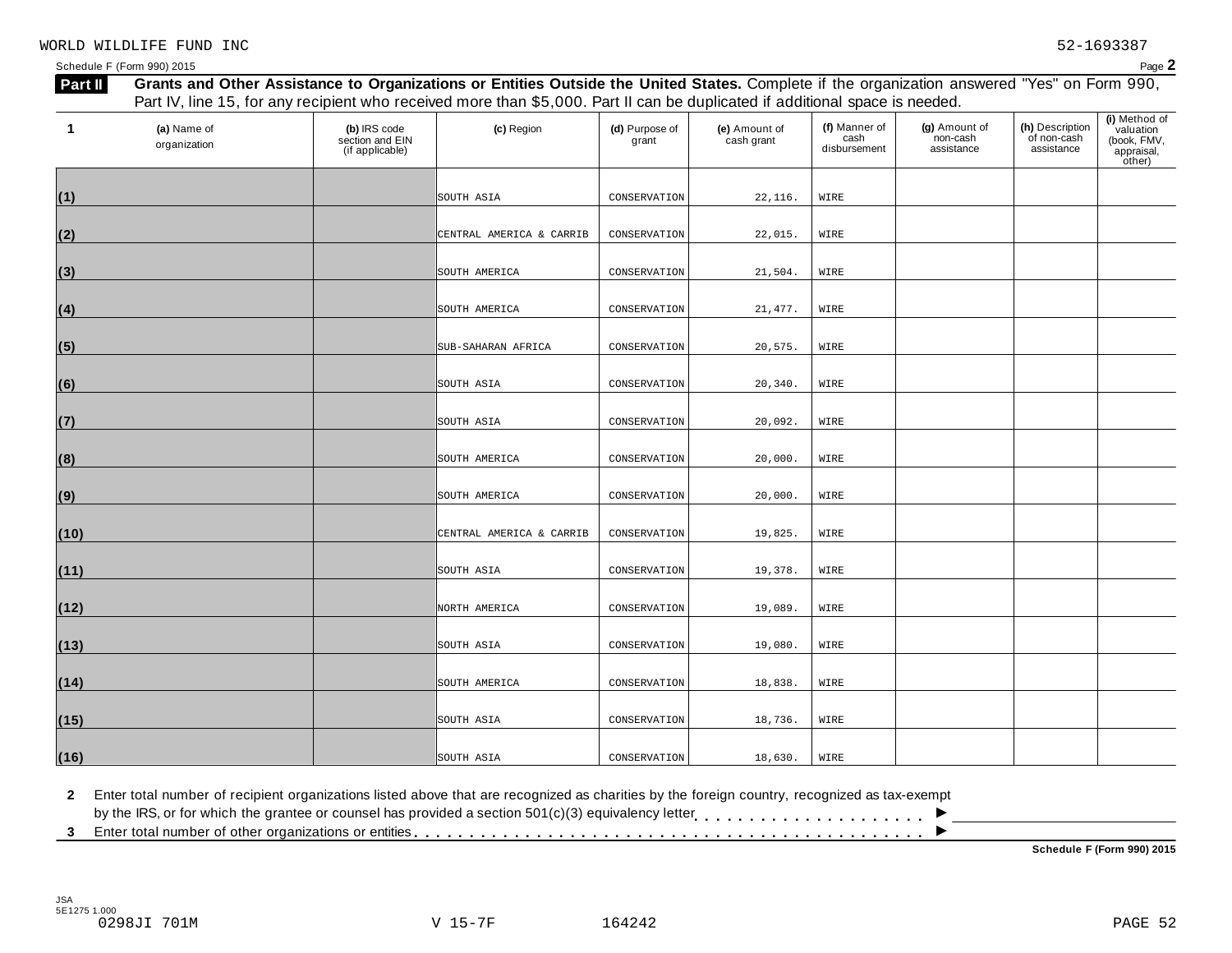WORLD WILDLIFE FUND INC 52-1693387

Schedule F (Form 990) 2015

**Part II** **Grants and Other Assistance to Organizations or Entities Outside the United States.** Complete if the organization answered "Yes" on Form 990, Part IV, line 15, for any recipient who received more than $5,000. Part II can be duplicated if additional space is needed.

| 1 | (a) Name of organization | (b) IRS code section and EIN (if applicable) | (c) Region | (d) Purpose of grant | (e) Amount of cash grant | (f) Manner of cash disbursement | (g) Amount of non-cash assistance | (h) Description of non-cash assistance | (i) Method of valuation (book, FMV, appraisal, other) |
|---|---|---|---|---|---|---|---|---|---|
| (1) | | | SOUTH ASIA | CONSERVATION | 22,116. | WIRE | | | |
| (2) | | | CENTRAL AMERICA & CARRIB | CONSERVATION | 22,015. | WIRE | | | |
| (3) | | | SOUTH AMERICA | CONSERVATION | 21,504. | WIRE | | | |
| (4) | | | SOUTH AMERICA | CONSERVATION | 21,477. | WIRE | | | |
| (5) | | | SUB-SAHARAN AFRICA | CONSERVATION | 20,575. | WIRE | | | |
| (6) | | | SOUTH ASIA | CONSERVATION | 20,340. | WIRE | | | |
| (7) | | | SOUTH ASIA | CONSERVATION | 20,092. | WIRE | | | |
| (8) | | | SOUTH AMERICA | CONSERVATION | 20,000. | WIRE | | | |
| (9) | | | SOUTH AMERICA | CONSERVATION | 20,000. | WIRE | | | |
| (10) | | | CENTRAL AMERICA & CARRIB | CONSERVATION | 19,825. | WIRE | | | |
| (11) | | | SOUTH ASIA | CONSERVATION | 19,378. | WIRE | | | |
| (12) | | | NORTH AMERICA | CONSERVATION | 19,089. | WIRE | | | |
| (13) | | | SOUTH ASIA | CONSERVATION | 19,080. | WIRE | | | |
| (14) | | | SOUTH AMERICA | CONSERVATION | 18,838. | WIRE | | | |
| (15) | | | SOUTH ASIA | CONSERVATION | 18,736. | WIRE | | | |
| (16) | | | SOUTH ASIA | CONSERVATION | 18,630. | WIRE | | | |

**2** Enter total number of recipient organizations listed above that are recognized as charities by the foreign country, recognized as tax-exempt by the IRS, or for which the grantee or counsel has provided a section 501(c)(3) equivalency letter . . . . . . . . . . . . . . . . . . . . . ►

**3** Enter total number of other organizations or entities . . . . . . . . . . . . . . . . . . . . . . . . . . . . . . . . . . . . . . . . . . . ►

**Schedule F (Form 990) 2015**

JSA
5E1275 1.000
0298JI 701M V 15-7F 164242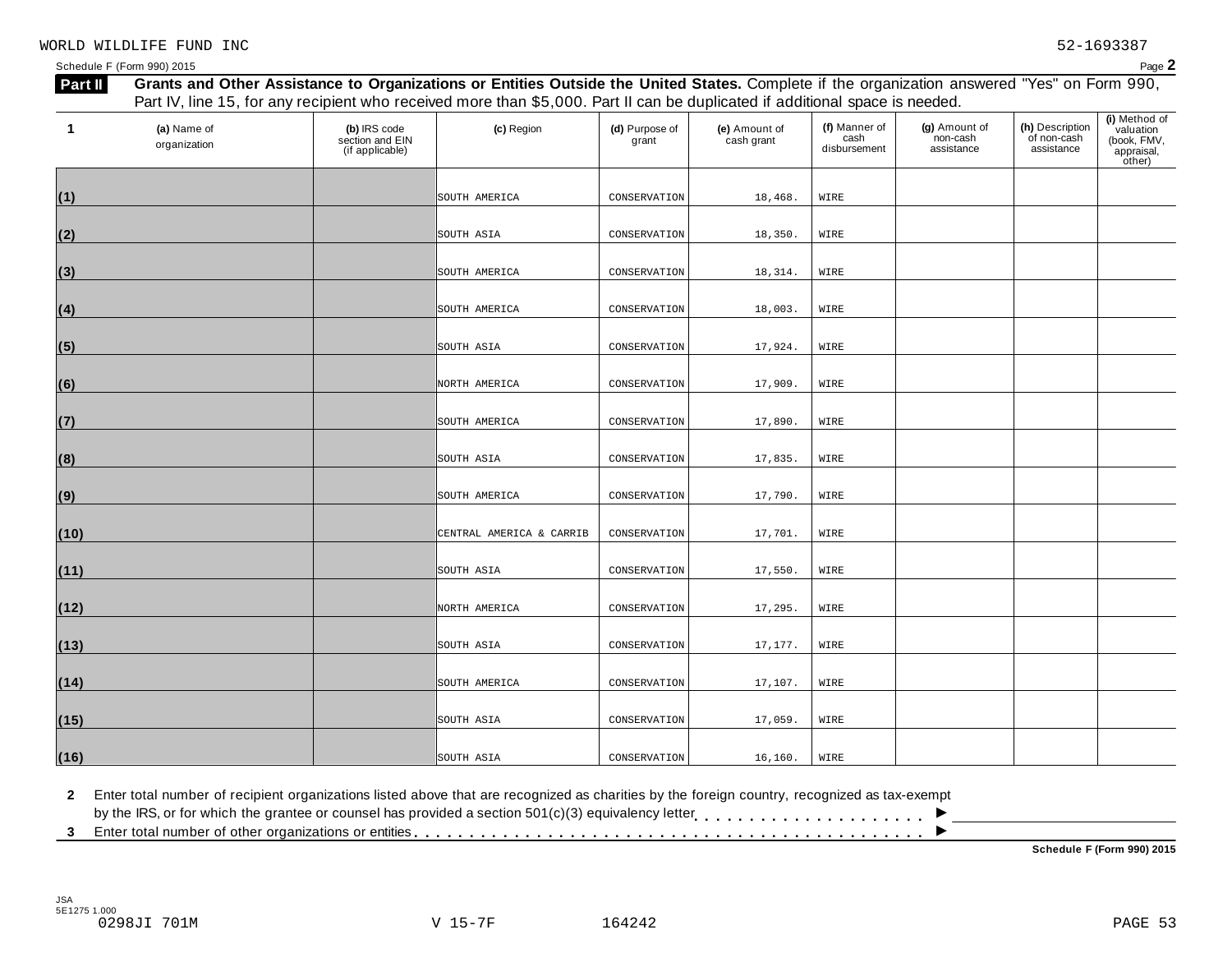WORLD WILDLIFE FUND INC 52-1693387

Schedule F (Form 990) 2015

**Part II** **Grants and Other Assistance to Organizations or Entities Outside the United States.** Complete if the organization answered "Yes" on Form 990, Part IV, line 15, for any recipient who received more than $5,000. Part II can be duplicated if additional space is needed.

| 1 | (a) Name of organization | (b) IRS code section and EIN (if applicable) | (c) Region | (d) Purpose of grant | (e) Amount of cash grant | (f) Manner of cash disbursement | (g) Amount of non-cash assistance | (h) Description of non-cash assistance | (i) Method of valuation (book, FMV, appraisal, other) |
|---|---|---|---|---|---|---|---|---|---|
| (1) | | | SOUTH AMERICA | CONSERVATION | 18,468. | WIRE | | | |
| (2) | | | SOUTH ASIA | CONSERVATION | 18,350. | WIRE | | | |
| (3) | | | SOUTH AMERICA | CONSERVATION | 18,314. | WIRE | | | |
| (4) | | | SOUTH AMERICA | CONSERVATION | 18,003. | WIRE | | | |
| (5) | | | SOUTH ASIA | CONSERVATION | 17,924. | WIRE | | | |
| (6) | | | NORTH AMERICA | CONSERVATION | 17,909. | WIRE | | | |
| (7) | | | SOUTH AMERICA | CONSERVATION | 17,890. | WIRE | | | |
| (8) | | | SOUTH ASIA | CONSERVATION | 17,835. | WIRE | | | |
| (9) | | | SOUTH AMERICA | CONSERVATION | 17,790. | WIRE | | | |
| (10) | | | CENTRAL AMERICA & CARRIB | CONSERVATION | 17,701. | WIRE | | | |
| (11) | | | SOUTH ASIA | CONSERVATION | 17,550. | WIRE | | | |
| (12) | | | NORTH AMERICA | CONSERVATION | 17,295. | WIRE | | | |
| (13) | | | SOUTH ASIA | CONSERVATION | 17,177. | WIRE | | | |
| (14) | | | SOUTH AMERICA | CONSERVATION | 17,107. | WIRE | | | |
| (15) | | | SOUTH ASIA | CONSERVATION | 17,059. | WIRE | | | |
| (16) | | | SOUTH ASIA | CONSERVATION | 16,160. | WIRE | | | |

**2** Enter total number of recipient organizations listed above that are recognized as charities by the foreign country, recognized as tax-exempt by the IRS, or for which the grantee or counsel has provided a section 501(c)(3) equivalency letter . . . . . . . . . . . . . . . . . . . . . ►

**3** Enter total number of other organizations or entities . . . . . . . . . . . . . . . . . . . . . . . . . . . . . . . . . . . . . . . . . . . ►

**Schedule F (Form 990) 2015**

JSA
5E1275 1.000
0298JI 701M V 15-7F 164242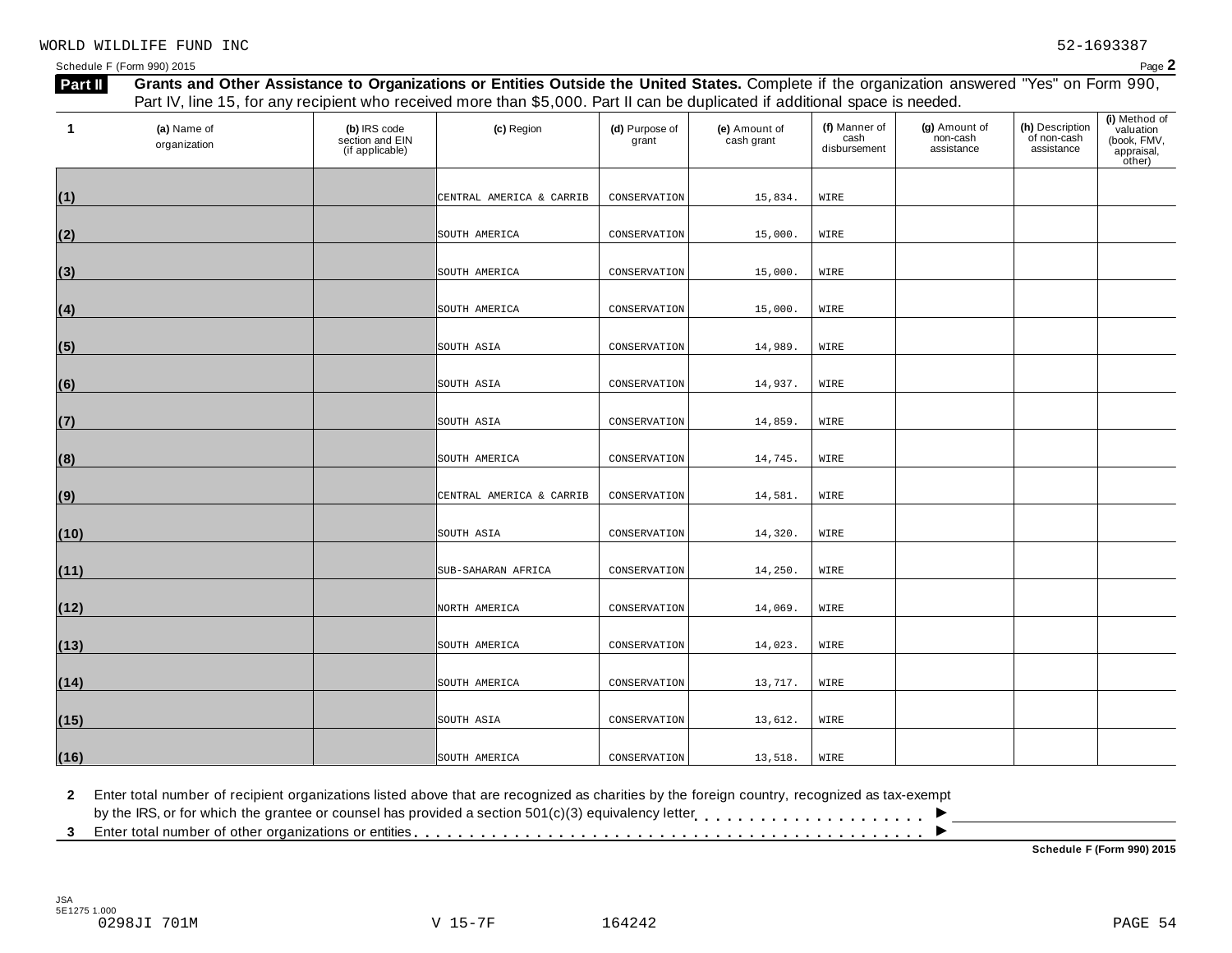WORLD WILDLIFE FUND INC 52-1693387

Schedule F (Form 990) 2015

**Part II** **Grants and Other Assistance to Organizations or Entities Outside the United States.** Complete if the organization answered "Yes" on Form 990, Part IV, line 15, for any recipient who received more than $5,000. Part II can be duplicated if additional space is needed.

| 1 | (a) Name of organization | (b) IRS code section and EIN (if applicable) | (c) Region | (d) Purpose of grant | (e) Amount of cash grant | (f) Manner of cash disbursement | (g) Amount of non-cash assistance | (h) Description of non-cash assistance | (i) Method of valuation (book, FMV, appraisal, other) |
|---|---|---|---|---|---|---|---|---|---|
| (1) | | | CENTRAL AMERICA & CARRIB | CONSERVATION | 15,834. | WIRE | | | |
| (2) | | | SOUTH AMERICA | CONSERVATION | 15,000. | WIRE | | | |
| (3) | | | SOUTH AMERICA | CONSERVATION | 15,000. | WIRE | | | |
| (4) | | | SOUTH AMERICA | CONSERVATION | 15,000. | WIRE | | | |
| (5) | | | SOUTH ASIA | CONSERVATION | 14,989. | WIRE | | | |
| (6) | | | SOUTH ASIA | CONSERVATION | 14,937. | WIRE | | | |
| (7) | | | SOUTH ASIA | CONSERVATION | 14,859. | WIRE | | | |
| (8) | | | SOUTH AMERICA | CONSERVATION | 14,745. | WIRE | | | |
| (9) | | | CENTRAL AMERICA & CARRIB | CONSERVATION | 14,581. | WIRE | | | |
| (10) | | | SOUTH ASIA | CONSERVATION | 14,320. | WIRE | | | |
| (11) | | | SUB-SAHARAN AFRICA | CONSERVATION | 14,250. | WIRE | | | |
| (12) | | | NORTH AMERICA | CONSERVATION | 14,069. | WIRE | | | |
| (13) | | | SOUTH AMERICA | CONSERVATION | 14,023. | WIRE | | | |
| (14) | | | SOUTH AMERICA | CONSERVATION | 13,717. | WIRE | | | |
| (15) | | | SOUTH ASIA | CONSERVATION | 13,612. | WIRE | | | |
| (16) | | | SOUTH AMERICA | CONSERVATION | 13,518. | WIRE | | | |

**2** Enter total number of recipient organizations listed above that are recognized as charities by the foreign country, recognized as tax-exempt by the IRS, or for which the grantee or counsel has provided a section 501(c)(3) equivalency letter . . . . . . . . . . . . . . . . . . . . . ►

**3** Enter total number of other organizations or entities . . . . . . . . . . . . . . . . . . . . . . . . . . . . . . . . . . . . . . . . . . . . ►

**Schedule F (Form 990) 2015**

JSA
5E1275 1.000
0298JI 701M V 15-7F 164242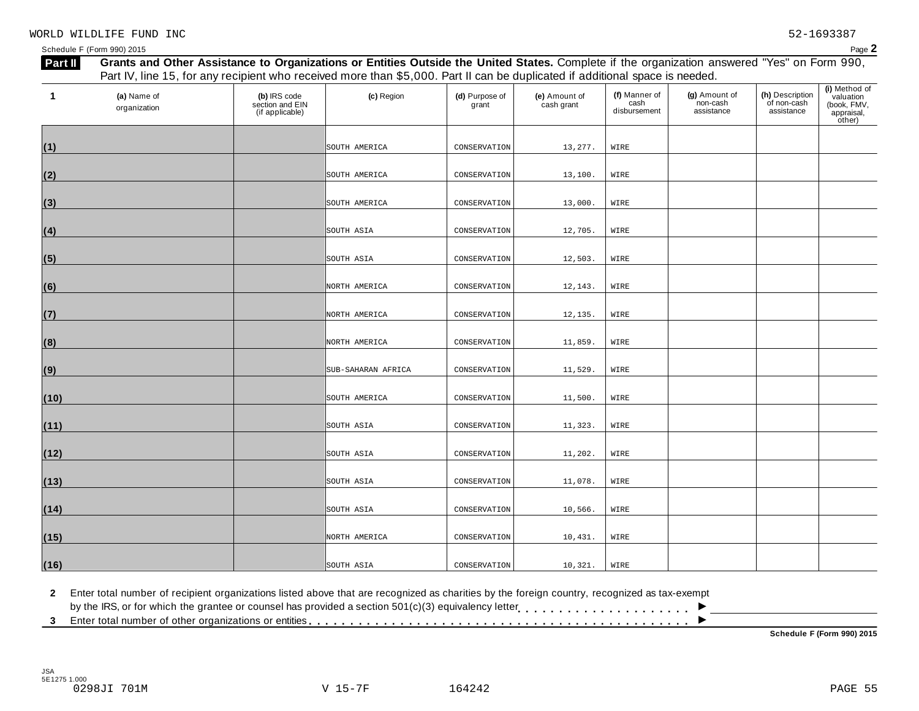WORLD WILDLIFE FUND INC 52-1693387

Schedule F (Form 990) 2015

**Part II** **Grants and Other Assistance to Organizations or Entities Outside the United States.** Complete if the organization answered "Yes" on Form 990, Part IV, line 15, for any recipient who received more than $5,000. Part II can be duplicated if additional space is needed.

| 1 (a) Name of organization | (b) IRS code section and EIN (if applicable) | (c) Region | (d) Purpose of grant | (e) Amount of cash grant | (f) Manner of cash disbursement | (g) Amount of non-cash assistance | (h) Description of non-cash assistance | (i) Method of valuation (book, FMV, appraisal, other) |
|---|---|---|---|---|---|---|---|---|
| (1) | | SOUTH AMERICA | CONSERVATION | 13,277. | WIRE | | | |
| (2) | | SOUTH AMERICA | CONSERVATION | 13,100. | WIRE | | | |
| (3) | | SOUTH AMERICA | CONSERVATION | 13,000. | WIRE | | | |
| (4) | | SOUTH ASIA | CONSERVATION | 12,705. | WIRE | | | |
| (5) | | SOUTH ASIA | CONSERVATION | 12,503. | WIRE | | | |
| (6) | | NORTH AMERICA | CONSERVATION | 12,143. | WIRE | | | |
| (7) | | NORTH AMERICA | CONSERVATION | 12,135. | WIRE | | | |
| (8) | | NORTH AMERICA | CONSERVATION | 11,859. | WIRE | | | |
| (9) | | SUB-SAHARAN AFRICA | CONSERVATION | 11,529. | WIRE | | | |
| (10) | | SOUTH AMERICA | CONSERVATION | 11,500. | WIRE | | | |
| (11) | | SOUTH ASIA | CONSERVATION | 11,323. | WIRE | | | |
| (12) | | SOUTH ASIA | CONSERVATION | 11,202. | WIRE | | | |
| (13) | | SOUTH ASIA | CONSERVATION | 11,078. | WIRE | | | |
| (14) | | SOUTH ASIA | CONSERVATION | 10,566. | WIRE | | | |
| (15) | | NORTH AMERICA | CONSERVATION | 10,431. | WIRE | | | |
| (16) | | SOUTH ASIA | CONSERVATION | 10,321. | WIRE | | | |

**2** Enter total number of recipient organizations listed above that are recognized as charities by the foreign country, recognized as tax-exempt by the IRS, or for which the grantee or counsel has provided a section 501(c)(3) equivalency letter . . . . . . . . . . . . . . . . . . . . . ►

**3** Enter total number of other organizations or entities . . . . . . . . . . . . . . . . . . . . . . . . . . . . . . . . . . . . . . . . . . . ►

**Schedule F (Form 990) 2015**

JSA
5E1275 1.000
0298JI 701M V 15-7F 164242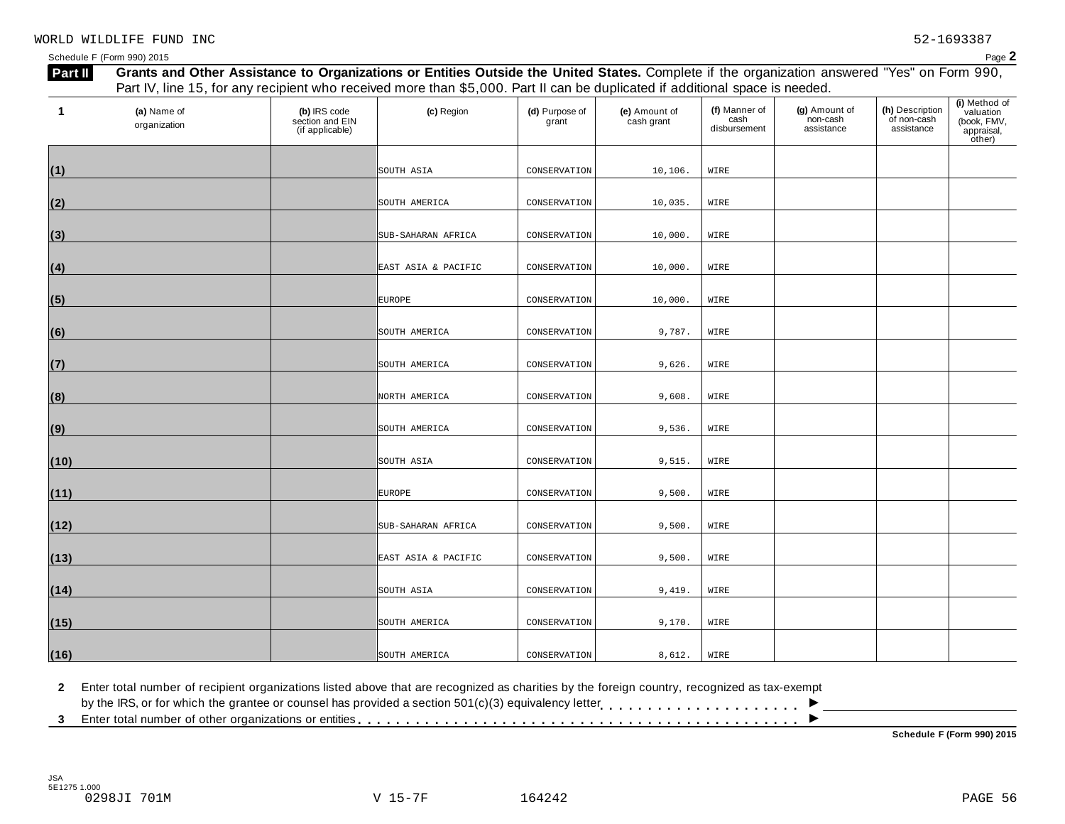WORLD WILDLIFE FUND INC 52-1693387

Schedule F (Form 990) 2015

**Part II** **Grants and Other Assistance to Organizations or Entities Outside the United States.** Complete if the organization answered "Yes" on Form 990, Part IV, line 15, for any recipient who received more than $5,000. Part II can be duplicated if additional space is needed.

| 1 | (a) Name of organization | (b) IRS code section and EIN (if applicable) | (c) Region | (d) Purpose of grant | (e) Amount of cash grant | (f) Manner of cash disbursement | (g) Amount of non-cash assistance | (h) Description of non-cash assistance | (i) Method of valuation (book, FMV, appraisal, other) |
|---|---|---|---|---|---|---|---|---|---|
| (1) | | | SOUTH ASIA | CONSERVATION | 10,106. | WIRE | | | |
| (2) | | | SOUTH AMERICA | CONSERVATION | 10,035. | WIRE | | | |
| (3) | | | SUB-SAHARAN AFRICA | CONSERVATION | 10,000. | WIRE | | | |
| (4) | | | EAST ASIA & PACIFIC | CONSERVATION | 10,000. | WIRE | | | |
| (5) | | | EUROPE | CONSERVATION | 10,000. | WIRE | | | |
| (6) | | | SOUTH AMERICA | CONSERVATION | 9,787. | WIRE | | | |
| (7) | | | SOUTH AMERICA | CONSERVATION | 9,626. | WIRE | | | |
| (8) | | | NORTH AMERICA | CONSERVATION | 9,608. | WIRE | | | |
| (9) | | | SOUTH AMERICA | CONSERVATION | 9,536. | WIRE | | | |
| (10) | | | SOUTH ASIA | CONSERVATION | 9,515. | WIRE | | | |
| (11) | | | EUROPE | CONSERVATION | 9,500. | WIRE | | | |
| (12) | | | SUB-SAHARAN AFRICA | CONSERVATION | 9,500. | WIRE | | | |
| (13) | | | EAST ASIA & PACIFIC | CONSERVATION | 9,500. | WIRE | | | |
| (14) | | | SOUTH ASIA | CONSERVATION | 9,419. | WIRE | | | |
| (15) | | | SOUTH AMERICA | CONSERVATION | 9,170. | WIRE | | | |
| (16) | | | SOUTH AMERICA | CONSERVATION | 8,612. | WIRE | | | |

**2** Enter total number of recipient organizations listed above that are recognized as charities by the foreign country, recognized as tax-exempt by the IRS, or for which the grantee or counsel has provided a section 501(c)(3) equivalency letter . . . . . . . . . . . . . . . . . . . . . ►

**3** Enter total number of other organizations or entities . . . . . . . . . . . . . . . . . . . . . . . . . . . . . . . . . . . . . . . . . . . . . ►

**Schedule F (Form 990) 2015**

JSA 5E1275 1.000

0298JI 701M V 15-7F 164242 PAGE 56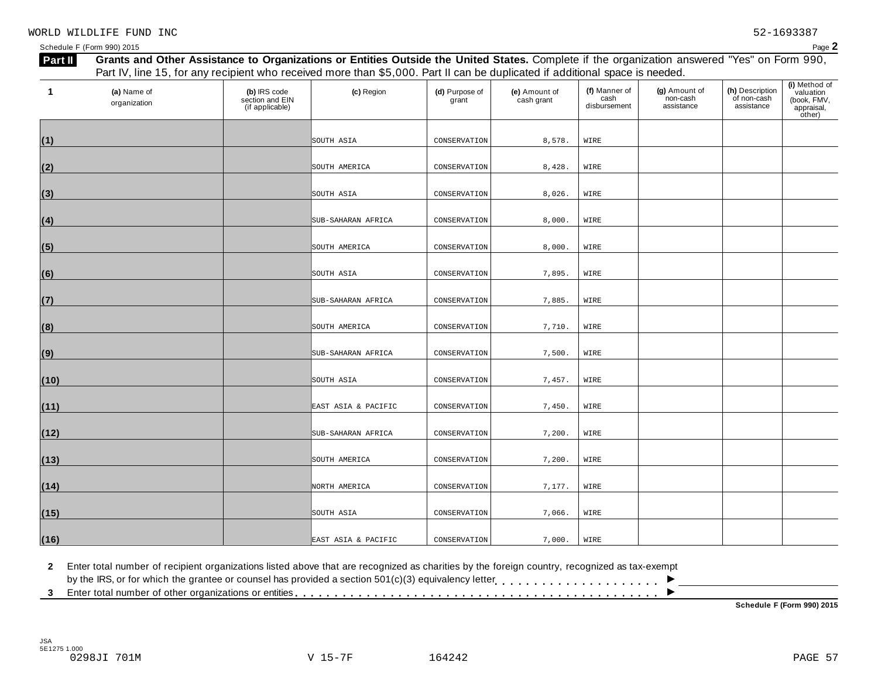WORLD WILDLIFE FUND INC 52-1693387

Schedule F (Form 990) 2015 Page **2**

**Part II** **Grants and Other Assistance to Organizations or Entities Outside the United States.** Complete if the organization answered "Yes" on Form 990, Part IV, line 15, for any recipient who received more than $5,000. Part II can be duplicated if additional space is needed.

| 1 (a) Name of organization | (b) IRS code section and EIN (if applicable) | (c) Region | (d) Purpose of grant | (e) Amount of cash grant | (f) Manner of cash disbursement | (g) Amount of non-cash assistance | (h) Description of non-cash assistance | (i) Method of valuation (book, FMV, appraisal, other) |
|---|---|---|---|---|---|---|---|---|
| (1) | | SOUTH ASIA | CONSERVATION | 8,578. | WIRE | | | |
| (2) | | SOUTH AMERICA | CONSERVATION | 8,428. | WIRE | | | |
| (3) | | SOUTH ASIA | CONSERVATION | 8,026. | WIRE | | | |
| (4) | | SUB-SAHARAN AFRICA | CONSERVATION | 8,000. | WIRE | | | |
| (5) | | SOUTH AMERICA | CONSERVATION | 8,000. | WIRE | | | |
| (6) | | SOUTH ASIA | CONSERVATION | 7,895. | WIRE | | | |
| (7) | | SUB-SAHARAN AFRICA | CONSERVATION | 7,885. | WIRE | | | |
| (8) | | SOUTH AMERICA | CONSERVATION | 7,710. | WIRE | | | |
| (9) | | SUB-SAHARAN AFRICA | CONSERVATION | 7,500. | WIRE | | | |
| (10) | | SOUTH ASIA | CONSERVATION | 7,457. | WIRE | | | |
| (11) | | EAST ASIA & PACIFIC | CONSERVATION | 7,450. | WIRE | | | |
| (12) | | SUB-SAHARAN AFRICA | CONSERVATION | 7,200. | WIRE | | | |
| (13) | | SOUTH AMERICA | CONSERVATION | 7,200. | WIRE | | | |
| (14) | | NORTH AMERICA | CONSERVATION | 7,177. | WIRE | | | |
| (15) | | SOUTH ASIA | CONSERVATION | 7,066. | WIRE | | | |
| (16) | | EAST ASIA & PACIFIC | CONSERVATION | 7,000. | WIRE | | | |

**2** Enter total number of recipient organizations listed above that are recognized as charities by the foreign country, recognized as tax-exempt by the IRS, or for which the grantee or counsel has provided a section 501(c)(3) equivalency letter . . . . . . . . . . . . . . . . . . . . . ▶

**3** Enter total number of other organizations or entities . . . . . . . . . . . . . . . . . . . . . . . . . . . . . . . . . . . . . . . . . . . . ▶

**Schedule F (Form 990) 2015**

JSA 5E1275 1.000
0298JI 701M V 15-7F 164242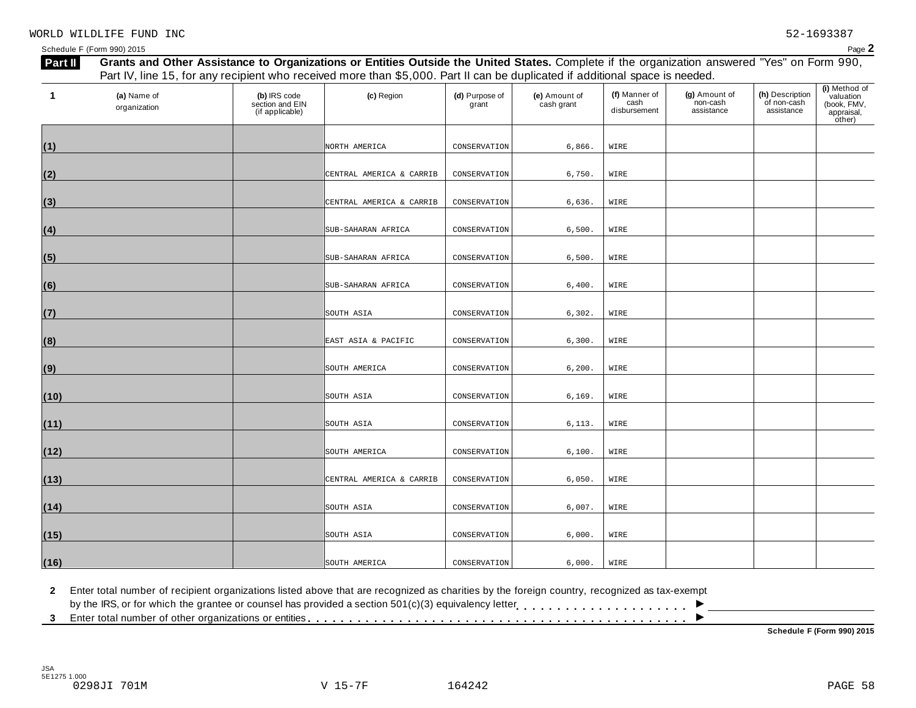WORLD WILDLIFE FUND INC 52-1693387

Schedule F (Form 990) 2015

**Part II** **Grants and Other Assistance to Organizations or Entities Outside the United States.** Complete if the organization answered "Yes" on Form 990, Part IV, line 15, for any recipient who received more than $5,000. Part II can be duplicated if additional space is needed.

| 1 | (a) Name of organization | (b) IRS code section and EIN (if applicable) | (c) Region | (d) Purpose of grant | (e) Amount of cash grant | (f) Manner of cash disbursement | (g) Amount of non-cash assistance | (h) Description of non-cash assistance | (i) Method of valuation (book, FMV, appraisal, other) |
|---|---|---|---|---|---|---|---|---|---|
| (1) | | | NORTH AMERICA | CONSERVATION | 6,866. | WIRE | | | |
| (2) | | | CENTRAL AMERICA & CARRIB | CONSERVATION | 6,750. | WIRE | | | |
| (3) | | | CENTRAL AMERICA & CARRIB | CONSERVATION | 6,636. | WIRE | | | |
| (4) | | | SUB-SAHARAN AFRICA | CONSERVATION | 6,500. | WIRE | | | |
| (5) | | | SUB-SAHARAN AFRICA | CONSERVATION | 6,500. | WIRE | | | |
| (6) | | | SUB-SAHARAN AFRICA | CONSERVATION | 6,400. | WIRE | | | |
| (7) | | | SOUTH ASIA | CONSERVATION | 6,302. | WIRE | | | |
| (8) | | | EAST ASIA & PACIFIC | CONSERVATION | 6,300. | WIRE | | | |
| (9) | | | SOUTH AMERICA | CONSERVATION | 6,200. | WIRE | | | |
| (10) | | | SOUTH ASIA | CONSERVATION | 6,169. | WIRE | | | |
| (11) | | | SOUTH ASIA | CONSERVATION | 6,113. | WIRE | | | |
| (12) | | | SOUTH AMERICA | CONSERVATION | 6,100. | WIRE | | | |
| (13) | | | CENTRAL AMERICA & CARRIB | CONSERVATION | 6,050. | WIRE | | | |
| (14) | | | SOUTH ASIA | CONSERVATION | 6,007. | WIRE | | | |
| (15) | | | SOUTH ASIA | CONSERVATION | 6,000. | WIRE | | | |
| (16) | | | SOUTH AMERICA | CONSERVATION | 6,000. | WIRE | | | |

**2** Enter total number of recipient organizations listed above that are recognized as charities by the foreign country, recognized as tax-exempt by the IRS, or for which the grantee or counsel has provided a section 501(c)(3) equivalency letter . . . . . . . . . . . . . . . . . . . . . ►

**3** Enter total number of other organizations or entities . . . . . . . . . . . . . . . . . . . . . . . . . . . . . . . . . . . . . . . . . . . ►

**Schedule F (Form 990) 2015**

JSA 5E1275 1.000

0298JI 701M V 15-7F 164242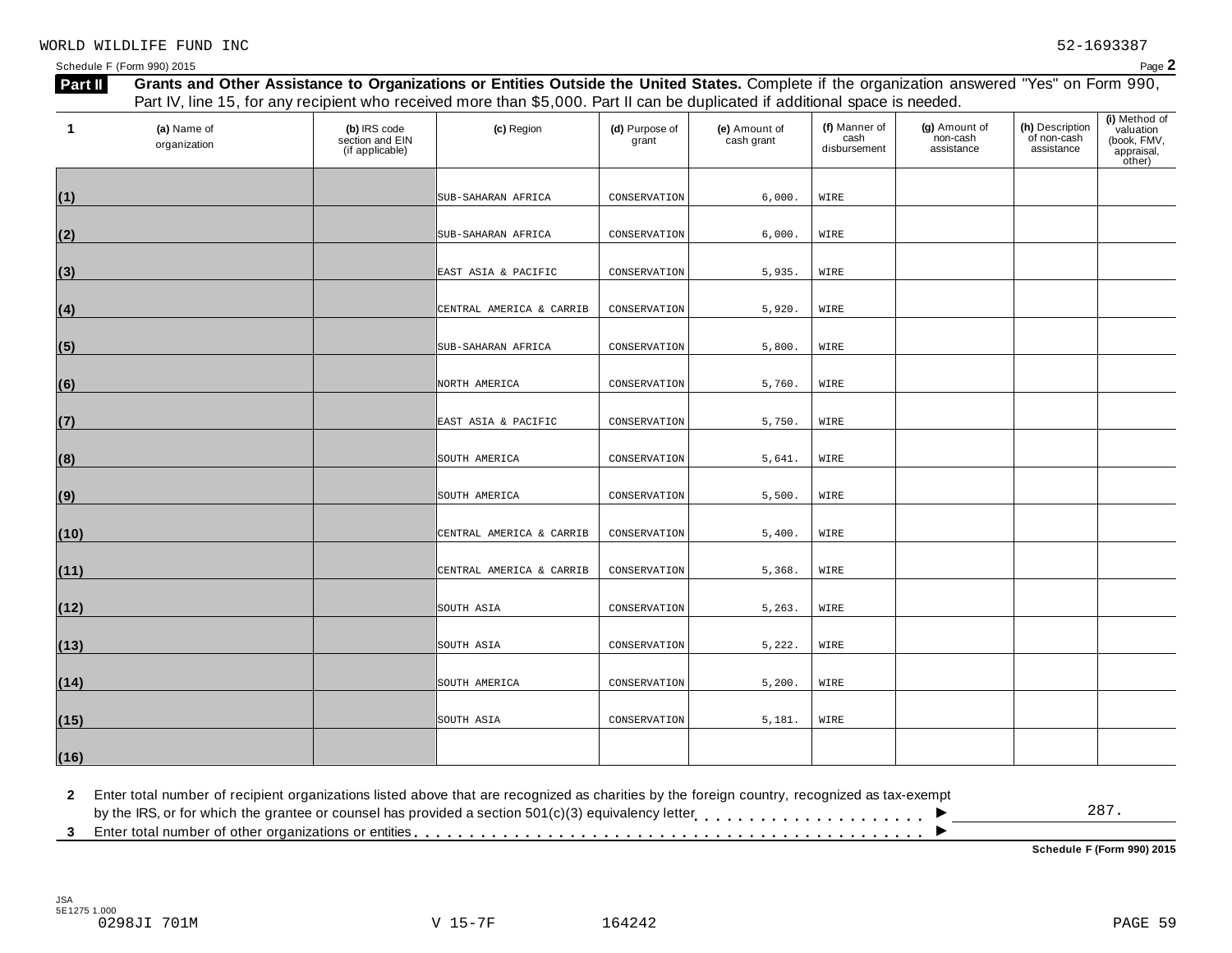WORLD WILDLIFE FUND INC 52-1693387

Schedule F (Form 990) 2015 Page **2**

## Part II Grants and Other Assistance to Organizations or Entities Outside the United States.

Complete if the organization answered "Yes" on Form 990, Part IV, line 15, for any recipient who received more than $5,000. Part II can be duplicated if additional space is needed.

| 1 | (a) Name of organization | (b) IRS code section and EIN (if applicable) | (c) Region | (d) Purpose of grant | (e) Amount of cash grant | (f) Manner of cash disbursement | (g) Amount of non-cash assistance | (h) Description of non-cash assistance | (i) Method of valuation (book, FMV, appraisal, other) |
|---|---|---|---|---|---|---|---|---|---|
| (1) | | | SUB-SAHARAN AFRICA | CONSERVATION | 6,000. | WIRE | | | |
| (2) | | | SUB-SAHARAN AFRICA | CONSERVATION | 6,000. | WIRE | | | |
| (3) | | | EAST ASIA & PACIFIC | CONSERVATION | 5,935. | WIRE | | | |
| (4) | | | CENTRAL AMERICA & CARRIB | CONSERVATION | 5,920. | WIRE | | | |
| (5) | | | SUB-SAHARAN AFRICA | CONSERVATION | 5,800. | WIRE | | | |
| (6) | | | NORTH AMERICA | CONSERVATION | 5,760. | WIRE | | | |
| (7) | | | EAST ASIA & PACIFIC | CONSERVATION | 5,750. | WIRE | | | |
| (8) | | | SOUTH AMERICA | CONSERVATION | 5,641. | WIRE | | | |
| (9) | | | SOUTH AMERICA | CONSERVATION | 5,500. | WIRE | | | |
| (10) | | | CENTRAL AMERICA & CARRIB | CONSERVATION | 5,400. | WIRE | | | |
| (11) | | | CENTRAL AMERICA & CARRIB | CONSERVATION | 5,368. | WIRE | | | |
| (12) | | | SOUTH ASIA | CONSERVATION | 5,263. | WIRE | | | |
| (13) | | | SOUTH ASIA | CONSERVATION | 5,222. | WIRE | | | |
| (14) | | | SOUTH AMERICA | CONSERVATION | 5,200. | WIRE | | | |
| (15) | | | SOUTH ASIA | CONSERVATION | 5,181. | WIRE | | | |
| (16) | | | | | | | | | |

**2** Enter total number of recipient organizations listed above that are recognized as charities by the foreign country, recognized as tax-exempt by the IRS, or for which the grantee or counsel has provided a section 501(c)(3) equivalency letter . . . . . . . . . . . . . . . . . . . . ▶ 287.

**3** Enter total number of other organizations or entities . . . . . . . . . . . . . . . . . . . . . . . . . . . . . . . . . . . . . . . . . . ▶

**Schedule F (Form 990) 2015**

JSA
5E1275 1.000
0298JI 701M V 15-7F 164242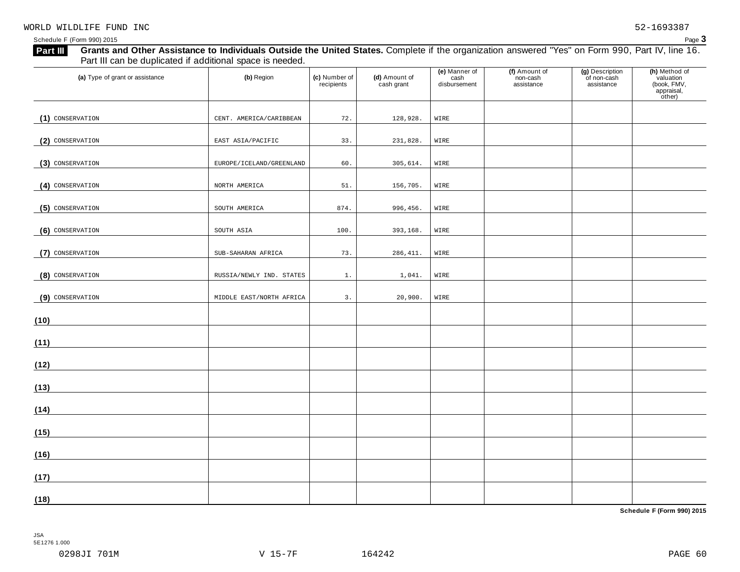WORLD WILDLIFE FUND INC 52-1693387

Schedule F (Form 990) 2015 Page **3**

**Part III** **Grants and Other Assistance to Individuals Outside the United States.** Complete if the organization answered "Yes" on Form 990, Part IV, line 16. Part III can be duplicated if additional space is needed.

| (a) Type of grant or assistance | (b) Region | (c) Number of recipients | (d) Amount of cash grant | (e) Manner of cash disbursement | (f) Amount of non-cash assistance | (g) Description of non-cash assistance | (h) Method of valuation (book, FMV, appraisal, other) |
|---|---|---|---|---|---|---|---|
| (1) CONSERVATION | CENT. AMERICA/CARIBBEAN | 72. | 128,928. | WIRE | | | |
| (2) CONSERVATION | EAST ASIA/PACIFIC | 33. | 231,828. | WIRE | | | |
| (3) CONSERVATION | EUROPE/ICELAND/GREENLAND | 60. | 305,614. | WIRE | | | |
| (4) CONSERVATION | NORTH AMERICA | 51. | 156,705. | WIRE | | | |
| (5) CONSERVATION | SOUTH AMERICA | 874. | 996,456. | WIRE | | | |
| (6) CONSERVATION | SOUTH ASIA | 100. | 393,168. | WIRE | | | |
| (7) CONSERVATION | SUB-SAHARAN AFRICA | 73. | 286,411. | WIRE | | | |
| (8) CONSERVATION | RUSSIA/NEWLY IND. STATES | 1. | 1,041. | WIRE | | | |
| (9) CONSERVATION | MIDDLE EAST/NORTH AFRICA | 3. | 20,900. | WIRE | | | |
| (10) | | | | | | | |
| (11) | | | | | | | |
| (12) | | | | | | | |
| (13) | | | | | | | |
| (14) | | | | | | | |
| (15) | | | | | | | |
| (16) | | | | | | | |
| (17) | | | | | | | |
| (18) | | | | | | | |

**Schedule F (Form 990) 2015**

JSA
5E1276 1.000

0298JI 701M V 15-7F 164242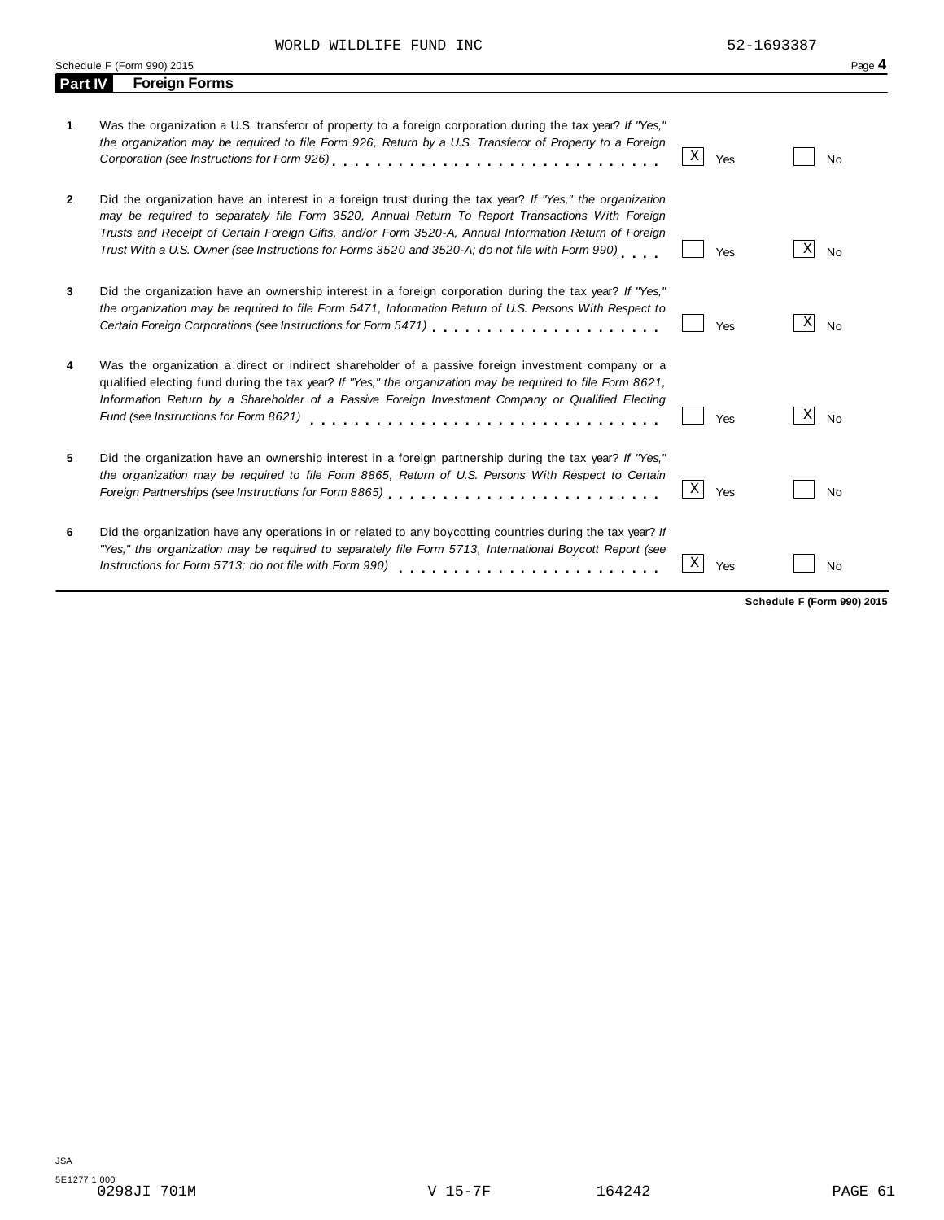WORLD WILDLIFE FUND INC 52-1693387

Schedule F (Form 990) 2015

## Part IV Foreign Forms

| | | Yes | No |
|---|---|---|---|
| **1** | Was the organization a U.S. transferor of property to a foreign corporation during the tax year? *If "Yes," the organization may be required to file Form 926, Return by a U.S. Transferor of Property to a Foreign Corporation (see Instructions for Form 926)* | X | |
| **2** | Did the organization have an interest in a foreign trust during the tax year? *If "Yes," the organization may be required to separately file Form 3520, Annual Return To Report Transactions With Foreign Trusts and Receipt of Certain Foreign Gifts, and/or Form 3520-A, Annual Information Return of Foreign Trust With a U.S. Owner (see Instructions for Forms 3520 and 3520-A; do not file with Form 990)* | | X |
| **3** | Did the organization have an ownership interest in a foreign corporation during the tax year? *If "Yes," the organization may be required to file Form 5471, Information Return of U.S. Persons With Respect to Certain Foreign Corporations (see Instructions for Form 5471)* | | X |
| **4** | Was the organization a direct or indirect shareholder of a passive foreign investment company or a qualified electing fund during the tax year? *If "Yes," the organization may be required to file Form 8621, Information Return by a Shareholder of a Passive Foreign Investment Company or Qualified Electing Fund (see Instructions for Form 8621)* | | X |
| **5** | Did the organization have an ownership interest in a foreign partnership during the tax year? *If "Yes," the organization may be required to file Form 8865, Return of U.S. Persons With Respect to Certain Foreign Partnerships (see Instructions for Form 8865)* | X | |
| **6** | Did the organization have any operations in or related to any boycotting countries during the tax year? *If "Yes," the organization may be required to separately file Form 5713, International Boycott Report (see Instructions for Form 5713; do not file with Form 990)* | X | |

**Schedule F (Form 990) 2015**

JSA
5E1277 1.000
0298JI 701M V 15-7F 164242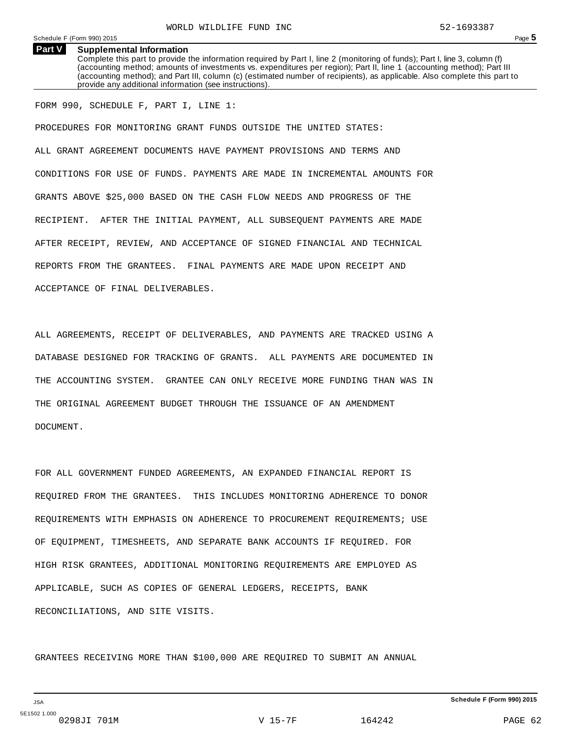## Part V Supplemental Information

Complete this part to provide the information required by Part I, line 2 (monitoring of funds); Part I, line 3, column (f) (accounting method; amounts of investments vs. expenditures per region); Part II, line 1 (accounting method); Part III (accounting method); and Part III, column (c) (estimated number of recipients), as applicable. Also complete this part to provide any additional information (see instructions).

FORM 990, SCHEDULE F, PART I, LINE 1:

PROCEDURES FOR MONITORING GRANT FUNDS OUTSIDE THE UNITED STATES:

ALL GRANT AGREEMENT DOCUMENTS HAVE PAYMENT PROVISIONS AND TERMS AND CONDITIONS FOR USE OF FUNDS. PAYMENTS ARE MADE IN INCREMENTAL AMOUNTS FOR GRANTS ABOVE $25,000 BASED ON THE CASH FLOW NEEDS AND PROGRESS OF THE RECIPIENT. AFTER THE INITIAL PAYMENT, ALL SUBSEQUENT PAYMENTS ARE MADE AFTER RECEIPT, REVIEW, AND ACCEPTANCE OF SIGNED FINANCIAL AND TECHNICAL REPORTS FROM THE GRANTEES. FINAL PAYMENTS ARE MADE UPON RECEIPT AND ACCEPTANCE OF FINAL DELIVERABLES.

ALL AGREEMENTS, RECEIPT OF DELIVERABLES, AND PAYMENTS ARE TRACKED USING A DATABASE DESIGNED FOR TRACKING OF GRANTS. ALL PAYMENTS ARE DOCUMENTED IN THE ACCOUNTING SYSTEM. GRANTEE CAN ONLY RECEIVE MORE FUNDING THAN WAS IN THE ORIGINAL AGREEMENT BUDGET THROUGH THE ISSUANCE OF AN AMENDMENT DOCUMENT.

FOR ALL GOVERNMENT FUNDED AGREEMENTS, AN EXPANDED FINANCIAL REPORT IS REQUIRED FROM THE GRANTEES. THIS INCLUDES MONITORING ADHERENCE TO DONOR REQUIREMENTS WITH EMPHASIS ON ADHERENCE TO PROCUREMENT REQUIREMENTS; USE OF EQUIPMENT, TIMESHEETS, AND SEPARATE BANK ACCOUNTS IF REQUIRED. FOR HIGH RISK GRANTEES, ADDITIONAL MONITORING REQUIREMENTS ARE EMPLOYED AS APPLICABLE, SUCH AS COPIES OF GENERAL LEDGERS, RECEIPTS, BANK RECONCILIATIONS, AND SITE VISITS.

GRANTEES RECEIVING MORE THAN $100,000 ARE REQUIRED TO SUBMIT AN ANNUAL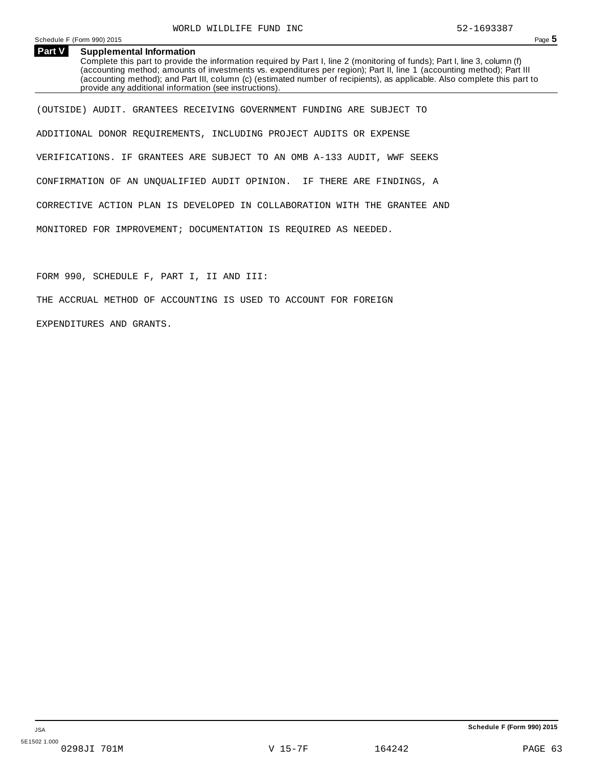## Part V Supplemental Information

Complete this part to provide the information required by Part I, line 2 (monitoring of funds); Part I, line 3, column (f) (accounting method; amounts of investments vs. expenditures per region); Part II, line 1 (accounting method); Part III (accounting method); and Part III, column (c) (estimated number of recipients), as applicable. Also complete this part to provide any additional information (see instructions).

(OUTSIDE) AUDIT. GRANTEES RECEIVING GOVERNMENT FUNDING ARE SUBJECT TO ADDITIONAL DONOR REQUIREMENTS, INCLUDING PROJECT AUDITS OR EXPENSE VERIFICATIONS. IF GRANTEES ARE SUBJECT TO AN OMB A-133 AUDIT, WWF SEEKS CONFIRMATION OF AN UNQUALIFIED AUDIT OPINION. IF THERE ARE FINDINGS, A CORRECTIVE ACTION PLAN IS DEVELOPED IN COLLABORATION WITH THE GRANTEE AND MONITORED FOR IMPROVEMENT; DOCUMENTATION IS REQUIRED AS NEEDED.

FORM 990, SCHEDULE F, PART I, II AND III:

THE ACCRUAL METHOD OF ACCOUNTING IS USED TO ACCOUNT FOR FOREIGN EXPENDITURES AND GRANTS.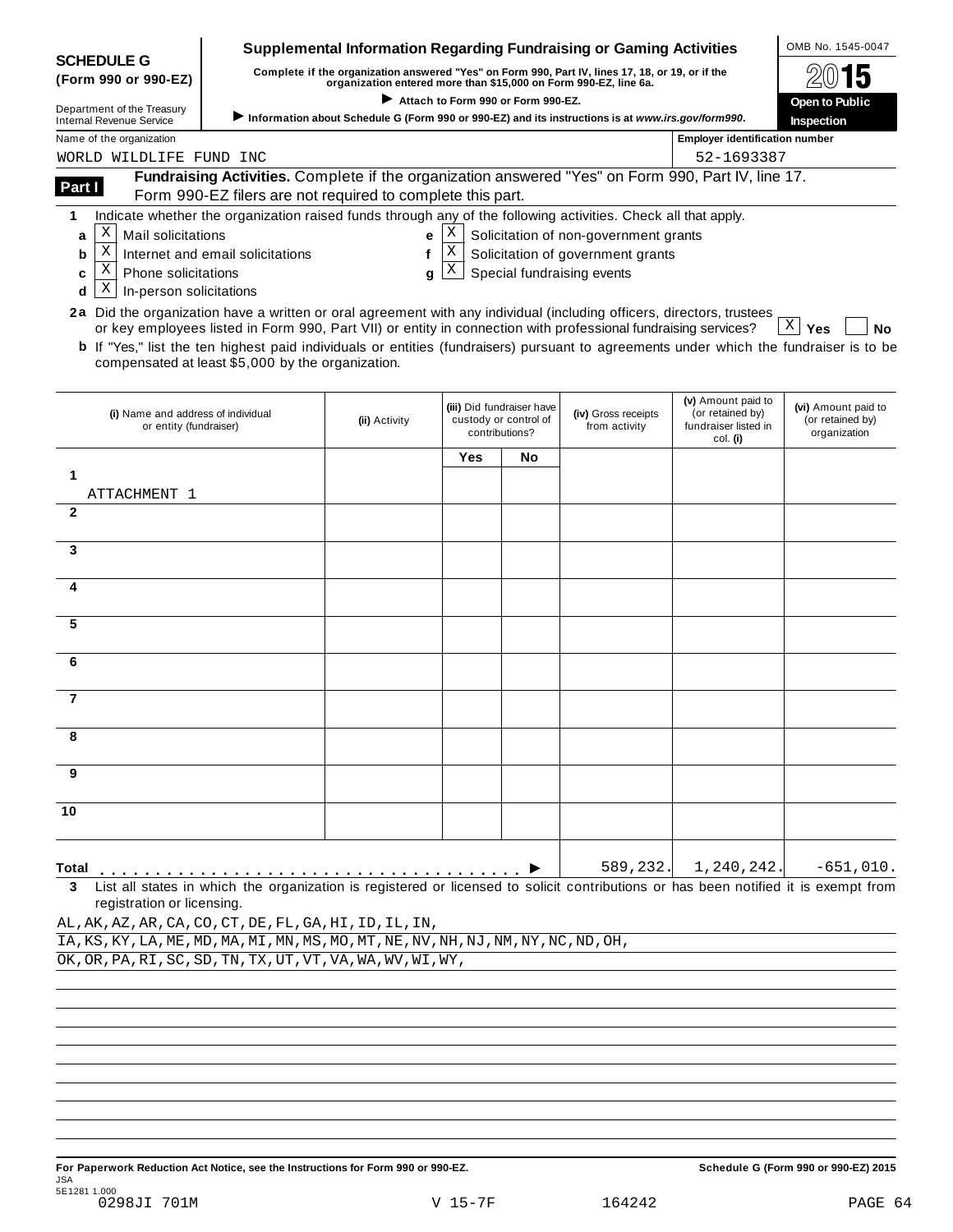**SCHEDULE G (Form 990 or 990-EZ)**

Department of the Treasury
Internal Revenue Service

# Supplemental Information Regarding Fundraising or Gaming Activities

**Complete if the organization answered "Yes" on Form 990, Part IV, lines 17, 18, or 19, or if the organization entered more than $15,000 on Form 990-EZ, line 6a.**

▶ **Attach to Form 990 or Form 990-EZ.**

▶ **Information about Schedule G (Form 990 or 990-EZ) and its instructions is at *www.irs.gov/form990*.**

OMB No. 1545-0047

**2015**

**Open to Public Inspection**

Name of the organization: WORLD WILDLIFE FUND INC

Employer identification number: 52-1693387

## Part I — Fundraising Activities. Complete if the organization answered "Yes" on Form 990, Part IV, line 17. Form 990-EZ filers are not required to complete this part.

**1** Indicate whether the organization raised funds through any of the following activities. Check all that apply.

- **a** [X] Mail solicitations
- **b** [X] Internet and email solicitations
- **c** [X] Phone solicitations
- **d** [X] In-person solicitations
- **e** [X] Solicitation of non-government grants
- **f** [X] Solicitation of government grants
- **g** [X] Special fundraising events

**2a** Did the organization have a written or oral agreement with any individual (including officers, directors, trustees or key employees listed in Form 990, Part VII) or entity in connection with professional fundraising services? [X] **Yes** [ ] **No**

**b** If "Yes," list the ten highest paid individuals or entities (fundraisers) pursuant to agreements under which the fundraiser is to be compensated at least $5,000 by the organization.

| | (i) Name and address of individual or entity (fundraiser) | (ii) Activity | (iii) Did fundraiser have custody or control of contributions? Yes | No | (iv) Gross receipts from activity | (v) Amount paid to (or retained by) fundraiser listed in col. (i) | (vi) Amount paid to (or retained by) organization |
|---|---|---|---|---|---|---|---|
| 1 | ATTACHMENT 1 | | | | | | |
| 2 | | | | | | | |
| 3 | | | | | | | |
| 4 | | | | | | | |
| 5 | | | | | | | |
| 6 | | | | | | | |
| 7 | | | | | | | |
| 8 | | | | | | | |
| 9 | | | | | | | |
| 10 | | | | | | | |
| **Total** ▶ | | | | | 589,232. | 1,240,242. | -651,010. |

**3** List all states in which the organization is registered or licensed to solicit contributions or has been notified it is exempt from registration or licensing.

AL,AK,AZ,AR,CA,CO,CT,DE,FL,GA,HI,ID,IL,IN,
IA,KS,KY,LA,ME,MD,MA,MI,MN,MS,MO,MT,NE,NV,NH,NJ,NM,NY,NC,ND,OH,
OK,OR,PA,RI,SC,SD,TN,TX,UT,VT,VA,WA,WV,WI,WY,

**For Paperwork Reduction Act Notice, see the Instructions for Form 990 or 990-EZ.** **Schedule G (Form 990 or 990-EZ) 2015**

JSA
5E1281 1.000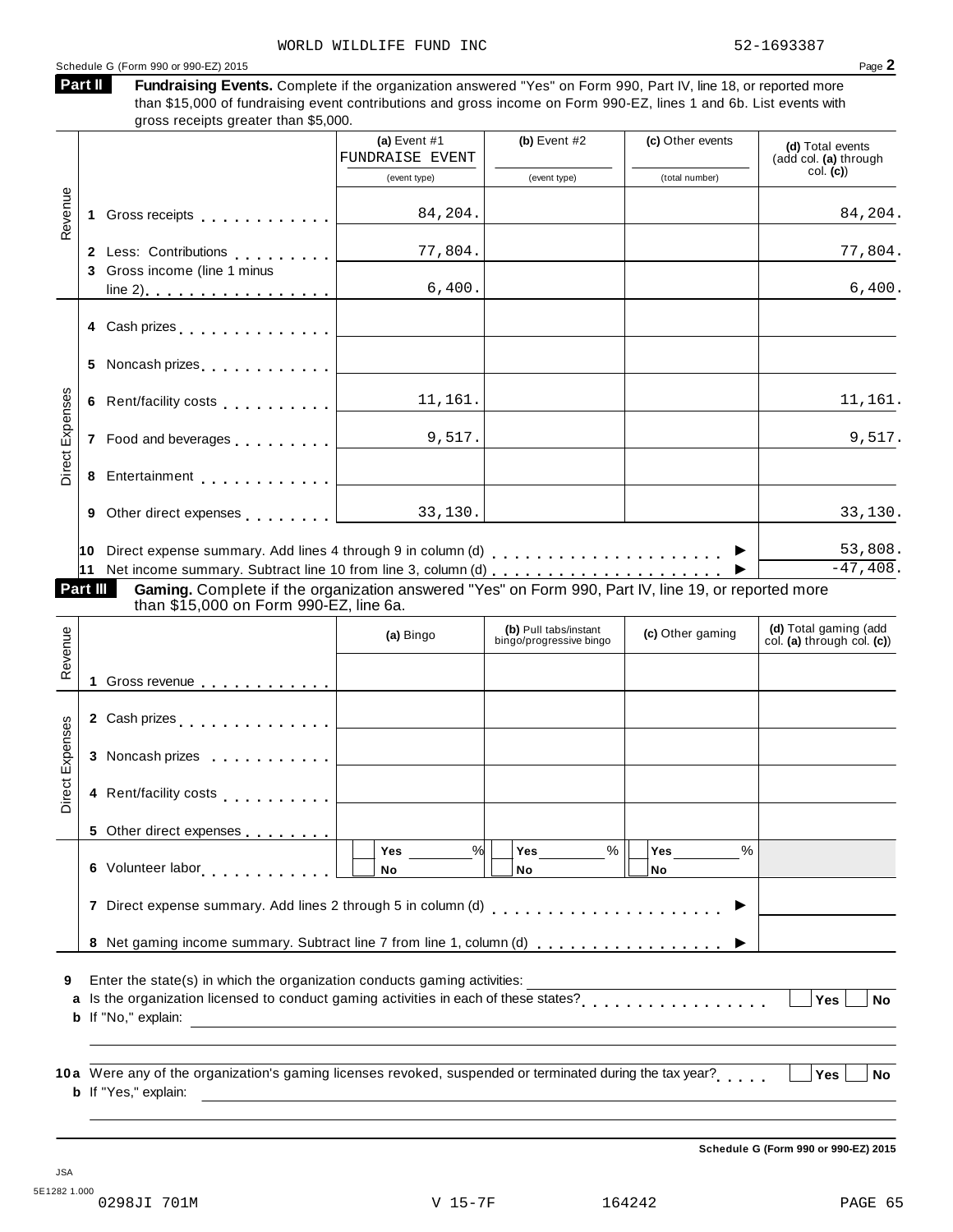WORLD WILDLIFE FUND INC 52-1693387

Schedule G (Form 990 or 990-EZ) 2015 Page **2**

**Part II** **Fundraising Events.** Complete if the organization answered "Yes" on Form 990, Part IV, line 18, or reported more than $15,000 of fundraising event contributions and gross income on Form 990-EZ, lines 1 and 6b. List events with gross receipts greater than $5,000.

| | | (a) Event #1 FUNDRAISE EVENT (event type) | (b) Event #2 (event type) | (c) Other events (total number) | (d) Total events (add col. (a) through col. (c)) |
|---|---|---|---|---|---|
| Revenue | 1 Gross receipts | 84,204. | | | 84,204. |
| | 2 Less: Contributions | 77,804. | | | 77,804. |
| | 3 Gross income (line 1 minus line 2) | 6,400. | | | 6,400. |
| Direct Expenses | 4 Cash prizes | | | | |
| | 5 Noncash prizes | | | | |
| | 6 Rent/facility costs | 11,161. | | | 11,161. |
| | 7 Food and beverages | 9,517. | | | 9,517. |
| | 8 Entertainment | | | | |
| | 9 Other direct expenses | 33,130. | | | 33,130. |

10 Direct expense summary. Add lines 4 through 9 in column (d) ▶ 53,808.

11 Net income summary. Subtract line 10 from line 3, column (d) ▶ -47,408.

**Part III** **Gaming.** Complete if the organization answered "Yes" on Form 990, Part IV, line 19, or reported more than $15,000 on Form 990-EZ, line 6a.

| | | (a) Bingo | (b) Pull tabs/instant bingo/progressive bingo | (c) Other gaming | (d) Total gaming (add col. (a) through col. (c)) |
|---|---|---|---|---|---|
| Revenue | 1 Gross revenue | | | | |
| Direct Expenses | 2 Cash prizes | | | | |
| | 3 Noncash prizes | | | | |
| | 4 Rent/facility costs | | | | |
| | 5 Other direct expenses | | | | |
| | 6 Volunteer labor | Yes ___ % No | Yes ___ % No | Yes ___ % No | |

7 Direct expense summary. Add lines 2 through 5 in column (d) ▶

8 Net gaming income summary. Subtract line 7 from line 1, column (d) ▶

9 Enter the state(s) in which the organization conducts gaming activities:

a Is the organization licensed to conduct gaming activities in each of these states? Yes No

b If "No," explain:

10a Were any of the organization's gaming licenses revoked, suspended or terminated during the tax year? Yes No

b If "Yes," explain:

Schedule G (Form 990 or 990-EZ) 2015

JSA
5E1282 1.000
0298JI 701M V 15-7F 164242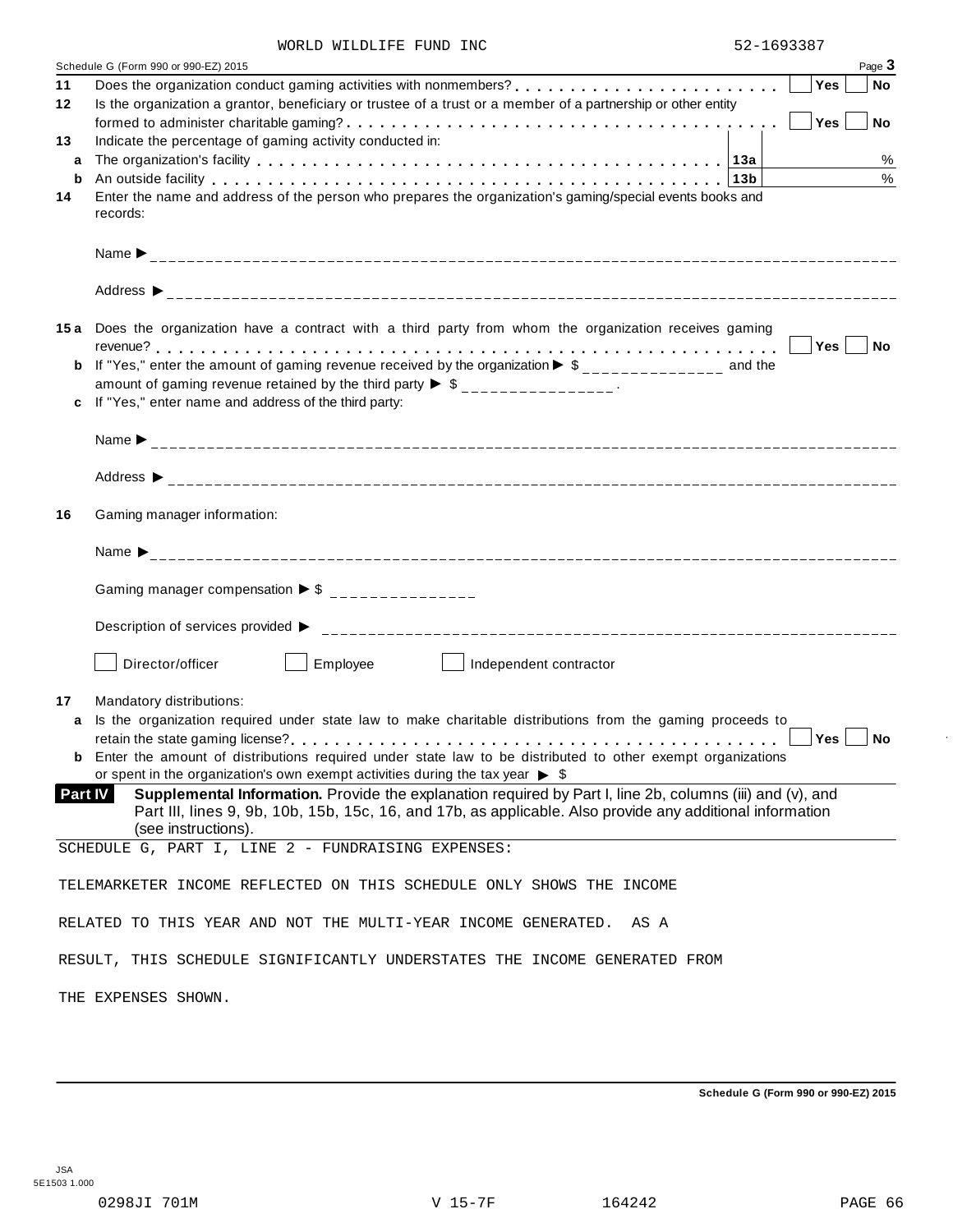WORLD WILDLIFE FUND INC 52-1693387

Schedule G (Form 990 or 990-EZ) 2015 Page **3**

**11** Does the organization conduct gaming activities with nonmembers? . . . . . . . . . . . . . . . . . . . . . . . . ☐ **Yes** ☐ **No**

**12** Is the organization a grantor, beneficiary or trustee of a trust or a member of a partnership or other entity formed to administer charitable gaming? . . . . . . . . . . . . . . . . . . . . . . . . . . . . . . . . . . . . . . ☐ **Yes** ☐ **No**

**13** Indicate the percentage of gaming activity conducted in:

**a** The organization's facility . . . . . . . . . . . . . . . . . . . . . . . . . . . . . . . . . . . . . . **13a** %

**b** An outside facility . . . . . . . . . . . . . . . . . . . . . . . . . . . . . . . . . . . . . . . . . . . . **13b** %

**14** Enter the name and address of the person who prepares the organization's gaming/special events books and records:

Name ▶ ____________________

Address ▶ ____________________

**15a** Does the organization have a contract with a third party from whom the organization receives gaming revenue? . . . . . . . . . . . . . . . . . . . . . . . . . . . . . . . . . . . . . . . . . . . . . . . . . . . . . ☐ **Yes** ☐ **No**

**b** If "Yes," enter the amount of gaming revenue received by the organization ▶ $ ______________ and the amount of gaming revenue retained by the third party ▶ $ ______________ .

**c** If "Yes," enter name and address of the third party:

Name ▶ ____________________

Address ▶ ____________________

**16** Gaming manager information:

Name ▶ ____________________

Gaming manager compensation ▶ $ ______________

Description of services provided ▶ ____________________

☐ Director/officer ☐ Employee ☐ Independent contractor

**17** Mandatory distributions:

**a** Is the organization required under state law to make charitable distributions from the gaming proceeds to retain the state gaming license? . . . . . . . . . . . . . . . . . . . . . . . . . . . . . . . . . . . . . . . . . ☐ **Yes** ☐ **No**

**b** Enter the amount of distributions required under state law to be distributed to other exempt organizations or spent in the organization's own exempt activities during the tax year ▶ $

**Part IV** **Supplemental Information.** Provide the explanation required by Part I, line 2b, columns (iii) and (v), and Part III, lines 9, 9b, 10b, 15b, 15c, 16, and 17b, as applicable. Also provide any additional information (see instructions).

SCHEDULE G, PART I, LINE 2 - FUNDRAISING EXPENSES:

TELEMARKETER INCOME REFLECTED ON THIS SCHEDULE ONLY SHOWS THE INCOME RELATED TO THIS YEAR AND NOT THE MULTI-YEAR INCOME GENERATED. AS A RESULT, THIS SCHEDULE SIGNIFICANTLY UNDERSTATES THE INCOME GENERATED FROM THE EXPENSES SHOWN.

**Schedule G (Form 990 or 990-EZ) 2015**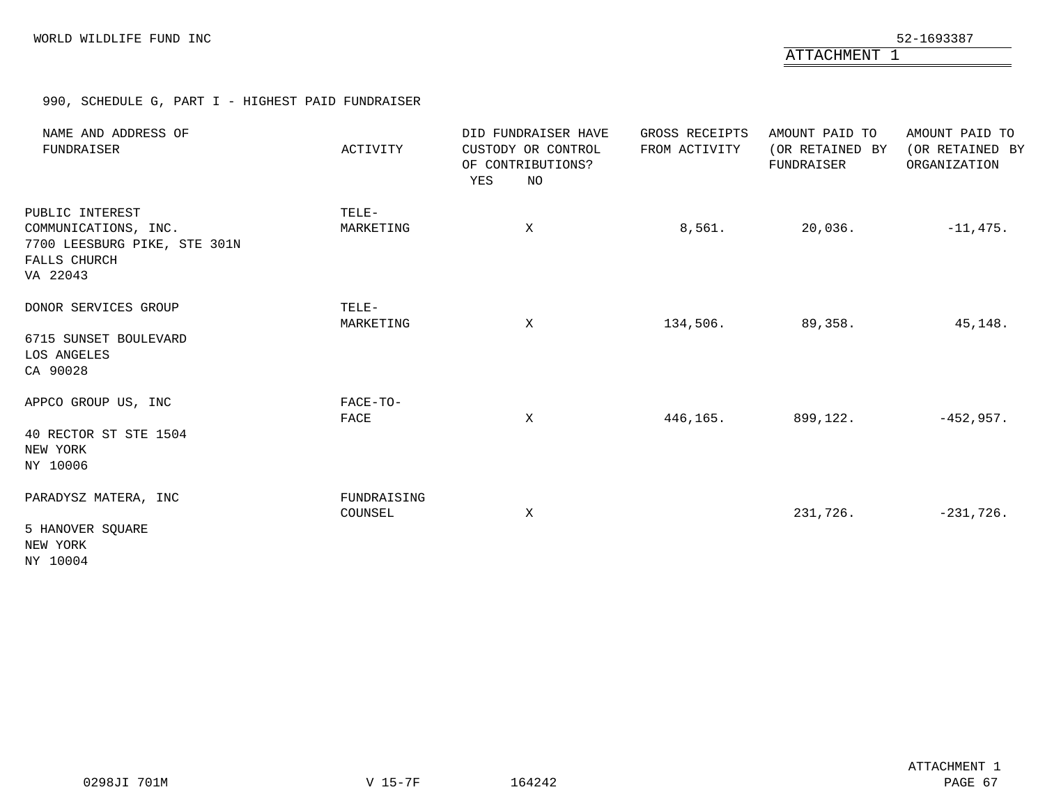WORLD WILDLIFE FUND INC

52-1693387

ATTACHMENT 1

990, SCHEDULE G, PART I - HIGHEST PAID FUNDRAISER

| NAME AND ADDRESS OF FUNDRAISER | ACTIVITY | DID FUNDRAISER HAVE CUSTODY OR CONTROL OF CONTRIBUTIONS? YES | NO | GROSS RECEIPTS FROM ACTIVITY | AMOUNT PAID TO (OR RETAINED BY FUNDRAISER | AMOUNT PAID TO (OR RETAINED BY ORGANIZATION |
|---|---|---|---|---|---|---|
| PUBLIC INTEREST COMMUNICATIONS, INC. 7700 LEESBURG PIKE, STE 301N FALLS CHURCH VA 22043 | TELE-MARKETING | | X | 8,561. | 20,036. | -11,475. |
| DONOR SERVICES GROUP 6715 SUNSET BOULEVARD LOS ANGELES CA 90028 | TELE-MARKETING | | X | 134,506. | 89,358. | 45,148. |
| APPCO GROUP US, INC 40 RECTOR ST STE 1504 NEW YORK NY 10006 | FACE-TO-FACE | | X | 446,165. | 899,122. | -452,957. |
| PARADYSZ MATERA, INC 5 HANOVER SQUARE NEW YORK NY 10004 | FUNDRAISING COUNSEL | | X | | 231,726. | -231,726. |

ATTACHMENT 1

0298JI 701M V 15-7F 164242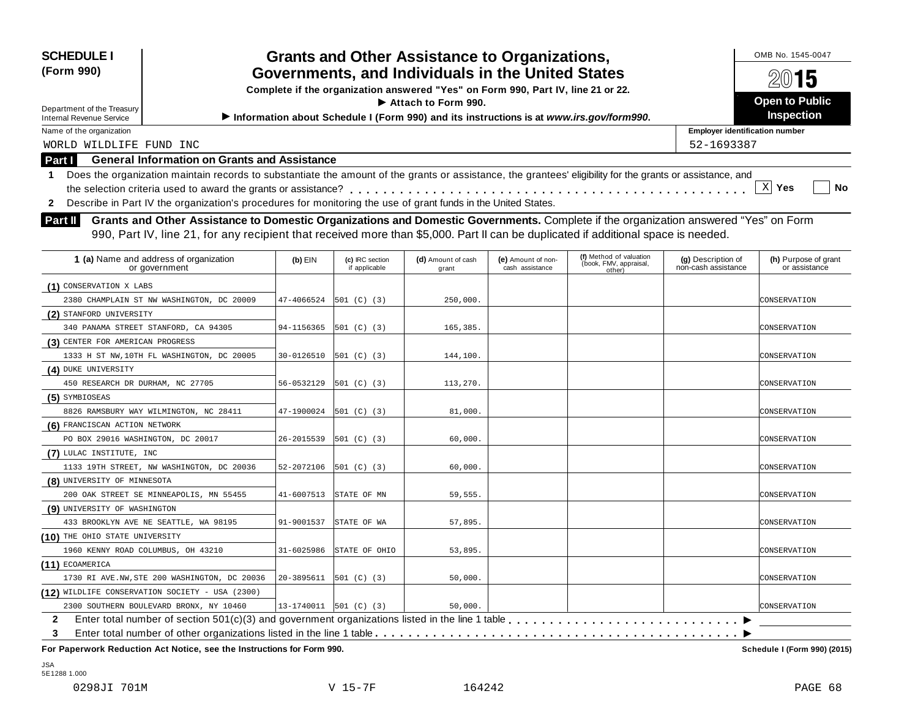**SCHEDULE I**
**(Form 990)**

Department of the Treasury
Internal Revenue Service

# Grants and Other Assistance to Organizations, Governments, and Individuals in the United States

**Complete if the organization answered "Yes" on Form 990, Part IV, line 21 or 22.**
**▶ Attach to Form 990.**
**▶ Information about Schedule I (Form 990) and its instructions is at *www.irs.gov/form990*.**

OMB No. 1545-0047
**2015**
**Open to Public Inspection**

Name of the organization: WORLD WILDLIFE FUND INC
Employer identification number: 52-1693387

## Part I General Information on Grants and Assistance

**1** Does the organization maintain records to substantiate the amount of the grants or assistance, the grantees' eligibility for the grants or assistance, and the selection criteria used to award the grants or assistance? . . . . . . . . . . [X] **Yes** [ ] **No**

**2** Describe in Part IV the organization's procedures for monitoring the use of grant funds in the United States.

## Part II Grants and Other Assistance to Domestic Organizations and Domestic Governments.

Complete if the organization answered "Yes" on Form 990, Part IV, line 21, for any recipient that received more than $5,000. Part II can be duplicated if additional space is needed.

| 1 (a) Name and address of organization or government | (b) EIN | (c) IRC section if applicable | (d) Amount of cash grant | (e) Amount of non-cash assistance | (f) Method of valuation (book, FMV, appraisal, other) | (g) Description of non-cash assistance | (h) Purpose of grant or assistance |
|---|---|---|---|---|---|---|---|
| (1) CONSERVATION X LABS<br>2380 CHAMPLAIN ST NW WASHINGTON, DC 20009 | 47-4066524 | 501 (C) (3) | 250,000. | | | | CONSERVATION |
| (2) STANFORD UNIVERSITY<br>340 PANAMA STREET STANFORD, CA 94305 | 94-1156365 | 501 (C) (3) | 165,385. | | | | CONSERVATION |
| (3) CENTER FOR AMERICAN PROGRESS<br>1333 H ST NW,10TH FL WASHINGTON, DC 20005 | 30-0126510 | 501 (C) (3) | 144,100. | | | | CONSERVATION |
| (4) DUKE UNIVERSITY<br>450 RESEARCH DR DURHAM, NC 27705 | 56-0532129 | 501 (C) (3) | 113,270. | | | | CONSERVATION |
| (5) SYMBIOSEAS<br>8826 RAMSBURY WAY WILMINGTON, NC 28411 | 47-1900024 | 501 (C) (3) | 81,000. | | | | CONSERVATION |
| (6) FRANCISCAN ACTION NETWORK<br>PO BOX 29016 WASHINGTON, DC 20017 | 26-2015539 | 501 (C) (3) | 60,000. | | | | CONSERVATION |
| (7) LULAC INSTITUTE, INC<br>1133 19TH STREET, NW WASHINGTON, DC 20036 | 52-2072106 | 501 (C) (3) | 60,000. | | | | CONSERVATION |
| (8) UNIVERSITY OF MINNESOTA<br>200 OAK STREET SE MINNEAPOLIS, MN 55455 | 41-6007513 | STATE OF MN | 59,555. | | | | CONSERVATION |
| (9) UNIVERSITY OF WASHINGTON<br>433 BROOKLYN AVE NE SEATTLE, WA 98195 | 91-9001537 | STATE OF WA | 57,895. | | | | CONSERVATION |
| (10) THE OHIO STATE UNIVERSITY<br>1960 KENNY ROAD COLUMBUS, OH 43210 | 31-6025986 | STATE OF OHIO | 53,895. | | | | CONSERVATION |
| (11) ECOAMERICA<br>1730 RI AVE.NW,STE 200 WASHINGTON, DC 20036 | 20-3895611 | 501 (C) (3) | 50,000. | | | | CONSERVATION |
| (12) WILDLIFE CONSERVATION SOCIETY - USA (2300)<br>2300 SOUTHERN BOULEVARD BRONX, NY 10460 | 13-1740011 | 501 (C) (3) | 50,000. | | | | CONSERVATION |

**2** Enter total number of section 501(c)(3) and government organizations listed in the line 1 table . . . . . . . . . . ▶

**3** Enter total number of other organizations listed in the line 1 table . . . . . . . . . . ▶

**For Paperwork Reduction Act Notice, see the Instructions for Form 990.** **Schedule I (Form 990) (2015)**

JSA
5E1288 1.000

0298JI 701M V 15-7F 164242 PAGE 68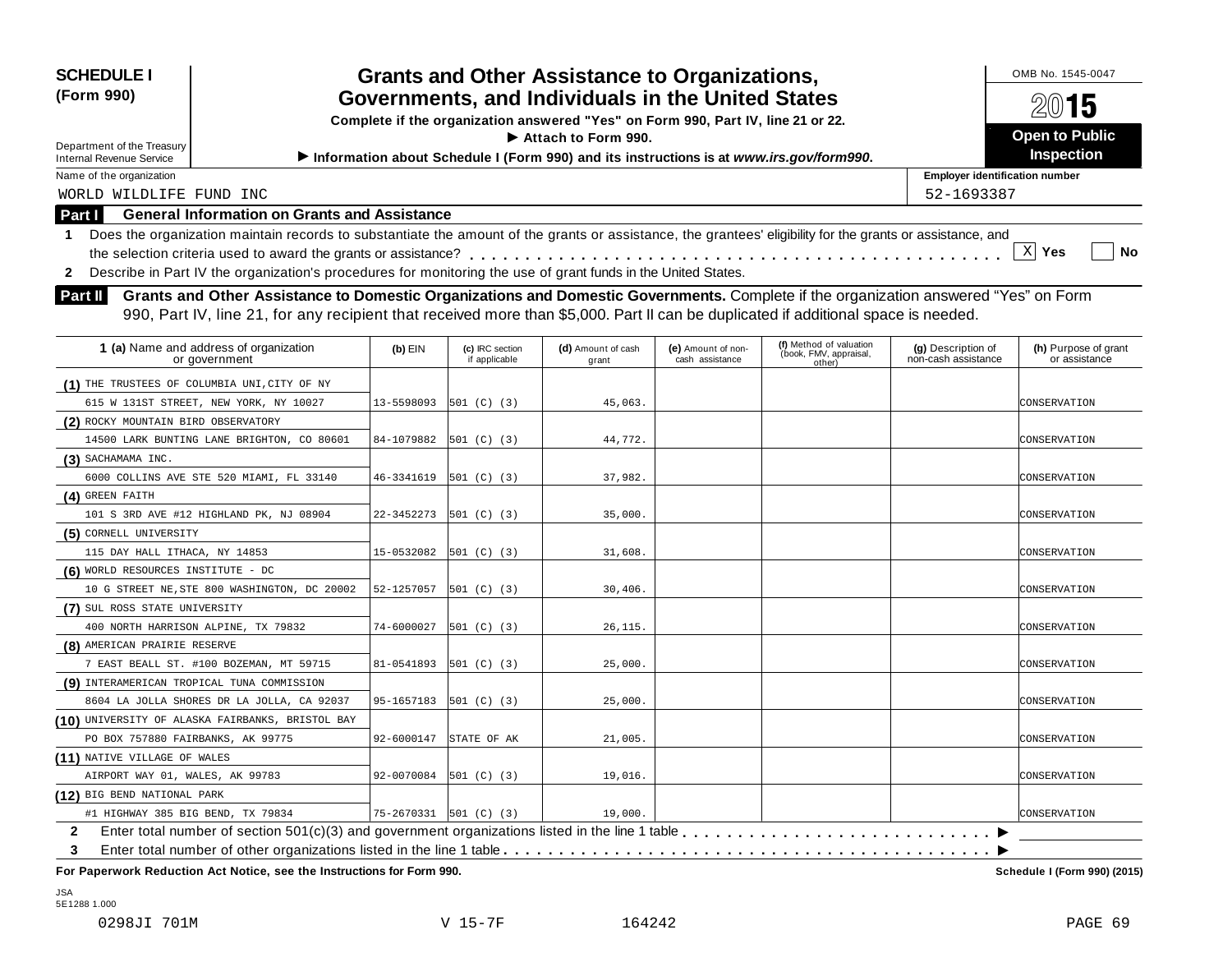**SCHEDULE I (Form 990)**

Department of the Treasury
Internal Revenue Service

# Grants and Other Assistance to Organizations, Governments, and Individuals in the United States

**Complete if the organization answered "Yes" on Form 990, Part IV, line 21 or 22.**

**▶ Attach to Form 990.**

**▶ Information about Schedule I (Form 990) and its instructions is at *www.irs.gov/form990*.**

OMB No. 1545-0047

**2015**

**Open to Public Inspection**

Name of the organization: WORLD WILDLIFE FUND INC

Employer identification number: 52-1693387

## Part I General Information on Grants and Assistance

1 Does the organization maintain records to substantiate the amount of the grants or assistance, the grantees' eligibility for the grants or assistance, and the selection criteria used to award the grants or assistance? . . . . . [X] Yes [ ] No

2 Describe in Part IV the organization's procedures for monitoring the use of grant funds in the United States.

## Part II Grants and Other Assistance to Domestic Organizations and Domestic Governments.

Complete if the organization answered "Yes" on Form 990, Part IV, line 21, for any recipient that received more than $5,000. Part II can be duplicated if additional space is needed.

| 1 (a) Name and address of organization or government | (b) EIN | (c) IRC section if applicable | (d) Amount of cash grant | (e) Amount of non-cash assistance | (f) Method of valuation (book, FMV, appraisal, other) | (g) Description of non-cash assistance | (h) Purpose of grant or assistance |
|---|---|---|---|---|---|---|---|
| (1) THE TRUSTEES OF COLUMBIA UNI,CITY OF NY 615 W 131ST STREET, NEW YORK, NY 10027 | 13-5598093 | 501 (C) (3) | 45,063. | | | | CONSERVATION |
| (2) ROCKY MOUNTAIN BIRD OBSERVATORY 14500 LARK BUNTING LANE BRIGHTON, CO 80601 | 84-1079882 | 501 (C) (3) | 44,772. | | | | CONSERVATION |
| (3) SACHAMAMA INC. 6000 COLLINS AVE STE 520 MIAMI, FL 33140 | 46-3341619 | 501 (C) (3) | 37,982. | | | | CONSERVATION |
| (4) GREEN FAITH 101 S 3RD AVE #12 HIGHLAND PK, NJ 08904 | 22-3452273 | 501 (C) (3) | 35,000. | | | | CONSERVATION |
| (5) CORNELL UNIVERSITY 115 DAY HALL ITHACA, NY 14853 | 15-0532082 | 501 (C) (3) | 31,608. | | | | CONSERVATION |
| (6) WORLD RESOURCES INSTITUTE - DC 10 G STREET NE,STE 800 WASHINGTON, DC 20002 | 52-1257057 | 501 (C) (3) | 30,406. | | | | CONSERVATION |
| (7) SUL ROSS STATE UNIVERSITY 400 NORTH HARRISON ALPINE, TX 79832 | 74-6000027 | 501 (C) (3) | 26,115. | | | | CONSERVATION |
| (8) AMERICAN PRAIRIE RESERVE 7 EAST BEALL ST. #100 BOZEMAN, MT 59715 | 81-0541893 | 501 (C) (3) | 25,000. | | | | CONSERVATION |
| (9) INTERAMERICAN TROPICAL TUNA COMMISSION 8604 LA JOLLA SHORES DR LA JOLLA, CA 92037 | 95-1657183 | 501 (C) (3) | 25,000. | | | | CONSERVATION |
| (10) UNIVERSITY OF ALASKA FAIRBANKS, BRISTOL BAY PO BOX 757880 FAIRBANKS, AK 99775 | 92-6000147 | STATE OF AK | 21,005. | | | | CONSERVATION |
| (11) NATIVE VILLAGE OF WALES AIRPORT WAY 01, WALES, AK 99783 | 92-0070084 | 501 (C) (3) | 19,016. | | | | CONSERVATION |
| (12) BIG BEND NATIONAL PARK #1 HIGHWAY 385 BIG BEND, TX 79834 | 75-2670331 | 501 (C) (3) | 19,000. | | | | CONSERVATION |

2 Enter total number of section 501(c)(3) and government organizations listed in the line 1 table . . . . . ▶

3 Enter total number of other organizations listed in the line 1 table . . . . . ▶

**For Paperwork Reduction Act Notice, see the Instructions for Form 990.** **Schedule I (Form 990) (2015)**

JSA
5E1288 1.000

0298JI 701M V 15-7F 164242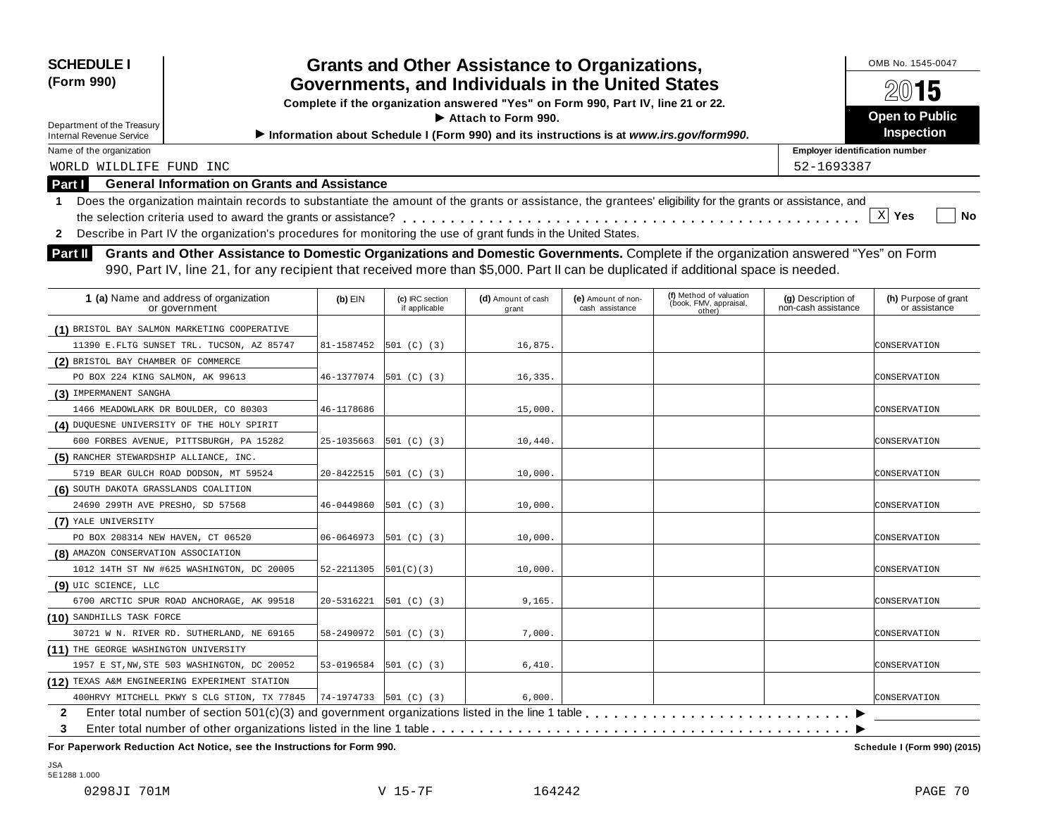**SCHEDULE I**
**(Form 990)**

Department of the Treasury
Internal Revenue Service

# Grants and Other Assistance to Organizations, Governments, and Individuals in the United States

**Complete if the organization answered "Yes" on Form 990, Part IV, line 21 or 22.**
**▶ Attach to Form 990.**
**▶ Information about Schedule I (Form 990) and its instructions is at *www.irs.gov/form990*.**

OMB No. 1545-0047
**2015**
**Open to Public Inspection**

Name of the organization: WORLD WILDLIFE FUND INC
Employer identification number: 52-1693387

## Part I General Information on Grants and Assistance

**1** Does the organization maintain records to substantiate the amount of the grants or assistance, the grantees' eligibility for the grants or assistance, and the selection criteria used to award the grants or assistance? . . . . . . [X] Yes [ ] No

**2** Describe in Part IV the organization's procedures for monitoring the use of grant funds in the United States.

## Part II Grants and Other Assistance to Domestic Organizations and Domestic Governments.

Complete if the organization answered "Yes" on Form 990, Part IV, line 21, for any recipient that received more than $5,000. Part II can be duplicated if additional space is needed.

| **1 (a)** Name and address of organization or government | **(b)** EIN | **(c)** IRC section if applicable | **(d)** Amount of cash grant | **(e)** Amount of non-cash assistance | **(f)** Method of valuation (book, FMV, appraisal, other) | **(g)** Description of non-cash assistance | **(h)** Purpose of grant or assistance |
|---|---|---|---|---|---|---|---|
| (1) BRISTOL BAY SALMON MARKETING COOPERATIVE 11390 E.FLTG SUNSET TRL. TUCSON, AZ 85747 | 81-1587452 | 501 (C) (3) | 16,875. | | | | CONSERVATION |
| (2) BRISTOL BAY CHAMBER OF COMMERCE PO BOX 224 KING SALMON, AK 99613 | 46-1377074 | 501 (C) (3) | 16,335. | | | | CONSERVATION |
| (3) IMPERMANENT SANGHA 1466 MEADOWLARK DR BOULDER, CO 80303 | 46-1178686 | | 15,000. | | | | CONSERVATION |
| (4) DUQUESNE UNIVERSITY OF THE HOLY SPIRIT 600 FORBES AVENUE, PITTSBURGH, PA 15282 | 25-1035663 | 501 (C) (3) | 10,440. | | | | CONSERVATION |
| (5) RANCHER STEWARDSHIP ALLIANCE, INC. 5719 BEAR GULCH ROAD DODSON, MT 59524 | 20-8422515 | 501 (C) (3) | 10,000. | | | | CONSERVATION |
| (6) SOUTH DAKOTA GRASSLANDS COALITION 24690 299TH AVE PRESHO, SD 57568 | 46-0449860 | 501 (C) (3) | 10,000. | | | | CONSERVATION |
| (7) YALE UNIVERSITY PO BOX 208314 NEW HAVEN, CT 06520 | 06-0646973 | 501 (C) (3) | 10,000. | | | | CONSERVATION |
| (8) AMAZON CONSERVATION ASSOCIATION 1012 14TH ST NW #625 WASHINGTON, DC 20005 | 52-2211305 | 501(C)(3) | 10,000. | | | | CONSERVATION |
| (9) UIC SCIENCE, LLC 6700 ARCTIC SPUR ROAD ANCHORAGE, AK 99518 | 20-5316221 | 501 (C) (3) | 9,165. | | | | CONSERVATION |
| (10) SANDHILLS TASK FORCE 30721 W N. RIVER RD. SUTHERLAND, NE 69165 | 58-2490972 | 501 (C) (3) | 7,000. | | | | CONSERVATION |
| (11) THE GEORGE WASHINGTON UNIVERSITY 1957 E ST,NW,STE 503 WASHINGTON, DC 20052 | 53-0196584 | 501 (C) (3) | 6,410. | | | | CONSERVATION |
| (12) TEXAS A&M ENGINEERING EXPERIMENT STATION 400HRVY MITCHELL PKWY S CLG STION, TX 77845 | 74-1974733 | 501 (C) (3) | 6,000. | | | | CONSERVATION |

**2** Enter total number of section 501(c)(3) and government organizations listed in the line 1 table . . . . . . ▶

**3** Enter total number of other organizations listed in the line 1 table . . . . . . ▶

**For Paperwork Reduction Act Notice, see the Instructions for Form 990.** **Schedule I (Form 990) (2015)**

JSA
5E1288 1.000
0298JI 701M V 15-7F 164242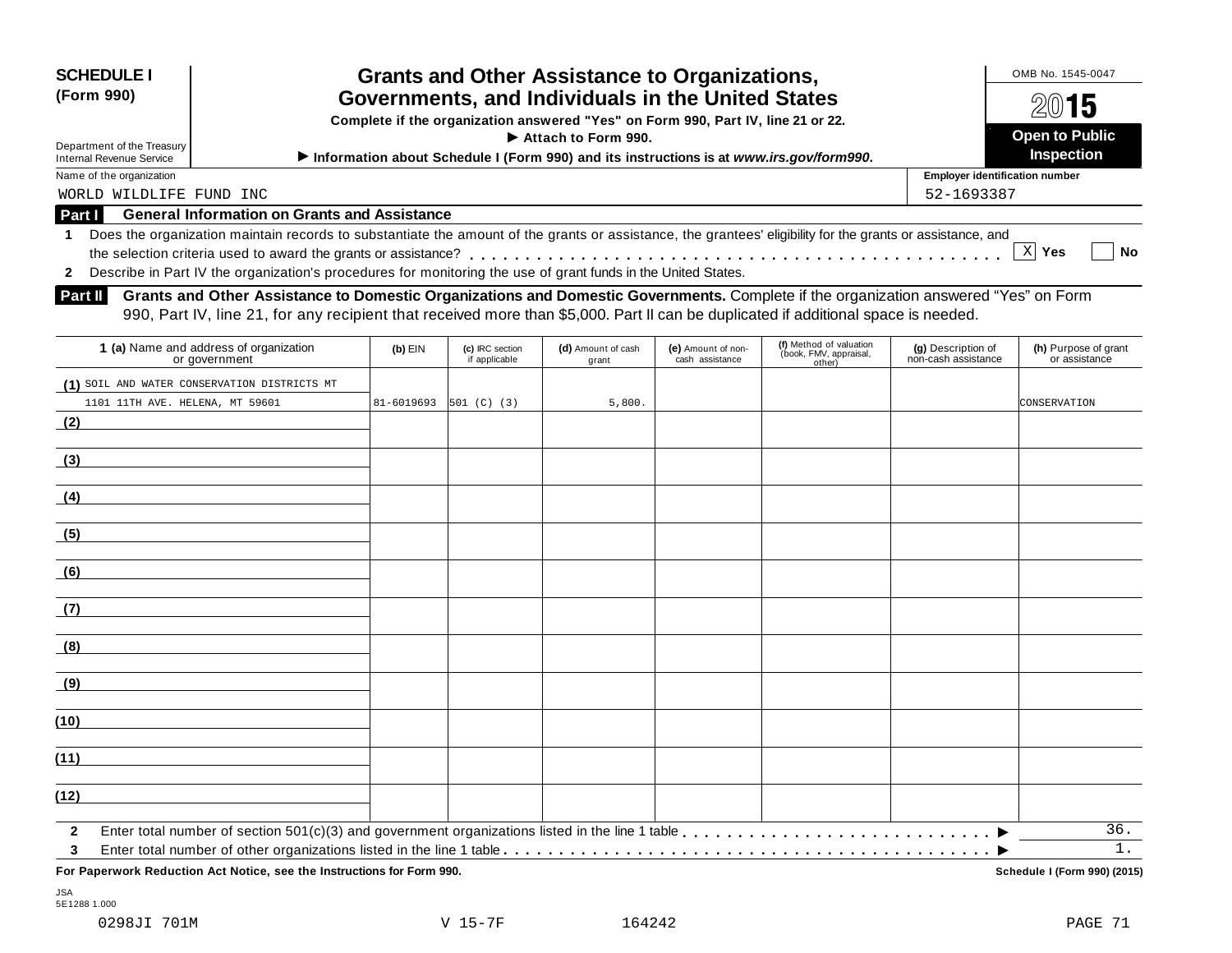**SCHEDULE I**
**(Form 990)**

Department of the Treasury
Internal Revenue Service

# Grants and Other Assistance to Organizations, Governments, and Individuals in the United States

**Complete if the organization answered "Yes" on Form 990, Part IV, line 21 or 22.**
**▶ Attach to Form 990.**
**▶ Information about Schedule I (Form 990) and its instructions is at *www.irs.gov/form990*.**

OMB No. 1545-0047
**2015**
**Open to Public Inspection**

Name of the organization: WORLD WILDLIFE FUND INC
Employer identification number: 52-1693387

## Part I General Information on Grants and Assistance

1 Does the organization maintain records to substantiate the amount of the grants or assistance, the grantees' eligibility for the grants or assistance, and the selection criteria used to award the grants or assistance? . . . . . [X] Yes [ ] No

2 Describe in Part IV the organization's procedures for monitoring the use of grant funds in the United States.

## Part II Grants and Other Assistance to Domestic Organizations and Domestic Governments.

Complete if the organization answered "Yes" on Form 990, Part IV, line 21, for any recipient that received more than $5,000. Part II can be duplicated if additional space is needed.

| 1 (a) Name and address of organization or government | (b) EIN | (c) IRC section if applicable | (d) Amount of cash grant | (e) Amount of non-cash assistance | (f) Method of valuation (book, FMV, appraisal, other) | (g) Description of non-cash assistance | (h) Purpose of grant or assistance |
|---|---|---|---|---|---|---|---|
| (1) SOIL AND WATER CONSERVATION DISTRICTS MT 1101 11TH AVE. HELENA, MT 59601 | 81-6019693 | 501 (C) (3) | 5,800. | | | | CONSERVATION |
| (2) | | | | | | | |
| (3) | | | | | | | |
| (4) | | | | | | | |
| (5) | | | | | | | |
| (6) | | | | | | | |
| (7) | | | | | | | |
| (8) | | | | | | | |
| (9) | | | | | | | |
| (10) | | | | | | | |
| (11) | | | | | | | |
| (12) | | | | | | | |

2 Enter total number of section 501(c)(3) and government organizations listed in the line 1 table . . . . . ▶ 36.

3 Enter total number of other organizations listed in the line 1 table . . . . . ▶ 1.

**For Paperwork Reduction Act Notice, see the Instructions for Form 990.** **Schedule I (Form 990) (2015)**

JSA
5E1288 1.000
0298JI 701M V 15-7F 164242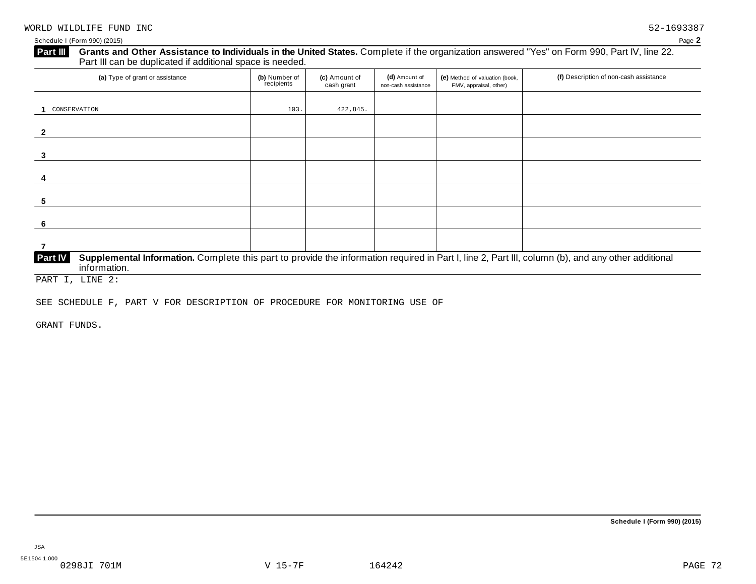WORLD WILDLIFE FUND INC 52-1693387

Schedule I (Form 990) (2015) Page **2**

**Part III** **Grants and Other Assistance to Individuals in the United States.** Complete if the organization answered "Yes" on Form 990, Part IV, line 22. Part III can be duplicated if additional space is needed.

| (a) Type of grant or assistance | (b) Number of recipients | (c) Amount of cash grant | (d) Amount of non-cash assistance | (e) Method of valuation (book, FMV, appraisal, other) | (f) Description of non-cash assistance |
|---|---|---|---|---|---|
| 1 CONSERVATION | 103. | 422,845. | | | |
| 2 | | | | | |
| 3 | | | | | |
| 4 | | | | | |
| 5 | | | | | |
| 6 | | | | | |
| 7 | | | | | |

**Part IV** **Supplemental Information.** Complete this part to provide the information required in Part I, line 2, Part III, column (b), and any other additional information.

PART I, LINE 2:

SEE SCHEDULE F, PART V FOR DESCRIPTION OF PROCEDURE FOR MONITORING USE OF GRANT FUNDS.

**Schedule I (Form 990) (2015)**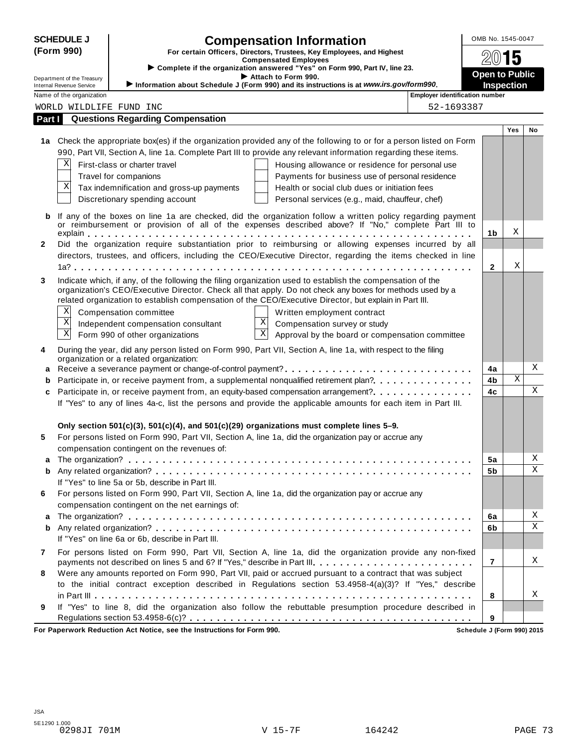**SCHEDULE J (Form 990)**

Department of the Treasury
Internal Revenue Service

# Compensation Information

**For certain Officers, Directors, Trustees, Key Employees, and Highest Compensated Employees**

▶ **Complete if the organization answered "Yes" on Form 990, Part IV, line 23.**

▶ **Attach to Form 990.**

▶ **Information about Schedule J (Form 990) and its instructions is at *www.irs.gov/form990*.**

OMB No. 1545-0047

**2015**

**Open to Public Inspection**

Name of the organization: WORLD WILDLIFE FUND INC

Employer identification number: 52-1693387

## Part I Questions Regarding Compensation

| | | | Yes | No |
|---|---|---|---|---|
| **1a** | Check the appropriate box(es) if the organization provided any of the following to or for a person listed on Form 990, Part VII, Section A, line 1a. Complete Part III to provide any relevant information regarding these items. | | | |
| | [X] First-class or charter travel<br>[ ] Travel for companions<br>[X] Tax indemnification and gross-up payments<br>[ ] Discretionary spending account<br>[ ] Housing allowance or residence for personal use<br>[ ] Payments for business use of personal residence<br>[ ] Health or social club dues or initiation fees<br>[ ] Personal services (e.g., maid, chauffeur, chef) | | | |
| **b** | If any of the boxes on line 1a are checked, did the organization follow a written policy regarding payment or reimbursement or provision of all of the expenses described above? If "No," complete Part III to explain | **1b** | X | |
| **2** | Did the organization require substantiation prior to reimbursing or allowing expenses incurred by all directors, trustees, and officers, including the CEO/Executive Director, regarding the items checked in line 1a? | **2** | X | |
| **3** | Indicate which, if any, of the following the filing organization used to establish the compensation of the organization's CEO/Executive Director. Check all that apply. Do not check any boxes for methods used by a related organization to establish compensation of the CEO/Executive Director, but explain in Part III.<br>[X] Compensation committee<br>[X] Independent compensation consultant<br>[X] Form 990 of other organizations<br>[ ] Written employment contract<br>[X] Compensation survey or study<br>[X] Approval by the board or compensation committee | | | |
| **4** | During the year, did any person listed on Form 990, Part VII, Section A, line 1a, with respect to the filing organization or a related organization: | | | |
| **a** | Receive a severance payment or change-of-control payment? | **4a** | | X |
| **b** | Participate in, or receive payment from, a supplemental nonqualified retirement plan? | **4b** | X | |
| **c** | Participate in, or receive payment from, an equity-based compensation arrangement? | **4c** | | X |
| | If "Yes" to any of lines 4a-c, list the persons and provide the applicable amounts for each item in Part III. | | | |
| | **Only section 501(c)(3), 501(c)(4), and 501(c)(29) organizations must complete lines 5–9.** | | | |
| **5** | For persons listed on Form 990, Part VII, Section A, line 1a, did the organization pay or accrue any compensation contingent on the revenues of: | | | |
| **a** | The organization? | **5a** | | X |
| **b** | Any related organization? | **5b** | | X |
| | If "Yes" to line 5a or 5b, describe in Part III. | | | |
| **6** | For persons listed on Form 990, Part VII, Section A, line 1a, did the organization pay or accrue any compensation contingent on the net earnings of: | | | |
| **a** | The organization? | **6a** | | X |
| **b** | Any related organization? | **6b** | | X |
| | If "Yes" on line 6a or 6b, describe in Part III. | | | |
| **7** | For persons listed on Form 990, Part VII, Section A, line 1a, did the organization provide any non-fixed payments not described on lines 5 and 6? If "Yes," describe in Part III. | **7** | | X |
| **8** | Were any amounts reported on Form 990, Part VII, paid or accrued pursuant to a contract that was subject to the initial contract exception described in Regulations section 53.4958-4(a)(3)? If "Yes," describe in Part III | **8** | | X |
| **9** | If "Yes" to line 8, did the organization also follow the rebuttable presumption procedure described in Regulations section 53.4958-6(c)? | **9** | | |

**For Paperwork Reduction Act Notice, see the Instructions for Form 990.** **Schedule J (Form 990) 2015**

JSA
5E1290 1.000
0298JI 701M V 15-7F 164242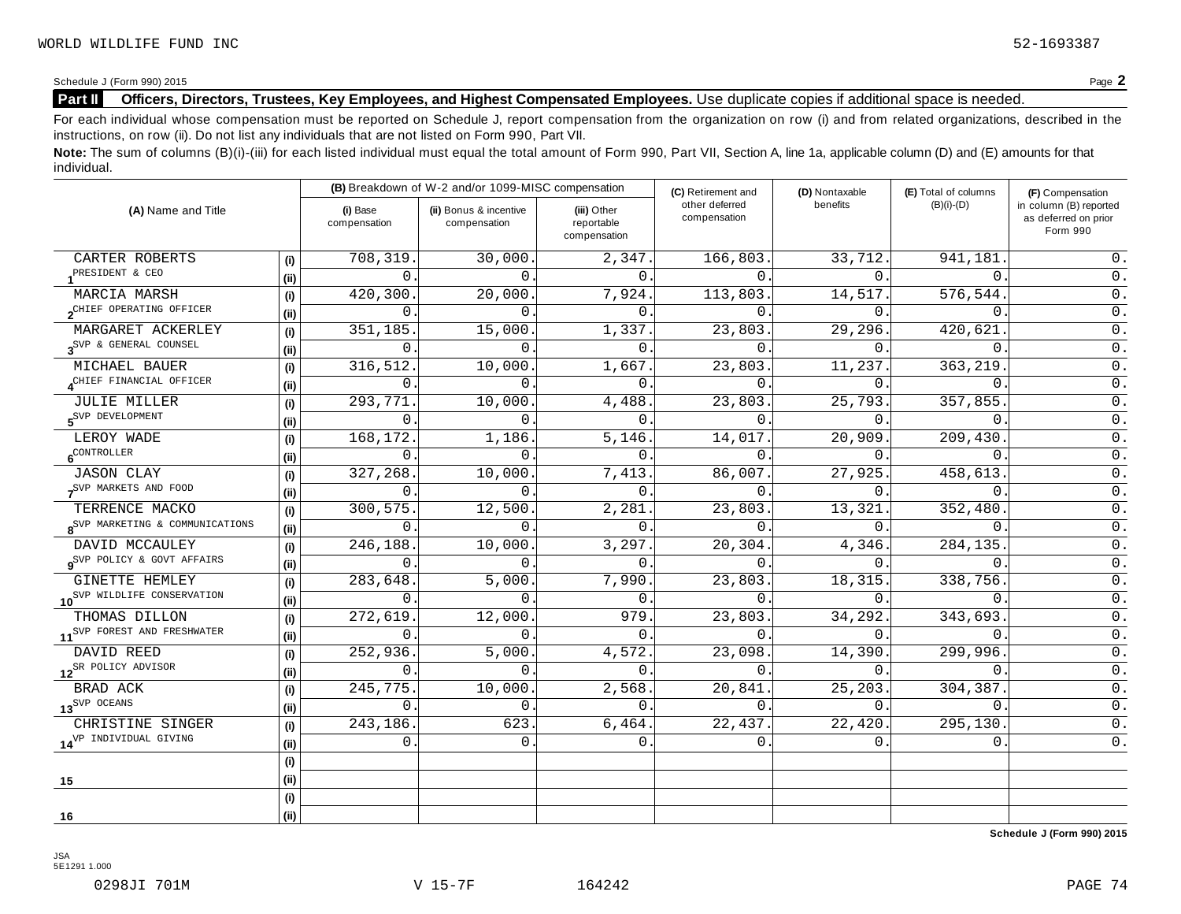WORLD WILDLIFE FUND INC 52-1693387

Schedule J (Form 990) 2015 Page **2**

**Part II** **Officers, Directors, Trustees, Key Employees, and Highest Compensated Employees.** Use duplicate copies if additional space is needed.

For each individual whose compensation must be reported on Schedule J, report compensation from the organization on row (i) and from related organizations, described in the instructions, on row (ii). Do not list any individuals that are not listed on Form 990, Part VII.

**Note:** The sum of columns (B)(i)-(iii) for each listed individual must equal the total amount of Form 990, Part VII, Section A, line 1a, applicable column (D) and (E) amounts for that individual.

| (A) Name and Title | | (B) Breakdown of W-2 and/or 1099-MISC compensation | | | (C) Retirement and other deferred compensation | (D) Nontaxable benefits | (E) Total of columns (B)(i)-(D) | (F) Compensation in column (B) reported as deferred on prior Form 990 |
|---|---|---|---|---|---|---|---|---|
| | | (i) Base compensation | (ii) Bonus & incentive compensation | (iii) Other reportable compensation | | | | |
| 1 CARTER ROBERTS | (i) | 708,319. | 30,000. | 2,347. | 166,803. | 33,712. | 941,181. | 0. |
| PRESIDENT & CEO | (ii) | 0. | 0. | 0. | 0. | 0. | 0. | 0. |
| 2 MARCIA MARSH | (i) | 420,300. | 20,000. | 7,924. | 113,803. | 14,517. | 576,544. | 0. |
| CHIEF OPERATING OFFICER | (ii) | 0. | 0. | 0. | 0. | 0. | 0. | 0. |
| 3 MARGARET ACKERLEY | (i) | 351,185. | 15,000. | 1,337. | 23,803. | 29,296. | 420,621. | 0. |
| SVP & GENERAL COUNSEL | (ii) | 0. | 0. | 0. | 0. | 0. | 0. | 0. |
| 4 MICHAEL BAUER | (i) | 316,512. | 10,000. | 1,667. | 23,803. | 11,237. | 363,219. | 0. |
| CHIEF FINANCIAL OFFICER | (ii) | 0. | 0. | 0. | 0. | 0. | 0. | 0. |
| 5 JULIE MILLER | (i) | 293,771. | 10,000. | 4,488. | 23,803. | 25,793. | 357,855. | 0. |
| SVP DEVELOPMENT | (ii) | 0. | 0. | 0. | 0. | 0. | 0. | 0. |
| 6 LEROY WADE | (i) | 168,172. | 1,186. | 5,146. | 14,017. | 20,909. | 209,430. | 0. |
| CONTROLLER | (ii) | 0. | 0. | 0. | 0. | 0. | 0. | 0. |
| 7 JASON CLAY | (i) | 327,268. | 10,000. | 7,413. | 86,007. | 27,925. | 458,613. | 0. |
| SVP MARKETS AND FOOD | (ii) | 0. | 0. | 0. | 0. | 0. | 0. | 0. |
| 8 TERRENCE MACKO | (i) | 300,575. | 12,500. | 2,281. | 23,803. | 13,321. | 352,480. | 0. |
| SVP MARKETING & COMMUNICATIONS | (ii) | 0. | 0. | 0. | 0. | 0. | 0. | 0. |
| 9 DAVID MCCAULEY | (i) | 246,188. | 10,000. | 3,297. | 20,304. | 4,346. | 284,135. | 0. |
| SVP POLICY & GOVT AFFAIRS | (ii) | 0. | 0. | 0. | 0. | 0. | 0. | 0. |
| 10 GINETTE HEMLEY | (i) | 283,648. | 5,000. | 7,990. | 23,803. | 18,315. | 338,756. | 0. |
| SVP WILDLIFE CONSERVATION | (ii) | 0. | 0. | 0. | 0. | 0. | 0. | 0. |
| 11 THOMAS DILLON | (i) | 272,619. | 12,000. | 979. | 23,803. | 34,292. | 343,693. | 0. |
| SVP FOREST AND FRESHWATER | (ii) | 0. | 0. | 0. | 0. | 0. | 0. | 0. |
| 12 DAVID REED | (i) | 252,936. | 5,000. | 4,572. | 23,098. | 14,390. | 299,996. | 0. |
| SR POLICY ADVISOR | (ii) | 0. | 0. | 0. | 0. | 0. | 0. | 0. |
| 13 BRAD ACK | (i) | 245,775. | 10,000. | 2,568. | 20,841. | 25,203. | 304,387. | 0. |
| SVP OCEANS | (ii) | 0. | 0. | 0. | 0. | 0. | 0. | 0. |
| 14 CHRISTINE SINGER | (i) | 243,186. | 623. | 6,464. | 22,437. | 22,420. | 295,130. | 0. |
| VP INDIVIDUAL GIVING | (ii) | 0. | 0. | 0. | 0. | 0. | 0. | 0. |
| 15 | (i) | | | | | | | |
| | (ii) | | | | | | | |
| 16 | (i) | | | | | | | |
| | (ii) | | | | | | | |

**Schedule J (Form 990) 2015**

JSA
5E1291 1.000

0298JI 701M V 15-7F 164242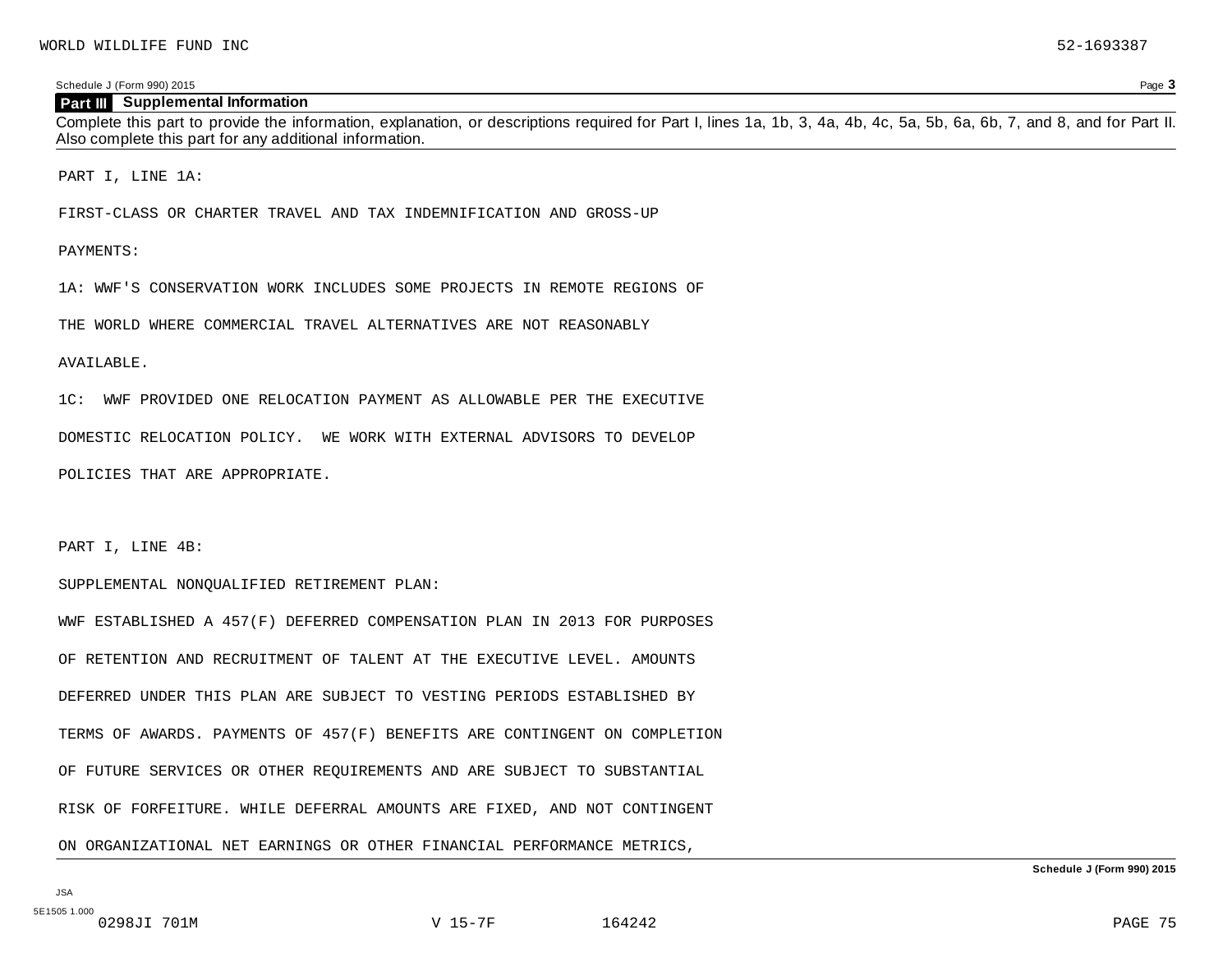Schedule J (Form 990) 2015

## Part III Supplemental Information

Complete this part to provide the information, explanation, or descriptions required for Part I, lines 1a, 1b, 3, 4a, 4b, 4c, 5a, 5b, 6a, 6b, 7, and 8, and for Part II. Also complete this part for any additional information.

PART I, LINE 1A:

FIRST-CLASS OR CHARTER TRAVEL AND TAX INDEMNIFICATION AND GROSS-UP

PAYMENTS:

1A: WWF'S CONSERVATION WORK INCLUDES SOME PROJECTS IN REMOTE REGIONS OF

THE WORLD WHERE COMMERCIAL TRAVEL ALTERNATIVES ARE NOT REASONABLY

AVAILABLE.

1C: WWF PROVIDED ONE RELOCATION PAYMENT AS ALLOWABLE PER THE EXECUTIVE

DOMESTIC RELOCATION POLICY. WE WORK WITH EXTERNAL ADVISORS TO DEVELOP

POLICIES THAT ARE APPROPRIATE.

PART I, LINE 4B:

SUPPLEMENTAL NONQUALIFIED RETIREMENT PLAN:

WWF ESTABLISHED A 457(F) DEFERRED COMPENSATION PLAN IN 2013 FOR PURPOSES

OF RETENTION AND RECRUITMENT OF TALENT AT THE EXECUTIVE LEVEL. AMOUNTS

DEFERRED UNDER THIS PLAN ARE SUBJECT TO VESTING PERIODS ESTABLISHED BY

TERMS OF AWARDS. PAYMENTS OF 457(F) BENEFITS ARE CONTINGENT ON COMPLETION

OF FUTURE SERVICES OR OTHER REQUIREMENTS AND ARE SUBJECT TO SUBSTANTIAL

RISK OF FORFEITURE. WHILE DEFERRAL AMOUNTS ARE FIXED, AND NOT CONTINGENT

ON ORGANIZATIONAL NET EARNINGS OR OTHER FINANCIAL PERFORMANCE METRICS,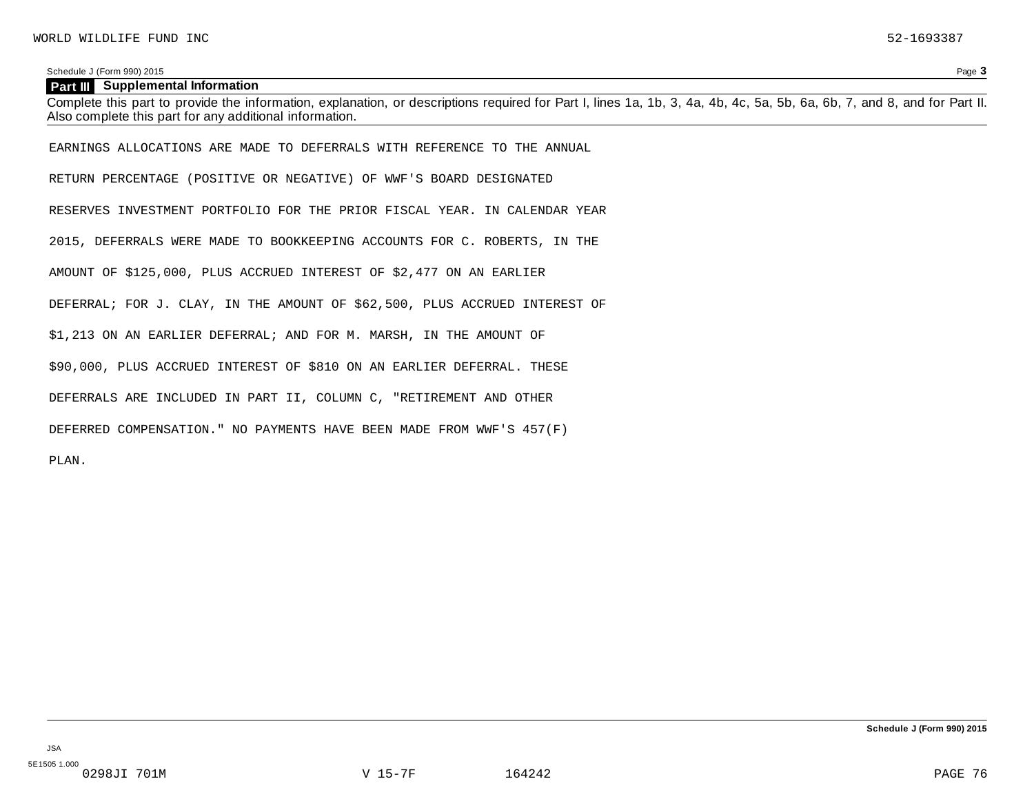## Part III Supplemental Information

Complete this part to provide the information, explanation, or descriptions required for Part I, lines 1a, 1b, 3, 4a, 4b, 4c, 5a, 5b, 6a, 6b, 7, and 8, and for Part II. Also complete this part for any additional information.

EARNINGS ALLOCATIONS ARE MADE TO DEFERRALS WITH REFERENCE TO THE ANNUAL RETURN PERCENTAGE (POSITIVE OR NEGATIVE) OF WWF'S BOARD DESIGNATED RESERVES INVESTMENT PORTFOLIO FOR THE PRIOR FISCAL YEAR. IN CALENDAR YEAR 2015, DEFERRALS WERE MADE TO BOOKKEEPING ACCOUNTS FOR C. ROBERTS, IN THE AMOUNT OF $125,000, PLUS ACCRUED INTEREST OF $2,477 ON AN EARLIER DEFERRAL; FOR J. CLAY, IN THE AMOUNT OF $62,500, PLUS ACCRUED INTEREST OF $1,213 ON AN EARLIER DEFERRAL; AND FOR M. MARSH, IN THE AMOUNT OF $90,000, PLUS ACCRUED INTEREST OF $810 ON AN EARLIER DEFERRAL. THESE DEFERRALS ARE INCLUDED IN PART II, COLUMN C, "RETIREMENT AND OTHER DEFERRED COMPENSATION." NO PAYMENTS HAVE BEEN MADE FROM WWF'S 457(F) PLAN.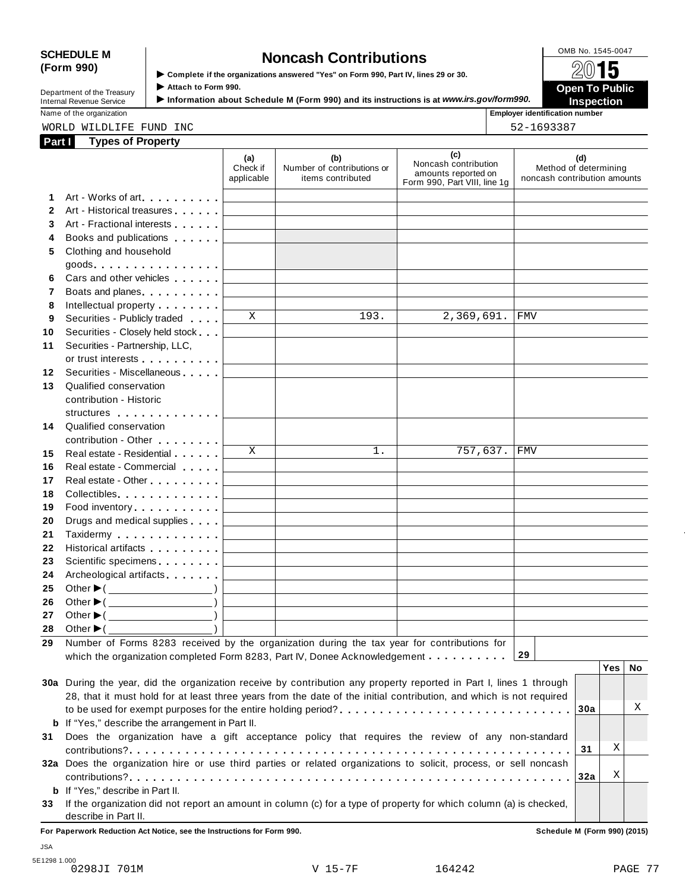**SCHEDULE M (Form 990)**

Department of the Treasury
Internal Revenue Service

# Noncash Contributions

▶ Complete if the organizations answered "Yes" on Form 990, Part IV, lines 29 or 30.
▶ Attach to Form 990.
▶ Information about Schedule M (Form 990) and its instructions is at *www.irs.gov/form990.*

OMB No. 1545-0047
**2015**
**Open To Public Inspection**

Name of the organization: WORLD WILDLIFE FUND INC
Employer identification number: 52-1693387

## Part I Types of Property

| | | (a) Check if applicable | (b) Number of contributions or items contributed | (c) Noncash contribution amounts reported on Form 990, Part VIII, line 1g | (d) Method of determining noncash contribution amounts |
|---|---|---|---|---|---|
| 1 | Art - Works of art | | | | |
| 2 | Art - Historical treasures | | | | |
| 3 | Art - Fractional interests | | | | |
| 4 | Books and publications | | | | |
| 5 | Clothing and household goods | | | | |
| 6 | Cars and other vehicles | | | | |
| 7 | Boats and planes | | | | |
| 8 | Intellectual property | | | | |
| 9 | Securities - Publicly traded | X | 193. | 2,369,691. | FMV |
| 10 | Securities - Closely held stock | | | | |
| 11 | Securities - Partnership, LLC, or trust interests | | | | |
| 12 | Securities - Miscellaneous | | | | |
| 13 | Qualified conservation contribution - Historic structures | | | | |
| 14 | Qualified conservation contribution - Other | | | | |
| 15 | Real estate - Residential | X | 1. | 757,637. | FMV |
| 16 | Real estate - Commercial | | | | |
| 17 | Real estate - Other | | | | |
| 18 | Collectibles | | | | |
| 19 | Food inventory | | | | |
| 20 | Drugs and medical supplies | | | | |
| 21 | Taxidermy | | | | |
| 22 | Historical artifacts | | | | |
| 23 | Scientific specimens | | | | |
| 24 | Archeological artifacts | | | | |
| 25 | Other ▶( ) | | | | |
| 26 | Other ▶( ) | | | | |
| 27 | Other ▶( ) | | | | |
| 28 | Other ▶( ) | | | | |

| | | | Yes | No |
|---|---|---|---|---|
| 29 | Number of Forms 8283 received by the organization during the tax year for contributions for which the organization completed Form 8283, Part IV, Donee Acknowledgement | 29 | | |
| 30a | During the year, did the organization receive by contribution any property reported in Part I, lines 1 through 28, that it must hold for at least three years from the date of the initial contribution, and which is not required to be used for exempt purposes for the entire holding period? | 30a | | X |
| b | If "Yes," describe the arrangement in Part II. | | | |
| 31 | Does the organization have a gift acceptance policy that requires the review of any non-standard contributions? | 31 | X | |
| 32a | Does the organization hire or use third parties or related organizations to solicit, process, or sell noncash contributions? | 32a | X | |
| b | If "Yes," describe in Part II. | | | |
| 33 | If the organization did not report an amount in column (c) for a type of property for which column (a) is checked, describe in Part II. | | | |

**For Paperwork Reduction Act Notice, see the Instructions for Form 990.** **Schedule M (Form 990) (2015)**

JSA
5E1298 1.000
0298JI 701M V 15-7F 164242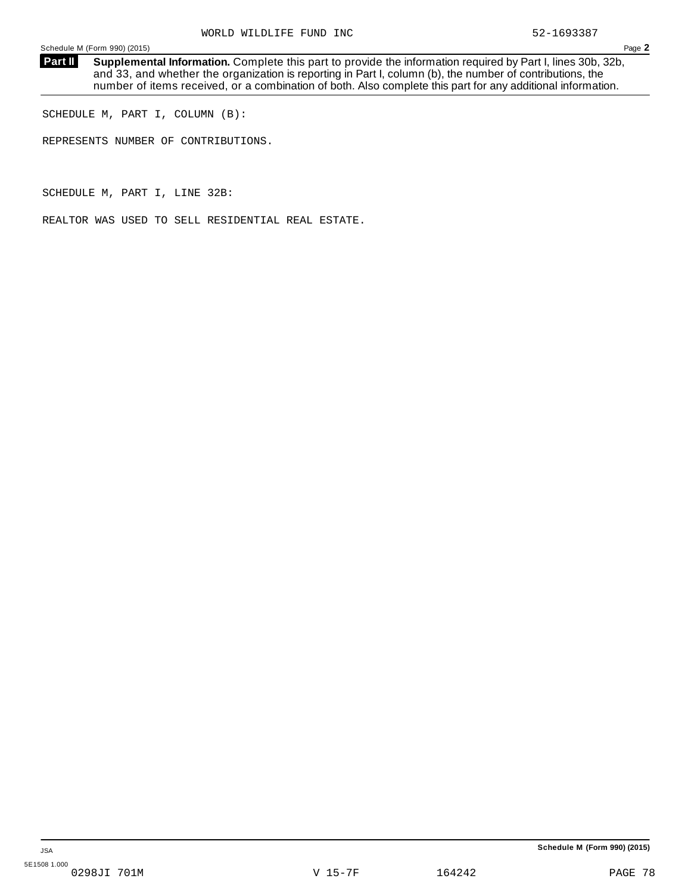WORLD WILDLIFE FUND INC 52-1693387

**Part II** **Supplemental Information.** Complete this part to provide the information required by Part I, lines 30b, 32b, and 33, and whether the organization is reporting in Part I, column (b), the number of contributions, the number of items received, or a combination of both. Also complete this part for any additional information.

SCHEDULE M, PART I, COLUMN (B):

REPRESENTS NUMBER OF CONTRIBUTIONS.

SCHEDULE M, PART I, LINE 32B:

REALTOR WAS USED TO SELL RESIDENTIAL REAL ESTATE.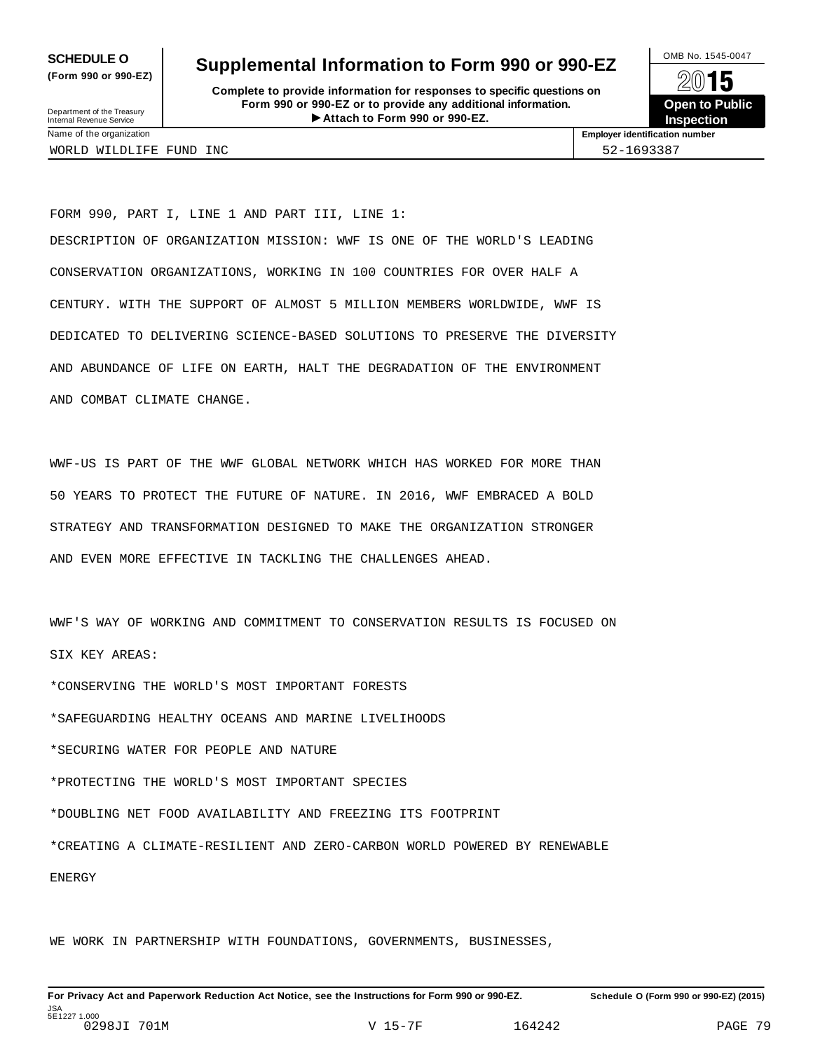**SCHEDULE O** (Form 990 or 990-EZ)

Department of the Treasury
Internal Revenue Service

# Supplemental Information to Form 990 or 990-EZ

**Complete to provide information for responses to specific questions on Form 990 or 990-EZ or to provide any additional information.**
**▶ Attach to Form 990 or 990-EZ.**

OMB No. 1545-0047

**2015**

**Open to Public Inspection**

| Name of the organization | Employer identification number |
|---|---|
| WORLD WILDLIFE FUND INC | 52-1693387 |

FORM 990, PART I, LINE 1 AND PART III, LINE 1:

DESCRIPTION OF ORGANIZATION MISSION: WWF IS ONE OF THE WORLD'S LEADING CONSERVATION ORGANIZATIONS, WORKING IN 100 COUNTRIES FOR OVER HALF A CENTURY. WITH THE SUPPORT OF ALMOST 5 MILLION MEMBERS WORLDWIDE, WWF IS DEDICATED TO DELIVERING SCIENCE-BASED SOLUTIONS TO PRESERVE THE DIVERSITY AND ABUNDANCE OF LIFE ON EARTH, HALT THE DEGRADATION OF THE ENVIRONMENT AND COMBAT CLIMATE CHANGE.

WWF-US IS PART OF THE WWF GLOBAL NETWORK WHICH HAS WORKED FOR MORE THAN 50 YEARS TO PROTECT THE FUTURE OF NATURE. IN 2016, WWF EMBRACED A BOLD STRATEGY AND TRANSFORMATION DESIGNED TO MAKE THE ORGANIZATION STRONGER AND EVEN MORE EFFECTIVE IN TACKLING THE CHALLENGES AHEAD.

WWF'S WAY OF WORKING AND COMMITMENT TO CONSERVATION RESULTS IS FOCUSED ON SIX KEY AREAS:

*CONSERVING THE WORLD'S MOST IMPORTANT FORESTS

*SAFEGUARDING HEALTHY OCEANS AND MARINE LIVELIHOODS

*SECURING WATER FOR PEOPLE AND NATURE

*PROTECTING THE WORLD'S MOST IMPORTANT SPECIES

*DOUBLING NET FOOD AVAILABILITY AND FREEZING ITS FOOTPRINT

*CREATING A CLIMATE-RESILIENT AND ZERO-CARBON WORLD POWERED BY RENEWABLE ENERGY

WE WORK IN PARTNERSHIP WITH FOUNDATIONS, GOVERNMENTS, BUSINESSES,

**For Privacy Act and Paperwork Reduction Act Notice, see the Instructions for Form 990 or 990-EZ.** **Schedule O (Form 990 or 990-EZ) (2015)**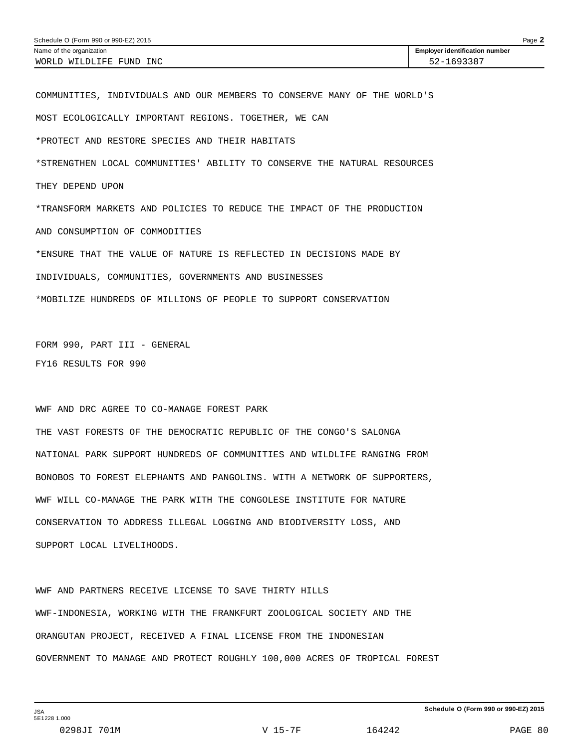COMMUNITIES, INDIVIDUALS AND OUR MEMBERS TO CONSERVE MANY OF THE WORLD'S MOST ECOLOGICALLY IMPORTANT REGIONS. TOGETHER, WE CAN

*PROTECT AND RESTORE SPECIES AND THEIR HABITATS

*STRENGTHEN LOCAL COMMUNITIES' ABILITY TO CONSERVE THE NATURAL RESOURCES THEY DEPEND UPON

*TRANSFORM MARKETS AND POLICIES TO REDUCE THE IMPACT OF THE PRODUCTION AND CONSUMPTION OF COMMODITIES

*ENSURE THAT THE VALUE OF NATURE IS REFLECTED IN DECISIONS MADE BY INDIVIDUALS, COMMUNITIES, GOVERNMENTS AND BUSINESSES

*MOBILIZE HUNDREDS OF MILLIONS OF PEOPLE TO SUPPORT CONSERVATION

FORM 990, PART III - GENERAL

FY16 RESULTS FOR 990

WWF AND DRC AGREE TO CO-MANAGE FOREST PARK

THE VAST FORESTS OF THE DEMOCRATIC REPUBLIC OF THE CONGO'S SALONGA NATIONAL PARK SUPPORT HUNDREDS OF COMMUNITIES AND WILDLIFE RANGING FROM BONOBOS TO FOREST ELEPHANTS AND PANGOLINS. WITH A NETWORK OF SUPPORTERS, WWF WILL CO-MANAGE THE PARK WITH THE CONGOLESE INSTITUTE FOR NATURE CONSERVATION TO ADDRESS ILLEGAL LOGGING AND BIODIVERSITY LOSS, AND SUPPORT LOCAL LIVELIHOODS.

WWF AND PARTNERS RECEIVE LICENSE TO SAVE THIRTY HILLS

WWF-INDONESIA, WORKING WITH THE FRANKFURT ZOOLOGICAL SOCIETY AND THE ORANGUTAN PROJECT, RECEIVED A FINAL LICENSE FROM THE INDONESIAN GOVERNMENT TO MANAGE AND PROTECT ROUGHLY 100,000 ACRES OF TROPICAL FOREST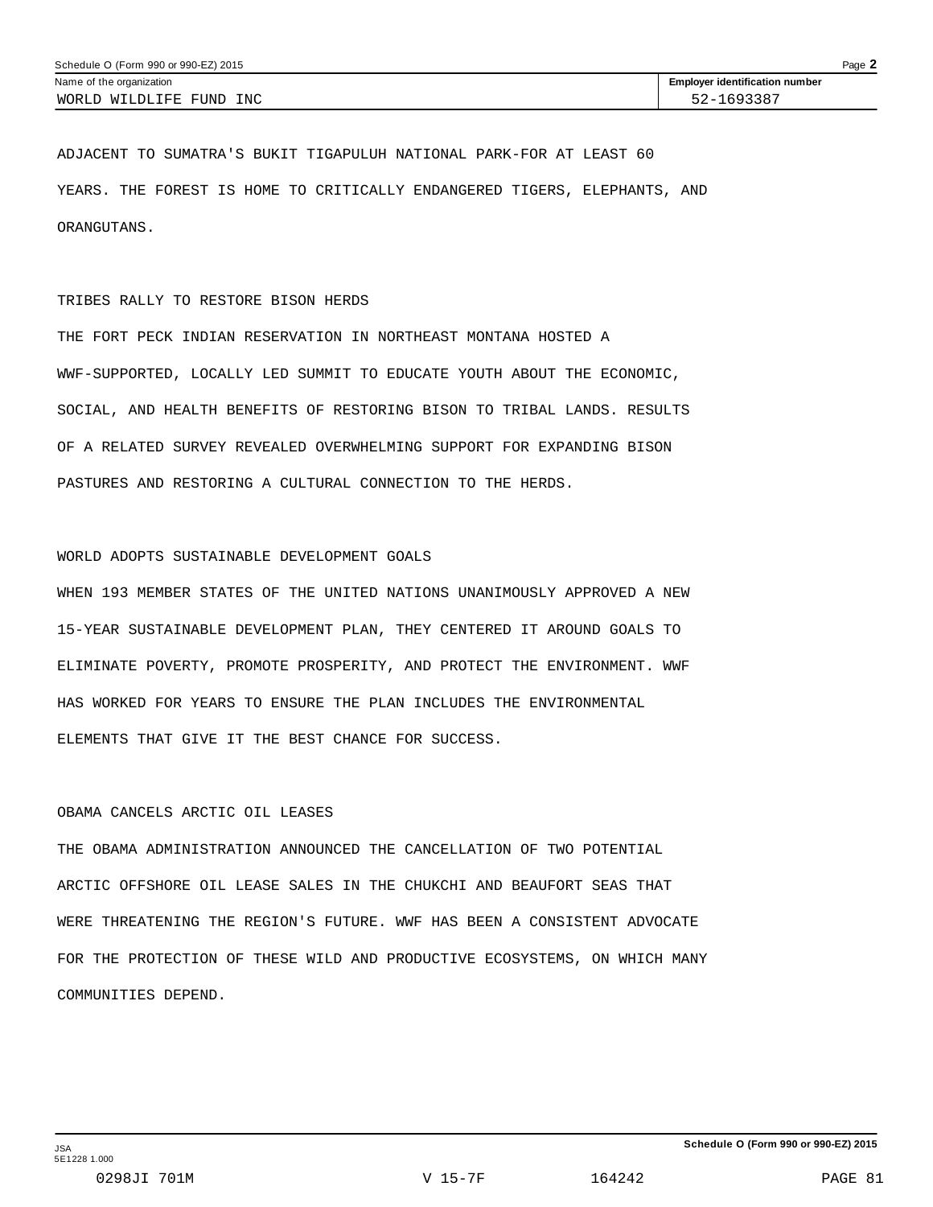ADJACENT TO SUMATRA'S BUKIT TIGAPULUH NATIONAL PARK-FOR AT LEAST 60 YEARS. THE FOREST IS HOME TO CRITICALLY ENDANGERED TIGERS, ELEPHANTS, AND ORANGUTANS.

TRIBES RALLY TO RESTORE BISON HERDS

THE FORT PECK INDIAN RESERVATION IN NORTHEAST MONTANA HOSTED A WWF-SUPPORTED, LOCALLY LED SUMMIT TO EDUCATE YOUTH ABOUT THE ECONOMIC, SOCIAL, AND HEALTH BENEFITS OF RESTORING BISON TO TRIBAL LANDS. RESULTS OF A RELATED SURVEY REVEALED OVERWHELMING SUPPORT FOR EXPANDING BISON PASTURES AND RESTORING A CULTURAL CONNECTION TO THE HERDS.

WORLD ADOPTS SUSTAINABLE DEVELOPMENT GOALS

WHEN 193 MEMBER STATES OF THE UNITED NATIONS UNANIMOUSLY APPROVED A NEW 15-YEAR SUSTAINABLE DEVELOPMENT PLAN, THEY CENTERED IT AROUND GOALS TO ELIMINATE POVERTY, PROMOTE PROSPERITY, AND PROTECT THE ENVIRONMENT. WWF HAS WORKED FOR YEARS TO ENSURE THE PLAN INCLUDES THE ENVIRONMENTAL ELEMENTS THAT GIVE IT THE BEST CHANCE FOR SUCCESS.

OBAMA CANCELS ARCTIC OIL LEASES

THE OBAMA ADMINISTRATION ANNOUNCED THE CANCELLATION OF TWO POTENTIAL ARCTIC OFFSHORE OIL LEASE SALES IN THE CHUKCHI AND BEAUFORT SEAS THAT WERE THREATENING THE REGION'S FUTURE. WWF HAS BEEN A CONSISTENT ADVOCATE FOR THE PROTECTION OF THESE WILD AND PRODUCTIVE ECOSYSTEMS, ON WHICH MANY COMMUNITIES DEPEND.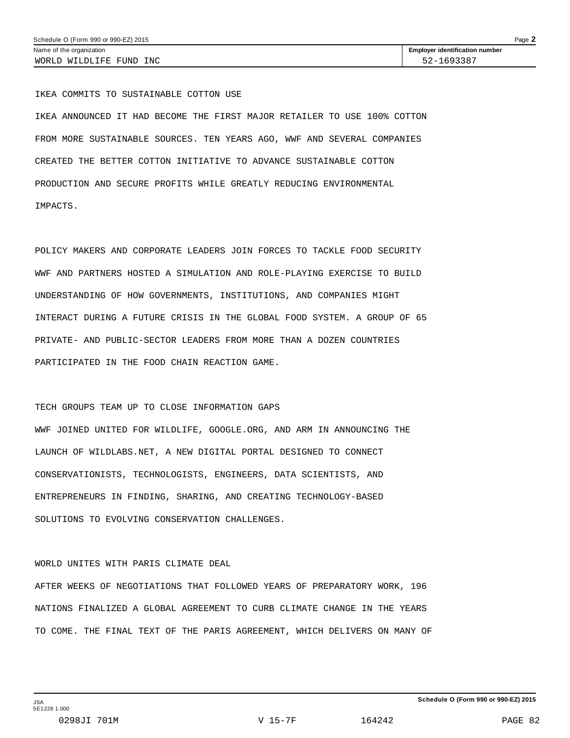IKEA COMMITS TO SUSTAINABLE COTTON USE

IKEA ANNOUNCED IT HAD BECOME THE FIRST MAJOR RETAILER TO USE 100% COTTON FROM MORE SUSTAINABLE SOURCES. TEN YEARS AGO, WWF AND SEVERAL COMPANIES CREATED THE BETTER COTTON INITIATIVE TO ADVANCE SUSTAINABLE COTTON PRODUCTION AND SECURE PROFITS WHILE GREATLY REDUCING ENVIRONMENTAL IMPACTS.

POLICY MAKERS AND CORPORATE LEADERS JOIN FORCES TO TACKLE FOOD SECURITY

WWF AND PARTNERS HOSTED A SIMULATION AND ROLE-PLAYING EXERCISE TO BUILD UNDERSTANDING OF HOW GOVERNMENTS, INSTITUTIONS, AND COMPANIES MIGHT INTERACT DURING A FUTURE CRISIS IN THE GLOBAL FOOD SYSTEM. A GROUP OF 65 PRIVATE- AND PUBLIC-SECTOR LEADERS FROM MORE THAN A DOZEN COUNTRIES PARTICIPATED IN THE FOOD CHAIN REACTION GAME.

TECH GROUPS TEAM UP TO CLOSE INFORMATION GAPS

WWF JOINED UNITED FOR WILDLIFE, GOOGLE.ORG, AND ARM IN ANNOUNCING THE LAUNCH OF WILDLABS.NET, A NEW DIGITAL PORTAL DESIGNED TO CONNECT CONSERVATIONISTS, TECHNOLOGISTS, ENGINEERS, DATA SCIENTISTS, AND ENTREPRENEURS IN FINDING, SHARING, AND CREATING TECHNOLOGY-BASED SOLUTIONS TO EVOLVING CONSERVATION CHALLENGES.

WORLD UNITES WITH PARIS CLIMATE DEAL

AFTER WEEKS OF NEGOTIATIONS THAT FOLLOWED YEARS OF PREPARATORY WORK, 196 NATIONS FINALIZED A GLOBAL AGREEMENT TO CURB CLIMATE CHANGE IN THE YEARS TO COME. THE FINAL TEXT OF THE PARIS AGREEMENT, WHICH DELIVERS ON MANY OF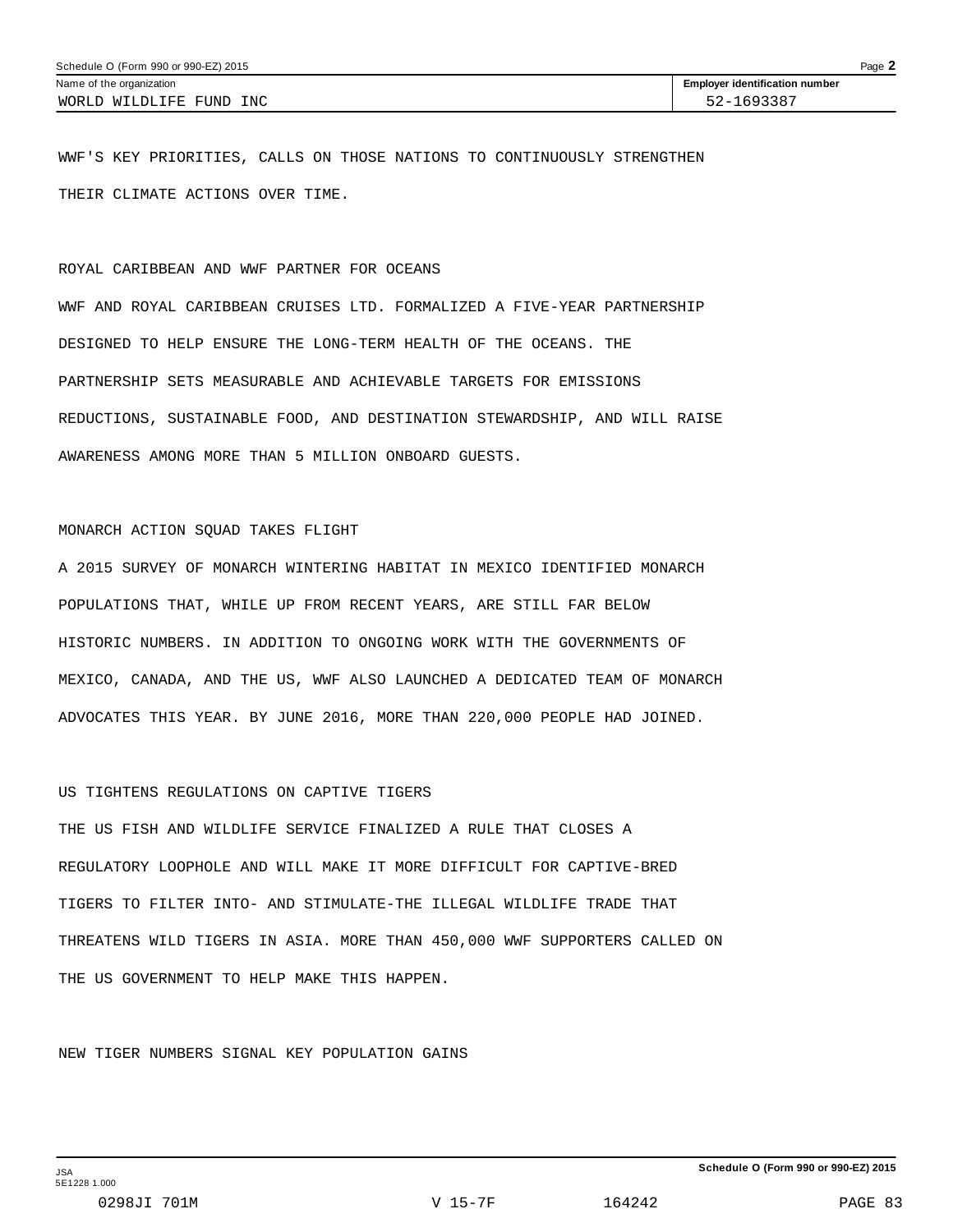WWF'S KEY PRIORITIES, CALLS ON THOSE NATIONS TO CONTINUOUSLY STRENGTHEN THEIR CLIMATE ACTIONS OVER TIME.

ROYAL CARIBBEAN AND WWF PARTNER FOR OCEANS

WWF AND ROYAL CARIBBEAN CRUISES LTD. FORMALIZED A FIVE-YEAR PARTNERSHIP DESIGNED TO HELP ENSURE THE LONG-TERM HEALTH OF THE OCEANS. THE PARTNERSHIP SETS MEASURABLE AND ACHIEVABLE TARGETS FOR EMISSIONS REDUCTIONS, SUSTAINABLE FOOD, AND DESTINATION STEWARDSHIP, AND WILL RAISE AWARENESS AMONG MORE THAN 5 MILLION ONBOARD GUESTS.

MONARCH ACTION SQUAD TAKES FLIGHT

A 2015 SURVEY OF MONARCH WINTERING HABITAT IN MEXICO IDENTIFIED MONARCH POPULATIONS THAT, WHILE UP FROM RECENT YEARS, ARE STILL FAR BELOW HISTORIC NUMBERS. IN ADDITION TO ONGOING WORK WITH THE GOVERNMENTS OF MEXICO, CANADA, AND THE US, WWF ALSO LAUNCHED A DEDICATED TEAM OF MONARCH ADVOCATES THIS YEAR. BY JUNE 2016, MORE THAN 220,000 PEOPLE HAD JOINED.

US TIGHTENS REGULATIONS ON CAPTIVE TIGERS

THE US FISH AND WILDLIFE SERVICE FINALIZED A RULE THAT CLOSES A REGULATORY LOOPHOLE AND WILL MAKE IT MORE DIFFICULT FOR CAPTIVE-BRED TIGERS TO FILTER INTO- AND STIMULATE-THE ILLEGAL WILDLIFE TRADE THAT THREATENS WILD TIGERS IN ASIA. MORE THAN 450,000 WWF SUPPORTERS CALLED ON THE US GOVERNMENT TO HELP MAKE THIS HAPPEN.

NEW TIGER NUMBERS SIGNAL KEY POPULATION GAINS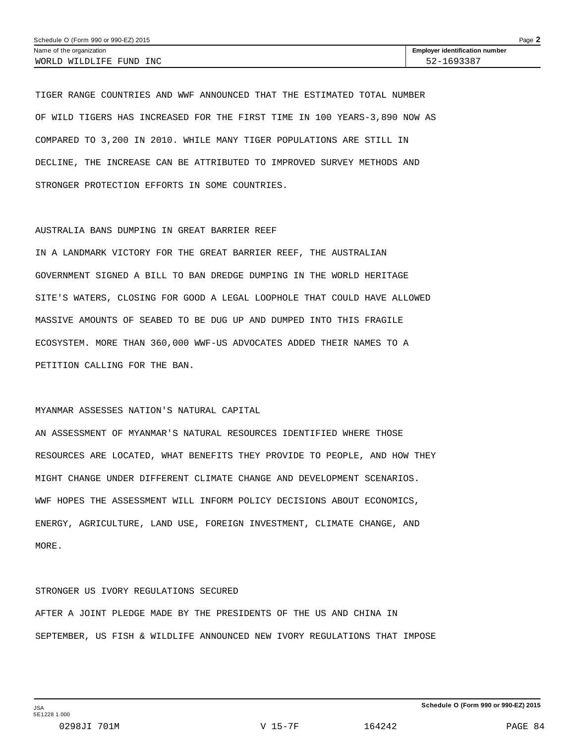TIGER RANGE COUNTRIES AND WWF ANNOUNCED THAT THE ESTIMATED TOTAL NUMBER OF WILD TIGERS HAS INCREASED FOR THE FIRST TIME IN 100 YEARS-3,890 NOW AS COMPARED TO 3,200 IN 2010. WHILE MANY TIGER POPULATIONS ARE STILL IN DECLINE, THE INCREASE CAN BE ATTRIBUTED TO IMPROVED SURVEY METHODS AND STRONGER PROTECTION EFFORTS IN SOME COUNTRIES.

AUSTRALIA BANS DUMPING IN GREAT BARRIER REEF

IN A LANDMARK VICTORY FOR THE GREAT BARRIER REEF, THE AUSTRALIAN GOVERNMENT SIGNED A BILL TO BAN DREDGE DUMPING IN THE WORLD HERITAGE SITE'S WATERS, CLOSING FOR GOOD A LEGAL LOOPHOLE THAT COULD HAVE ALLOWED MASSIVE AMOUNTS OF SEABED TO BE DUG UP AND DUMPED INTO THIS FRAGILE ECOSYSTEM. MORE THAN 360,000 WWF-US ADVOCATES ADDED THEIR NAMES TO A PETITION CALLING FOR THE BAN.

MYANMAR ASSESSES NATION'S NATURAL CAPITAL

AN ASSESSMENT OF MYANMAR'S NATURAL RESOURCES IDENTIFIED WHERE THOSE RESOURCES ARE LOCATED, WHAT BENEFITS THEY PROVIDE TO PEOPLE, AND HOW THEY MIGHT CHANGE UNDER DIFFERENT CLIMATE CHANGE AND DEVELOPMENT SCENARIOS. WWF HOPES THE ASSESSMENT WILL INFORM POLICY DECISIONS ABOUT ECONOMICS, ENERGY, AGRICULTURE, LAND USE, FOREIGN INVESTMENT, CLIMATE CHANGE, AND MORE.

STRONGER US IVORY REGULATIONS SECURED

AFTER A JOINT PLEDGE MADE BY THE PRESIDENTS OF THE US AND CHINA IN SEPTEMBER, US FISH & WILDLIFE ANNOUNCED NEW IVORY REGULATIONS THAT IMPOSE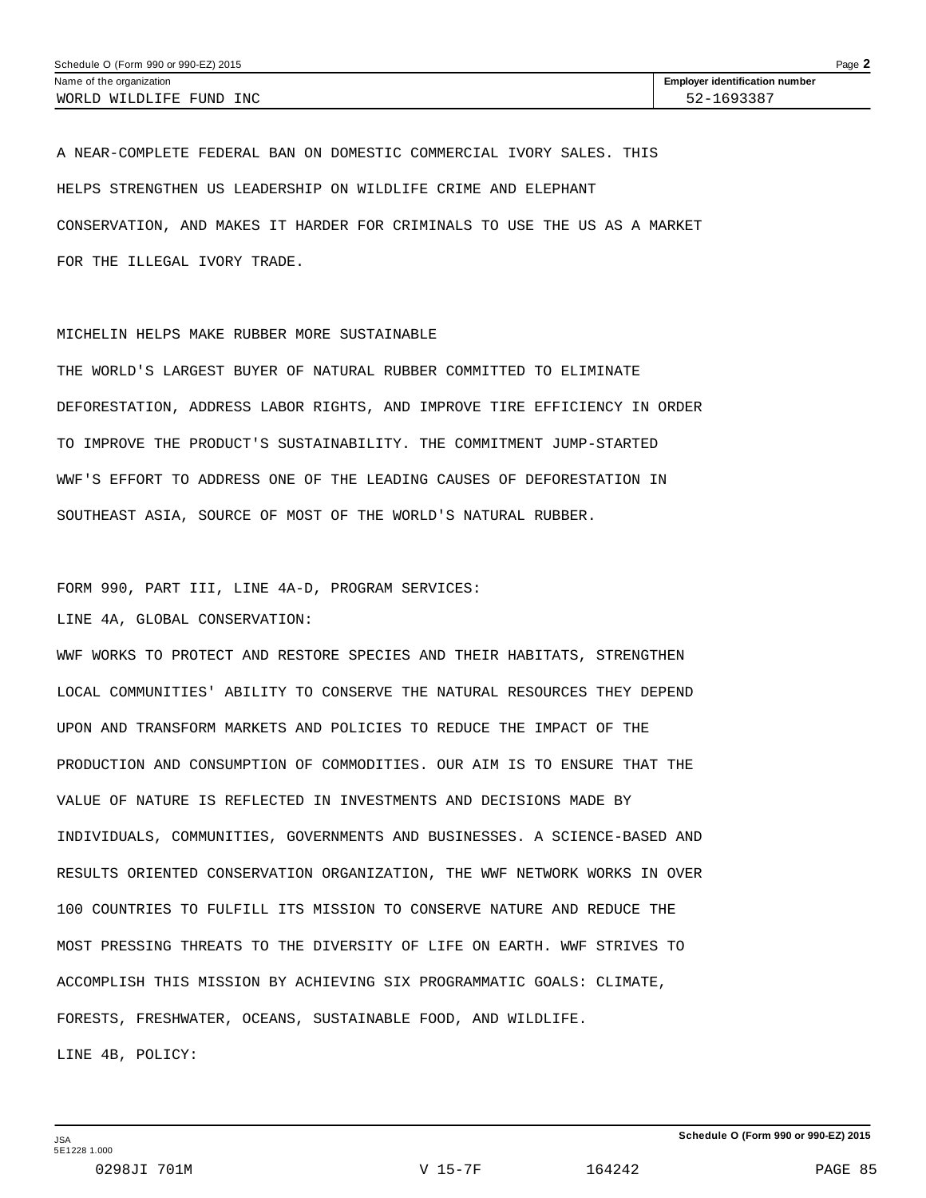A NEAR-COMPLETE FEDERAL BAN ON DOMESTIC COMMERCIAL IVORY SALES. THIS HELPS STRENGTHEN US LEADERSHIP ON WILDLIFE CRIME AND ELEPHANT CONSERVATION, AND MAKES IT HARDER FOR CRIMINALS TO USE THE US AS A MARKET FOR THE ILLEGAL IVORY TRADE.

MICHELIN HELPS MAKE RUBBER MORE SUSTAINABLE

THE WORLD'S LARGEST BUYER OF NATURAL RUBBER COMMITTED TO ELIMINATE DEFORESTATION, ADDRESS LABOR RIGHTS, AND IMPROVE TIRE EFFICIENCY IN ORDER TO IMPROVE THE PRODUCT'S SUSTAINABILITY. THE COMMITMENT JUMP-STARTED WWF'S EFFORT TO ADDRESS ONE OF THE LEADING CAUSES OF DEFORESTATION IN SOUTHEAST ASIA, SOURCE OF MOST OF THE WORLD'S NATURAL RUBBER.

FORM 990, PART III, LINE 4A-D, PROGRAM SERVICES:

LINE 4A, GLOBAL CONSERVATION:

WWF WORKS TO PROTECT AND RESTORE SPECIES AND THEIR HABITATS, STRENGTHEN LOCAL COMMUNITIES' ABILITY TO CONSERVE THE NATURAL RESOURCES THEY DEPEND UPON AND TRANSFORM MARKETS AND POLICIES TO REDUCE THE IMPACT OF THE PRODUCTION AND CONSUMPTION OF COMMODITIES. OUR AIM IS TO ENSURE THAT THE VALUE OF NATURE IS REFLECTED IN INVESTMENTS AND DECISIONS MADE BY INDIVIDUALS, COMMUNITIES, GOVERNMENTS AND BUSINESSES. A SCIENCE-BASED AND RESULTS ORIENTED CONSERVATION ORGANIZATION, THE WWF NETWORK WORKS IN OVER 100 COUNTRIES TO FULFILL ITS MISSION TO CONSERVE NATURE AND REDUCE THE MOST PRESSING THREATS TO THE DIVERSITY OF LIFE ON EARTH. WWF STRIVES TO ACCOMPLISH THIS MISSION BY ACHIEVING SIX PROGRAMMATIC GOALS: CLIMATE, FORESTS, FRESHWATER, OCEANS, SUSTAINABLE FOOD, AND WILDLIFE.

LINE 4B, POLICY: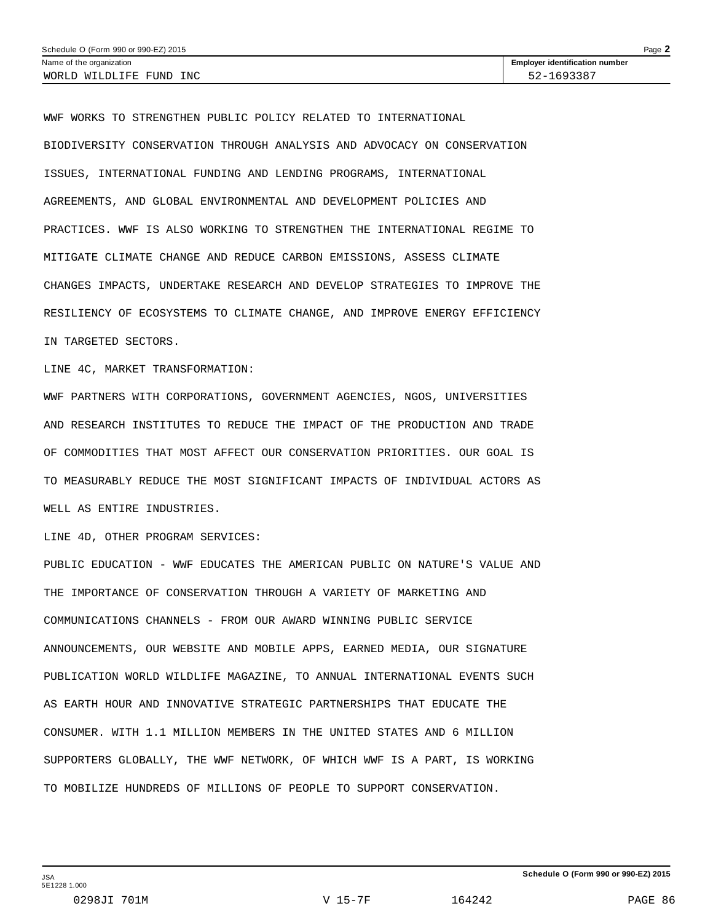| Name of the organization | Employer identification number |
|---|---|
| WORLD WILDLIFE FUND INC | 52-1693387 |

WWF WORKS TO STRENGTHEN PUBLIC POLICY RELATED TO INTERNATIONAL BIODIVERSITY CONSERVATION THROUGH ANALYSIS AND ADVOCACY ON CONSERVATION ISSUES, INTERNATIONAL FUNDING AND LENDING PROGRAMS, INTERNATIONAL AGREEMENTS, AND GLOBAL ENVIRONMENTAL AND DEVELOPMENT POLICIES AND PRACTICES. WWF IS ALSO WORKING TO STRENGTHEN THE INTERNATIONAL REGIME TO MITIGATE CLIMATE CHANGE AND REDUCE CARBON EMISSIONS, ASSESS CLIMATE CHANGES IMPACTS, UNDERTAKE RESEARCH AND DEVELOP STRATEGIES TO IMPROVE THE RESILIENCY OF ECOSYSTEMS TO CLIMATE CHANGE, AND IMPROVE ENERGY EFFICIENCY IN TARGETED SECTORS.

LINE 4C, MARKET TRANSFORMATION:

WWF PARTNERS WITH CORPORATIONS, GOVERNMENT AGENCIES, NGOS, UNIVERSITIES AND RESEARCH INSTITUTES TO REDUCE THE IMPACT OF THE PRODUCTION AND TRADE OF COMMODITIES THAT MOST AFFECT OUR CONSERVATION PRIORITIES. OUR GOAL IS TO MEASURABLY REDUCE THE MOST SIGNIFICANT IMPACTS OF INDIVIDUAL ACTORS AS WELL AS ENTIRE INDUSTRIES.

LINE 4D, OTHER PROGRAM SERVICES:

PUBLIC EDUCATION - WWF EDUCATES THE AMERICAN PUBLIC ON NATURE'S VALUE AND THE IMPORTANCE OF CONSERVATION THROUGH A VARIETY OF MARKETING AND COMMUNICATIONS CHANNELS - FROM OUR AWARD WINNING PUBLIC SERVICE ANNOUNCEMENTS, OUR WEBSITE AND MOBILE APPS, EARNED MEDIA, OUR SIGNATURE PUBLICATION WORLD WILDLIFE MAGAZINE, TO ANNUAL INTERNATIONAL EVENTS SUCH AS EARTH HOUR AND INNOVATIVE STRATEGIC PARTNERSHIPS THAT EDUCATE THE CONSUMER. WITH 1.1 MILLION MEMBERS IN THE UNITED STATES AND 6 MILLION SUPPORTERS GLOBALLY, THE WWF NETWORK, OF WHICH WWF IS A PART, IS WORKING TO MOBILIZE HUNDREDS OF MILLIONS OF PEOPLE TO SUPPORT CONSERVATION.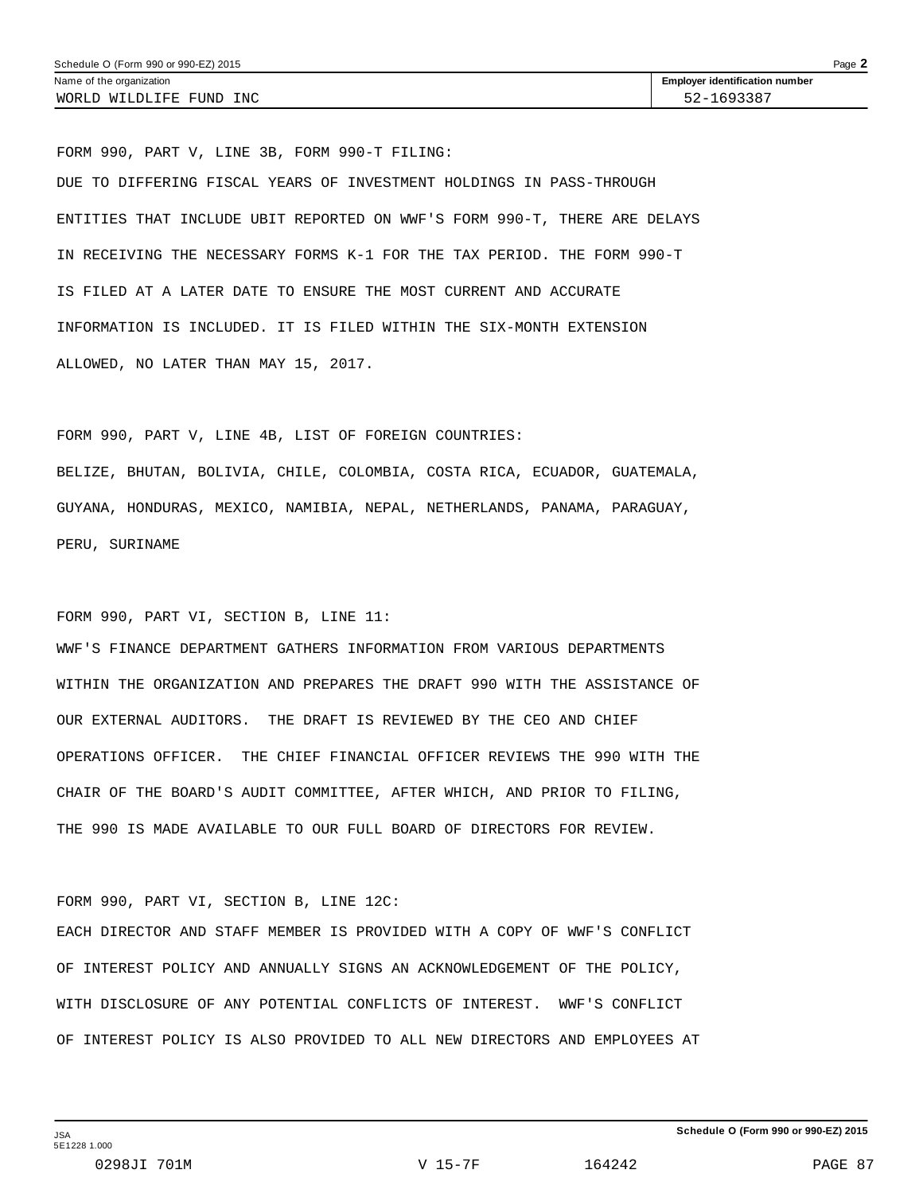FORM 990, PART V, LINE 3B, FORM 990-T FILING:

DUE TO DIFFERING FISCAL YEARS OF INVESTMENT HOLDINGS IN PASS-THROUGH ENTITIES THAT INCLUDE UBIT REPORTED ON WWF'S FORM 990-T, THERE ARE DELAYS IN RECEIVING THE NECESSARY FORMS K-1 FOR THE TAX PERIOD. THE FORM 990-T IS FILED AT A LATER DATE TO ENSURE THE MOST CURRENT AND ACCURATE INFORMATION IS INCLUDED. IT IS FILED WITHIN THE SIX-MONTH EXTENSION ALLOWED, NO LATER THAN MAY 15, 2017.

FORM 990, PART V, LINE 4B, LIST OF FOREIGN COUNTRIES:

BELIZE, BHUTAN, BOLIVIA, CHILE, COLOMBIA, COSTA RICA, ECUADOR, GUATEMALA, GUYANA, HONDURAS, MEXICO, NAMIBIA, NEPAL, NETHERLANDS, PANAMA, PARAGUAY, PERU, SURINAME

FORM 990, PART VI, SECTION B, LINE 11:

WWF'S FINANCE DEPARTMENT GATHERS INFORMATION FROM VARIOUS DEPARTMENTS WITHIN THE ORGANIZATION AND PREPARES THE DRAFT 990 WITH THE ASSISTANCE OF OUR EXTERNAL AUDITORS. THE DRAFT IS REVIEWED BY THE CEO AND CHIEF OPERATIONS OFFICER. THE CHIEF FINANCIAL OFFICER REVIEWS THE 990 WITH THE CHAIR OF THE BOARD'S AUDIT COMMITTEE, AFTER WHICH, AND PRIOR TO FILING, THE 990 IS MADE AVAILABLE TO OUR FULL BOARD OF DIRECTORS FOR REVIEW.

FORM 990, PART VI, SECTION B, LINE 12C:

EACH DIRECTOR AND STAFF MEMBER IS PROVIDED WITH A COPY OF WWF'S CONFLICT OF INTEREST POLICY AND ANNUALLY SIGNS AN ACKNOWLEDGEMENT OF THE POLICY, WITH DISCLOSURE OF ANY POTENTIAL CONFLICTS OF INTEREST. WWF'S CONFLICT OF INTEREST POLICY IS ALSO PROVIDED TO ALL NEW DIRECTORS AND EMPLOYEES AT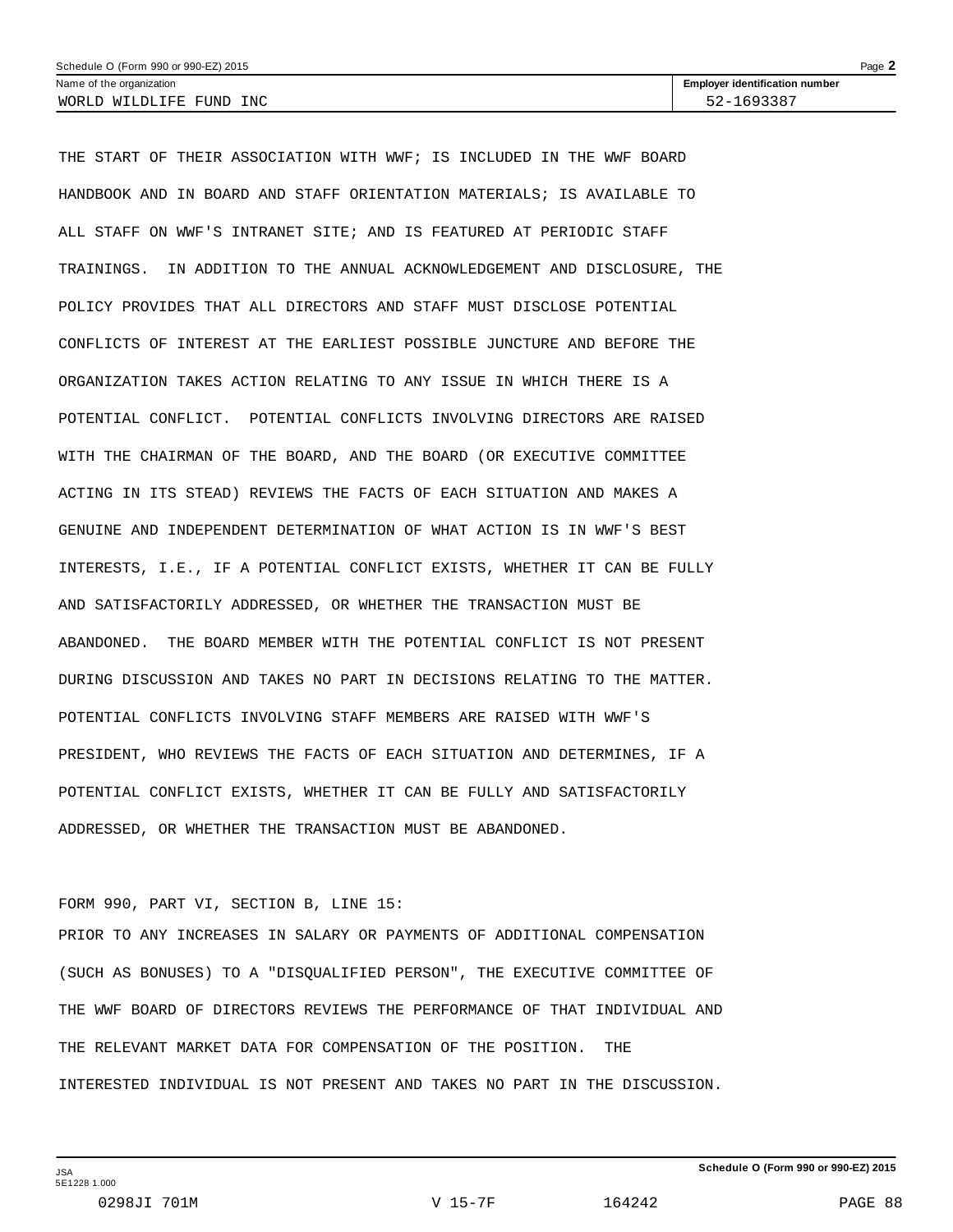THE START OF THEIR ASSOCIATION WITH WWF; IS INCLUDED IN THE WWF BOARD HANDBOOK AND IN BOARD AND STAFF ORIENTATION MATERIALS; IS AVAILABLE TO ALL STAFF ON WWF'S INTRANET SITE; AND IS FEATURED AT PERIODIC STAFF TRAININGS. IN ADDITION TO THE ANNUAL ACKNOWLEDGEMENT AND DISCLOSURE, THE POLICY PROVIDES THAT ALL DIRECTORS AND STAFF MUST DISCLOSE POTENTIAL CONFLICTS OF INTEREST AT THE EARLIEST POSSIBLE JUNCTURE AND BEFORE THE ORGANIZATION TAKES ACTION RELATING TO ANY ISSUE IN WHICH THERE IS A POTENTIAL CONFLICT. POTENTIAL CONFLICTS INVOLVING DIRECTORS ARE RAISED WITH THE CHAIRMAN OF THE BOARD, AND THE BOARD (OR EXECUTIVE COMMITTEE ACTING IN ITS STEAD) REVIEWS THE FACTS OF EACH SITUATION AND MAKES A GENUINE AND INDEPENDENT DETERMINATION OF WHAT ACTION IS IN WWF'S BEST INTERESTS, I.E., IF A POTENTIAL CONFLICT EXISTS, WHETHER IT CAN BE FULLY AND SATISFACTORILY ADDRESSED, OR WHETHER THE TRANSACTION MUST BE ABANDONED. THE BOARD MEMBER WITH THE POTENTIAL CONFLICT IS NOT PRESENT DURING DISCUSSION AND TAKES NO PART IN DECISIONS RELATING TO THE MATTER. POTENTIAL CONFLICTS INVOLVING STAFF MEMBERS ARE RAISED WITH WWF'S PRESIDENT, WHO REVIEWS THE FACTS OF EACH SITUATION AND DETERMINES, IF A POTENTIAL CONFLICT EXISTS, WHETHER IT CAN BE FULLY AND SATISFACTORILY ADDRESSED, OR WHETHER THE TRANSACTION MUST BE ABANDONED.

FORM 990, PART VI, SECTION B, LINE 15:

PRIOR TO ANY INCREASES IN SALARY OR PAYMENTS OF ADDITIONAL COMPENSATION (SUCH AS BONUSES) TO A "DISQUALIFIED PERSON", THE EXECUTIVE COMMITTEE OF THE WWF BOARD OF DIRECTORS REVIEWS THE PERFORMANCE OF THAT INDIVIDUAL AND THE RELEVANT MARKET DATA FOR COMPENSATION OF THE POSITION. THE INTERESTED INDIVIDUAL IS NOT PRESENT AND TAKES NO PART IN THE DISCUSSION.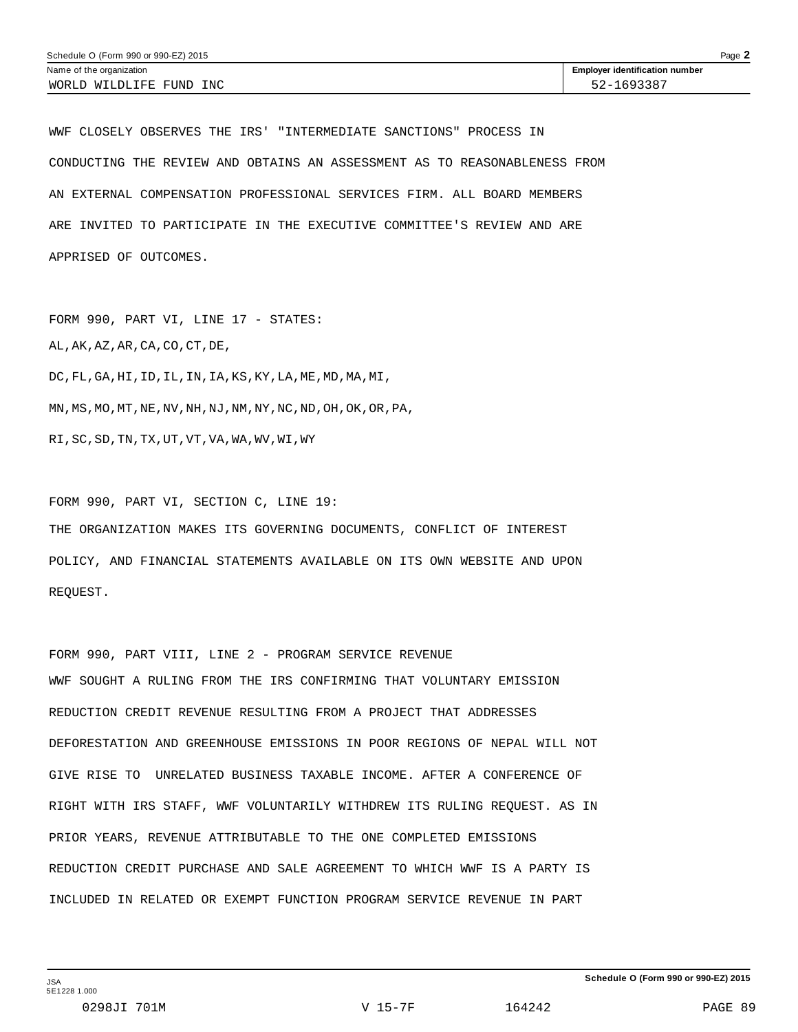Schedule O (Form 990 or 990-EZ) 2015

| Name of the organization | Employer identification number |
| --- | --- |
| WORLD WILDLIFE FUND INC | 52-1693387 |

WWF CLOSELY OBSERVES THE IRS' "INTERMEDIATE SANCTIONS" PROCESS IN CONDUCTING THE REVIEW AND OBTAINS AN ASSESSMENT AS TO REASONABLENESS FROM AN EXTERNAL COMPENSATION PROFESSIONAL SERVICES FIRM. ALL BOARD MEMBERS ARE INVITED TO PARTICIPATE IN THE EXECUTIVE COMMITTEE'S REVIEW AND ARE APPRISED OF OUTCOMES.

FORM 990, PART VI, LINE 17 - STATES:

AL,AK,AZ,AR,CA,CO,CT,DE,

DC,FL,GA,HI,ID,IL,IN,IA,KS,KY,LA,ME,MD,MA,MI,

MN,MS,MO,MT,NE,NV,NH,NJ,NM,NY,NC,ND,OH,OK,OR,PA,

RI,SC,SD,TN,TX,UT,VT,VA,WA,WV,WI,WY

FORM 990, PART VI, SECTION C, LINE 19:

THE ORGANIZATION MAKES ITS GOVERNING DOCUMENTS, CONFLICT OF INTEREST POLICY, AND FINANCIAL STATEMENTS AVAILABLE ON ITS OWN WEBSITE AND UPON REQUEST.

FORM 990, PART VIII, LINE 2 - PROGRAM SERVICE REVENUE

WWF SOUGHT A RULING FROM THE IRS CONFIRMING THAT VOLUNTARY EMISSION REDUCTION CREDIT REVENUE RESULTING FROM A PROJECT THAT ADDRESSES DEFORESTATION AND GREENHOUSE EMISSIONS IN POOR REGIONS OF NEPAL WILL NOT GIVE RISE TO UNRELATED BUSINESS TAXABLE INCOME. AFTER A CONFERENCE OF RIGHT WITH IRS STAFF, WWF VOLUNTARILY WITHDREW ITS RULING REQUEST. AS IN PRIOR YEARS, REVENUE ATTRIBUTABLE TO THE ONE COMPLETED EMISSIONS REDUCTION CREDIT PURCHASE AND SALE AGREEMENT TO WHICH WWF IS A PARTY IS INCLUDED IN RELATED OR EXEMPT FUNCTION PROGRAM SERVICE REVENUE IN PART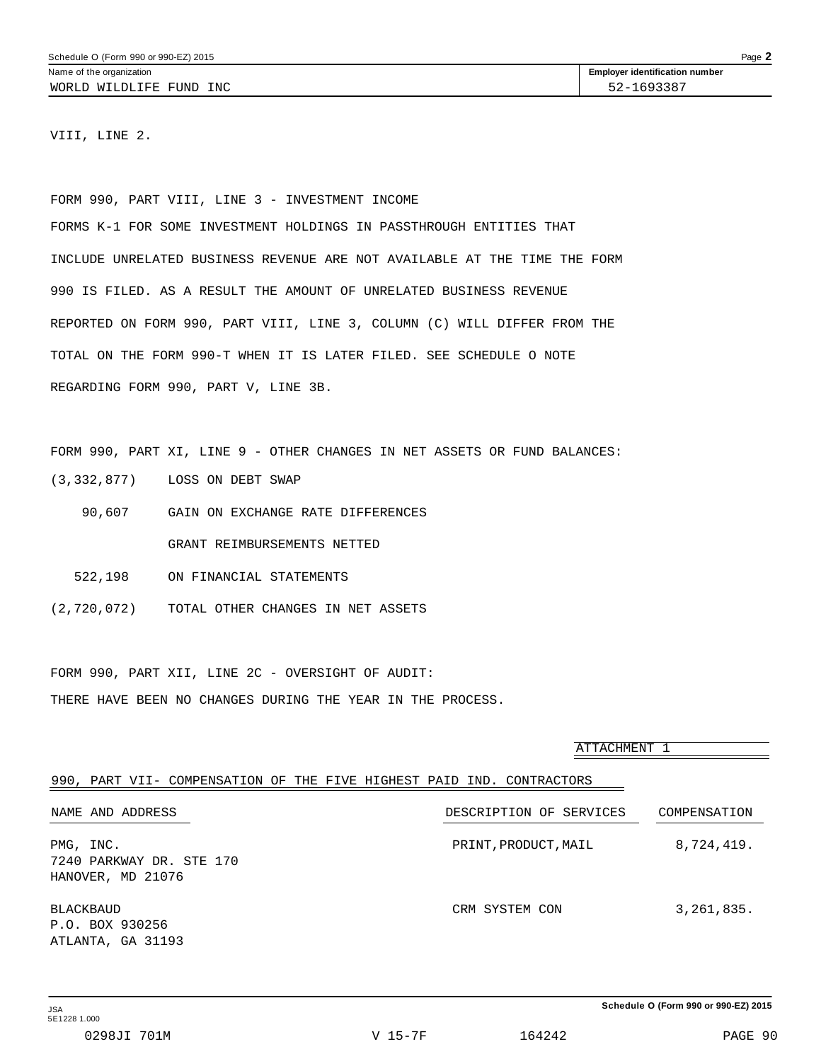VIII, LINE 2.

FORM 990, PART VIII, LINE 3 - INVESTMENT INCOME

FORMS K-1 FOR SOME INVESTMENT HOLDINGS IN PASSTHROUGH ENTITIES THAT INCLUDE UNRELATED BUSINESS REVENUE ARE NOT AVAILABLE AT THE TIME THE FORM 990 IS FILED. AS A RESULT THE AMOUNT OF UNRELATED BUSINESS REVENUE REPORTED ON FORM 990, PART VIII, LINE 3, COLUMN (C) WILL DIFFER FROM THE TOTAL ON THE FORM 990-T WHEN IT IS LATER FILED. SEE SCHEDULE O NOTE REGARDING FORM 990, PART V, LINE 3B.

FORM 990, PART XI, LINE 9 - OTHER CHANGES IN NET ASSETS OR FUND BALANCES:

| | |
|---|---|
| (3,332,877) | LOSS ON DEBT SWAP |
| 90,607 | GAIN ON EXCHANGE RATE DIFFERENCES |
| 522,198 | GRANT REIMBURSEMENTS NETTED ON FINANCIAL STATEMENTS |
| (2,720,072) | TOTAL OTHER CHANGES IN NET ASSETS |

FORM 990, PART XII, LINE 2C - OVERSIGHT OF AUDIT:

THERE HAVE BEEN NO CHANGES DURING THE YEAR IN THE PROCESS.

ATTACHMENT 1

990, PART VII- COMPENSATION OF THE FIVE HIGHEST PAID IND. CONTRACTORS

| NAME AND ADDRESS | DESCRIPTION OF SERVICES | COMPENSATION |
|---|---|---|
| PMG, INC.<br>7240 PARKWAY DR. STE 170<br>HANOVER, MD 21076 | PRINT,PRODUCT,MAIL | 8,724,419. |
| BLACKBAUD<br>P.O. BOX 930256<br>ATLANTA, GA 31193 | CRM SYSTEM CON | 3,261,835. |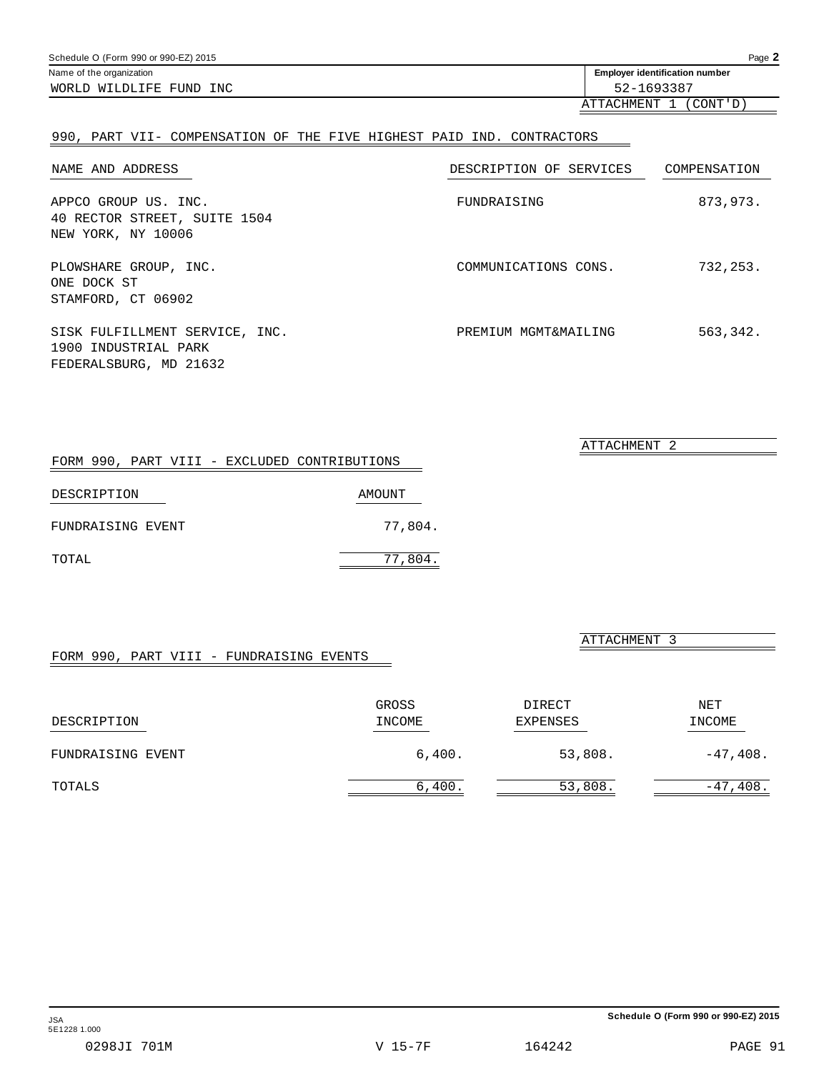Name of the organization: WORLD WILDLIFE FUND INC

Employer identification number: 52-1693387

ATTACHMENT 1 (CONT'D)

## 990, PART VII- COMPENSATION OF THE FIVE HIGHEST PAID IND. CONTRACTORS

| NAME AND ADDRESS | DESCRIPTION OF SERVICES | COMPENSATION |
|---|---|---|
| APPCO GROUP US. INC.<br>40 RECTOR STREET, SUITE 1504<br>NEW YORK, NY 10006 | FUNDRAISING | 873,973. |
| PLOWSHARE GROUP, INC.<br>ONE DOCK ST<br>STAMFORD, CT 06902 | COMMUNICATIONS CONS. | 732,253. |
| SISK FULFILLMENT SERVICE, INC.<br>1900 INDUSTRIAL PARK<br>FEDERALSBURG, MD 21632 | PREMIUM MGMT&MAILING | 563,342. |

ATTACHMENT 2

## FORM 990, PART VIII - EXCLUDED CONTRIBUTIONS

| DESCRIPTION | AMOUNT |
|---|---|
| FUNDRAISING EVENT | 77,804. |
| TOTAL | 77,804. |

ATTACHMENT 3

## FORM 990, PART VIII - FUNDRAISING EVENTS

| DESCRIPTION | GROSS INCOME | DIRECT EXPENSES | NET INCOME |
|---|---|---|---|
| FUNDRAISING EVENT | 6,400. | 53,808. | -47,408. |
| TOTALS | 6,400. | 53,808. | -47,408. |